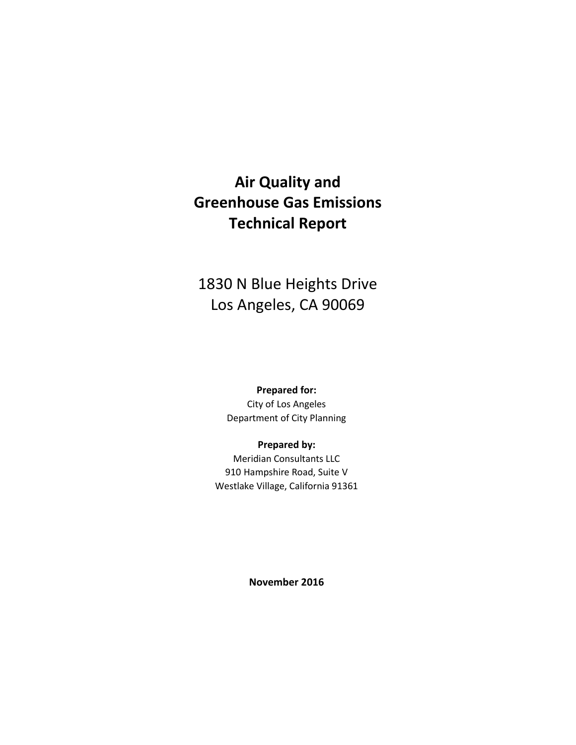# Air Quality and Greenhouse Gas Emissions Technical Report

1830 N Blue Heights Drive
Los Angeles, CA 90069

**Prepared for:**
City of Los Angeles
Department of City Planning

**Prepared by:**
Meridian Consultants LLC
910 Hampshire Road, Suite V
Westlake Village, California 91361

**November 2016**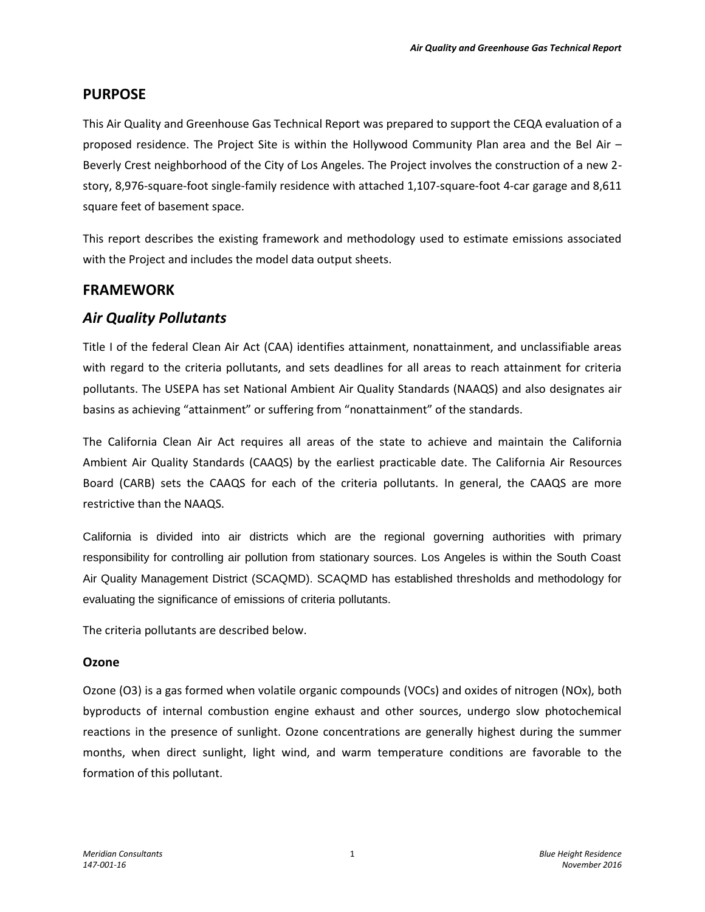## PURPOSE

This Air Quality and Greenhouse Gas Technical Report was prepared to support the CEQA evaluation of a proposed residence. The Project Site is within the Hollywood Community Plan area and the Bel Air – Beverly Crest neighborhood of the City of Los Angeles. The Project involves the construction of a new 2-story, 8,976-square-foot single-family residence with attached 1,107-square-foot 4-car garage and 8,611 square feet of basement space.

This report describes the existing framework and methodology used to estimate emissions associated with the Project and includes the model data output sheets.

## FRAMEWORK

### *Air Quality Pollutants*

Title I of the federal Clean Air Act (CAA) identifies attainment, nonattainment, and unclassifiable areas with regard to the criteria pollutants, and sets deadlines for all areas to reach attainment for criteria pollutants. The USEPA has set National Ambient Air Quality Standards (NAAQS) and also designates air basins as achieving “attainment” or suffering from “nonattainment” of the standards.

The California Clean Air Act requires all areas of the state to achieve and maintain the California Ambient Air Quality Standards (CAAQS) by the earliest practicable date. The California Air Resources Board (CARB) sets the CAAQS for each of the criteria pollutants. In general, the CAAQS are more restrictive than the NAAQS.

California is divided into air districts which are the regional governing authorities with primary responsibility for controlling air pollution from stationary sources. Los Angeles is within the South Coast Air Quality Management District (SCAQMD). SCAQMD has established thresholds and methodology for evaluating the significance of emissions of criteria pollutants.

The criteria pollutants are described below.

#### Ozone

Ozone ($O_3$) is a gas formed when volatile organic compounds (VOCs) and oxides of nitrogen ($NO_x$), both byproducts of internal combustion engine exhaust and other sources, undergo slow photochemical reactions in the presence of sunlight. Ozone concentrations are generally highest during the summer months, when direct sunlight, light wind, and warm temperature conditions are favorable to the formation of this pollutant.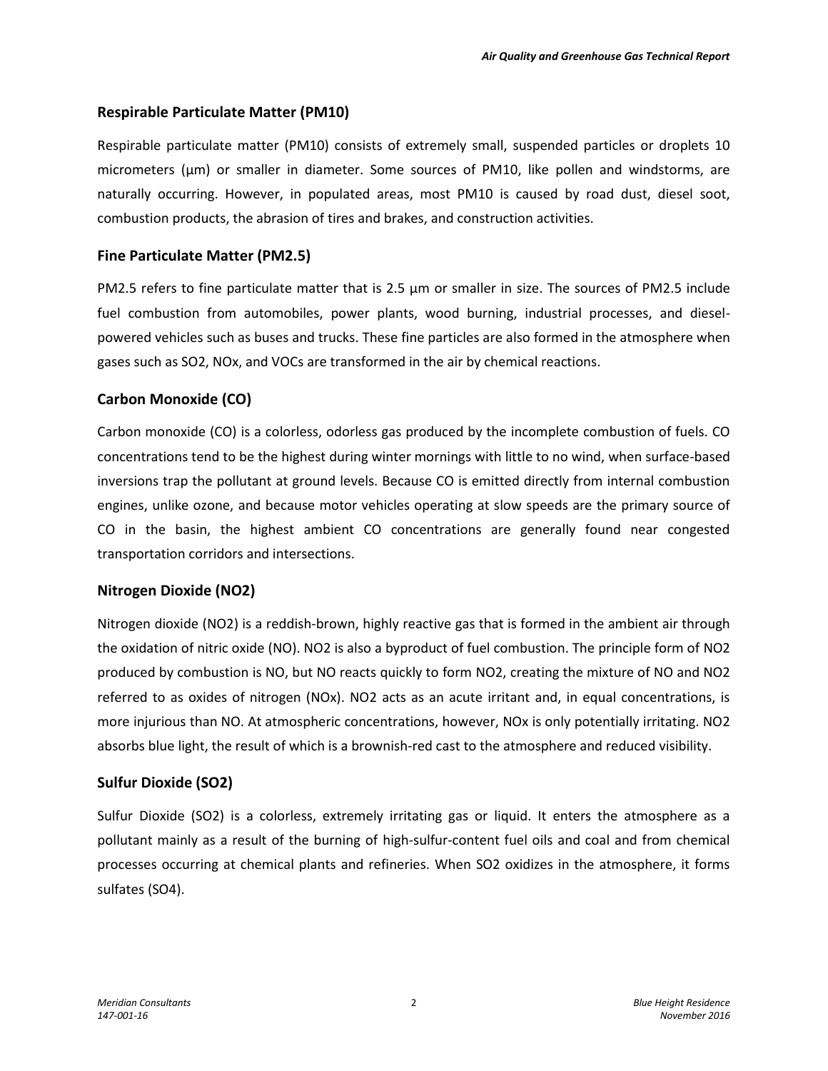### Respirable Particulate Matter ($PM_{10}$)

Respirable particulate matter ($PM_{10}$) consists of extremely small, suspended particles or droplets 10 micrometers (µm) or smaller in diameter. Some sources of $PM_{10}$, like pollen and windstorms, are naturally occurring. However, in populated areas, most $PM_{10}$ is caused by road dust, diesel soot, combustion products, the abrasion of tires and brakes, and construction activities.

### Fine Particulate Matter ($PM_{2.5}$)

$PM_{2.5}$ refers to fine particulate matter that is 2.5 µm or smaller in size. The sources of $PM_{2.5}$ include fuel combustion from automobiles, power plants, wood burning, industrial processes, and diesel-powered vehicles such as buses and trucks. These fine particles are also formed in the atmosphere when gases such as $SO_2$, $NO_x$, and VOCs are transformed in the air by chemical reactions.

### Carbon Monoxide (CO)

Carbon monoxide (CO) is a colorless, odorless gas produced by the incomplete combustion of fuels. CO concentrations tend to be the highest during winter mornings with little to no wind, when surface-based inversions trap the pollutant at ground levels. Because CO is emitted directly from internal combustion engines, unlike ozone, and because motor vehicles operating at slow speeds are the primary source of CO in the basin, the highest ambient CO concentrations are generally found near congested transportation corridors and intersections.

### Nitrogen Dioxide ($NO_2$)

Nitrogen dioxide ($NO_2$) is a reddish-brown, highly reactive gas that is formed in the ambient air through the oxidation of nitric oxide (NO). $NO_2$ is also a byproduct of fuel combustion. The principle form of $NO_2$ produced by combustion is NO, but NO reacts quickly to form $NO_2$, creating the mixture of NO and $NO_2$ referred to as oxides of nitrogen ($NO_x$). $NO_2$ acts as an acute irritant and, in equal concentrations, is more injurious than NO. At atmospheric concentrations, however, $NO_x$ is only potentially irritating. $NO_2$ absorbs blue light, the result of which is a brownish-red cast to the atmosphere and reduced visibility.

### Sulfur Dioxide ($SO_2$)

Sulfur Dioxide ($SO_2$) is a colorless, extremely irritating gas or liquid. It enters the atmosphere as a pollutant mainly as a result of the burning of high-sulfur-content fuel oils and coal and from chemical processes occurring at chemical plants and refineries. When $SO_2$ oxidizes in the atmosphere, it forms sulfates ($SO_4$).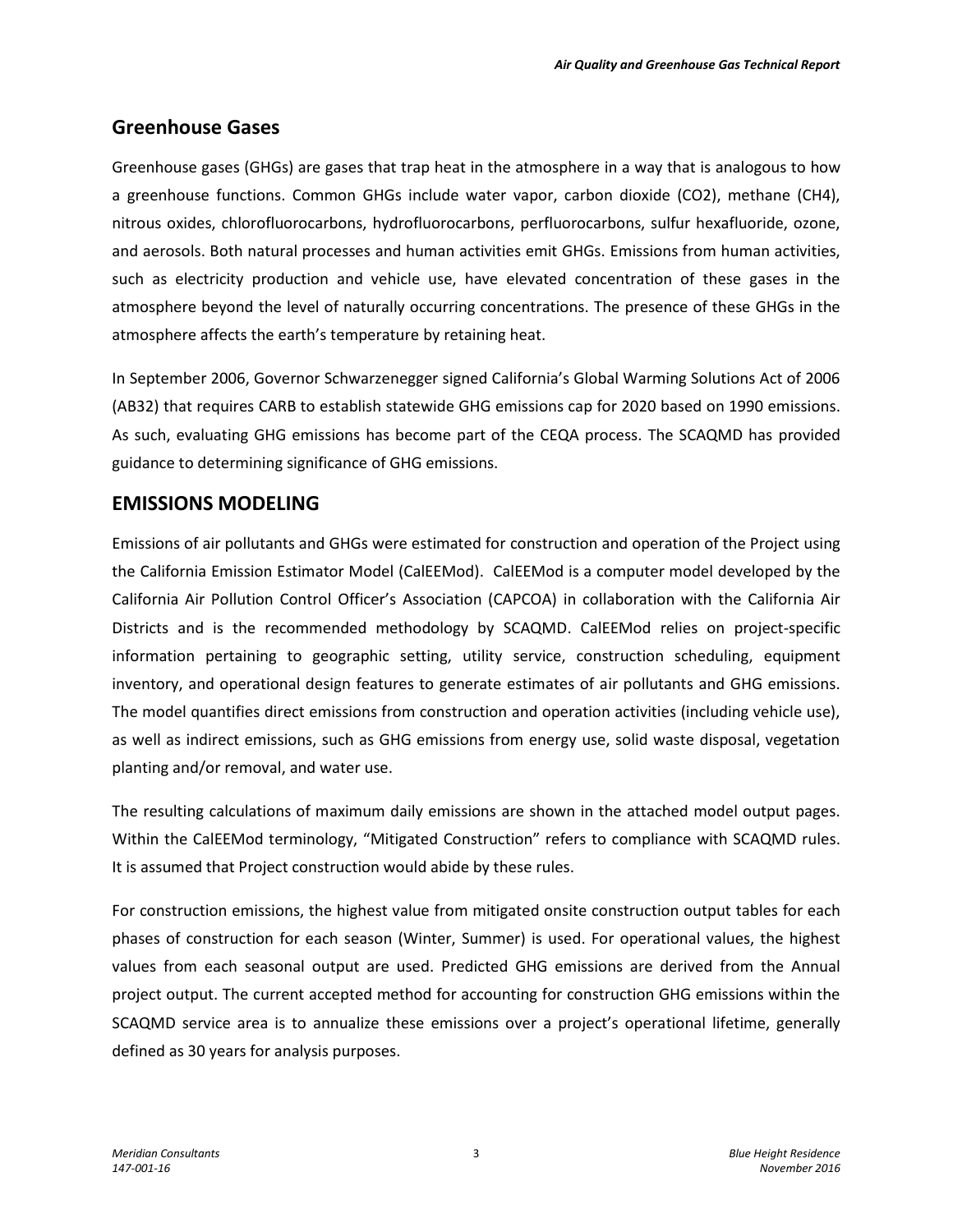## Greenhouse Gases

Greenhouse gases (GHGs) are gases that trap heat in the atmosphere in a way that is analogous to how a greenhouse functions. Common GHGs include water vapor, carbon dioxide ($CO_2$), methane ($CH_4$), nitrous oxides, chlorofluorocarbons, hydrofluorocarbons, perfluorocarbons, sulfur hexafluoride, ozone, and aerosols. Both natural processes and human activities emit GHGs. Emissions from human activities, such as electricity production and vehicle use, have elevated concentration of these gases in the atmosphere beyond the level of naturally occurring concentrations. The presence of these GHGs in the atmosphere affects the earth's temperature by retaining heat.

In September 2006, Governor Schwarzenegger signed California's Global Warming Solutions Act of 2006 (AB32) that requires CARB to establish statewide GHG emissions cap for 2020 based on 1990 emissions. As such, evaluating GHG emissions has become part of the CEQA process. The SCAQMD has provided guidance to determining significance of GHG emissions.

## EMISSIONS MODELING

Emissions of air pollutants and GHGs were estimated for construction and operation of the Project using the California Emission Estimator Model (CalEEMod). CalEEMod is a computer model developed by the California Air Pollution Control Officer's Association (CAPCOA) in collaboration with the California Air Districts and is the recommended methodology by SCAQMD. CalEEMod relies on project-specific information pertaining to geographic setting, utility service, construction scheduling, equipment inventory, and operational design features to generate estimates of air pollutants and GHG emissions. The model quantifies direct emissions from construction and operation activities (including vehicle use), as well as indirect emissions, such as GHG emissions from energy use, solid waste disposal, vegetation planting and/or removal, and water use.

The resulting calculations of maximum daily emissions are shown in the attached model output pages. Within the CalEEMod terminology, "Mitigated Construction" refers to compliance with SCAQMD rules. It is assumed that Project construction would abide by these rules.

For construction emissions, the highest value from mitigated onsite construction output tables for each phases of construction for each season (Winter, Summer) is used. For operational values, the highest values from each seasonal output are used. Predicted GHG emissions are derived from the Annual project output. The current accepted method for accounting for construction GHG emissions within the SCAQMD service area is to annualize these emissions over a project's operational lifetime, generally defined as 30 years for analysis purposes.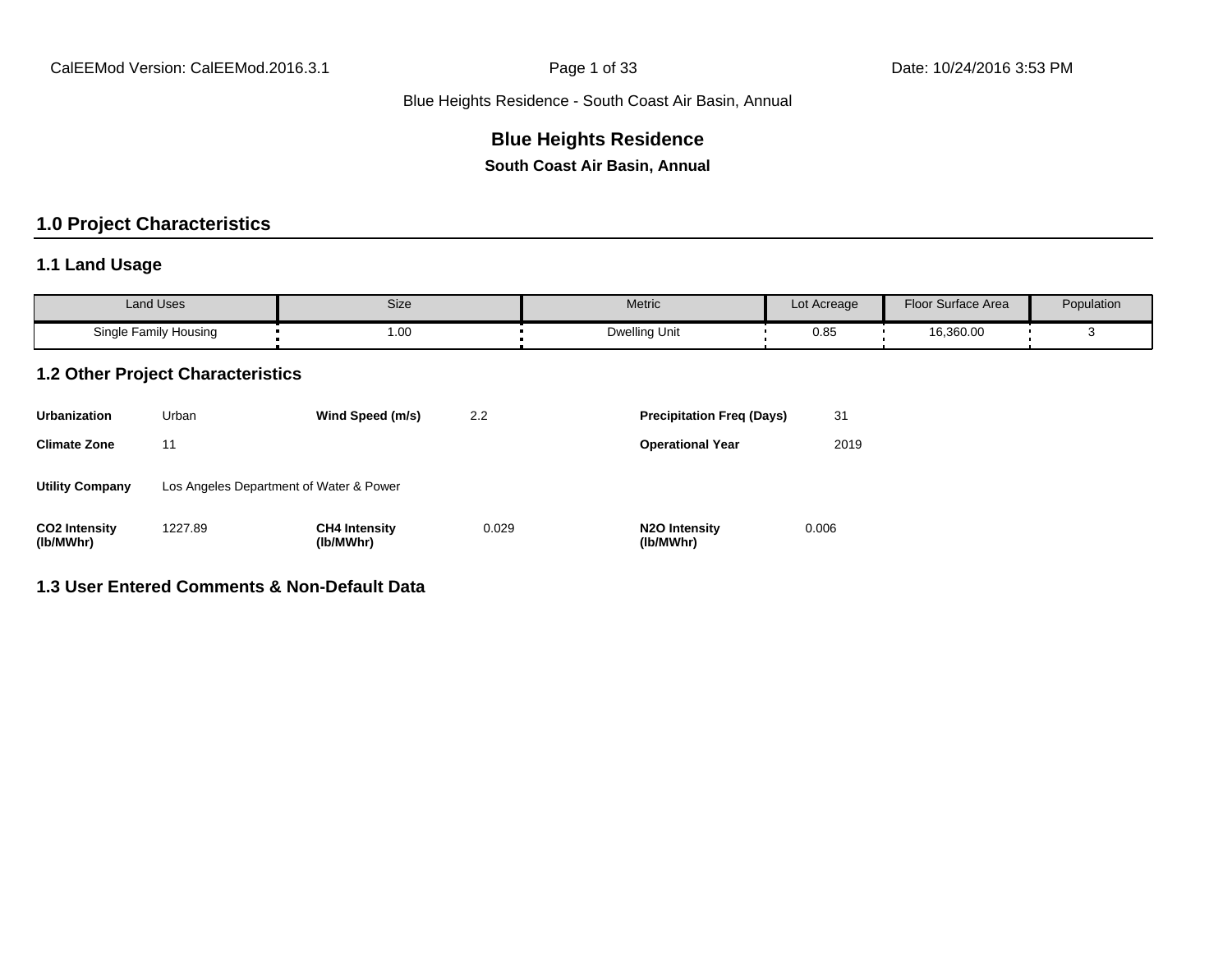# Blue Heights Residence

**South Coast Air Basin, Annual**

## 1.0 Project Characteristics

### 1.1 Land Usage

| Land Uses | Size | Metric | Lot Acreage | Floor Surface Area | Population |
|---|---|---|---|---|---|
| Single Family Housing | 1.00 | Dwelling Unit | 0.85 | 16,360.00 | 3 |

### 1.2 Other Project Characteristics

| | | | | | |
|---|---|---|---|---|---|
| **Urbanization** | Urban | **Wind Speed (m/s)** | 2.2 | **Precipitation Freq (Days)** | 31 |
| **Climate Zone** | 11 | | | **Operational Year** | 2019 |
| **Utility Company** | Los Angeles Department of Water & Power | | | | |
| **$CO_2$ Intensity (lb/MWhr)** | 1227.89 | **$CH_4$ Intensity (lb/MWhr)** | 0.029 | **$N_2O$ Intensity (lb/MWhr)** | 0.006 |

### 1.3 User Entered Comments & Non-Default Data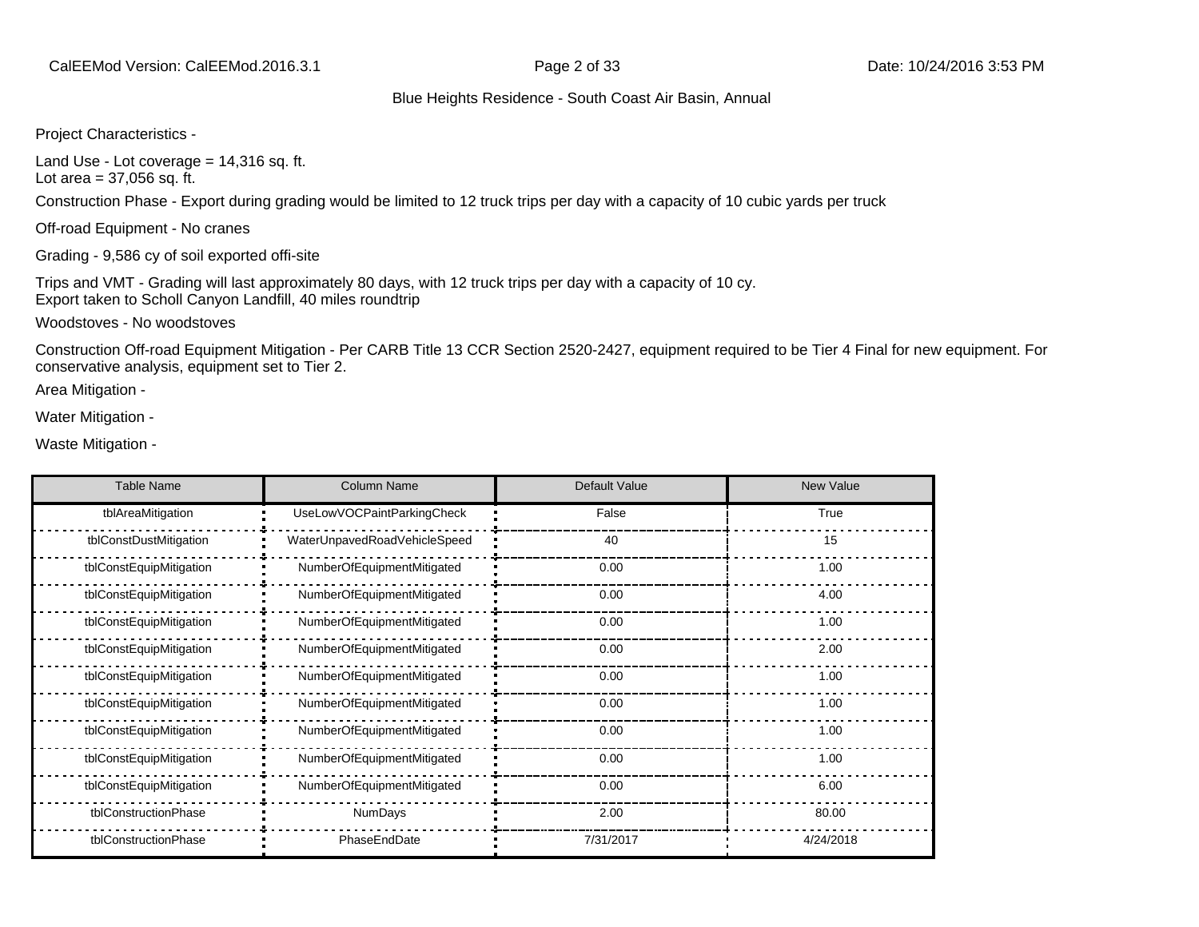Blue Heights Residence - South Coast Air Basin, Annual

Project Characteristics -

Land Use - Lot coverage = 14,316 sq. ft.
Lot area = 37,056 sq. ft.

Construction Phase - Export during grading would be limited to 12 truck trips per day with a capacity of 10 cubic yards per truck

Off-road Equipment - No cranes

Grading - 9,586 cy of soil exported offi-site

Trips and VMT - Grading will last approximately 80 days, with 12 truck trips per day with a capacity of 10 cy.
Export taken to Scholl Canyon Landfill, 40 miles roundtrip

Woodstoves - No woodstoves

Construction Off-road Equipment Mitigation - Per CARB Title 13 CCR Section 2520-2427, equipment required to be Tier 4 Final for new equipment. For conservative analysis, equipment set to Tier 2.

Area Mitigation -

Water Mitigation -

Waste Mitigation -

| Table Name | Column Name | Default Value | New Value |
|---|---|---|---|
| tblAreaMitigation | UseLowVOCPaintParkingCheck | False | True |
| tblConstDustMitigation | WaterUnpavedRoadVehicleSpeed | 40 | 15 |
| tblConstEquipMitigation | NumberOfEquipmentMitigated | 0.00 | 1.00 |
| tblConstEquipMitigation | NumberOfEquipmentMitigated | 0.00 | 4.00 |
| tblConstEquipMitigation | NumberOfEquipmentMitigated | 0.00 | 1.00 |
| tblConstEquipMitigation | NumberOfEquipmentMitigated | 0.00 | 2.00 |
| tblConstEquipMitigation | NumberOfEquipmentMitigated | 0.00 | 1.00 |
| tblConstEquipMitigation | NumberOfEquipmentMitigated | 0.00 | 1.00 |
| tblConstEquipMitigation | NumberOfEquipmentMitigated | 0.00 | 1.00 |
| tblConstEquipMitigation | NumberOfEquipmentMitigated | 0.00 | 1.00 |
| tblConstEquipMitigation | NumberOfEquipmentMitigated | 0.00 | 6.00 |
| tblConstructionPhase | NumDays | 2.00 | 80.00 |
| tblConstructionPhase | PhaseEndDate | 7/31/2017 | 4/24/2018 |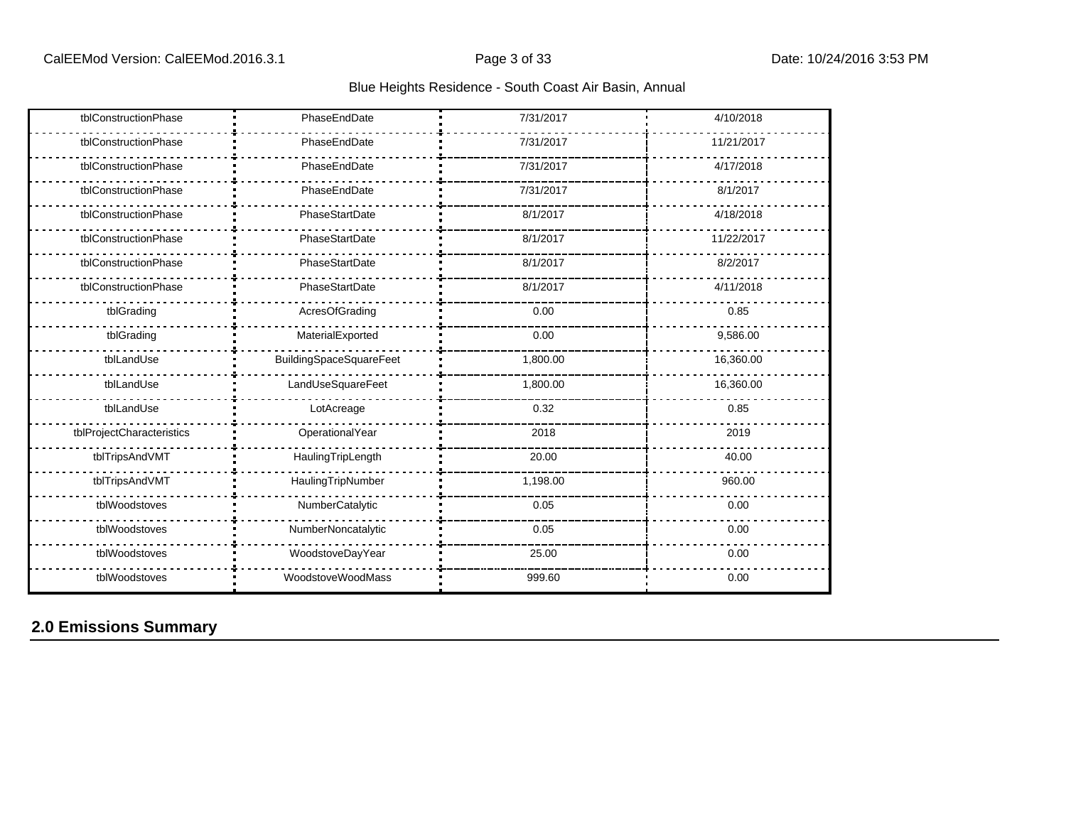| tblConstructionPhase | PhaseEndDate | 7/31/2017 | 4/10/2018 |
|---|---|---|---|
| tblConstructionPhase | PhaseEndDate | 7/31/2017 | 11/21/2017 |
| tblConstructionPhase | PhaseEndDate | 7/31/2017 | 4/17/2018 |
| tblConstructionPhase | PhaseEndDate | 7/31/2017 | 8/1/2017 |
| tblConstructionPhase | PhaseStartDate | 8/1/2017 | 4/18/2018 |
| tblConstructionPhase | PhaseStartDate | 8/1/2017 | 11/22/2017 |
| tblConstructionPhase | PhaseStartDate | 8/1/2017 | 8/2/2017 |
| tblConstructionPhase | PhaseStartDate | 8/1/2017 | 4/11/2018 |
| tblGrading | AcresOfGrading | 0.00 | 0.85 |
| tblGrading | MaterialExported | 0.00 | 9,586.00 |
| tblLandUse | BuildingSpaceSquareFeet | 1,800.00 | 16,360.00 |
| tblLandUse | LandUseSquareFeet | 1,800.00 | 16,360.00 |
| tblLandUse | LotAcreage | 0.32 | 0.85 |
| tblProjectCharacteristics | OperationalYear | 2018 | 2019 |
| tblTripsAndVMT | HaulingTripLength | 20.00 | 40.00 |
| tblTripsAndVMT | HaulingTripNumber | 1,198.00 | 960.00 |
| tblWoodstoves | NumberCatalytic | 0.05 | 0.00 |
| tblWoodstoves | NumberNoncatalytic | 0.05 | 0.00 |
| tblWoodstoves | WoodstoveDayYear | 25.00 | 0.00 |
| tblWoodstoves | WoodstoveWoodMass | 999.60 | 0.00 |

## 2.0 Emissions Summary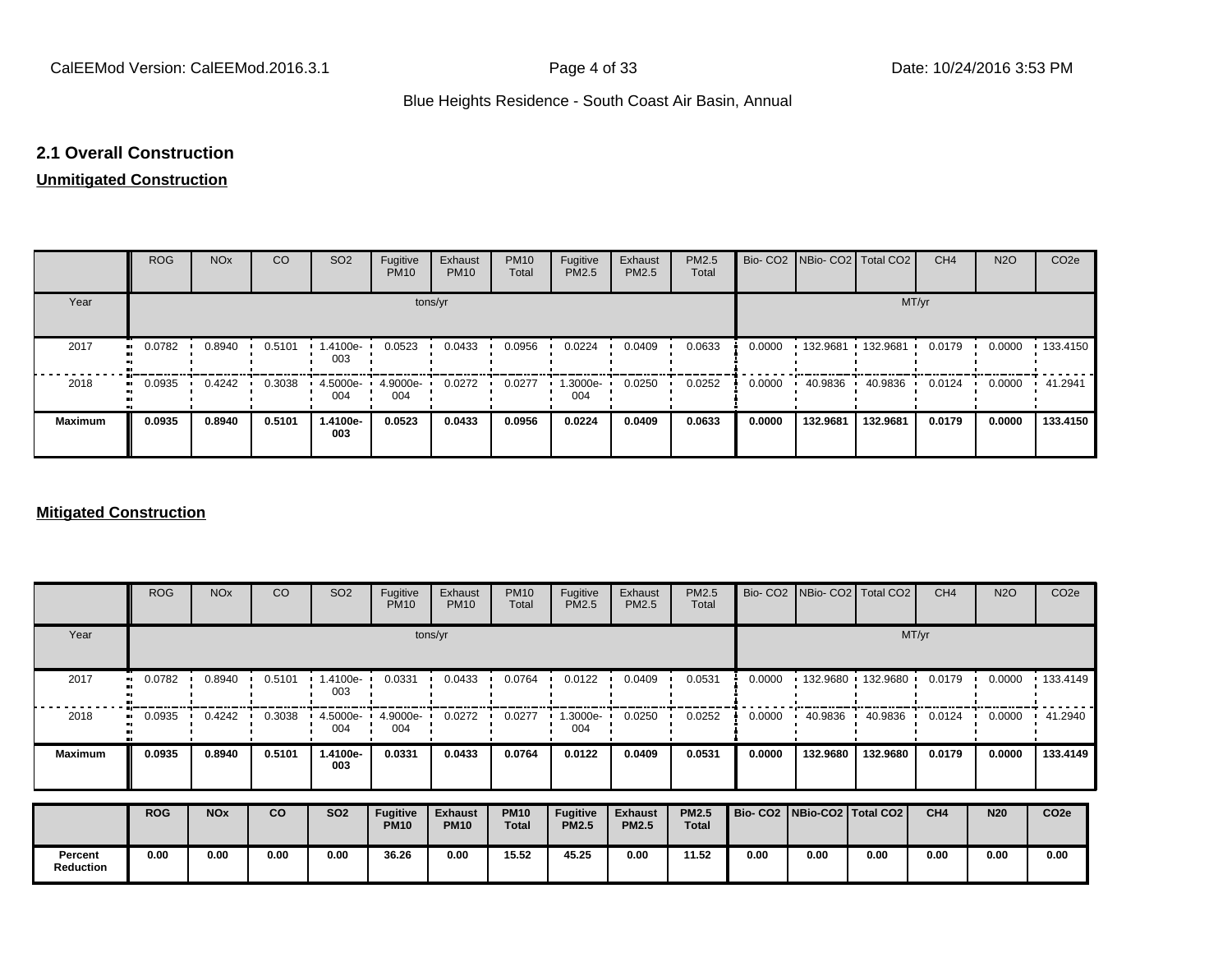## 2.1 Overall Construction

**Unmitigated Construction**

| | ROG | NOx | CO | SO2 | Fugitive PM10 | Exhaust PM10 | PM10 Total | Fugitive PM2.5 | Exhaust PM2.5 | PM2.5 Total | Bio- CO2 | NBio- CO2 | Total CO2 | CH4 | N2O | CO2e |
|---|---|---|---|---|---|---|---|---|---|---|---|---|---|---|---|---|
| Year | tons/yr | | | | | | | | | | MT/yr | | | | | |
| 2017 | 0.0782 | 0.8940 | 0.5101 | 1.4100e-003 | 0.0523 | 0.0433 | 0.0956 | 0.0224 | 0.0409 | 0.0633 | 0.0000 | 132.9681 | 132.9681 | 0.0179 | 0.0000 | 133.4150 |
| 2018 | 0.0935 | 0.4242 | 0.3038 | 4.5000e-004 | 4.9000e-004 | 0.0272 | 0.0277 | 1.3000e-004 | 0.0250 | 0.0252 | 0.0000 | 40.9836 | 40.9836 | 0.0124 | 0.0000 | 41.2941 |
| **Maximum** | **0.0935** | **0.8940** | **0.5101** | **1.4100e-003** | **0.0523** | **0.0433** | **0.0956** | **0.0224** | **0.0409** | **0.0633** | **0.0000** | **132.9681** | **132.9681** | **0.0179** | **0.0000** | **133.4150** |

**Mitigated Construction**

| | ROG | NOx | CO | SO2 | Fugitive PM10 | Exhaust PM10 | PM10 Total | Fugitive PM2.5 | Exhaust PM2.5 | PM2.5 Total | Bio- CO2 | NBio- CO2 | Total CO2 | CH4 | N2O | CO2e |
|---|---|---|---|---|---|---|---|---|---|---|---|---|---|---|---|---|
| Year | tons/yr | | | | | | | | | | MT/yr | | | | | |
| 2017 | 0.0782 | 0.8940 | 0.5101 | 1.4100e-003 | 0.0331 | 0.0433 | 0.0764 | 0.0122 | 0.0409 | 0.0531 | 0.0000 | 132.9680 | 132.9680 | 0.0179 | 0.0000 | 133.4149 |
| 2018 | 0.0935 | 0.4242 | 0.3038 | 4.5000e-004 | 4.9000e-004 | 0.0272 | 0.0277 | 1.3000e-004 | 0.0250 | 0.0252 | 0.0000 | 40.9836 | 40.9836 | 0.0124 | 0.0000 | 41.2940 |
| **Maximum** | **0.0935** | **0.8940** | **0.5101** | **1.4100e-003** | **0.0331** | **0.0433** | **0.0764** | **0.0122** | **0.0409** | **0.0531** | **0.0000** | **132.9680** | **132.9680** | **0.0179** | **0.0000** | **133.4149** |

| | **ROG** | **NOx** | **CO** | **SO2** | **Fugitive PM10** | **Exhaust PM10** | **PM10 Total** | **Fugitive PM2.5** | **Exhaust PM2.5** | **PM2.5 Total** | **Bio- CO2** | **NBio-CO2** | **Total CO2** | **CH4** | **N20** | **CO2e** |
|---|---|---|---|---|---|---|---|---|---|---|---|---|---|---|---|---|
| **Percent Reduction** | **0.00** | **0.00** | **0.00** | **0.00** | **36.26** | **0.00** | **15.52** | **45.25** | **0.00** | **11.52** | **0.00** | **0.00** | **0.00** | **0.00** | **0.00** | **0.00** |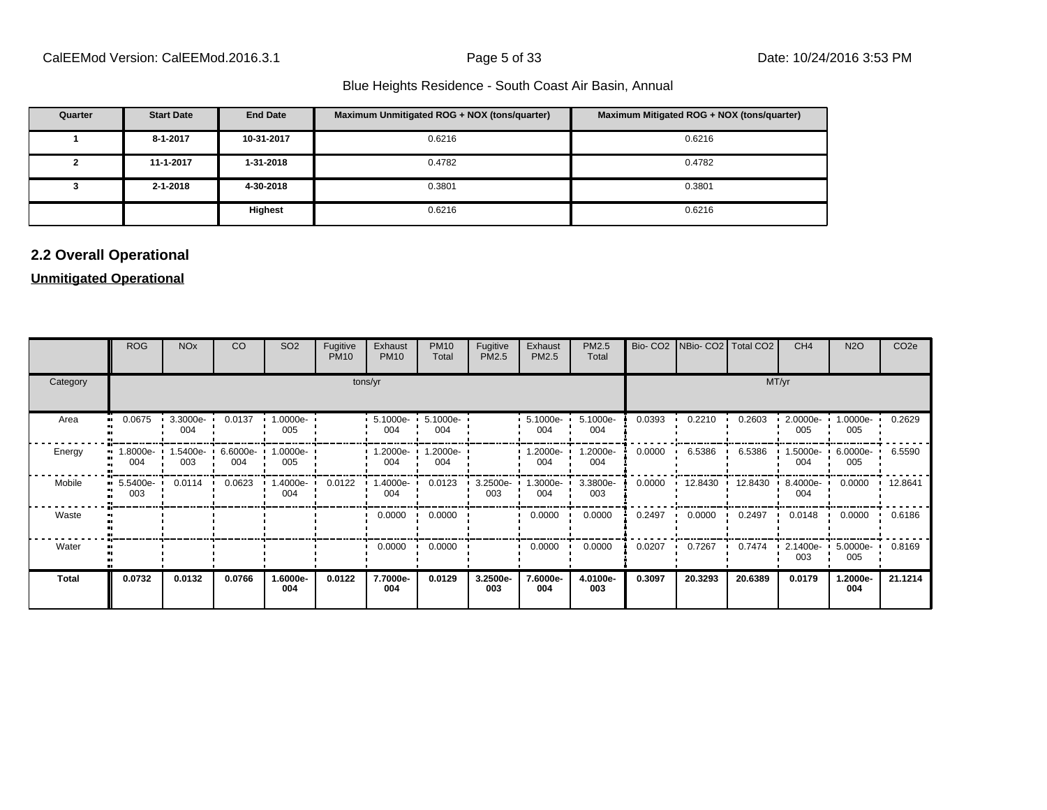| Quarter | Start Date | End Date | Maximum Unmitigated ROG + NOX (tons/quarter) | Maximum Mitigated ROG + NOX (tons/quarter) |
|---|---|---|---|---|
| 1 | 8-1-2017 | 10-31-2017 | 0.6216 | 0.6216 |
| 2 | 11-1-2017 | 1-31-2018 | 0.4782 | 0.4782 |
| 3 | 2-1-2018 | 4-30-2018 | 0.3801 | 0.3801 |
| | | Highest | 0.6216 | 0.6216 |

## 2.2 Overall Operational

**Unmitigated Operational**

| | ROG | NOx | CO | SO2 | Fugitive PM10 | Exhaust PM10 | PM10 Total | Fugitive PM2.5 | Exhaust PM2.5 | PM2.5 Total | Bio- CO2 | NBio- CO2 | Total CO2 | CH4 | N2O | CO2e |
|---|---|---|---|---|---|---|---|---|---|---|---|---|---|---|---|---|
| Category | tons/yr | | | | | | | | | | MT/yr | | | | | |
| Area | 0.0675 | 3.3000e-004 | 0.0137 | 1.0000e-005 | | 5.1000e-004 | 5.1000e-004 | | 5.1000e-004 | 5.1000e-004 | 0.0393 | 0.2210 | 0.2603 | 2.0000e-005 | 1.0000e-005 | 0.2629 |
| Energy | 1.8000e-004 | 1.5400e-003 | 6.6000e-004 | 1.0000e-005 | | 1.2000e-004 | 1.2000e-004 | | 1.2000e-004 | 1.2000e-004 | 0.0000 | 6.5386 | 6.5386 | 1.5000e-004 | 6.0000e-005 | 6.5590 |
| Mobile | 5.5400e-003 | 0.0114 | 0.0623 | 1.4000e-004 | 0.0122 | 1.4000e-004 | 0.0123 | 3.2500e-003 | 1.3000e-004 | 3.3800e-003 | 0.0000 | 12.8430 | 12.8430 | 8.4000e-004 | 0.0000 | 12.8641 |
| Waste | | | | | | 0.0000 | 0.0000 | | 0.0000 | 0.0000 | 0.2497 | 0.0000 | 0.2497 | 0.0148 | 0.0000 | 0.6186 |
| Water | | | | | | 0.0000 | 0.0000 | | 0.0000 | 0.0000 | 0.0207 | 0.7267 | 0.7474 | 2.1400e-003 | 5.0000e-005 | 0.8169 |
| **Total** | **0.0732** | **0.0132** | **0.0766** | **1.6000e-004** | **0.0122** | **7.7000e-004** | **0.0129** | **3.2500e-003** | **7.6000e-004** | **4.0100e-003** | **0.3097** | **20.3293** | **20.6389** | **0.0179** | **1.2000e-004** | **21.1214** |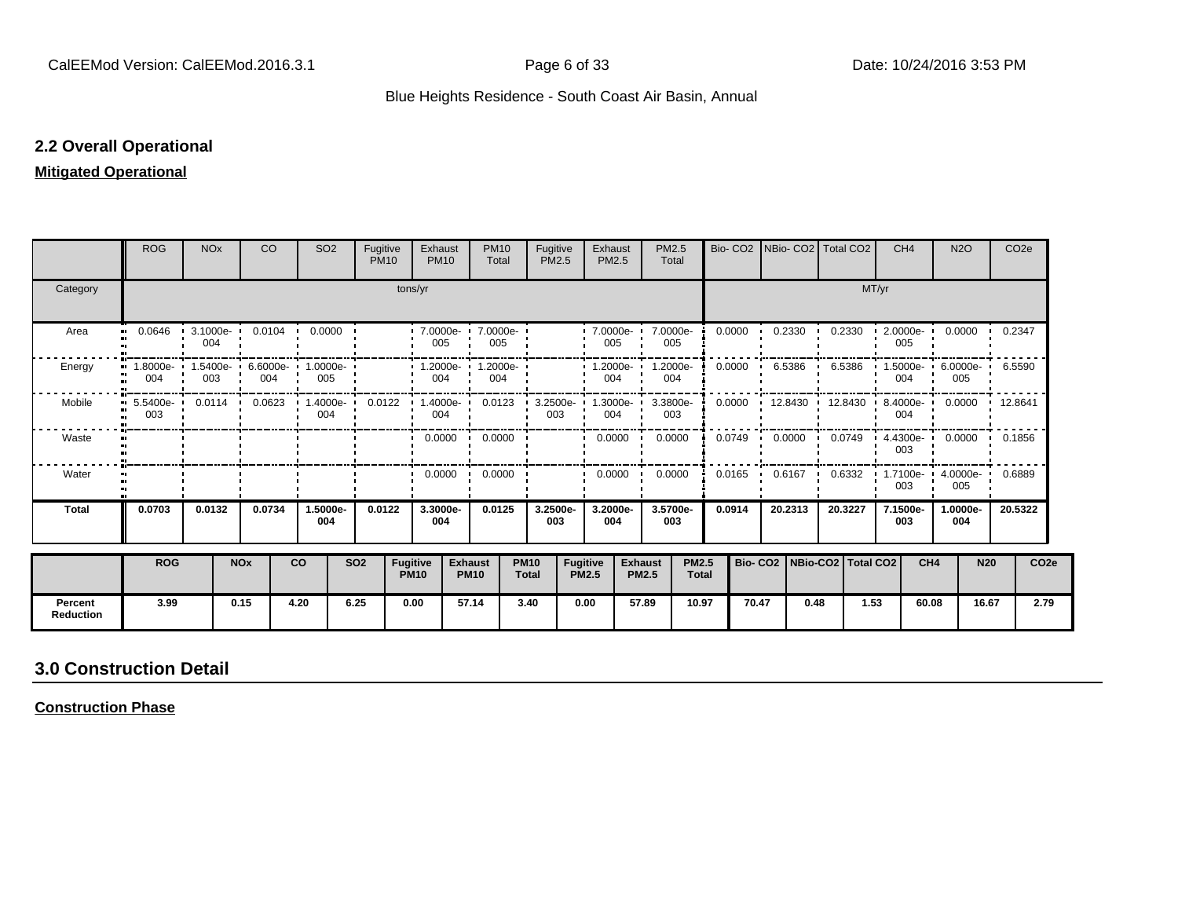## 2.2 Overall Operational

**Mitigated Operational**

| | ROG | NOx | CO | SO2 | Fugitive PM10 | Exhaust PM10 | PM10 Total | Fugitive PM2.5 | Exhaust PM2.5 | PM2.5 Total | Bio- CO2 | NBio- CO2 | Total CO2 | CH4 | N2O | CO2e |
|---|---|---|---|---|---|---|---|---|---|---|---|---|---|---|---|---|
| Category | tons/yr | | | | | | | | | | MT/yr | | | | | |
| Area | 0.0646 | 3.1000e-004 | 0.0104 | 0.0000 | | 7.0000e-005 | 7.0000e-005 | | 7.0000e-005 | 7.0000e-005 | 0.0000 | 0.2330 | 0.2330 | 2.0000e-005 | 0.0000 | 0.2347 |
| Energy | 1.8000e-004 | 1.5400e-003 | 6.6000e-004 | 1.0000e-005 | | 1.2000e-004 | 1.2000e-004 | | 1.2000e-004 | 1.2000e-004 | 0.0000 | 6.5386 | 6.5386 | 1.5000e-004 | 6.0000e-005 | 6.5590 |
| Mobile | 5.5400e-003 | 0.0114 | 0.0623 | 1.4000e-004 | 0.0122 | 1.4000e-004 | 0.0123 | 3.2500e-003 | 1.3000e-004 | 3.3800e-003 | 0.0000 | 12.8430 | 12.8430 | 8.4000e-004 | 0.0000 | 12.8641 |
| Waste | | | | | | 0.0000 | 0.0000 | | 0.0000 | 0.0000 | 0.0749 | 0.0000 | 0.0749 | 4.4300e-003 | 0.0000 | 0.1856 |
| Water | | | | | | 0.0000 | 0.0000 | | 0.0000 | 0.0000 | 0.0165 | 0.6167 | 0.6332 | 1.7100e-003 | 4.0000e-005 | 0.6889 |
| **Total** | **0.0703** | **0.0132** | **0.0734** | **1.5000e-004** | **0.0122** | **3.3000e-004** | **0.0125** | **3.2500e-003** | **3.2000e-004** | **3.5700e-003** | **0.0914** | **20.2313** | **20.3227** | **7.1500e-003** | **1.0000e-004** | **20.5322** |

| | ROG | NOx | CO | SO2 | Fugitive PM10 | Exhaust PM10 | PM10 Total | Fugitive PM2.5 | Exhaust PM2.5 | PM2.5 Total | Bio- CO2 | NBio-CO2 | Total CO2 | CH4 | N20 | CO2e |
|---|---|---|---|---|---|---|---|---|---|---|---|---|---|---|---|---|
| **Percent Reduction** | 3.99 | 0.15 | 4.20 | 6.25 | 0.00 | 57.14 | 3.40 | 0.00 | 57.89 | 10.97 | 70.47 | 0.48 | 1.53 | 60.08 | 16.67 | 2.79 |

# 3.0 Construction Detail

**Construction Phase**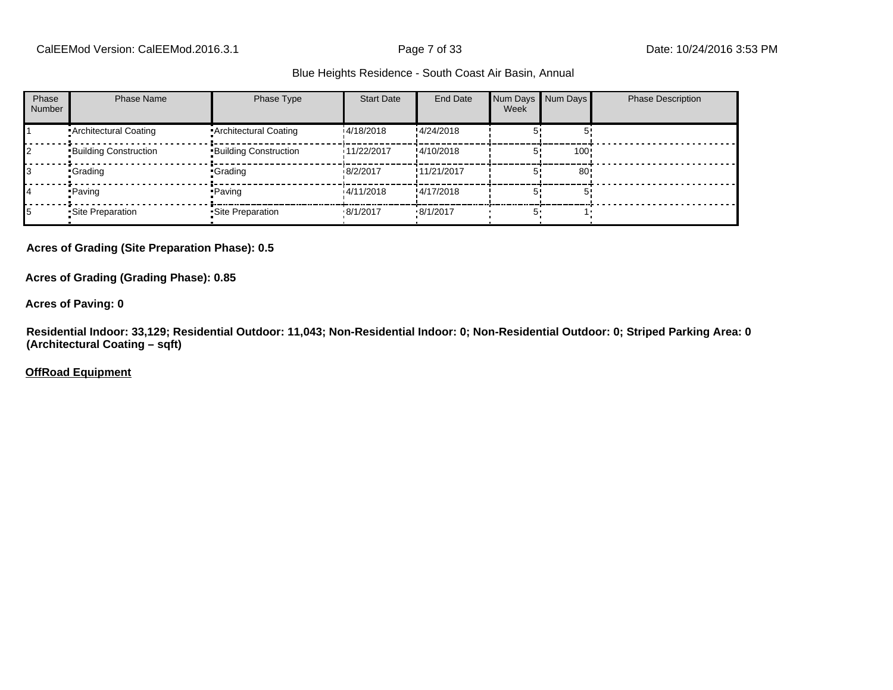| Phase Number | Phase Name | Phase Type | Start Date | End Date | Num Days Week | Num Days | Phase Description |
|---|---|---|---|---|---|---|---|
| 1 | Architectural Coating | Architectural Coating | 4/18/2018 | 4/24/2018 | 5 | 5 | |
| 2 | Building Construction | Building Construction | 11/22/2017 | 4/10/2018 | 5 | 100 | |
| 3 | Grading | Grading | 8/2/2017 | 11/21/2017 | 5 | 80 | |
| 4 | Paving | Paving | 4/11/2018 | 4/17/2018 | 5 | 5 | |
| 5 | Site Preparation | Site Preparation | 8/1/2017 | 8/1/2017 | 5 | 1 | |

**Acres of Grading (Site Preparation Phase): 0.5**

**Acres of Grading (Grading Phase): 0.85**

**Acres of Paving: 0**

**Residential Indoor: 33,129; Residential Outdoor: 11,043; Non-Residential Indoor: 0; Non-Residential Outdoor: 0; Striped Parking Area: 0 (Architectural Coating – sqft)**

**OffRoad Equipment**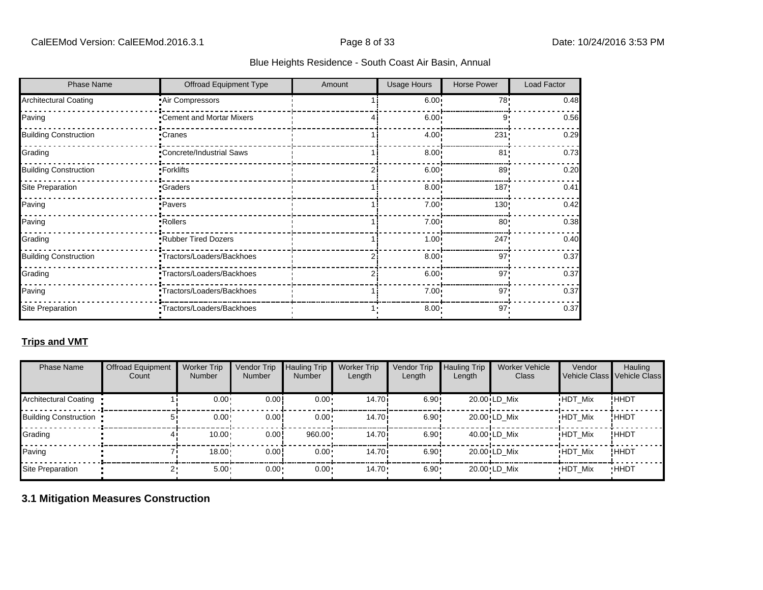| Phase Name | Offroad Equipment Type | Amount | Usage Hours | Horse Power | Load Factor |
| --- | --- | --- | --- | --- | --- |
| Architectural Coating | Air Compressors | 1 | 6.00 | 78 | 0.48 |
| Paving | Cement and Mortar Mixers | 4 | 6.00 | 9 | 0.56 |
| Building Construction | Cranes | 1 | 4.00 | 231 | 0.29 |
| Grading | Concrete/Industrial Saws | 1 | 8.00 | 81 | 0.73 |
| Building Construction | Forklifts | 2 | 6.00 | 89 | 0.20 |
| Site Preparation | Graders | 1 | 8.00 | 187 | 0.41 |
| Paving | Pavers | 1 | 7.00 | 130 | 0.42 |
| Paving | Rollers | 1 | 7.00 | 80 | 0.38 |
| Grading | Rubber Tired Dozers | 1 | 1.00 | 247 | 0.40 |
| Building Construction | Tractors/Loaders/Backhoes | 2 | 8.00 | 97 | 0.37 |
| Grading | Tractors/Loaders/Backhoes | 2 | 6.00 | 97 | 0.37 |
| Paving | Tractors/Loaders/Backhoes | 1 | 7.00 | 97 | 0.37 |
| Site Preparation | Tractors/Loaders/Backhoes | 1 | 8.00 | 97 | 0.37 |

**Trips and VMT**

| Phase Name | Offroad Equipment Count | Worker Trip Number | Vendor Trip Number | Hauling Trip Number | Worker Trip Length | Vendor Trip Length | Hauling Trip Length | Worker Vehicle Class | Vendor Vehicle Class | Hauling Vehicle Class |
| --- | --- | --- | --- | --- | --- | --- | --- | --- | --- | --- |
| Architectural Coating | 1 | 0.00 | 0.00 | 0.00 | 14.70 | 6.90 | 20.00 | LD_Mix | HDT_Mix | HHDT |
| Building Construction | 5 | 0.00 | 0.00 | 0.00 | 14.70 | 6.90 | 20.00 | LD_Mix | HDT_Mix | HHDT |
| Grading | 4 | 10.00 | 0.00 | 960.00 | 14.70 | 6.90 | 40.00 | LD_Mix | HDT_Mix | HHDT |
| Paving | 7 | 18.00 | 0.00 | 0.00 | 14.70 | 6.90 | 20.00 | LD_Mix | HDT_Mix | HHDT |
| Site Preparation | 2 | 5.00 | 0.00 | 0.00 | 14.70 | 6.90 | 20.00 | LD_Mix | HDT_Mix | HHDT |

## 3.1 Mitigation Measures Construction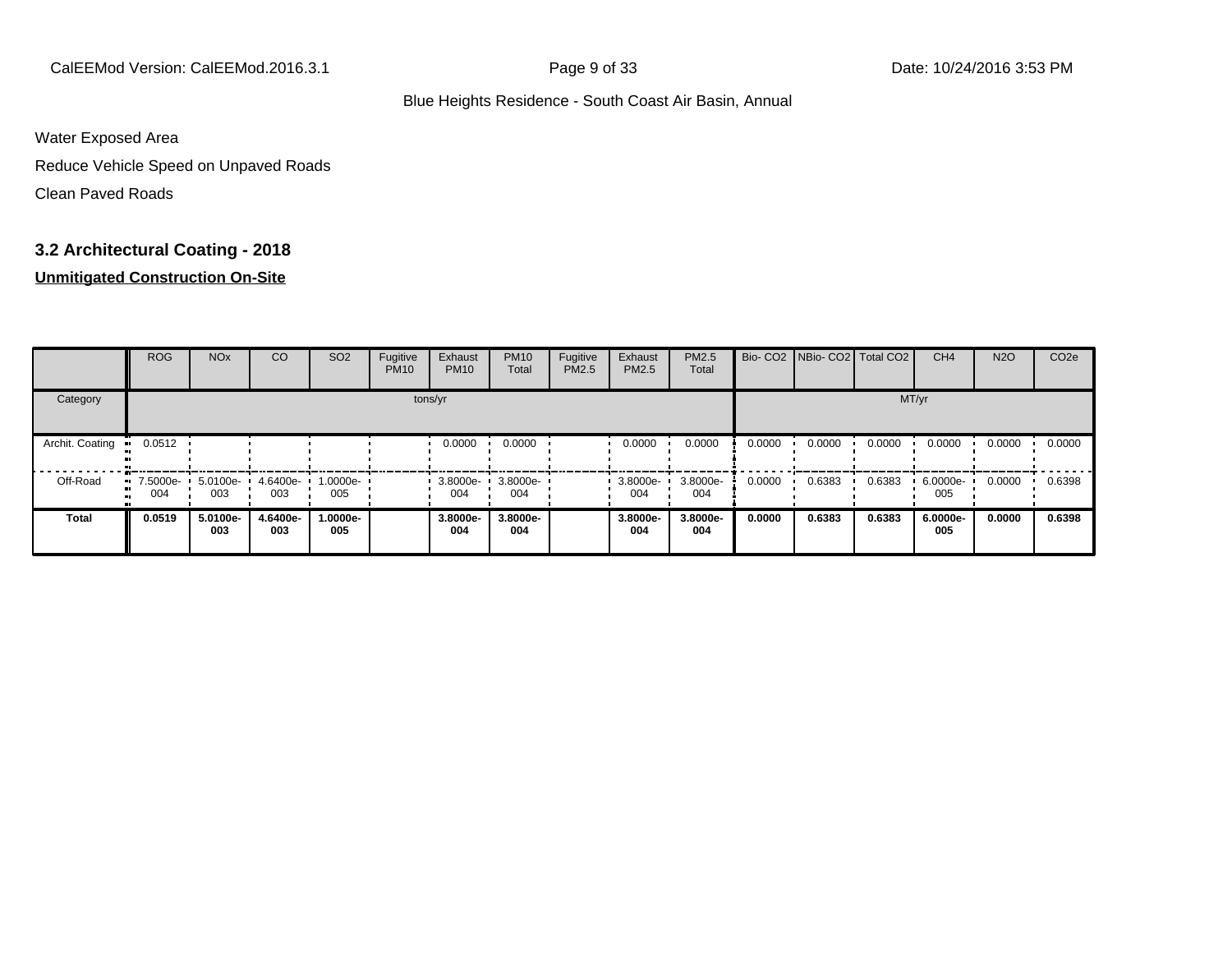Water Exposed Area

Reduce Vehicle Speed on Unpaved Roads

Clean Paved Roads

## 3.2 Architectural Coating - 2018

**Unmitigated Construction On-Site**

| | ROG | NOx | CO | SO2 | Fugitive PM10 | Exhaust PM10 | PM10 Total | Fugitive PM2.5 | Exhaust PM2.5 | PM2.5 Total | Bio- CO2 | NBio- CO2 | Total CO2 | CH4 | N2O | CO2e |
|---|---|---|---|---|---|---|---|---|---|---|---|---|---|---|---|---|
| Category | tons/yr | | | | | | | | | | MT/yr | | | | | |
| Archit. Coating | 0.0512 | | | | | 0.0000 | 0.0000 | | 0.0000 | 0.0000 | 0.0000 | 0.0000 | 0.0000 | 0.0000 | 0.0000 | 0.0000 |
| Off-Road | 7.5000e-004 | 5.0100e-003 | 4.6400e-003 | 1.0000e-005 | | 3.8000e-004 | 3.8000e-004 | | 3.8000e-004 | 3.8000e-004 | 0.0000 | 0.6383 | 0.6383 | 6.0000e-005 | 0.0000 | 0.6398 |
| **Total** | **0.0519** | **5.0100e-003** | **4.6400e-003** | **1.0000e-005** | | **3.8000e-004** | **3.8000e-004** | | **3.8000e-004** | **3.8000e-004** | **0.0000** | **0.6383** | **0.6383** | **6.0000e-005** | **0.0000** | **0.6398** |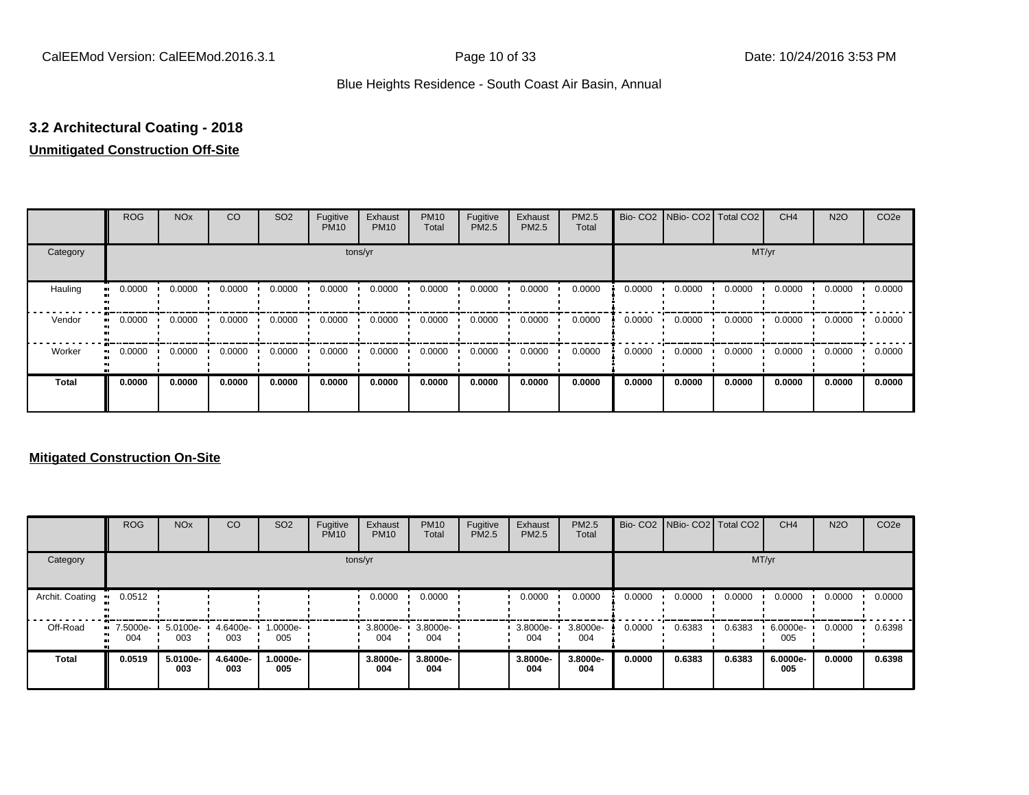## 3.2 Architectural Coating - 2018

**Unmitigated Construction Off-Site**

| | ROG | NOx | CO | SO2 | Fugitive PM10 | Exhaust PM10 | PM10 Total | Fugitive PM2.5 | Exhaust PM2.5 | PM2.5 Total | Bio- CO2 | NBio- CO2 | Total CO2 | CH4 | N2O | CO2e |
|---|---|---|---|---|---|---|---|---|---|---|---|---|---|---|---|---|
| Category | tons/yr | | | | | | | | | | MT/yr | | | | | |
| Hauling | 0.0000 | 0.0000 | 0.0000 | 0.0000 | 0.0000 | 0.0000 | 0.0000 | 0.0000 | 0.0000 | 0.0000 | 0.0000 | 0.0000 | 0.0000 | 0.0000 | 0.0000 | 0.0000 |
| Vendor | 0.0000 | 0.0000 | 0.0000 | 0.0000 | 0.0000 | 0.0000 | 0.0000 | 0.0000 | 0.0000 | 0.0000 | 0.0000 | 0.0000 | 0.0000 | 0.0000 | 0.0000 | 0.0000 |
| Worker | 0.0000 | 0.0000 | 0.0000 | 0.0000 | 0.0000 | 0.0000 | 0.0000 | 0.0000 | 0.0000 | 0.0000 | 0.0000 | 0.0000 | 0.0000 | 0.0000 | 0.0000 | 0.0000 |
| **Total** | **0.0000** | **0.0000** | **0.0000** | **0.0000** | **0.0000** | **0.0000** | **0.0000** | **0.0000** | **0.0000** | **0.0000** | **0.0000** | **0.0000** | **0.0000** | **0.0000** | **0.0000** | **0.0000** |

**Mitigated Construction On-Site**

| | ROG | NOx | CO | SO2 | Fugitive PM10 | Exhaust PM10 | PM10 Total | Fugitive PM2.5 | Exhaust PM2.5 | PM2.5 Total | Bio- CO2 | NBio- CO2 | Total CO2 | CH4 | N2O | CO2e |
|---|---|---|---|---|---|---|---|---|---|---|---|---|---|---|---|---|
| Category | tons/yr | | | | | | | | | | MT/yr | | | | | |
| Archit. Coating | 0.0512 | | | | | 0.0000 | 0.0000 | | 0.0000 | 0.0000 | 0.0000 | 0.0000 | 0.0000 | 0.0000 | 0.0000 | 0.0000 |
| Off-Road | 7.5000e-004 | 5.0100e-003 | 4.6400e-003 | 1.0000e-005 | | 3.8000e-004 | 3.8000e-004 | | 3.8000e-004 | 3.8000e-004 | 0.0000 | 0.6383 | 0.6383 | 6.0000e-005 | 0.0000 | 0.6398 |
| **Total** | **0.0519** | **5.0100e-003** | **4.6400e-003** | **1.0000e-005** | | **3.8000e-004** | **3.8000e-004** | | **3.8000e-004** | **3.8000e-004** | **0.0000** | **0.6383** | **0.6383** | **6.0000e-005** | **0.0000** | **0.6398** |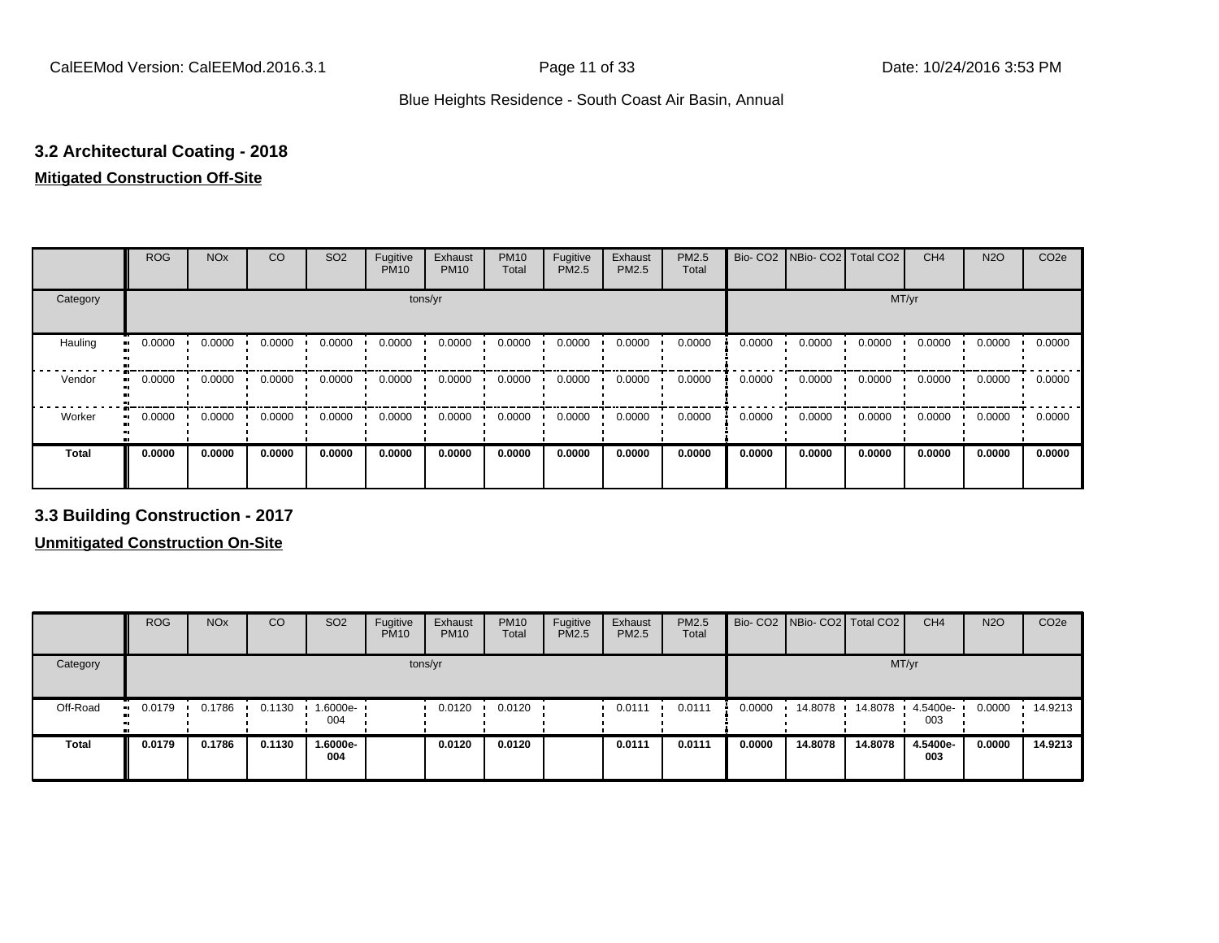## 3.2 Architectural Coating - 2018

**Mitigated Construction Off-Site**

| | ROG | NOx | CO | SO2 | Fugitive PM10 | Exhaust PM10 | PM10 Total | Fugitive PM2.5 | Exhaust PM2.5 | PM2.5 Total | Bio- CO2 | NBio- CO2 | Total CO2 | CH4 | N2O | CO2e |
|---|---|---|---|---|---|---|---|---|---|---|---|---|---|---|---|---|
| Category | tons/yr | | | | | | | | | | MT/yr | | | | | |
| Hauling | 0.0000 | 0.0000 | 0.0000 | 0.0000 | 0.0000 | 0.0000 | 0.0000 | 0.0000 | 0.0000 | 0.0000 | 0.0000 | 0.0000 | 0.0000 | 0.0000 | 0.0000 | 0.0000 |
| Vendor | 0.0000 | 0.0000 | 0.0000 | 0.0000 | 0.0000 | 0.0000 | 0.0000 | 0.0000 | 0.0000 | 0.0000 | 0.0000 | 0.0000 | 0.0000 | 0.0000 | 0.0000 | 0.0000 |
| Worker | 0.0000 | 0.0000 | 0.0000 | 0.0000 | 0.0000 | 0.0000 | 0.0000 | 0.0000 | 0.0000 | 0.0000 | 0.0000 | 0.0000 | 0.0000 | 0.0000 | 0.0000 | 0.0000 |
| **Total** | **0.0000** | **0.0000** | **0.0000** | **0.0000** | **0.0000** | **0.0000** | **0.0000** | **0.0000** | **0.0000** | **0.0000** | **0.0000** | **0.0000** | **0.0000** | **0.0000** | **0.0000** | **0.0000** |

## 3.3 Building Construction - 2017

**Unmitigated Construction On-Site**

| | ROG | NOx | CO | SO2 | Fugitive PM10 | Exhaust PM10 | PM10 Total | Fugitive PM2.5 | Exhaust PM2.5 | PM2.5 Total | Bio- CO2 | NBio- CO2 | Total CO2 | CH4 | N2O | CO2e |
|---|---|---|---|---|---|---|---|---|---|---|---|---|---|---|---|---|
| Category | tons/yr | | | | | | | | | | MT/yr | | | | | |
| Off-Road | 0.0179 | 0.1786 | 0.1130 | 1.6000e-004 | | 0.0120 | 0.0120 | | 0.0111 | 0.0111 | 0.0000 | 14.8078 | 14.8078 | 4.5400e-003 | 0.0000 | 14.9213 |
| **Total** | **0.0179** | **0.1786** | **0.1130** | **1.6000e-004** | | **0.0120** | **0.0120** | | **0.0111** | **0.0111** | **0.0000** | **14.8078** | **14.8078** | **4.5400e-003** | **0.0000** | **14.9213** |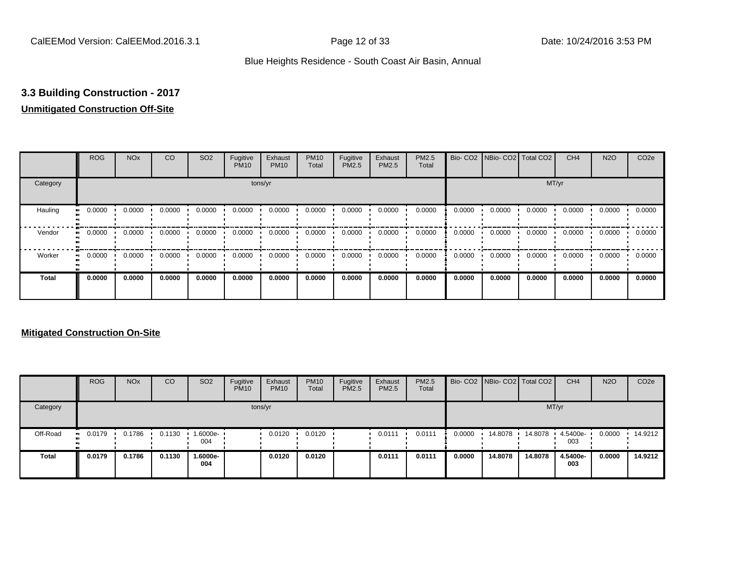## 3.3 Building Construction - 2017

**Unmitigated Construction Off-Site**

| | ROG | NOx | CO | SO2 | Fugitive PM10 | Exhaust PM10 | PM10 Total | Fugitive PM2.5 | Exhaust PM2.5 | PM2.5 Total | Bio- CO2 | NBio- CO2 | Total CO2 | CH4 | N2O | CO2e |
|---|---|---|---|---|---|---|---|---|---|---|---|---|---|---|---|---|
| Category | tons/yr | | | | | | | | | | MT/yr | | | | | |
| Hauling | 0.0000 | 0.0000 | 0.0000 | 0.0000 | 0.0000 | 0.0000 | 0.0000 | 0.0000 | 0.0000 | 0.0000 | 0.0000 | 0.0000 | 0.0000 | 0.0000 | 0.0000 | 0.0000 |
| Vendor | 0.0000 | 0.0000 | 0.0000 | 0.0000 | 0.0000 | 0.0000 | 0.0000 | 0.0000 | 0.0000 | 0.0000 | 0.0000 | 0.0000 | 0.0000 | 0.0000 | 0.0000 | 0.0000 |
| Worker | 0.0000 | 0.0000 | 0.0000 | 0.0000 | 0.0000 | 0.0000 | 0.0000 | 0.0000 | 0.0000 | 0.0000 | 0.0000 | 0.0000 | 0.0000 | 0.0000 | 0.0000 | 0.0000 |
| **Total** | **0.0000** | **0.0000** | **0.0000** | **0.0000** | **0.0000** | **0.0000** | **0.0000** | **0.0000** | **0.0000** | **0.0000** | **0.0000** | **0.0000** | **0.0000** | **0.0000** | **0.0000** | **0.0000** |

**Mitigated Construction On-Site**

| | ROG | NOx | CO | SO2 | Fugitive PM10 | Exhaust PM10 | PM10 Total | Fugitive PM2.5 | Exhaust PM2.5 | PM2.5 Total | Bio- CO2 | NBio- CO2 | Total CO2 | CH4 | N2O | CO2e |
|---|---|---|---|---|---|---|---|---|---|---|---|---|---|---|---|---|
| Category | tons/yr | | | | | | | | | | MT/yr | | | | | |
| Off-Road | 0.0179 | 0.1786 | 0.1130 | 1.6000e-004 | | 0.0120 | 0.0120 | | 0.0111 | 0.0111 | 0.0000 | 14.8078 | 14.8078 | 4.5400e-003 | 0.0000 | 14.9212 |
| **Total** | **0.0179** | **0.1786** | **0.1130** | **1.6000e-004** | | **0.0120** | **0.0120** | | **0.0111** | **0.0111** | **0.0000** | **14.8078** | **14.8078** | **4.5400e-003** | **0.0000** | **14.9212** |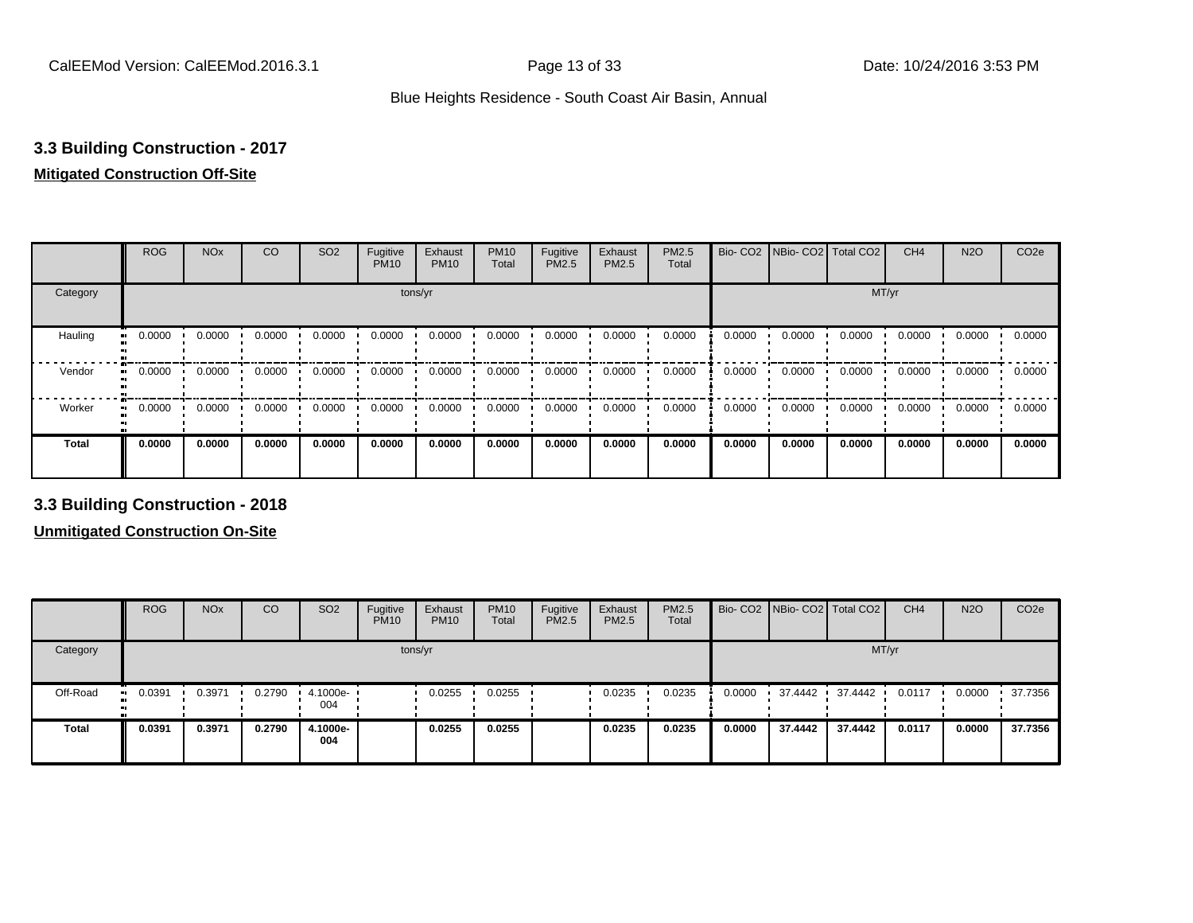## 3.3 Building Construction - 2017

**Mitigated Construction Off-Site**

| | ROG | NOx | CO | SO2 | Fugitive PM10 | Exhaust PM10 | PM10 Total | Fugitive PM2.5 | Exhaust PM2.5 | PM2.5 Total | Bio- CO2 | NBio- CO2 | Total CO2 | CH4 | N2O | CO2e |
|---|---|---|---|---|---|---|---|---|---|---|---|---|---|---|---|---|
| Category | tons/yr | | | | | | | | | | MT/yr | | | | | |
| Hauling | 0.0000 | 0.0000 | 0.0000 | 0.0000 | 0.0000 | 0.0000 | 0.0000 | 0.0000 | 0.0000 | 0.0000 | 0.0000 | 0.0000 | 0.0000 | 0.0000 | 0.0000 | 0.0000 |
| Vendor | 0.0000 | 0.0000 | 0.0000 | 0.0000 | 0.0000 | 0.0000 | 0.0000 | 0.0000 | 0.0000 | 0.0000 | 0.0000 | 0.0000 | 0.0000 | 0.0000 | 0.0000 | 0.0000 |
| Worker | 0.0000 | 0.0000 | 0.0000 | 0.0000 | 0.0000 | 0.0000 | 0.0000 | 0.0000 | 0.0000 | 0.0000 | 0.0000 | 0.0000 | 0.0000 | 0.0000 | 0.0000 | 0.0000 |
| **Total** | **0.0000** | **0.0000** | **0.0000** | **0.0000** | **0.0000** | **0.0000** | **0.0000** | **0.0000** | **0.0000** | **0.0000** | **0.0000** | **0.0000** | **0.0000** | **0.0000** | **0.0000** | **0.0000** |

## 3.3 Building Construction - 2018

**Unmitigated Construction On-Site**

| | ROG | NOx | CO | SO2 | Fugitive PM10 | Exhaust PM10 | PM10 Total | Fugitive PM2.5 | Exhaust PM2.5 | PM2.5 Total | Bio- CO2 | NBio- CO2 | Total CO2 | CH4 | N2O | CO2e |
|---|---|---|---|---|---|---|---|---|---|---|---|---|---|---|---|---|
| Category | tons/yr | | | | | | | | | | MT/yr | | | | | |
| Off-Road | 0.0391 | 0.3971 | 0.2790 | 4.1000e-004 | | 0.0255 | 0.0255 | | 0.0235 | 0.0235 | 0.0000 | 37.4442 | 37.4442 | 0.0117 | 0.0000 | 37.7356 |
| **Total** | **0.0391** | **0.3971** | **0.2790** | **4.1000e-004** | | **0.0255** | **0.0255** | | **0.0235** | **0.0235** | **0.0000** | **37.4442** | **37.4442** | **0.0117** | **0.0000** | **37.7356** |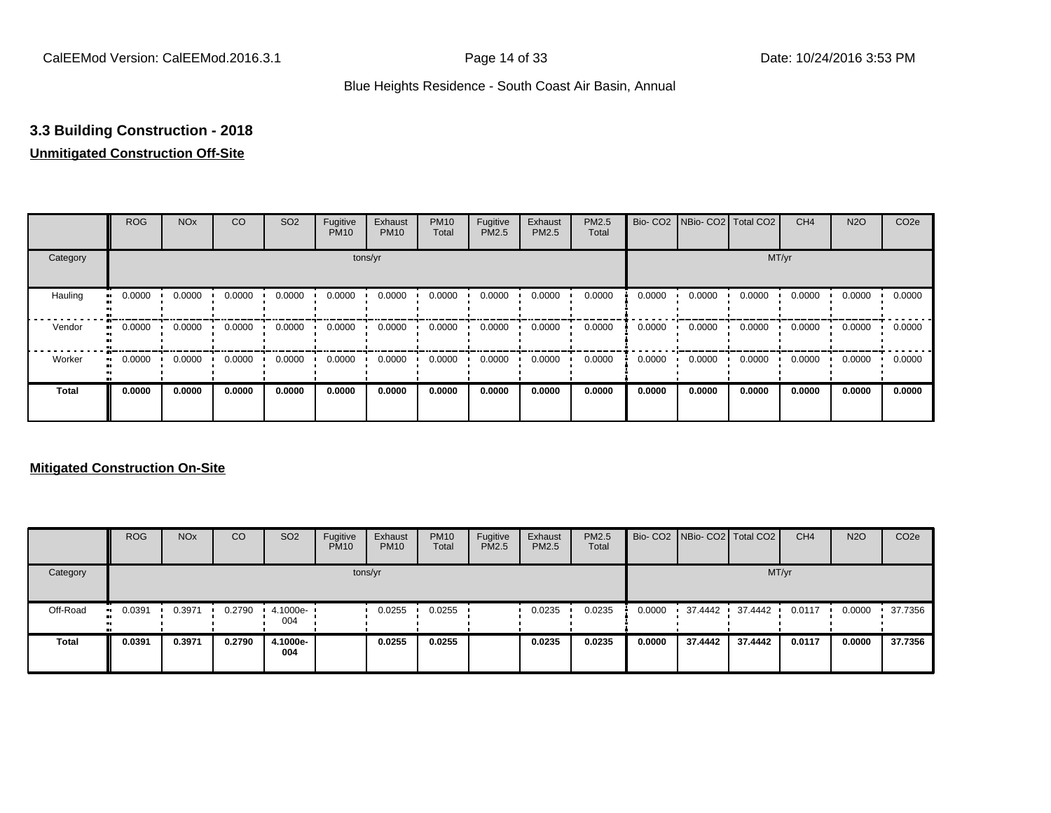### 3.3 Building Construction - 2018

**Unmitigated Construction Off-Site**

| | ROG | NOx | CO | SO2 | Fugitive PM10 | Exhaust PM10 | PM10 Total | Fugitive PM2.5 | Exhaust PM2.5 | PM2.5 Total | Bio- CO2 | NBio- CO2 | Total CO2 | CH4 | N2O | CO2e |
|---|---|---|---|---|---|---|---|---|---|---|---|---|---|---|---|---|
| Category | tons/yr | | | | | | | | | | MT/yr | | | | | |
| Hauling | 0.0000 | 0.0000 | 0.0000 | 0.0000 | 0.0000 | 0.0000 | 0.0000 | 0.0000 | 0.0000 | 0.0000 | 0.0000 | 0.0000 | 0.0000 | 0.0000 | 0.0000 | 0.0000 |
| Vendor | 0.0000 | 0.0000 | 0.0000 | 0.0000 | 0.0000 | 0.0000 | 0.0000 | 0.0000 | 0.0000 | 0.0000 | 0.0000 | 0.0000 | 0.0000 | 0.0000 | 0.0000 | 0.0000 |
| Worker | 0.0000 | 0.0000 | 0.0000 | 0.0000 | 0.0000 | 0.0000 | 0.0000 | 0.0000 | 0.0000 | 0.0000 | 0.0000 | 0.0000 | 0.0000 | 0.0000 | 0.0000 | 0.0000 |
| **Total** | **0.0000** | **0.0000** | **0.0000** | **0.0000** | **0.0000** | **0.0000** | **0.0000** | **0.0000** | **0.0000** | **0.0000** | **0.0000** | **0.0000** | **0.0000** | **0.0000** | **0.0000** | **0.0000** |

**Mitigated Construction On-Site**

| | ROG | NOx | CO | SO2 | Fugitive PM10 | Exhaust PM10 | PM10 Total | Fugitive PM2.5 | Exhaust PM2.5 | PM2.5 Total | Bio- CO2 | NBio- CO2 | Total CO2 | CH4 | N2O | CO2e |
|---|---|---|---|---|---|---|---|---|---|---|---|---|---|---|---|---|
| Category | tons/yr | | | | | | | | | | MT/yr | | | | | |
| Off-Road | 0.0391 | 0.3971 | 0.2790 | 4.1000e-004 | | 0.0255 | 0.0255 | | 0.0235 | 0.0235 | 0.0000 | 37.4442 | 37.4442 | 0.0117 | 0.0000 | 37.7356 |
| **Total** | **0.0391** | **0.3971** | **0.2790** | **4.1000e-004** | | **0.0255** | **0.0255** | | **0.0235** | **0.0235** | **0.0000** | **37.4442** | **37.4442** | **0.0117** | **0.0000** | **37.7356** |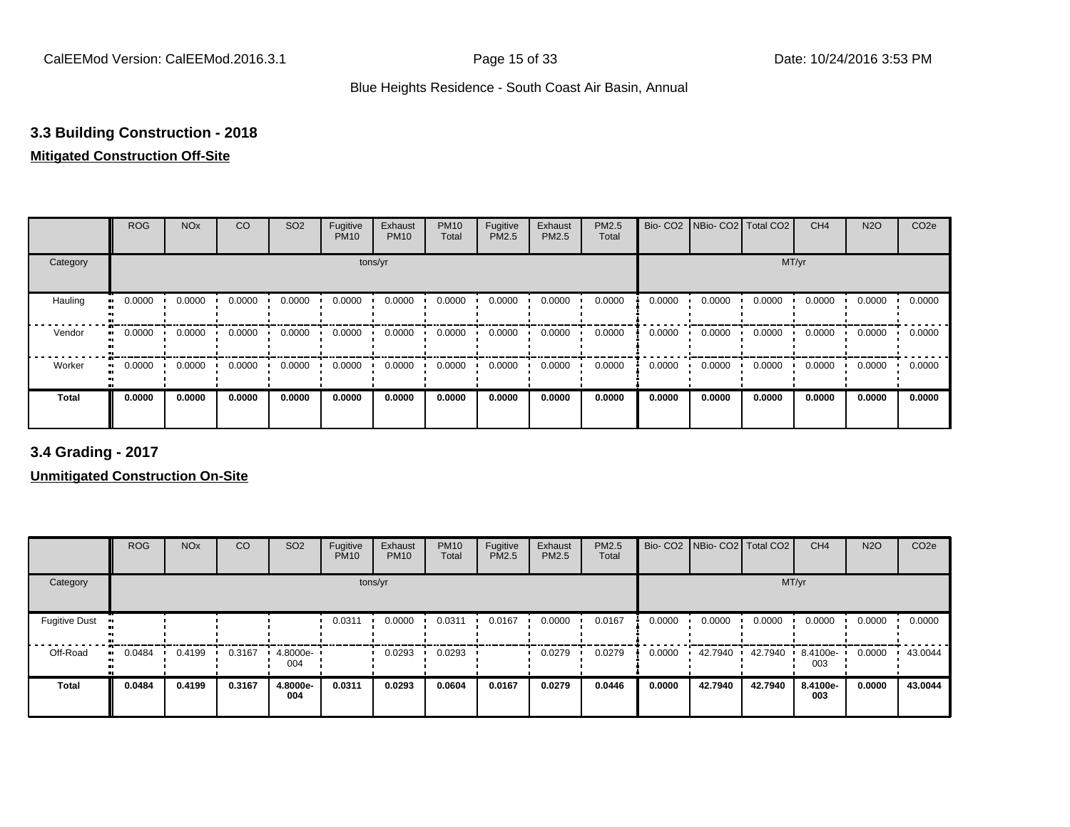### 3.3 Building Construction - 2018

**Mitigated Construction Off-Site**

| | ROG | NOx | CO | SO2 | Fugitive PM10 | Exhaust PM10 | PM10 Total | Fugitive PM2.5 | Exhaust PM2.5 | PM2.5 Total | Bio- CO2 | NBio- CO2 | Total CO2 | CH4 | N2O | CO2e |
|---|---|---|---|---|---|---|---|---|---|---|---|---|---|---|---|---|
| Category | | | | | | tons/yr | | | | | | | | MT/yr | | |
| Hauling | 0.0000 | 0.0000 | 0.0000 | 0.0000 | 0.0000 | 0.0000 | 0.0000 | 0.0000 | 0.0000 | 0.0000 | 0.0000 | 0.0000 | 0.0000 | 0.0000 | 0.0000 | 0.0000 |
| Vendor | 0.0000 | 0.0000 | 0.0000 | 0.0000 | 0.0000 | 0.0000 | 0.0000 | 0.0000 | 0.0000 | 0.0000 | 0.0000 | 0.0000 | 0.0000 | 0.0000 | 0.0000 | 0.0000 |
| Worker | 0.0000 | 0.0000 | 0.0000 | 0.0000 | 0.0000 | 0.0000 | 0.0000 | 0.0000 | 0.0000 | 0.0000 | 0.0000 | 0.0000 | 0.0000 | 0.0000 | 0.0000 | 0.0000 |
| **Total** | **0.0000** | **0.0000** | **0.0000** | **0.0000** | **0.0000** | **0.0000** | **0.0000** | **0.0000** | **0.0000** | **0.0000** | **0.0000** | **0.0000** | **0.0000** | **0.0000** | **0.0000** | **0.0000** |

### 3.4 Grading - 2017

**Unmitigated Construction On-Site**

| | ROG | NOx | CO | SO2 | Fugitive PM10 | Exhaust PM10 | PM10 Total | Fugitive PM2.5 | Exhaust PM2.5 | PM2.5 Total | Bio- CO2 | NBio- CO2 | Total CO2 | CH4 | N2O | CO2e |
|---|---|---|---|---|---|---|---|---|---|---|---|---|---|---|---|---|
| Category | | | | | | tons/yr | | | | | | | | MT/yr | | |
| Fugitive Dust | | | | | 0.0311 | 0.0000 | 0.0311 | 0.0167 | 0.0000 | 0.0167 | 0.0000 | 0.0000 | 0.0000 | 0.0000 | 0.0000 | 0.0000 |
| Off-Road | 0.0484 | 0.4199 | 0.3167 | 4.8000e-004 | | 0.0293 | 0.0293 | | 0.0279 | 0.0279 | 0.0000 | 42.7940 | 42.7940 | 8.4100e-003 | 0.0000 | 43.0044 |
| **Total** | **0.0484** | **0.4199** | **0.3167** | **4.8000e-004** | **0.0311** | **0.0293** | **0.0604** | **0.0167** | **0.0279** | **0.0446** | **0.0000** | **42.7940** | **42.7940** | **8.4100e-003** | **0.0000** | **43.0044** |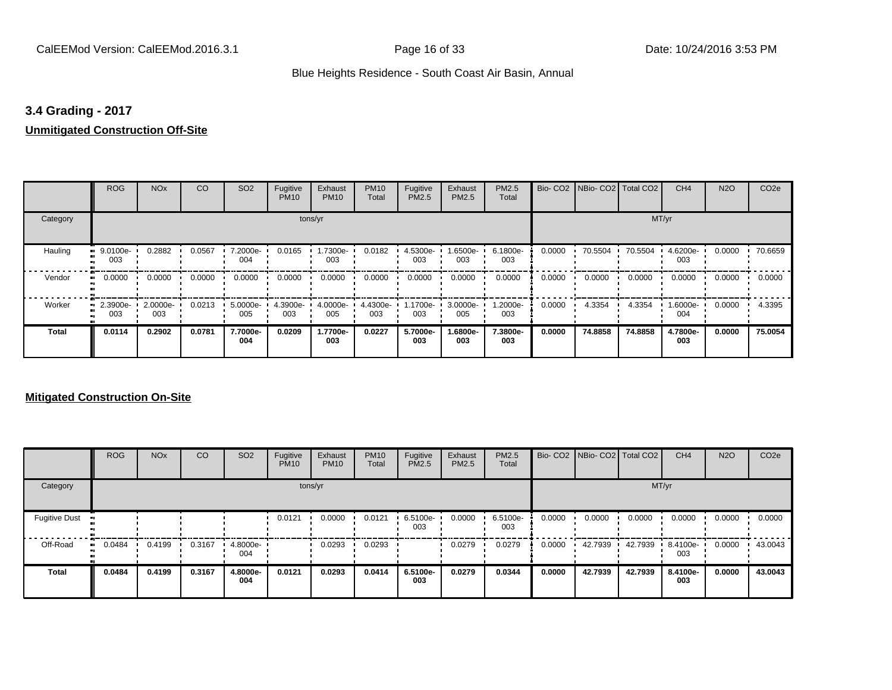### 3.4 Grading - 2017

**Unmitigated Construction Off-Site**

| | ROG | NOx | CO | SO2 | Fugitive PM10 | Exhaust PM10 | PM10 Total | Fugitive PM2.5 | Exhaust PM2.5 | PM2.5 Total | Bio- CO2 | NBio- CO2 | Total CO2 | CH4 | N2O | CO2e |
|---|---|---|---|---|---|---|---|---|---|---|---|---|---|---|---|---|
| Category | tons/yr | | | | | | | | | | MT/yr | | | | | |
| Hauling | 9.0100e-003 | 0.2882 | 0.0567 | 7.2000e-004 | 0.0165 | 1.7300e-003 | 0.0182 | 4.5300e-003 | 1.6500e-003 | 6.1800e-003 | 0.0000 | 70.5504 | 70.5504 | 4.6200e-003 | 0.0000 | 70.6659 |
| Vendor | 0.0000 | 0.0000 | 0.0000 | 0.0000 | 0.0000 | 0.0000 | 0.0000 | 0.0000 | 0.0000 | 0.0000 | 0.0000 | 0.0000 | 0.0000 | 0.0000 | 0.0000 | 0.0000 |
| Worker | 2.3900e-003 | 2.0000e-003 | 0.0213 | 5.0000e-005 | 4.3900e-003 | 4.0000e-005 | 4.4300e-003 | 1.1700e-003 | 3.0000e-005 | 1.2000e-003 | 0.0000 | 4.3354 | 4.3354 | 1.6000e-004 | 0.0000 | 4.3395 |
| **Total** | **0.0114** | **0.2902** | **0.0781** | **7.7000e-004** | **0.0209** | **1.7700e-003** | **0.0227** | **5.7000e-003** | **1.6800e-003** | **7.3800e-003** | **0.0000** | **74.8858** | **74.8858** | **4.7800e-003** | **0.0000** | **75.0054** |

**Mitigated Construction On-Site**

| | ROG | NOx | CO | SO2 | Fugitive PM10 | Exhaust PM10 | PM10 Total | Fugitive PM2.5 | Exhaust PM2.5 | PM2.5 Total | Bio- CO2 | NBio- CO2 | Total CO2 | CH4 | N2O | CO2e |
|---|---|---|---|---|---|---|---|---|---|---|---|---|---|---|---|---|
| Category | tons/yr | | | | | | | | | | MT/yr | | | | | |
| Fugitive Dust | | | | | 0.0121 | 0.0000 | 0.0121 | 6.5100e-003 | 0.0000 | 6.5100e-003 | 0.0000 | 0.0000 | 0.0000 | 0.0000 | 0.0000 | 0.0000 |
| Off-Road | 0.0484 | 0.4199 | 0.3167 | 4.8000e-004 | | 0.0293 | 0.0293 | | 0.0279 | 0.0279 | 0.0000 | 42.7939 | 42.7939 | 8.4100e-003 | 0.0000 | 43.0043 |
| **Total** | **0.0484** | **0.4199** | **0.3167** | **4.8000e-004** | **0.0121** | **0.0293** | **0.0414** | **6.5100e-003** | **0.0279** | **0.0344** | **0.0000** | **42.7939** | **42.7939** | **8.4100e-003** | **0.0000** | **43.0043** |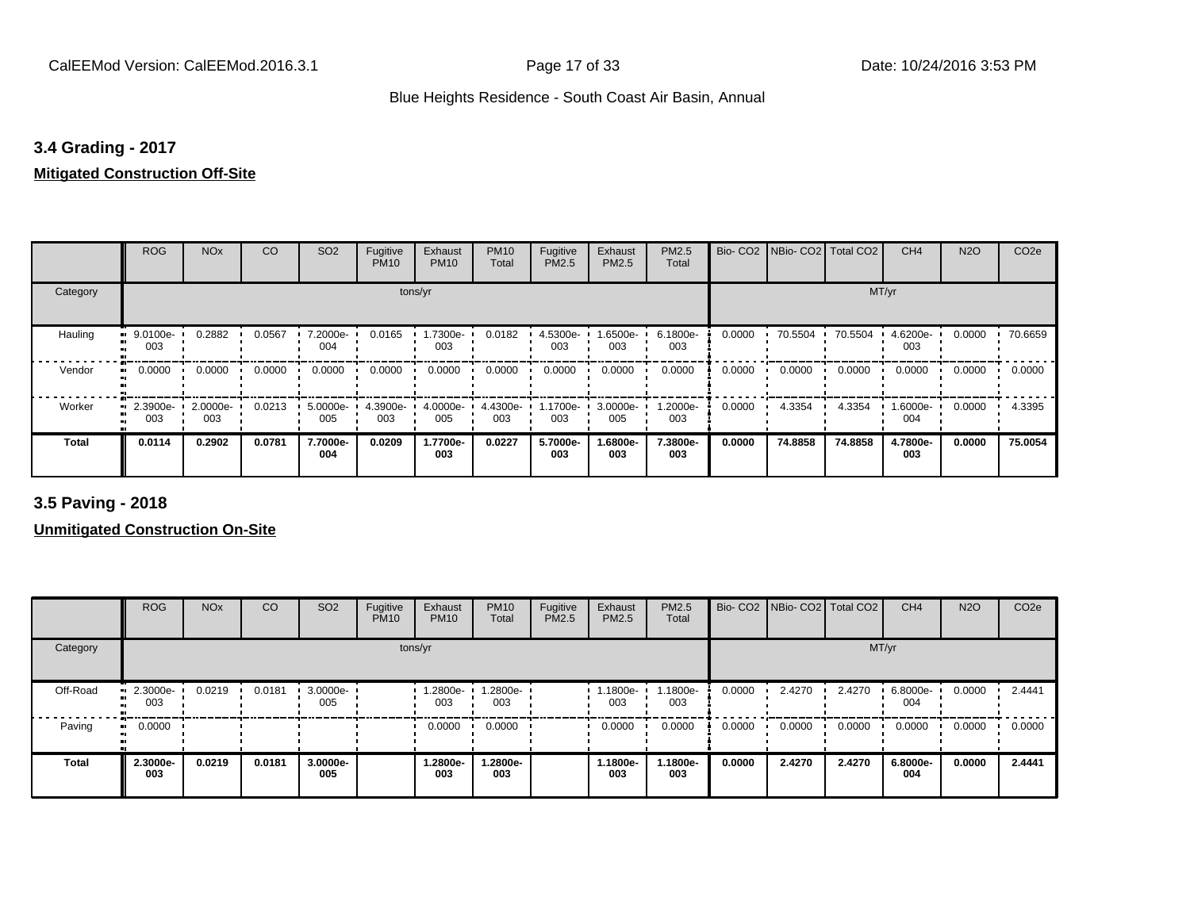### 3.4 Grading - 2017

**Mitigated Construction Off-Site**

| | ROG | NOx | CO | SO2 | Fugitive PM10 | Exhaust PM10 | PM10 Total | Fugitive PM2.5 | Exhaust PM2.5 | PM2.5 Total | Bio- CO2 | NBio- CO2 | Total CO2 | CH4 | N2O | CO2e |
|---|---|---|---|---|---|---|---|---|---|---|---|---|---|---|---|---|
| Category | tons/yr | | | | | | | | | | MT/yr | | | | | |
| Hauling | 9.0100e-003 | 0.2882 | 0.0567 | 7.2000e-004 | 0.0165 | 1.7300e-003 | 0.0182 | 4.5300e-003 | 1.6500e-003 | 6.1800e-003 | 0.0000 | 70.5504 | 70.5504 | 4.6200e-003 | 0.0000 | 70.6659 |
| Vendor | 0.0000 | 0.0000 | 0.0000 | 0.0000 | 0.0000 | 0.0000 | 0.0000 | 0.0000 | 0.0000 | 0.0000 | 0.0000 | 0.0000 | 0.0000 | 0.0000 | 0.0000 | 0.0000 |
| Worker | 2.3900e-003 | 2.0000e-003 | 0.0213 | 5.0000e-005 | 4.3900e-003 | 4.0000e-005 | 4.4300e-003 | 1.1700e-003 | 3.0000e-005 | 1.2000e-003 | 0.0000 | 4.3354 | 4.3354 | 1.6000e-004 | 0.0000 | 4.3395 |
| **Total** | **0.0114** | **0.2902** | **0.0781** | **7.7000e-004** | **0.0209** | **1.7700e-003** | **0.0227** | **5.7000e-003** | **1.6800e-003** | **7.3800e-003** | **0.0000** | **74.8858** | **74.8858** | **4.7800e-003** | **0.0000** | **75.0054** |

### 3.5 Paving - 2018

**Unmitigated Construction On-Site**

| | ROG | NOx | CO | SO2 | Fugitive PM10 | Exhaust PM10 | PM10 Total | Fugitive PM2.5 | Exhaust PM2.5 | PM2.5 Total | Bio- CO2 | NBio- CO2 | Total CO2 | CH4 | N2O | CO2e |
|---|---|---|---|---|---|---|---|---|---|---|---|---|---|---|---|---|
| Category | tons/yr | | | | | | | | | | MT/yr | | | | | |
| Off-Road | 2.3000e-003 | 0.0219 | 0.0181 | 3.0000e-005 | | 1.2800e-003 | 1.2800e-003 | | 1.1800e-003 | 1.1800e-003 | 0.0000 | 2.4270 | 2.4270 | 6.8000e-004 | 0.0000 | 2.4441 |
| Paving | 0.0000 | | | | | 0.0000 | 0.0000 | | 0.0000 | 0.0000 | 0.0000 | 0.0000 | 0.0000 | 0.0000 | 0.0000 | 0.0000 |
| **Total** | **2.3000e-003** | **0.0219** | **0.0181** | **3.0000e-005** | | **1.2800e-003** | **1.2800e-003** | | **1.1800e-003** | **1.1800e-003** | **0.0000** | **2.4270** | **2.4270** | **6.8000e-004** | **0.0000** | **2.4441** |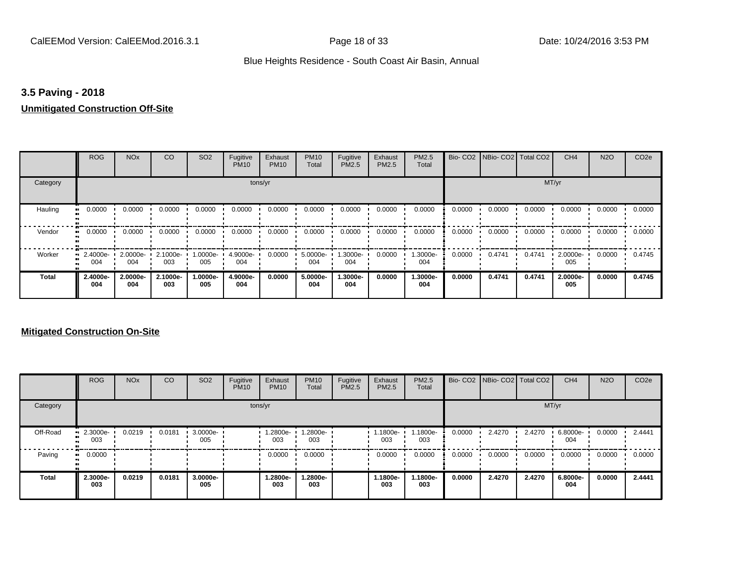### 3.5 Paving - 2018

**Unmitigated Construction Off-Site**

| | ROG | NOx | CO | SO2 | Fugitive PM10 | Exhaust PM10 | PM10 Total | Fugitive PM2.5 | Exhaust PM2.5 | PM2.5 Total | Bio- CO2 | NBio- CO2 | Total CO2 | CH4 | N2O | CO2e |
|---|---|---|---|---|---|---|---|---|---|---|---|---|---|---|---|---|
| Category | tons/yr | | | | | | | | | | MT/yr | | | | | |
| Hauling | 0.0000 | 0.0000 | 0.0000 | 0.0000 | 0.0000 | 0.0000 | 0.0000 | 0.0000 | 0.0000 | 0.0000 | 0.0000 | 0.0000 | 0.0000 | 0.0000 | 0.0000 | 0.0000 |
| Vendor | 0.0000 | 0.0000 | 0.0000 | 0.0000 | 0.0000 | 0.0000 | 0.0000 | 0.0000 | 0.0000 | 0.0000 | 0.0000 | 0.0000 | 0.0000 | 0.0000 | 0.0000 | 0.0000 |
| Worker | 2.4000e-004 | 2.0000e-004 | 2.1000e-003 | 1.0000e-005 | 4.9000e-004 | 0.0000 | 5.0000e-004 | 1.3000e-004 | 0.0000 | 1.3000e-004 | 0.0000 | 0.4741 | 0.4741 | 2.0000e-005 | 0.0000 | 0.4745 |
| **Total** | **2.4000e-004** | **2.0000e-004** | **2.1000e-003** | **1.0000e-005** | **4.9000e-004** | **0.0000** | **5.0000e-004** | **1.3000e-004** | **0.0000** | **1.3000e-004** | **0.0000** | **0.4741** | **0.4741** | **2.0000e-005** | **0.0000** | **0.4745** |

**Mitigated Construction On-Site**

| | ROG | NOx | CO | SO2 | Fugitive PM10 | Exhaust PM10 | PM10 Total | Fugitive PM2.5 | Exhaust PM2.5 | PM2.5 Total | Bio- CO2 | NBio- CO2 | Total CO2 | CH4 | N2O | CO2e |
|---|---|---|---|---|---|---|---|---|---|---|---|---|---|---|---|---|
| Category | tons/yr | | | | | | | | | | MT/yr | | | | | |
| Off-Road | 2.3000e-003 | 0.0219 | 0.0181 | 3.0000e-005 | | 1.2800e-003 | 1.2800e-003 | | 1.1800e-003 | 1.1800e-003 | 0.0000 | 2.4270 | 2.4270 | 6.8000e-004 | 0.0000 | 2.4441 |
| Paving | 0.0000 | | | | | 0.0000 | 0.0000 | | 0.0000 | 0.0000 | 0.0000 | 0.0000 | 0.0000 | 0.0000 | 0.0000 | 0.0000 |
| **Total** | **2.3000e-003** | **0.0219** | **0.0181** | **3.0000e-005** | | **1.2800e-003** | **1.2800e-003** | | **1.1800e-003** | **1.1800e-003** | **0.0000** | **2.4270** | **2.4270** | **6.8000e-004** | **0.0000** | **2.4441** |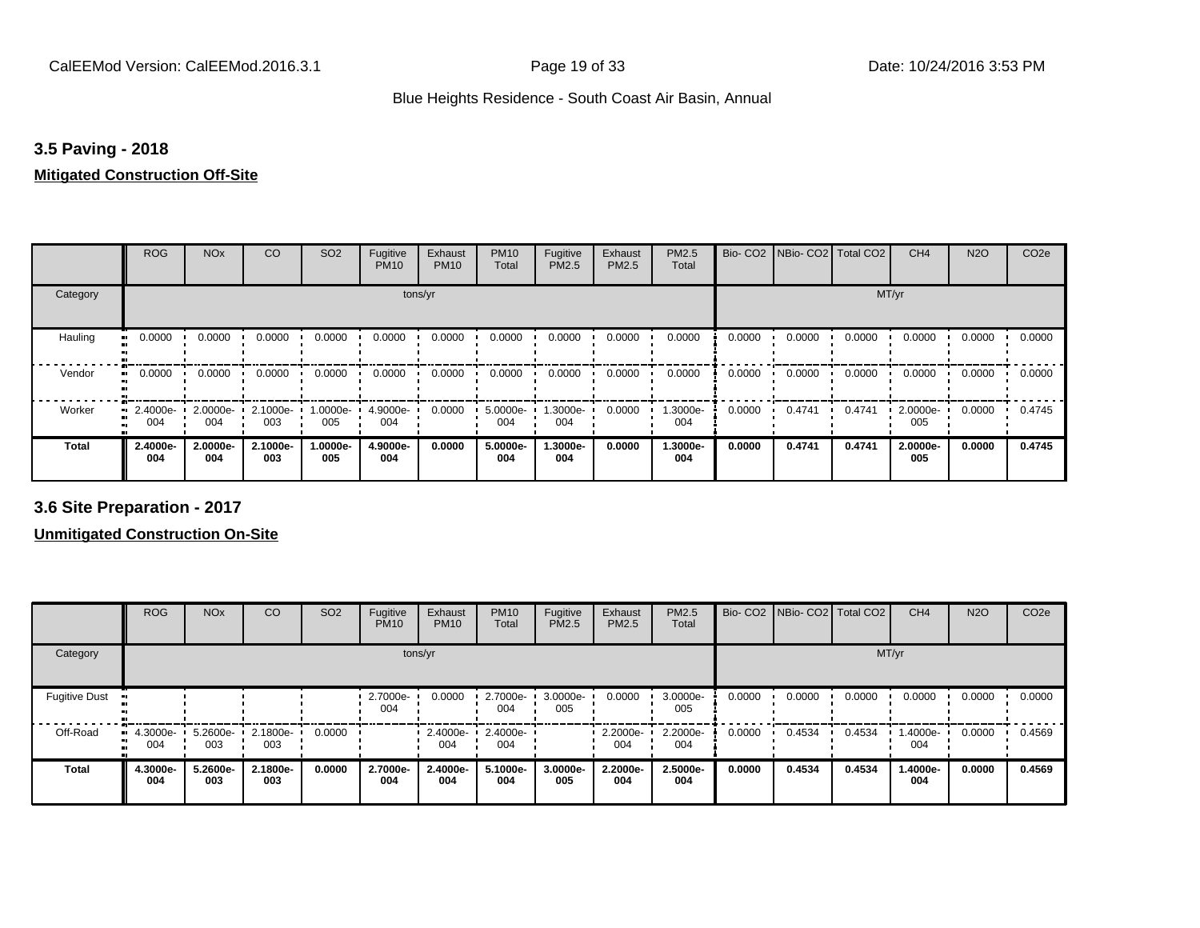## 3.5 Paving - 2018

**Mitigated Construction Off-Site**

| | ROG | NOx | CO | SO2 | Fugitive PM10 | Exhaust PM10 | PM10 Total | Fugitive PM2.5 | Exhaust PM2.5 | PM2.5 Total | Bio- CO2 | NBio- CO2 | Total CO2 | CH4 | N2O | CO2e |
|---|---|---|---|---|---|---|---|---|---|---|---|---|---|---|---|---|
| Category | tons/yr | | | | | | | | | | MT/yr | | | | | |
| Hauling | 0.0000 | 0.0000 | 0.0000 | 0.0000 | 0.0000 | 0.0000 | 0.0000 | 0.0000 | 0.0000 | 0.0000 | 0.0000 | 0.0000 | 0.0000 | 0.0000 | 0.0000 | 0.0000 |
| Vendor | 0.0000 | 0.0000 | 0.0000 | 0.0000 | 0.0000 | 0.0000 | 0.0000 | 0.0000 | 0.0000 | 0.0000 | 0.0000 | 0.0000 | 0.0000 | 0.0000 | 0.0000 | 0.0000 |
| Worker | 2.4000e-004 | 2.0000e-004 | 2.1000e-003 | 1.0000e-005 | 4.9000e-004 | 0.0000 | 5.0000e-004 | 1.3000e-004 | 0.0000 | 1.3000e-004 | 0.0000 | 0.4741 | 0.4741 | 2.0000e-005 | 0.0000 | 0.4745 |
| **Total** | **2.4000e-004** | **2.0000e-004** | **2.1000e-003** | **1.0000e-005** | **4.9000e-004** | **0.0000** | **5.0000e-004** | **1.3000e-004** | **0.0000** | **1.3000e-004** | **0.0000** | **0.4741** | **0.4741** | **2.0000e-005** | **0.0000** | **0.4745** |

## 3.6 Site Preparation - 2017

**Unmitigated Construction On-Site**

| | ROG | NOx | CO | SO2 | Fugitive PM10 | Exhaust PM10 | PM10 Total | Fugitive PM2.5 | Exhaust PM2.5 | PM2.5 Total | Bio- CO2 | NBio- CO2 | Total CO2 | CH4 | N2O | CO2e |
|---|---|---|---|---|---|---|---|---|---|---|---|---|---|---|---|---|
| Category | tons/yr | | | | | | | | | | MT/yr | | | | | |
| Fugitive Dust | | | | | 2.7000e-004 | 0.0000 | 2.7000e-004 | 3.0000e-005 | 0.0000 | 3.0000e-005 | 0.0000 | 0.0000 | 0.0000 | 0.0000 | 0.0000 | 0.0000 |
| Off-Road | 4.3000e-004 | 5.2600e-003 | 2.1800e-003 | 0.0000 | | 2.4000e-004 | 2.4000e-004 | | 2.2000e-004 | 2.2000e-004 | 0.0000 | 0.4534 | 0.4534 | 1.4000e-004 | 0.0000 | 0.4569 |
| **Total** | **4.3000e-004** | **5.2600e-003** | **2.1800e-003** | **0.0000** | **2.7000e-004** | **2.4000e-004** | **5.1000e-004** | **3.0000e-005** | **2.2000e-004** | **2.5000e-004** | **0.0000** | **0.4534** | **0.4534** | **1.4000e-004** | **0.0000** | **0.4569** |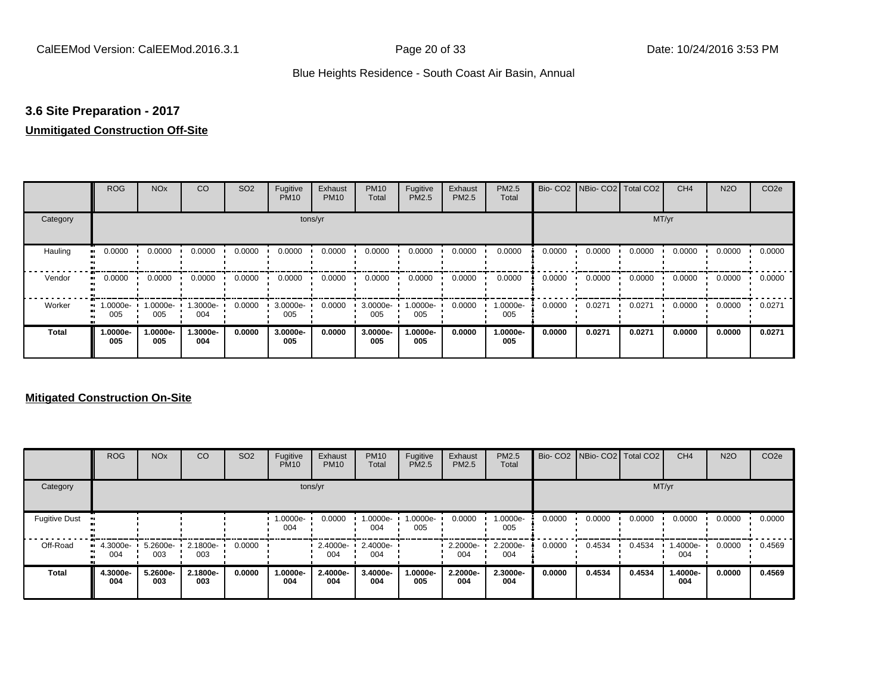### 3.6 Site Preparation - 2017

**Unmitigated Construction Off-Site**

| | ROG | NOx | CO | SO2 | Fugitive PM10 | Exhaust PM10 | PM10 Total | Fugitive PM2.5 | Exhaust PM2.5 | PM2.5 Total | Bio- CO2 | NBio- CO2 | Total CO2 | CH4 | N2O | CO2e |
|---|---|---|---|---|---|---|---|---|---|---|---|---|---|---|---|---|
| Category | tons/yr | | | | | | | | | | MT/yr | | | | | |
| Hauling | 0.0000 | 0.0000 | 0.0000 | 0.0000 | 0.0000 | 0.0000 | 0.0000 | 0.0000 | 0.0000 | 0.0000 | 0.0000 | 0.0000 | 0.0000 | 0.0000 | 0.0000 | 0.0000 |
| Vendor | 0.0000 | 0.0000 | 0.0000 | 0.0000 | 0.0000 | 0.0000 | 0.0000 | 0.0000 | 0.0000 | 0.0000 | 0.0000 | 0.0000 | 0.0000 | 0.0000 | 0.0000 | 0.0000 |
| Worker | 1.0000e-005 | 1.0000e-005 | 1.3000e-004 | 0.0000 | 3.0000e-005 | 0.0000 | 3.0000e-005 | 1.0000e-005 | 0.0000 | 1.0000e-005 | 0.0000 | 0.0271 | 0.0271 | 0.0000 | 0.0000 | 0.0271 |
| **Total** | **1.0000e-005** | **1.0000e-005** | **1.3000e-004** | **0.0000** | **3.0000e-005** | **0.0000** | **3.0000e-005** | **1.0000e-005** | **0.0000** | **1.0000e-005** | **0.0000** | **0.0271** | **0.0271** | **0.0000** | **0.0000** | **0.0271** |

**Mitigated Construction On-Site**

| | ROG | NOx | CO | SO2 | Fugitive PM10 | Exhaust PM10 | PM10 Total | Fugitive PM2.5 | Exhaust PM2.5 | PM2.5 Total | Bio- CO2 | NBio- CO2 | Total CO2 | CH4 | N2O | CO2e |
|---|---|---|---|---|---|---|---|---|---|---|---|---|---|---|---|---|
| Category | tons/yr | | | | | | | | | | MT/yr | | | | | |
| Fugitive Dust | | | | | 1.0000e-004 | 0.0000 | 1.0000e-004 | 1.0000e-005 | 0.0000 | 1.0000e-005 | 0.0000 | 0.0000 | 0.0000 | 0.0000 | 0.0000 | 0.0000 |
| Off-Road | 4.3000e-004 | 5.2600e-003 | 2.1800e-003 | 0.0000 | | 2.4000e-004 | 2.4000e-004 | | 2.2000e-004 | 2.2000e-004 | 0.0000 | 0.4534 | 0.4534 | 1.4000e-004 | 0.0000 | 0.4569 |
| **Total** | **4.3000e-004** | **5.2600e-003** | **2.1800e-003** | **0.0000** | **1.0000e-004** | **2.4000e-004** | **3.4000e-004** | **1.0000e-005** | **2.2000e-004** | **2.3000e-004** | **0.0000** | **0.4534** | **0.4534** | **1.4000e-004** | **0.0000** | **0.4569** |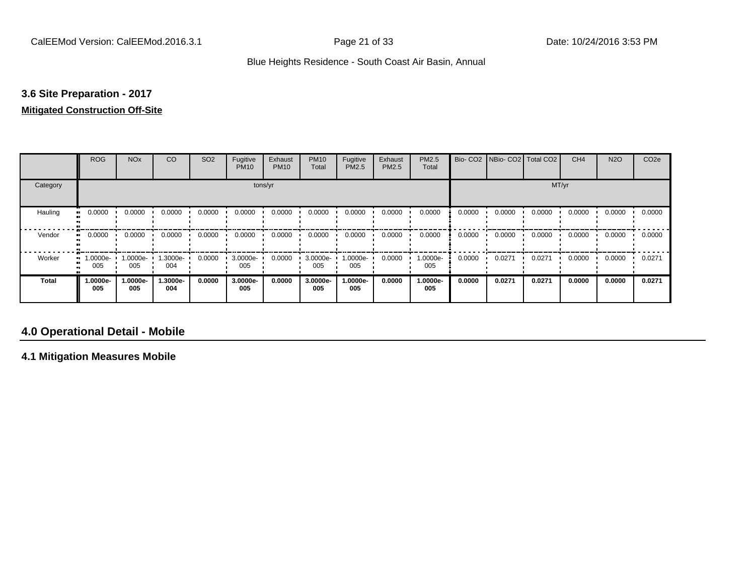### 3.6 Site Preparation - 2017

**Mitigated Construction Off-Site**

| | ROG | NOx | CO | SO2 | Fugitive PM10 | Exhaust PM10 | PM10 Total | Fugitive PM2.5 | Exhaust PM2.5 | PM2.5 Total | Bio- CO2 | NBio- CO2 | Total CO2 | CH4 | N2O | CO2e |
|---|---|---|---|---|---|---|---|---|---|---|---|---|---|---|---|---|
| Category | tons/yr | | | | | | | | | | MT/yr | | | | | |
| Hauling | 0.0000 | 0.0000 | 0.0000 | 0.0000 | 0.0000 | 0.0000 | 0.0000 | 0.0000 | 0.0000 | 0.0000 | 0.0000 | 0.0000 | 0.0000 | 0.0000 | 0.0000 | 0.0000 |
| Vendor | 0.0000 | 0.0000 | 0.0000 | 0.0000 | 0.0000 | 0.0000 | 0.0000 | 0.0000 | 0.0000 | 0.0000 | 0.0000 | 0.0000 | 0.0000 | 0.0000 | 0.0000 | 0.0000 |
| Worker | 1.0000e-005 | 1.0000e-005 | 1.3000e-004 | 0.0000 | 3.0000e-005 | 0.0000 | 3.0000e-005 | 1.0000e-005 | 0.0000 | 1.0000e-005 | 0.0000 | 0.0271 | 0.0271 | 0.0000 | 0.0000 | 0.0271 |
| **Total** | **1.0000e-005** | **1.0000e-005** | **1.3000e-004** | **0.0000** | **3.0000e-005** | **0.0000** | **3.0000e-005** | **1.0000e-005** | **0.0000** | **1.0000e-005** | **0.0000** | **0.0271** | **0.0271** | **0.0000** | **0.0000** | **0.0271** |

## 4.0 Operational Detail - Mobile

### 4.1 Mitigation Measures Mobile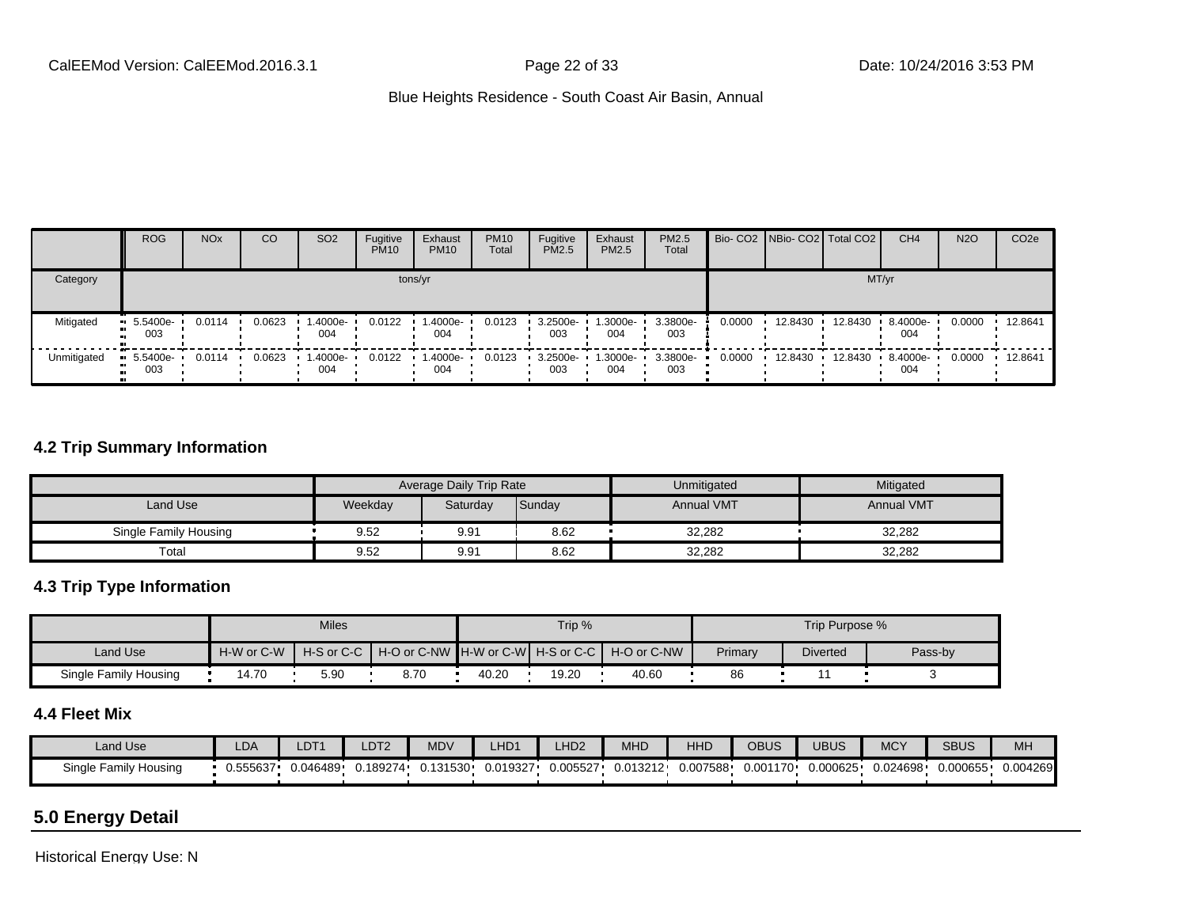| | ROG | NOx | CO | SO2 | Fugitive PM10 | Exhaust PM10 | PM10 Total | Fugitive PM2.5 | Exhaust PM2.5 | PM2.5 Total | Bio- CO2 | NBio- CO2 | Total CO2 | CH4 | N2O | CO2e |
|---|---|---|---|---|---|---|---|---|---|---|---|---|---|---|---|---|
| Category | tons/yr | | | | | | | | | | MT/yr | | | | | |
| Mitigated | 5.5400e-003 | 0.0114 | 0.0623 | 1.4000e-004 | 0.0122 | 1.4000e-004 | 0.0123 | 3.2500e-003 | 1.3000e-004 | 3.3800e-003 | 0.0000 | 12.8430 | 12.8430 | 8.4000e-004 | 0.0000 | 12.8641 |
| Unmitigated | 5.5400e-003 | 0.0114 | 0.0623 | 1.4000e-004 | 0.0122 | 1.4000e-004 | 0.0123 | 3.2500e-003 | 1.3000e-004 | 3.3800e-003 | 0.0000 | 12.8430 | 12.8430 | 8.4000e-004 | 0.0000 | 12.8641 |

### 4.2 Trip Summary Information

| | Average Daily Trip Rate | | | Unmitigated | Mitigated |
|---|---|---|---|---|---|
| Land Use | Weekday | Saturday | Sunday | Annual VMT | Annual VMT |
| Single Family Housing | 9.52 | 9.91 | 8.62 | 32,282 | 32,282 |
| Total | 9.52 | 9.91 | 8.62 | 32,282 | 32,282 |

### 4.3 Trip Type Information

| | Miles | | | Trip % | | | Trip Purpose % | | |
|---|---|---|---|---|---|---|---|---|---|
| Land Use | H-W or C-W | H-S or C-C | H-O or C-NW | H-W or C-W | H-S or C-C | H-O or C-NW | Primary | Diverted | Pass-by |
| Single Family Housing | 14.70 | 5.90 | 8.70 | 40.20 | 19.20 | 40.60 | 86 | 11 | 3 |

### 4.4 Fleet Mix

| Land Use | LDA | LDT1 | LDT2 | MDV | LHD1 | LHD2 | MHD | HHD | OBUS | UBUS | MCY | SBUS | MH |
|---|---|---|---|---|---|---|---|---|---|---|---|---|---|
| Single Family Housing | 0.555637 | 0.046489 | 0.189274 | 0.131530 | 0.019327 | 0.005527 | 0.013212 | 0.007588 | 0.001170 | 0.000625 | 0.024698 | 0.000655 | 0.004269 |

## 5.0 Energy Detail

Historical Energy Use: N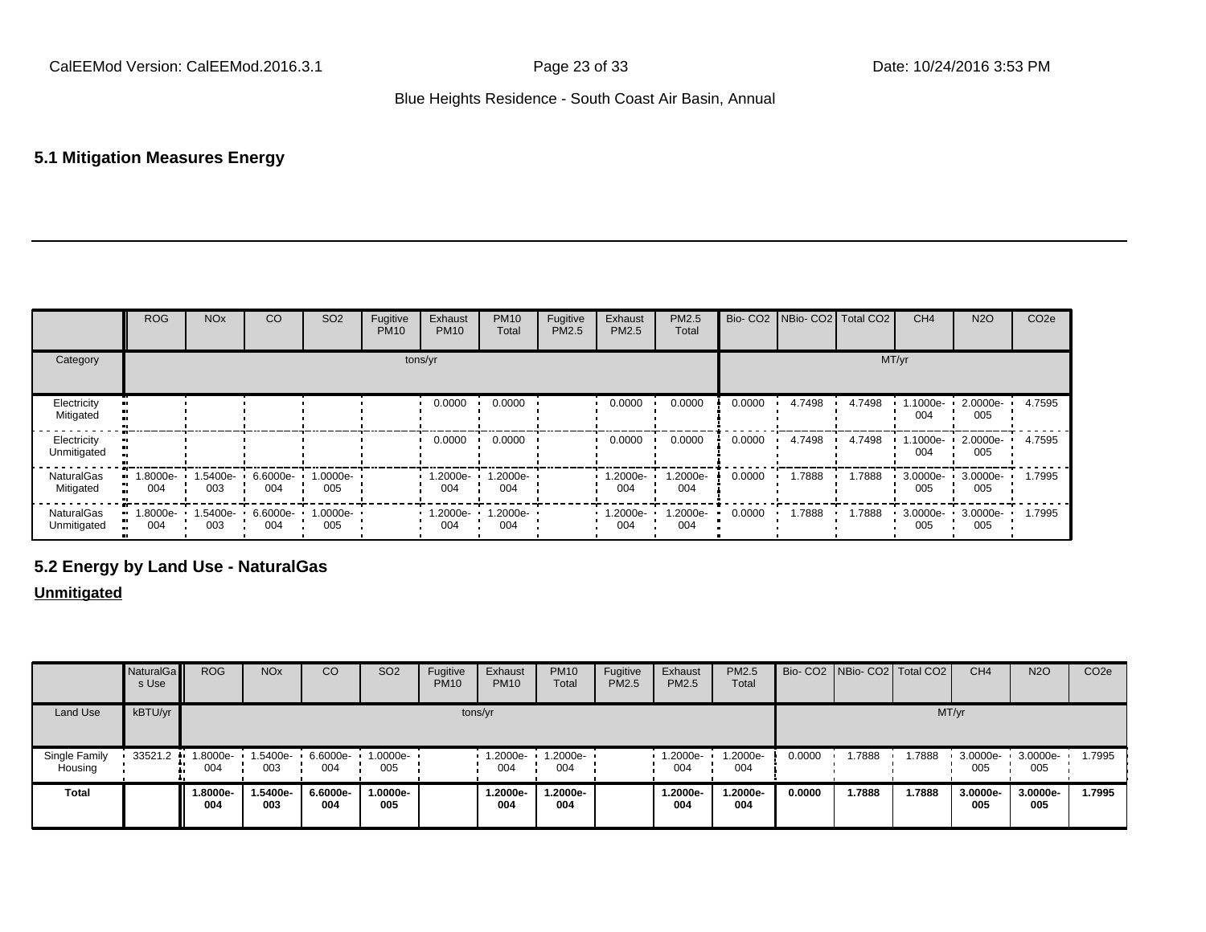## 5.1 Mitigation Measures Energy

| | ROG | NOx | CO | SO2 | Fugitive PM10 | Exhaust PM10 | PM10 Total | Fugitive PM2.5 | Exhaust PM2.5 | PM2.5 Total | Bio- CO2 | NBio- CO2 | Total CO2 | CH4 | N2O | CO2e |
|---|---|---|---|---|---|---|---|---|---|---|---|---|---|---|---|---|
| Category | tons/yr | | | | | | | | | | MT/yr | | | | | |
| Electricity Mitigated | | | | | | 0.0000 | 0.0000 | | 0.0000 | 0.0000 | 0.0000 | 4.7498 | 4.7498 | 1.1000e-004 | 2.0000e-005 | 4.7595 |
| Electricity Unmitigated | | | | | | 0.0000 | 0.0000 | | 0.0000 | 0.0000 | 0.0000 | 4.7498 | 4.7498 | 1.1000e-004 | 2.0000e-005 | 4.7595 |
| NaturalGas Mitigated | 1.8000e-004 | 1.5400e-003 | 6.6000e-004 | 1.0000e-005 | | 1.2000e-004 | 1.2000e-004 | | 1.2000e-004 | 1.2000e-004 | 0.0000 | 1.7888 | 1.7888 | 3.0000e-005 | 3.0000e-005 | 1.7995 |
| NaturalGas Unmitigated | 1.8000e-004 | 1.5400e-003 | 6.6000e-004 | 1.0000e-005 | | 1.2000e-004 | 1.2000e-004 | | 1.2000e-004 | 1.2000e-004 | 0.0000 | 1.7888 | 1.7888 | 3.0000e-005 | 3.0000e-005 | 1.7995 |

## 5.2 Energy by Land Use - NaturalGas

**Unmitigated**

| | NaturalGas Use | ROG | NOx | CO | SO2 | Fugitive PM10 | Exhaust PM10 | PM10 Total | Fugitive PM2.5 | Exhaust PM2.5 | PM2.5 Total | Bio- CO2 | NBio- CO2 | Total CO2 | CH4 | N2O | CO2e |
|---|---|---|---|---|---|---|---|---|---|---|---|---|---|---|---|---|---|
| Land Use | kBTU/yr | tons/yr | | | | | | | | | | MT/yr | | | | | |
| Single Family Housing | 33521.2 | 1.8000e-004 | 1.5400e-003 | 6.6000e-004 | 1.0000e-005 | | 1.2000e-004 | 1.2000e-004 | | 1.2000e-004 | 1.2000e-004 | 0.0000 | 1.7888 | 1.7888 | 3.0000e-005 | 3.0000e-005 | 1.7995 |
| **Total** | | **1.8000e-004** | **1.5400e-003** | **6.6000e-004** | **1.0000e-005** | | **1.2000e-004** | **1.2000e-004** | | **1.2000e-004** | **1.2000e-004** | **0.0000** | **1.7888** | **1.7888** | **3.0000e-005** | **3.0000e-005** | **1.7995** |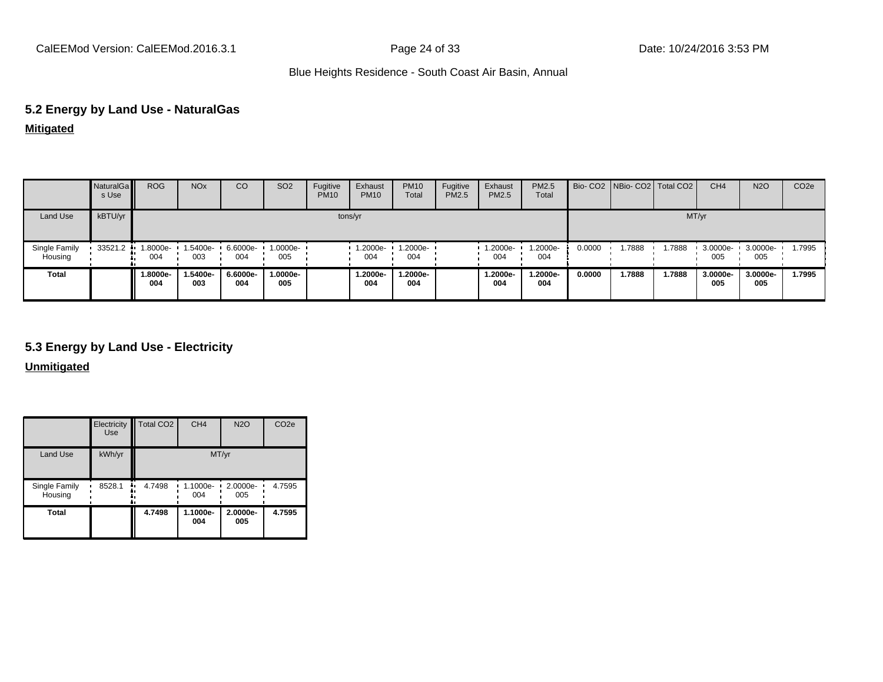## 5.2 Energy by Land Use - NaturalGas

**Mitigated**

| | NaturalGas Use | ROG | NOx | CO | SO2 | Fugitive PM10 | Exhaust PM10 | PM10 Total | Fugitive PM2.5 | Exhaust PM2.5 | PM2.5 Total | Bio- CO2 | NBio- CO2 | Total CO2 | CH4 | N2O | CO2e |
|---|---|---|---|---|---|---|---|---|---|---|---|---|---|---|---|---|---|
| Land Use | kBTU/yr | tons/yr | | | | | | | | | | MT/yr | | | | | |
| Single Family Housing | 33521.2 | 1.8000e-004 | 1.5400e-003 | 6.6000e-004 | 1.0000e-005 | | 1.2000e-004 | 1.2000e-004 | | 1.2000e-004 | 1.2000e-004 | 0.0000 | 1.7888 | 1.7888 | 3.0000e-005 | 3.0000e-005 | 1.7995 |
| **Total** | | **1.8000e-004** | **1.5400e-003** | **6.6000e-004** | **1.0000e-005** | | **1.2000e-004** | **1.2000e-004** | | **1.2000e-004** | **1.2000e-004** | **0.0000** | **1.7888** | **1.7888** | **3.0000e-005** | **3.0000e-005** | **1.7995** |

## 5.3 Energy by Land Use - Electricity

**Unmitigated**

| | Electricity Use | Total CO2 | CH4 | N2O | CO2e |
|---|---|---|---|---|---|
| Land Use | kWh/yr | MT/yr | | | |
| Single Family Housing | 8528.1 | 4.7498 | 1.1000e-004 | 2.0000e-005 | 4.7595 |
| **Total** | | **4.7498** | **1.1000e-004** | **2.0000e-005** | **4.7595** |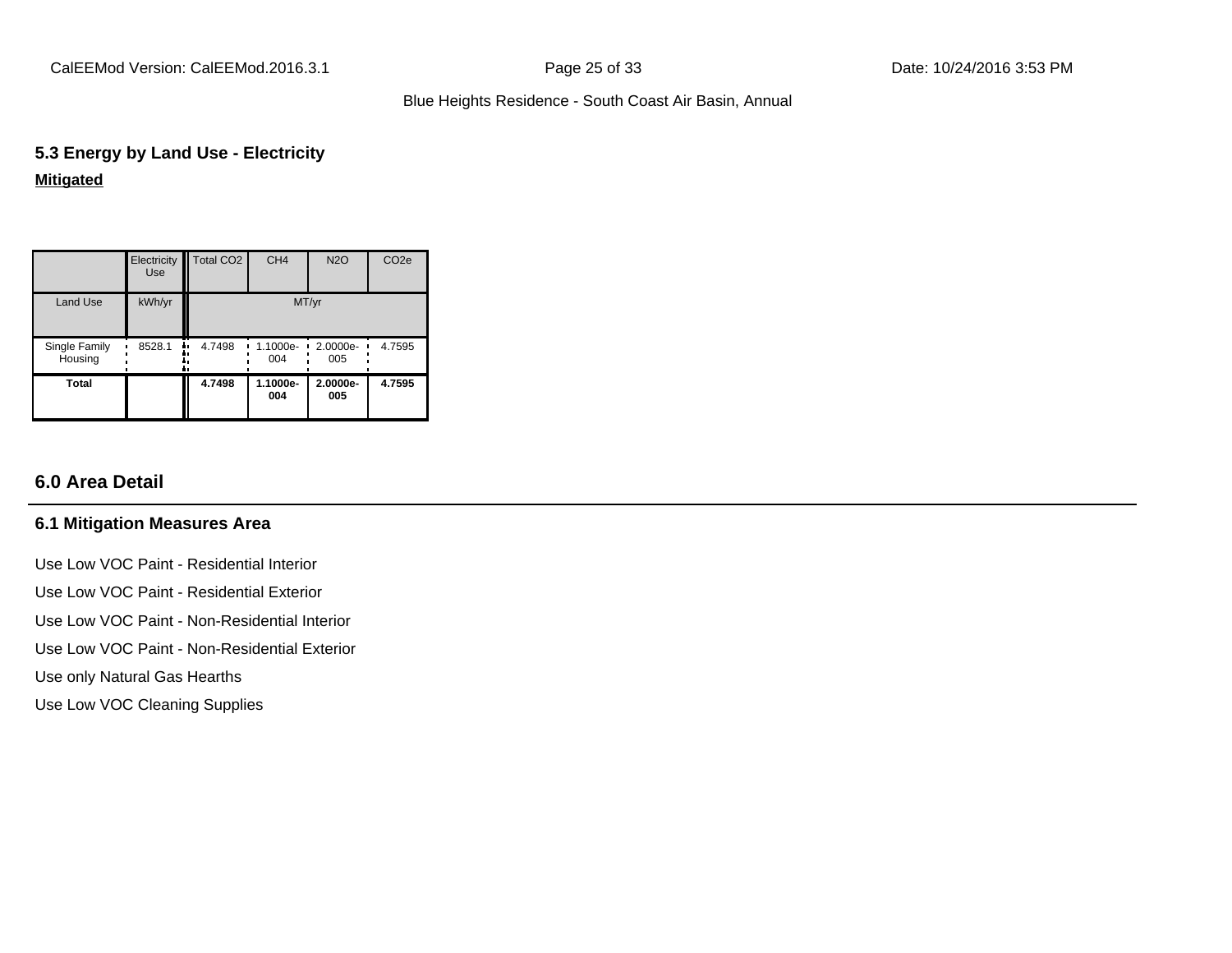### 5.3 Energy by Land Use - Electricity

**Mitigated**

| | Electricity Use | Total CO2 | CH4 | N2O | CO2e |
|---|---|---|---|---|---|
| Land Use | kWh/yr | MT/yr | | | |
| Single Family Housing | 8528.1 | 4.7498 | 1.1000e-004 | 2.0000e-005 | 4.7595 |
| **Total** | | **4.7498** | **1.1000e-004** | **2.0000e-005** | **4.7595** |

## 6.0 Area Detail

### 6.1 Mitigation Measures Area

Use Low VOC Paint - Residential Interior

Use Low VOC Paint - Residential Exterior

Use Low VOC Paint - Non-Residential Interior

Use Low VOC Paint - Non-Residential Exterior

Use only Natural Gas Hearths

Use Low VOC Cleaning Supplies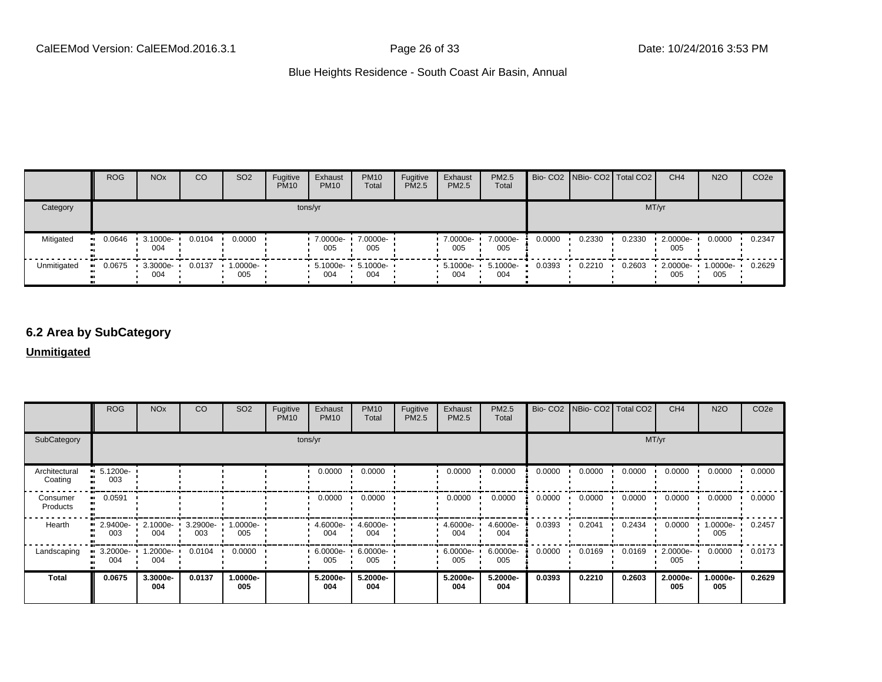| | ROG | NOx | CO | SO2 | Fugitive PM10 | Exhaust PM10 | PM10 Total | Fugitive PM2.5 | Exhaust PM2.5 | PM2.5 Total | Bio- CO2 | NBio- CO2 | Total CO2 | CH4 | N2O | CO2e |
|---|---|---|---|---|---|---|---|---|---|---|---|---|---|---|---|---|
| Category | tons/yr | | | | | | | | | | MT/yr | | | | | |
| Mitigated | 0.0646 | 3.1000e-004 | 0.0104 | 0.0000 | | 7.0000e-005 | 7.0000e-005 | | 7.0000e-005 | 7.0000e-005 | 0.0000 | 0.2330 | 0.2330 | 2.0000e-005 | 0.0000 | 0.2347 |
| Unmitigated | 0.0675 | 3.3000e-004 | 0.0137 | 1.0000e-005 | | 5.1000e-004 | 5.1000e-004 | | 5.1000e-004 | 5.1000e-004 | 0.0393 | 0.2210 | 0.2603 | 2.0000e-005 | 1.0000e-005 | 0.2629 |

## 6.2 Area by SubCategory

**Unmitigated**

| | ROG | NOx | CO | SO2 | Fugitive PM10 | Exhaust PM10 | PM10 Total | Fugitive PM2.5 | Exhaust PM2.5 | PM2.5 Total | Bio- CO2 | NBio- CO2 | Total CO2 | CH4 | N2O | CO2e |
|---|---|---|---|---|---|---|---|---|---|---|---|---|---|---|---|---|
| SubCategory | tons/yr | | | | | | | | | | MT/yr | | | | | |
| Architectural Coating | 5.1200e-003 | | | | | 0.0000 | 0.0000 | | 0.0000 | 0.0000 | 0.0000 | 0.0000 | 0.0000 | 0.0000 | 0.0000 | 0.0000 |
| Consumer Products | 0.0591 | | | | | 0.0000 | 0.0000 | | 0.0000 | 0.0000 | 0.0000 | 0.0000 | 0.0000 | 0.0000 | 0.0000 | 0.0000 |
| Hearth | 2.9400e-003 | 2.1000e-004 | 3.2900e-003 | 1.0000e-005 | | 4.6000e-004 | 4.6000e-004 | | 4.6000e-004 | 4.6000e-004 | 0.0393 | 0.2041 | 0.2434 | 0.0000 | 1.0000e-005 | 0.2457 |
| Landscaping | 3.2000e-004 | 1.2000e-004 | 0.0104 | 0.0000 | | 6.0000e-005 | 6.0000e-005 | | 6.0000e-005 | 6.0000e-005 | 0.0000 | 0.0169 | 0.0169 | 2.0000e-005 | 0.0000 | 0.0173 |
| **Total** | **0.0675** | **3.3000e-004** | **0.0137** | **1.0000e-005** | | **5.2000e-004** | **5.2000e-004** | | **5.2000e-004** | **5.2000e-004** | **0.0393** | **0.2210** | **0.2603** | **2.0000e-005** | **1.0000e-005** | **0.2629** |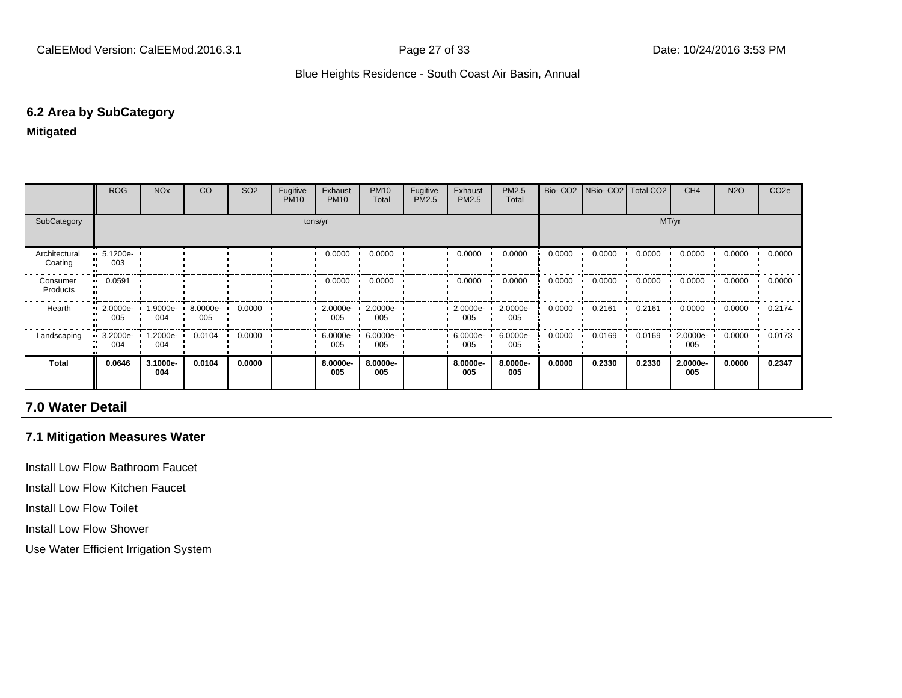### 6.2 Area by SubCategory

**Mitigated**

| | ROG | NOx | CO | SO2 | Fugitive PM10 | Exhaust PM10 | PM10 Total | Fugitive PM2.5 | Exhaust PM2.5 | PM2.5 Total | Bio- CO2 | NBio- CO2 | Total CO2 | CH4 | N2O | CO2e |
|---|---|---|---|---|---|---|---|---|---|---|---|---|---|---|---|---|
| SubCategory | tons/yr | | | | | | | | | | MT/yr | | | | | |
| Architectural Coating | 5.1200e-003 | | | | | 0.0000 | 0.0000 | | 0.0000 | 0.0000 | 0.0000 | 0.0000 | 0.0000 | 0.0000 | 0.0000 | 0.0000 |
| Consumer Products | 0.0591 | | | | | 0.0000 | 0.0000 | | 0.0000 | 0.0000 | 0.0000 | 0.0000 | 0.0000 | 0.0000 | 0.0000 | 0.0000 |
| Hearth | 2.0000e-005 | 1.9000e-004 | 8.0000e-005 | 0.0000 | | 2.0000e-005 | 2.0000e-005 | | 2.0000e-005 | 2.0000e-005 | 0.0000 | 0.2161 | 0.2161 | 0.0000 | 0.0000 | 0.2174 |
| Landscaping | 3.2000e-004 | 1.2000e-004 | 0.0104 | 0.0000 | | 6.0000e-005 | 6.0000e-005 | | 6.0000e-005 | 6.0000e-005 | 0.0000 | 0.0169 | 0.0169 | 2.0000e-005 | 0.0000 | 0.0173 |
| **Total** | **0.0646** | **3.1000e-004** | **0.0104** | **0.0000** | | **8.0000e-005** | **8.0000e-005** | | **8.0000e-005** | **8.0000e-005** | **0.0000** | **0.2330** | **0.2330** | **2.0000e-005** | **0.0000** | **0.2347** |

## 7.0 Water Detail

### 7.1 Mitigation Measures Water

Install Low Flow Bathroom Faucet

Install Low Flow Kitchen Faucet

Install Low Flow Toilet

Install Low Flow Shower

Use Water Efficient Irrigation System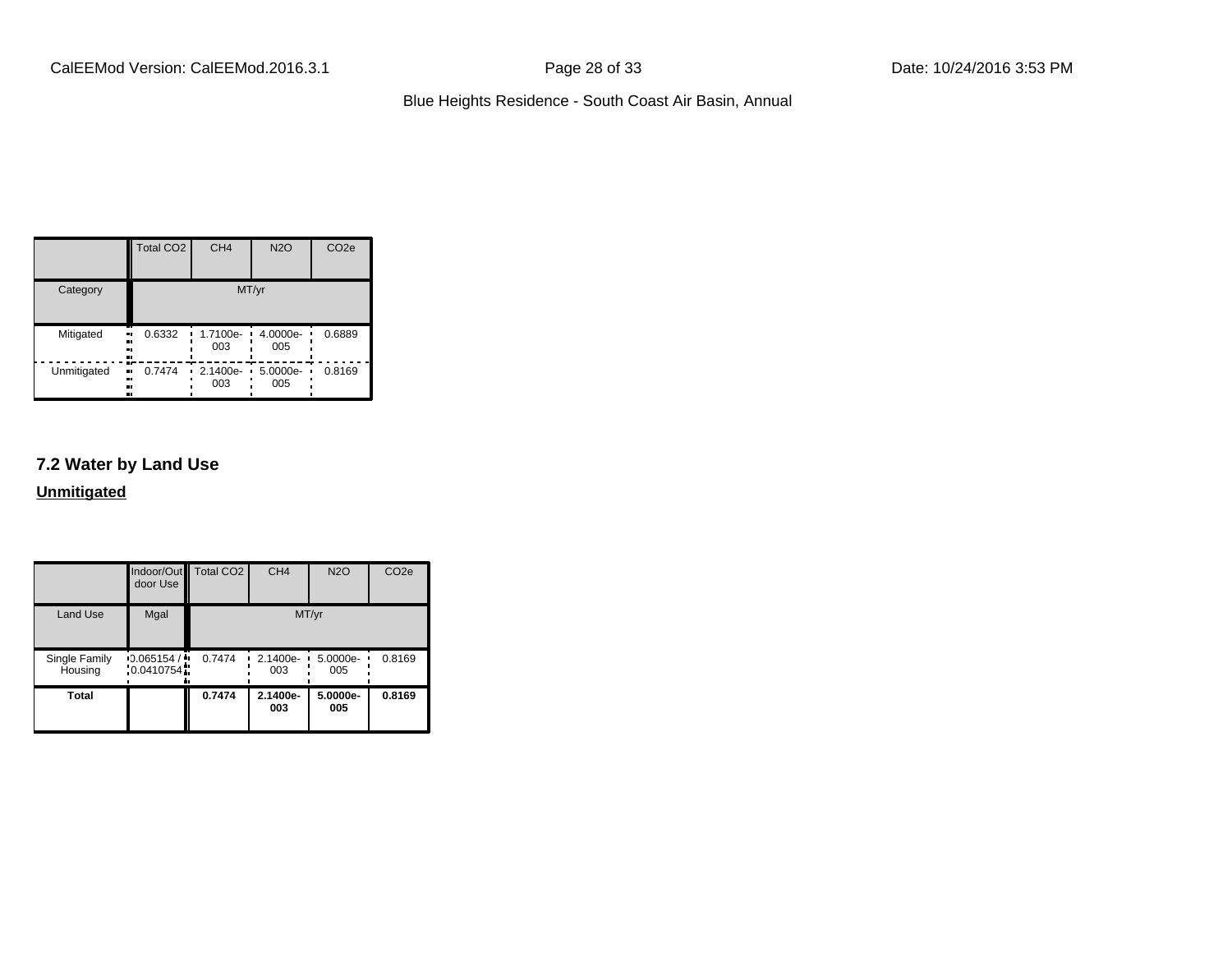| | Total $CO_2$ | $CH_4$ | $N_2O$ | $CO_2e$ |
|---|---|---|---|---|
| Category | MT/yr | | | |
| Mitigated | 0.6332 | 1.7100e-003 | 4.0000e-005 | 0.6889 |
| Unmitigated | 0.7474 | 2.1400e-003 | 5.0000e-005 | 0.8169 |

### 7.2 Water by Land Use

**Unmitigated**

| | Indoor/Outdoor Use | Total $CO_2$ | $CH_4$ | $N_2O$ | $CO_2e$ |
|---|---|---|---|---|---|
| Land Use | Mgal | MT/yr | | | |
| Single Family Housing | 0.065154 / 0.0410754 | 0.7474 | 2.1400e-003 | 5.0000e-005 | 0.8169 |
| **Total** | | **0.7474** | **2.1400e-003** | **5.0000e-005** | **0.8169** |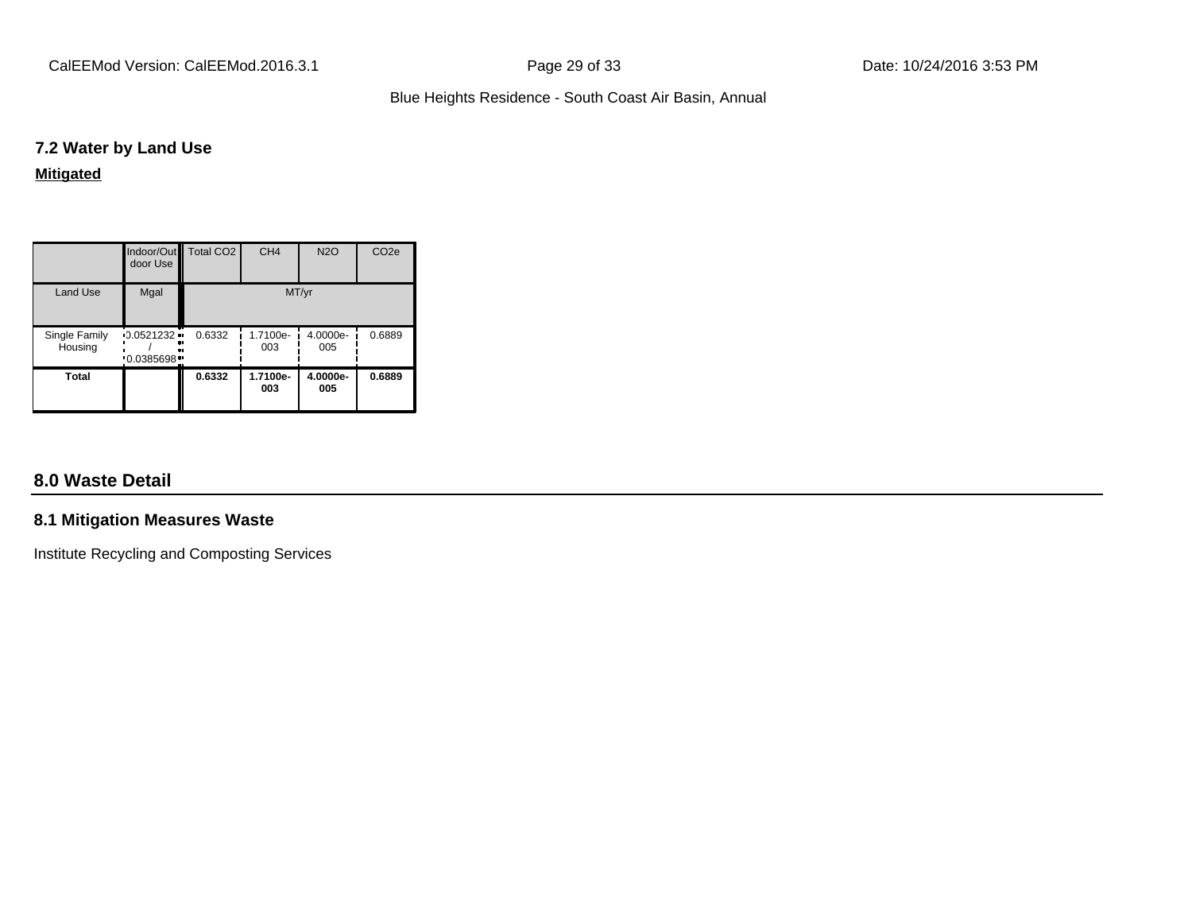### 7.2 Water by Land Use

**Mitigated**

| | Indoor/Outdoor Use | Total CO2 | CH4 | N2O | CO2e |
|---|---|---|---|---|---|
| Land Use | Mgal | MT/yr | | | |
| Single Family Housing | 0.0521232 / 0.0385698 | 0.6332 | 1.7100e-003 | 4.0000e-005 | 0.6889 |
| **Total** | | **0.6332** | **1.7100e-003** | **4.0000e-005** | **0.6889** |

## 8.0 Waste Detail

### 8.1 Mitigation Measures Waste

Institute Recycling and Composting Services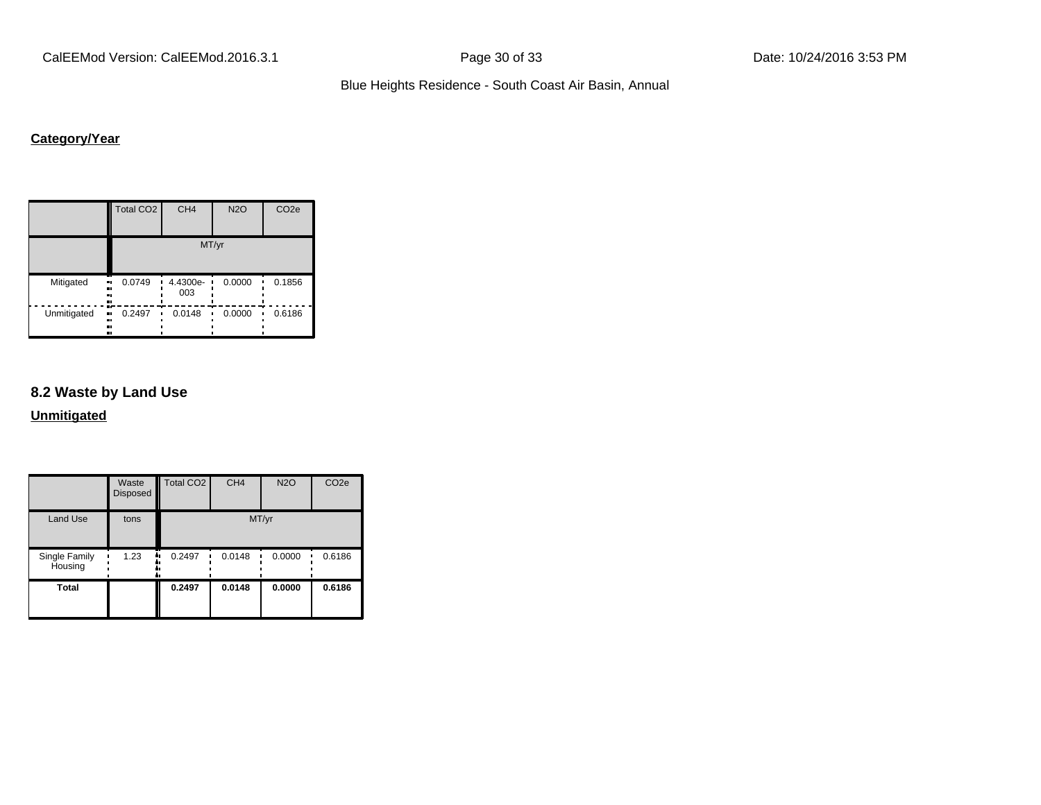**Category/Year**

| | Total CO2 | CH4 | N2O | CO2e |
|---|---|---|---|---|
| | MT/yr | | | |
| Mitigated | 0.0749 | 4.4300e-003 | 0.0000 | 0.1856 |
| Unmitigated | 0.2497 | 0.0148 | 0.0000 | 0.6186 |

## 8.2 Waste by Land Use

**Unmitigated**

| | Waste Disposed | Total CO2 | CH4 | N2O | CO2e |
|---|---|---|---|---|---|
| Land Use | tons | MT/yr | | | |
| Single Family Housing | 1.23 | 0.2497 | 0.0148 | 0.0000 | 0.6186 |
| **Total** | | **0.2497** | **0.0148** | **0.0000** | **0.6186** |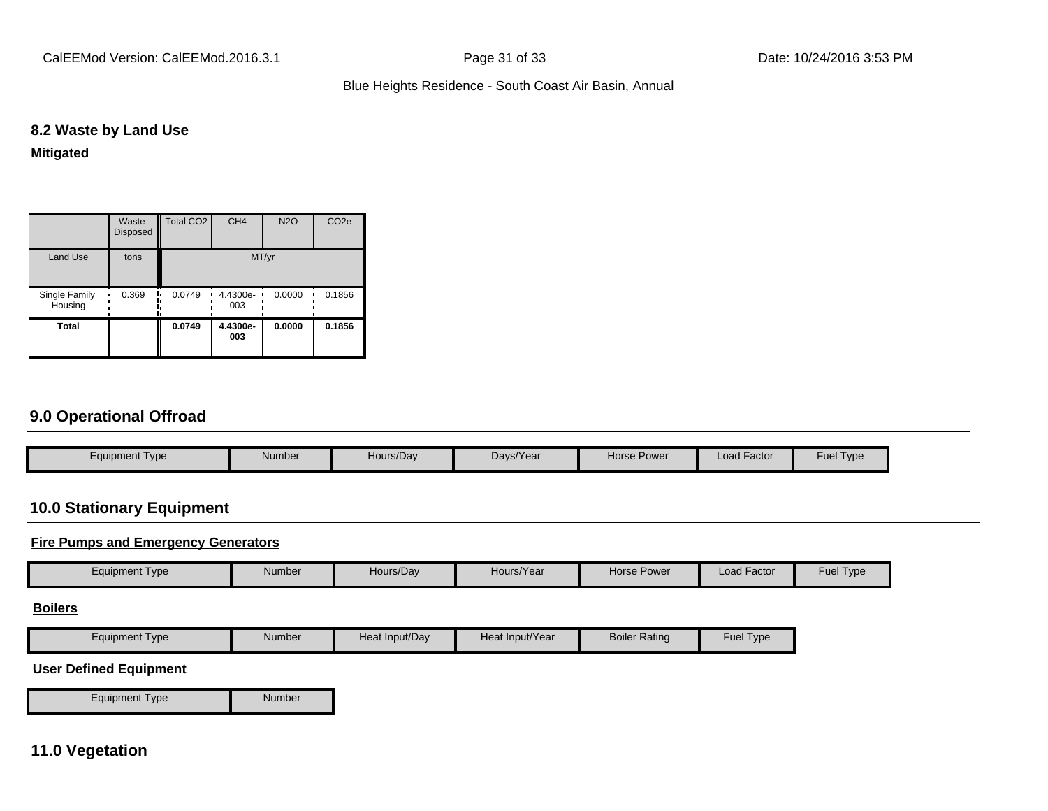### 8.2 Waste by Land Use

**Mitigated**

| | Waste Disposed | Total CO2 | CH4 | N2O | CO2e |
|---|---|---|---|---|---|
| Land Use | tons | MT/yr | | | |
| Single Family Housing | 0.369 | 0.0749 | 4.4300e-003 | 0.0000 | 0.1856 |
| **Total** | | **0.0749** | **4.4300e-003** | **0.0000** | **0.1856** |

## 9.0 Operational Offroad

| Equipment Type | Number | Hours/Day | Days/Year | Horse Power | Load Factor | Fuel Type |
|---|---|---|---|---|---|---|

## 10.0 Stationary Equipment

**Fire Pumps and Emergency Generators**

| Equipment Type | Number | Hours/Day | Hours/Year | Horse Power | Load Factor | Fuel Type |
|---|---|---|---|---|---|---|

**Boilers**

| Equipment Type | Number | Heat Input/Day | Heat Input/Year | Boiler Rating | Fuel Type |
|---|---|---|---|---|---|

**User Defined Equipment**

| Equipment Type | Number |
|---|---|

## 11.0 Vegetation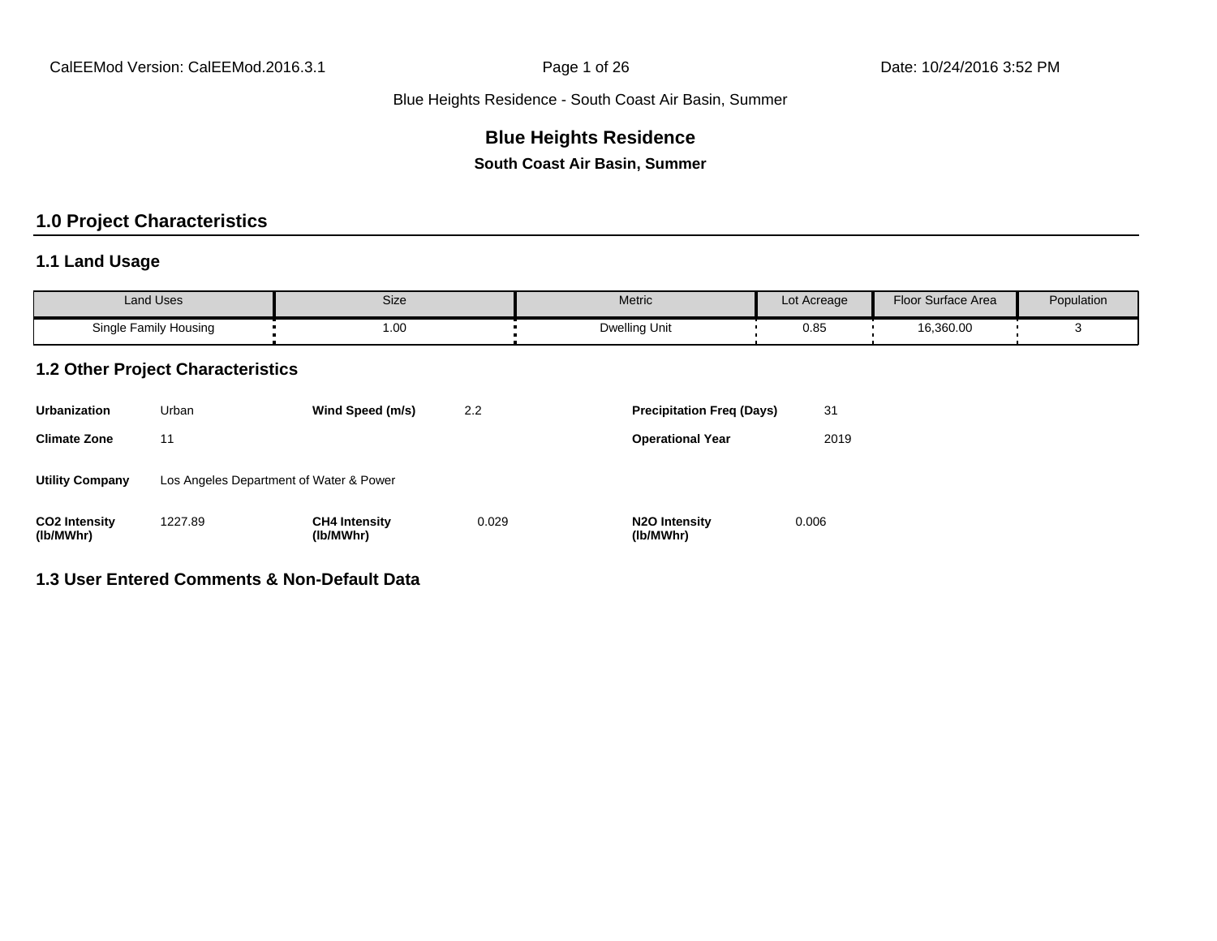Blue Heights Residence - South Coast Air Basin, Summer

# Blue Heights Residence

**South Coast Air Basin, Summer**

## 1.0 Project Characteristics

### 1.1 Land Usage

| Land Uses | Size | Metric | Lot Acreage | Floor Surface Area | Population |
|---|---|---|---|---|---|
| Single Family Housing | 1.00 | Dwelling Unit | 0.85 | 16,360.00 | 3 |

### 1.2 Other Project Characteristics

| | | | | | |
|---|---|---|---|---|---|
| **Urbanization** | Urban | **Wind Speed (m/s)** | 2.2 | **Precipitation Freq (Days)** | 31 |
| **Climate Zone** | 11 | | | **Operational Year** | 2019 |
| **Utility Company** | Los Angeles Department of Water & Power | | | | |
| **CO2 Intensity (lb/MWhr)** | 1227.89 | **CH4 Intensity (lb/MWhr)** | 0.029 | **N2O Intensity (lb/MWhr)** | 0.006 |

### 1.3 User Entered Comments & Non-Default Data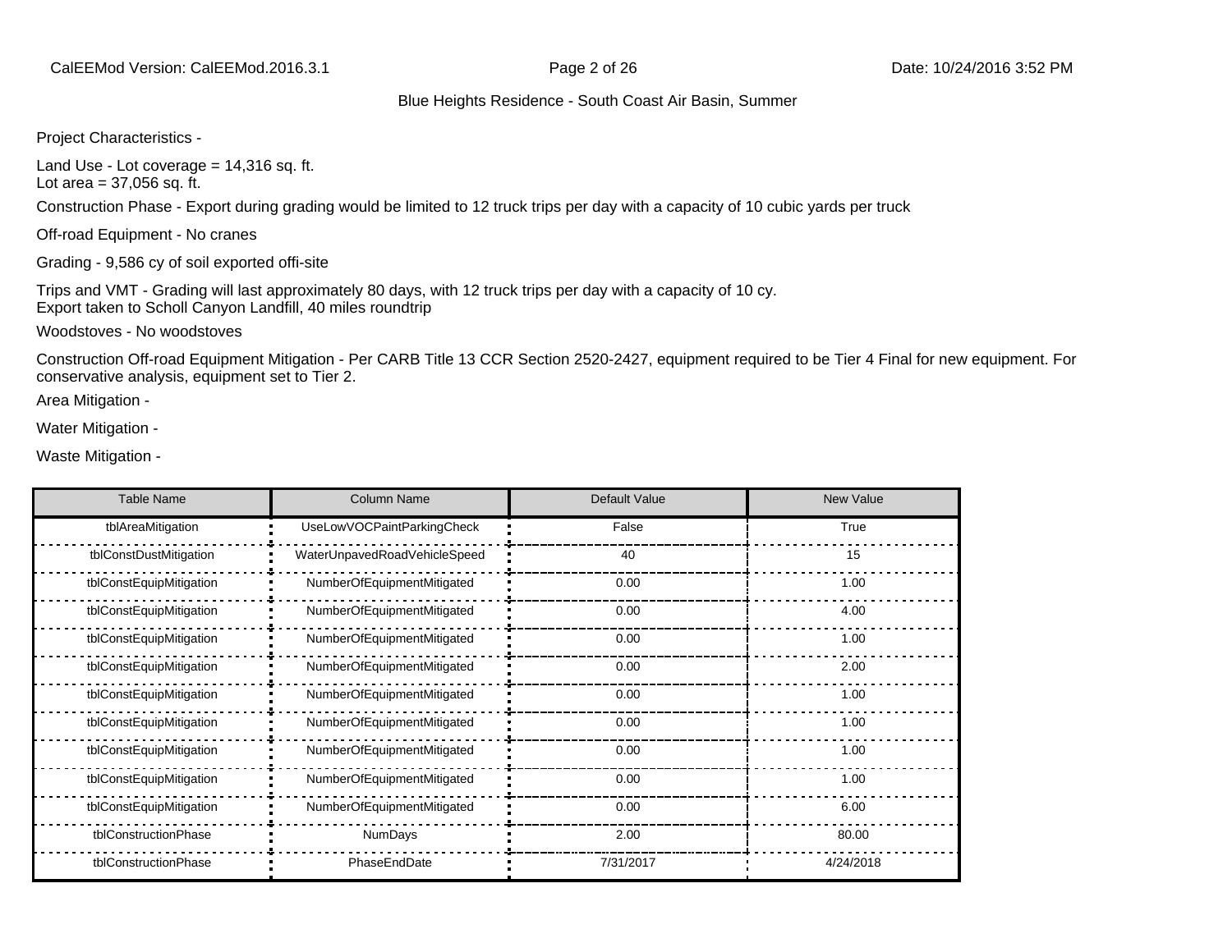Project Characteristics -

Land Use - Lot coverage = 14,316 sq. ft.
Lot area = 37,056 sq. ft.

Construction Phase - Export during grading would be limited to 12 truck trips per day with a capacity of 10 cubic yards per truck

Off-road Equipment - No cranes

Grading - 9,586 cy of soil exported offi-site

Trips and VMT - Grading will last approximately 80 days, with 12 truck trips per day with a capacity of 10 cy.
Export taken to Scholl Canyon Landfill, 40 miles roundtrip

Woodstoves - No woodstoves

Construction Off-road Equipment Mitigation - Per CARB Title 13 CCR Section 2520-2427, equipment required to be Tier 4 Final for new equipment. For conservative analysis, equipment set to Tier 2.

Area Mitigation -

Water Mitigation -

Waste Mitigation -

| Table Name | Column Name | Default Value | New Value |
|---|---|---|---|
| tblAreaMitigation | UseLowVOCPaintParkingCheck | False | True |
| tblConstDustMitigation | WaterUnpavedRoadVehicleSpeed | 40 | 15 |
| tblConstEquipMitigation | NumberOfEquipmentMitigated | 0.00 | 1.00 |
| tblConstEquipMitigation | NumberOfEquipmentMitigated | 0.00 | 4.00 |
| tblConstEquipMitigation | NumberOfEquipmentMitigated | 0.00 | 1.00 |
| tblConstEquipMitigation | NumberOfEquipmentMitigated | 0.00 | 2.00 |
| tblConstEquipMitigation | NumberOfEquipmentMitigated | 0.00 | 1.00 |
| tblConstEquipMitigation | NumberOfEquipmentMitigated | 0.00 | 1.00 |
| tblConstEquipMitigation | NumberOfEquipmentMitigated | 0.00 | 1.00 |
| tblConstEquipMitigation | NumberOfEquipmentMitigated | 0.00 | 1.00 |
| tblConstEquipMitigation | NumberOfEquipmentMitigated | 0.00 | 6.00 |
| tblConstructionPhase | NumDays | 2.00 | 80.00 |
| tblConstructionPhase | PhaseEndDate | 7/31/2017 | 4/24/2018 |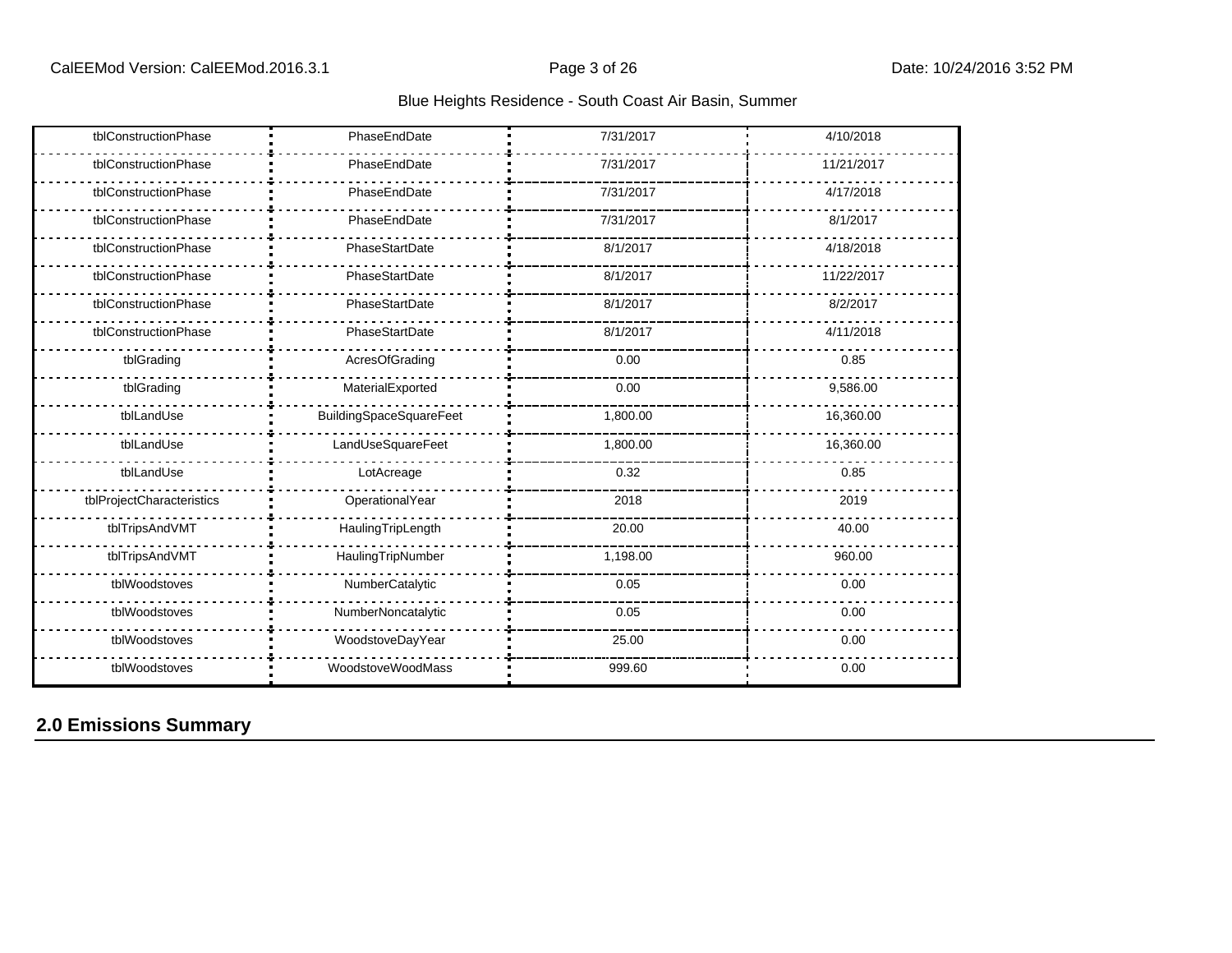| tblConstructionPhase | PhaseEndDate | 7/31/2017 | 4/10/2018 |
|---|---|---|---|
| tblConstructionPhase | PhaseEndDate | 7/31/2017 | 11/21/2017 |
| tblConstructionPhase | PhaseEndDate | 7/31/2017 | 4/17/2018 |
| tblConstructionPhase | PhaseEndDate | 7/31/2017 | 8/1/2017 |
| tblConstructionPhase | PhaseStartDate | 8/1/2017 | 4/18/2018 |
| tblConstructionPhase | PhaseStartDate | 8/1/2017 | 11/22/2017 |
| tblConstructionPhase | PhaseStartDate | 8/1/2017 | 8/2/2017 |
| tblConstructionPhase | PhaseStartDate | 8/1/2017 | 4/11/2018 |
| tblGrading | AcresOfGrading | 0.00 | 0.85 |
| tblGrading | MaterialExported | 0.00 | 9,586.00 |
| tblLandUse | BuildingSpaceSquareFeet | 1,800.00 | 16,360.00 |
| tblLandUse | LandUseSquareFeet | 1,800.00 | 16,360.00 |
| tblLandUse | LotAcreage | 0.32 | 0.85 |
| tblProjectCharacteristics | OperationalYear | 2018 | 2019 |
| tblTripsAndVMT | HaulingTripLength | 20.00 | 40.00 |
| tblTripsAndVMT | HaulingTripNumber | 1,198.00 | 960.00 |
| tblWoodstoves | NumberCatalytic | 0.05 | 0.00 |
| tblWoodstoves | NumberNoncatalytic | 0.05 | 0.00 |
| tblWoodstoves | WoodstoveDayYear | 25.00 | 0.00 |
| tblWoodstoves | WoodstoveWoodMass | 999.60 | 0.00 |

## 2.0 Emissions Summary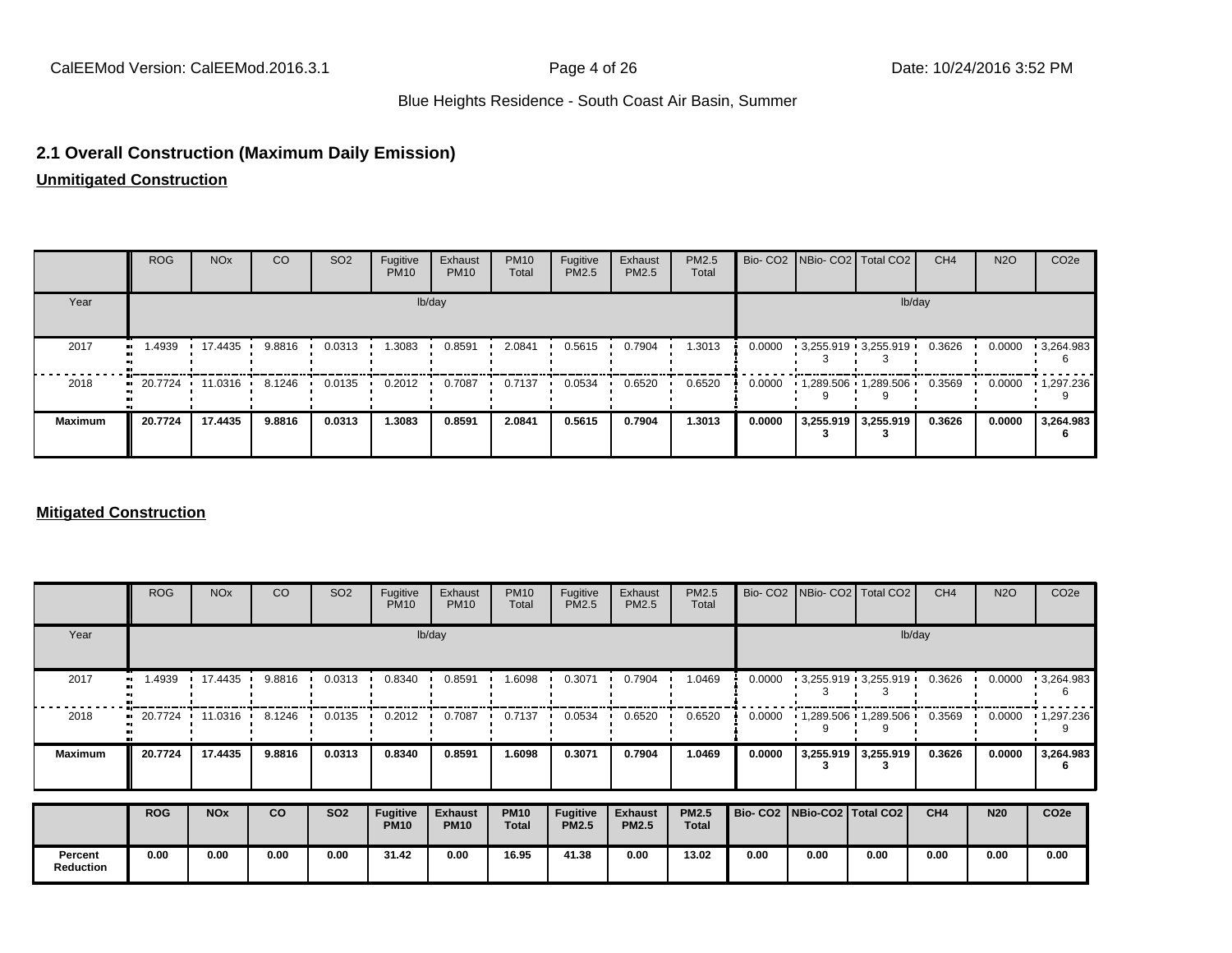## 2.1 Overall Construction (Maximum Daily Emission)

**Unmitigated Construction**

| | ROG | NOx | CO | SO2 | Fugitive PM10 | Exhaust PM10 | PM10 Total | Fugitive PM2.5 | Exhaust PM2.5 | PM2.5 Total | Bio- CO2 | NBio- CO2 | Total CO2 | CH4 | N2O | CO2e |
|---|---|---|---|---|---|---|---|---|---|---|---|---|---|---|---|---|
| Year | lb/day | | | | | | | | | | lb/day | | | | | |
| 2017 | 1.4939 | 17.4435 | 9.8816 | 0.0313 | 1.3083 | 0.8591 | 2.0841 | 0.5615 | 0.7904 | 1.3013 | 0.0000 | 3,255.9193 | 3,255.9193 | 0.3626 | 0.0000 | 3,264.9836 |
| 2018 | 20.7724 | 11.0316 | 8.1246 | 0.0135 | 0.2012 | 0.7087 | 0.7137 | 0.0534 | 0.6520 | 0.6520 | 0.0000 | 1,289.5069 | 1,289.5069 | 0.3569 | 0.0000 | 1,297.2369 |
| **Maximum** | **20.7724** | **17.4435** | **9.8816** | **0.0313** | **1.3083** | **0.8591** | **2.0841** | **0.5615** | **0.7904** | **1.3013** | **0.0000** | **3,255.9193** | **3,255.9193** | **0.3626** | **0.0000** | **3,264.9836** |

**Mitigated Construction**

| | ROG | NOx | CO | SO2 | Fugitive PM10 | Exhaust PM10 | PM10 Total | Fugitive PM2.5 | Exhaust PM2.5 | PM2.5 Total | Bio- CO2 | NBio- CO2 | Total CO2 | CH4 | N2O | CO2e |
|---|---|---|---|---|---|---|---|---|---|---|---|---|---|---|---|---|
| Year | lb/day | | | | | | | | | | lb/day | | | | | |
| 2017 | 1.4939 | 17.4435 | 9.8816 | 0.0313 | 0.8340 | 0.8591 | 1.6098 | 0.3071 | 0.7904 | 1.0469 | 0.0000 | 3,255.9193 | 3,255.9193 | 0.3626 | 0.0000 | 3,264.9836 |
| 2018 | 20.7724 | 11.0316 | 8.1246 | 0.0135 | 0.2012 | 0.7087 | 0.7137 | 0.0534 | 0.6520 | 0.6520 | 0.0000 | 1,289.5069 | 1,289.5069 | 0.3569 | 0.0000 | 1,297.2369 |
| **Maximum** | **20.7724** | **17.4435** | **9.8816** | **0.0313** | **0.8340** | **0.8591** | **1.6098** | **0.3071** | **0.7904** | **1.0469** | **0.0000** | **3,255.9193** | **3,255.9193** | **0.3626** | **0.0000** | **3,264.9836** |

| | **ROG** | **NOx** | **CO** | **SO2** | **Fugitive PM10** | **Exhaust PM10** | **PM10 Total** | **Fugitive PM2.5** | **Exhaust PM2.5** | **PM2.5 Total** | **Bio- CO2** | **NBio-CO2** | **Total CO2** | **CH4** | **N20** | **CO2e** |
|---|---|---|---|---|---|---|---|---|---|---|---|---|---|---|---|---|
| **Percent Reduction** | **0.00** | **0.00** | **0.00** | **0.00** | **31.42** | **0.00** | **16.95** | **41.38** | **0.00** | **13.02** | **0.00** | **0.00** | **0.00** | **0.00** | **0.00** | **0.00** |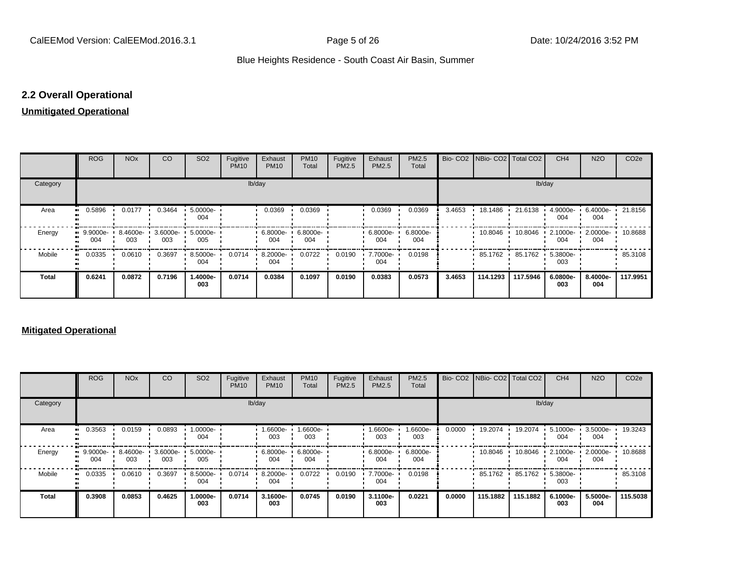## 2.2 Overall Operational

**Unmitigated Operational**

| | ROG | NOx | CO | SO2 | Fugitive PM10 | Exhaust PM10 | PM10 Total | Fugitive PM2.5 | Exhaust PM2.5 | PM2.5 Total | Bio- CO2 | NBio- CO2 | Total CO2 | CH4 | N2O | CO2e |
|---|---|---|---|---|---|---|---|---|---|---|---|---|---|---|---|---|
| Category | lb/day | | | | | | | | | | lb/day | | | | | |
| Area | 0.5896 | 0.0177 | 0.3464 | 5.0000e-004 | | 0.0369 | 0.0369 | | 0.0369 | 0.0369 | 3.4653 | 18.1486 | 21.6138 | 4.9000e-004 | 6.4000e-004 | 21.8156 |
| Energy | 9.9000e-004 | 8.4600e-003 | 3.6000e-003 | 5.0000e-005 | | 6.8000e-004 | 6.8000e-004 | | 6.8000e-004 | 6.8000e-004 | | 10.8046 | 10.8046 | 2.1000e-004 | 2.0000e-004 | 10.8688 |
| Mobile | 0.0335 | 0.0610 | 0.3697 | 8.5000e-004 | 0.0714 | 8.2000e-004 | 0.0722 | 0.0190 | 7.7000e-004 | 0.0198 | | 85.1762 | 85.1762 | 5.3800e-003 | | 85.3108 |
| **Total** | **0.6241** | **0.0872** | **0.7196** | **1.4000e-003** | **0.0714** | **0.0384** | **0.1097** | **0.0190** | **0.0383** | **0.0573** | **3.4653** | **114.1293** | **117.5946** | **6.0800e-003** | **8.4000e-004** | **117.9951** |

**Mitigated Operational**

| | ROG | NOx | CO | SO2 | Fugitive PM10 | Exhaust PM10 | PM10 Total | Fugitive PM2.5 | Exhaust PM2.5 | PM2.5 Total | Bio- CO2 | NBio- CO2 | Total CO2 | CH4 | N2O | CO2e |
|---|---|---|---|---|---|---|---|---|---|---|---|---|---|---|---|---|
| Category | lb/day | | | | | | | | | | lb/day | | | | | |
| Area | 0.3563 | 0.0159 | 0.0893 | 1.0000e-004 | | 1.6600e-003 | 1.6600e-003 | | 1.6600e-003 | 1.6600e-003 | 0.0000 | 19.2074 | 19.2074 | 5.1000e-004 | 3.5000e-004 | 19.3243 |
| Energy | 9.9000e-004 | 8.4600e-003 | 3.6000e-003 | 5.0000e-005 | | 6.8000e-004 | 6.8000e-004 | | 6.8000e-004 | 6.8000e-004 | | 10.8046 | 10.8046 | 2.1000e-004 | 2.0000e-004 | 10.8688 |
| Mobile | 0.0335 | 0.0610 | 0.3697 | 8.5000e-004 | 0.0714 | 8.2000e-004 | 0.0722 | 0.0190 | 7.7000e-004 | 0.0198 | | 85.1762 | 85.1762 | 5.3800e-003 | | 85.3108 |
| **Total** | **0.3908** | **0.0853** | **0.4625** | **1.0000e-003** | **0.0714** | **3.1600e-003** | **0.0745** | **0.0190** | **3.1100e-003** | **0.0221** | **0.0000** | **115.1882** | **115.1882** | **6.1000e-003** | **5.5000e-004** | **115.5038** |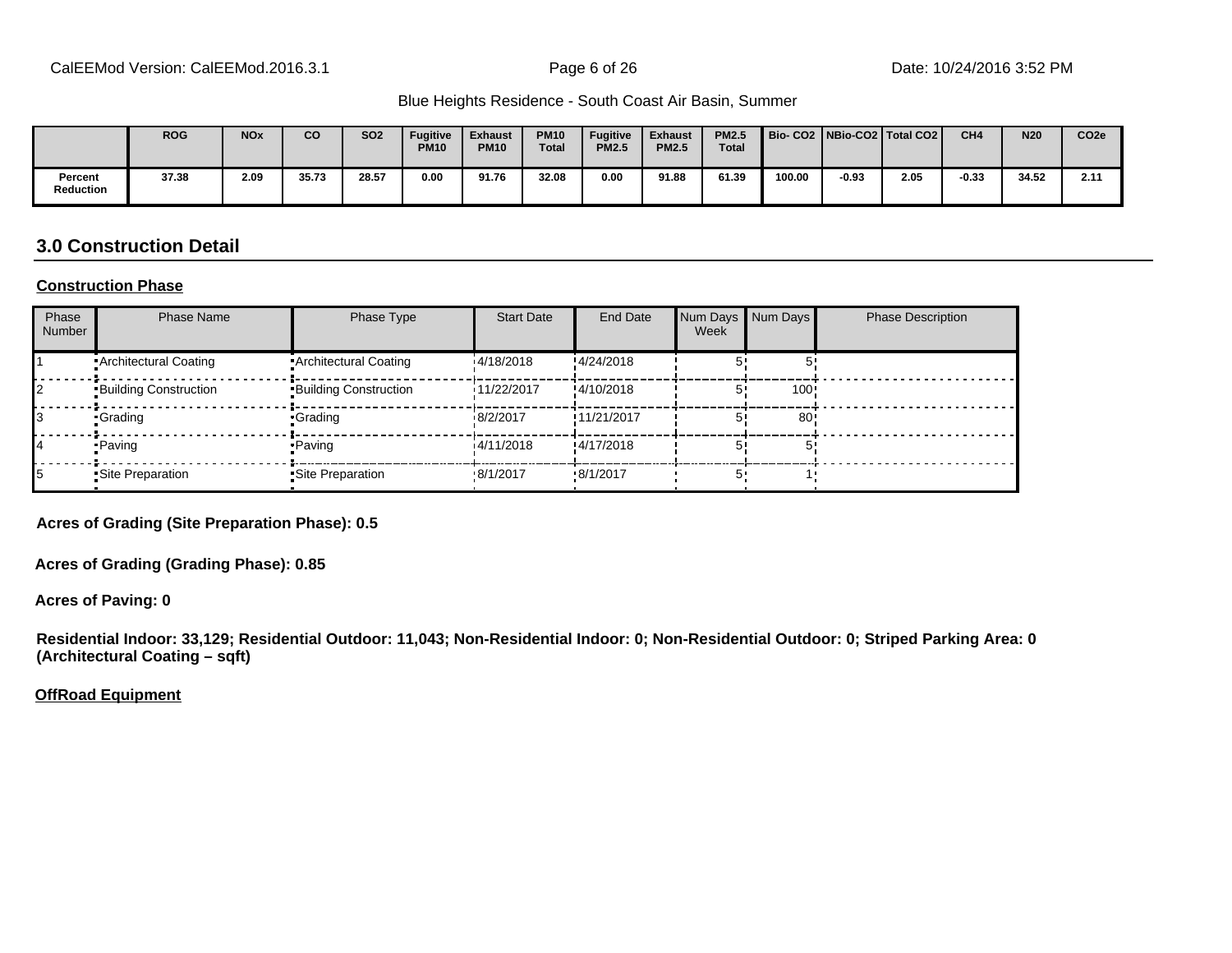| | ROG | NOx | CO | SO2 | Fugitive PM10 | Exhaust PM10 | PM10 Total | Fugitive PM2.5 | Exhaust PM2.5 | PM2.5 Total | Bio- CO2 | NBio-CO2 | Total CO2 | CH4 | N20 | CO2e |
|---|---|---|---|---|---|---|---|---|---|---|---|---|---|---|---|---|
| Percent Reduction | 37.38 | 2.09 | 35.73 | 28.57 | 0.00 | 91.76 | 32.08 | 0.00 | 91.88 | 61.39 | 100.00 | -0.93 | 2.05 | -0.33 | 34.52 | 2.11 |

## 3.0 Construction Detail

**Construction Phase**

| Phase Number | Phase Name | Phase Type | Start Date | End Date | Num Days Week | Num Days | Phase Description |
|---|---|---|---|---|---|---|---|
| 1 | Architectural Coating | Architectural Coating | 4/18/2018 | 4/24/2018 | 5 | 5 | |
| 2 | Building Construction | Building Construction | 11/22/2017 | 4/10/2018 | 5 | 100 | |
| 3 | Grading | Grading | 8/2/2017 | 11/21/2017 | 5 | 80 | |
| 4 | Paving | Paving | 4/11/2018 | 4/17/2018 | 5 | 5 | |
| 5 | Site Preparation | Site Preparation | 8/1/2017 | 8/1/2017 | 5 | 1 | |

**Acres of Grading (Site Preparation Phase): 0.5**

**Acres of Grading (Grading Phase): 0.85**

**Acres of Paving: 0**

**Residential Indoor: 33,129; Residential Outdoor: 11,043; Non-Residential Indoor: 0; Non-Residential Outdoor: 0; Striped Parking Area: 0 (Architectural Coating – sqft)**

**OffRoad Equipment**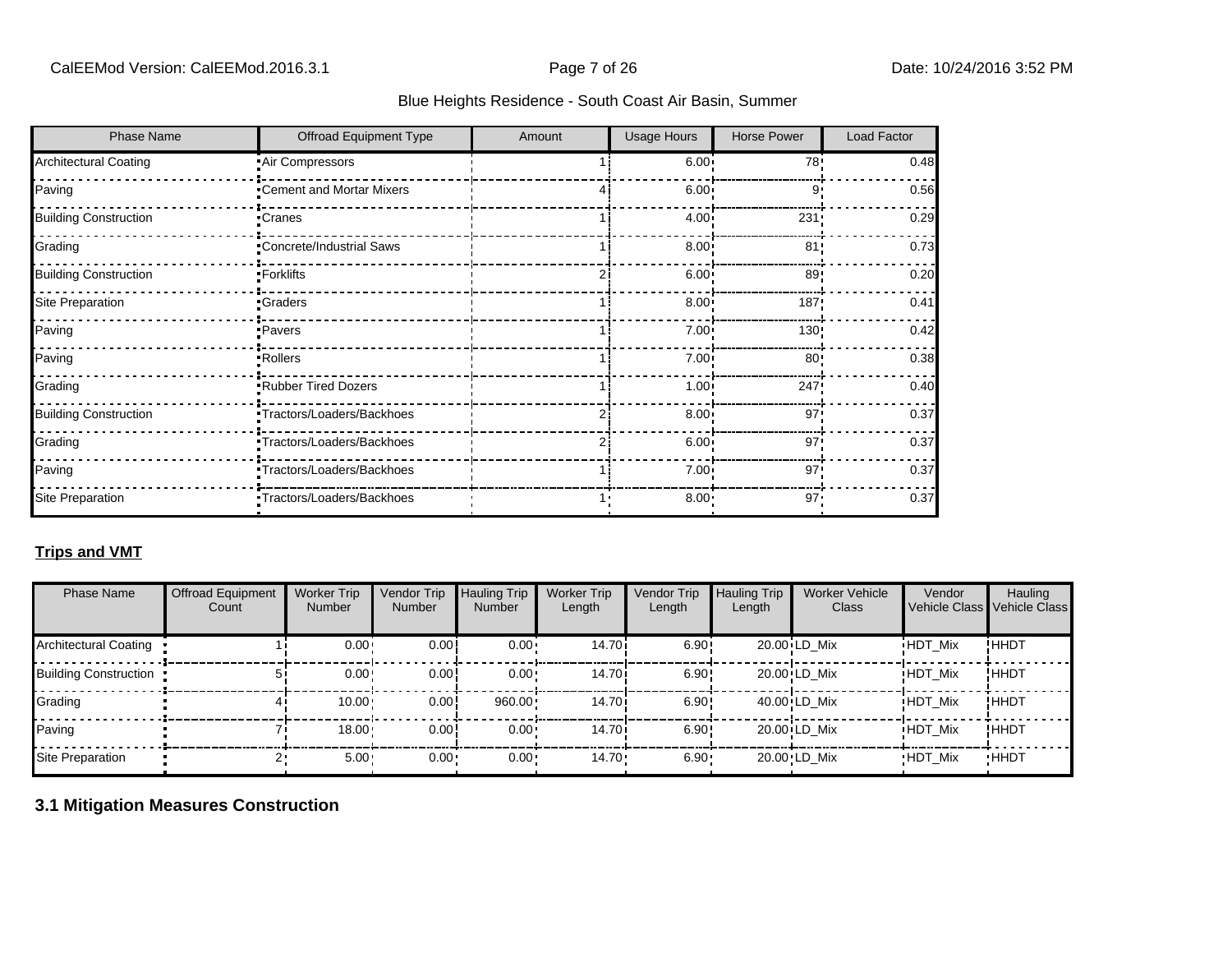Blue Heights Residence - South Coast Air Basin, Summer

| Phase Name | Offroad Equipment Type | Amount | Usage Hours | Horse Power | Load Factor |
|---|---|---|---|---|---|
| Architectural Coating | Air Compressors | 1 | 6.00 | 78 | 0.48 |
| Paving | Cement and Mortar Mixers | 4 | 6.00 | 9 | 0.56 |
| Building Construction | Cranes | 1 | 4.00 | 231 | 0.29 |
| Grading | Concrete/Industrial Saws | 1 | 8.00 | 81 | 0.73 |
| Building Construction | Forklifts | 2 | 6.00 | 89 | 0.20 |
| Site Preparation | Graders | 1 | 8.00 | 187 | 0.41 |
| Paving | Pavers | 1 | 7.00 | 130 | 0.42 |
| Paving | Rollers | 1 | 7.00 | 80 | 0.38 |
| Grading | Rubber Tired Dozers | 1 | 1.00 | 247 | 0.40 |
| Building Construction | Tractors/Loaders/Backhoes | 2 | 8.00 | 97 | 0.37 |
| Grading | Tractors/Loaders/Backhoes | 2 | 6.00 | 97 | 0.37 |
| Paving | Tractors/Loaders/Backhoes | 1 | 7.00 | 97 | 0.37 |
| Site Preparation | Tractors/Loaders/Backhoes | 1 | 8.00 | 97 | 0.37 |

**Trips and VMT**

| Phase Name | Offroad Equipment Count | Worker Trip Number | Vendor Trip Number | Hauling Trip Number | Worker Trip Length | Vendor Trip Length | Hauling Trip Length | Worker Vehicle Class | Vendor Vehicle Class | Hauling Vehicle Class |
|---|---|---|---|---|---|---|---|---|---|---|
| Architectural Coating | 1 | 0.00 | 0.00 | 0.00 | 14.70 | 6.90 | 20.00 | LD_Mix | HDT_Mix | HHDT |
| Building Construction | 5 | 0.00 | 0.00 | 0.00 | 14.70 | 6.90 | 20.00 | LD_Mix | HDT_Mix | HHDT |
| Grading | 4 | 10.00 | 0.00 | 960.00 | 14.70 | 6.90 | 40.00 | LD_Mix | HDT_Mix | HHDT |
| Paving | 7 | 18.00 | 0.00 | 0.00 | 14.70 | 6.90 | 20.00 | LD_Mix | HDT_Mix | HHDT |
| Site Preparation | 2 | 5.00 | 0.00 | 0.00 | 14.70 | 6.90 | 20.00 | LD_Mix | HDT_Mix | HHDT |

## 3.1 Mitigation Measures Construction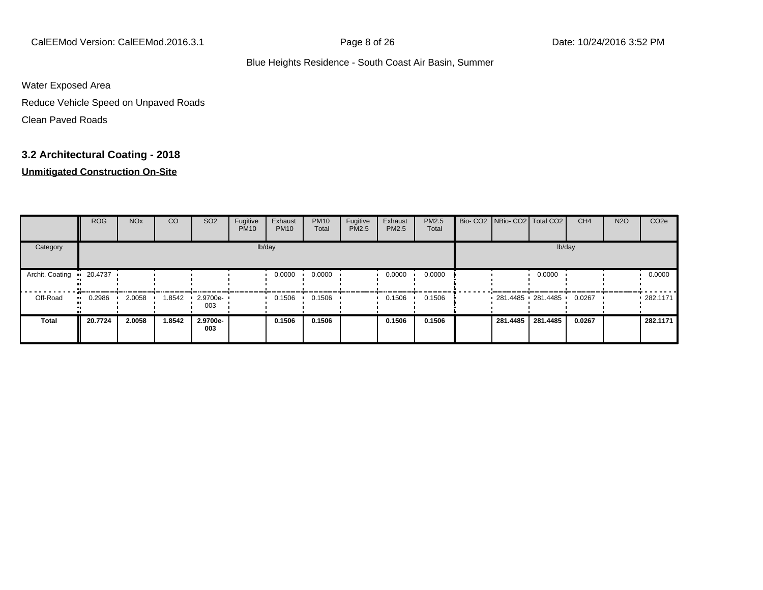Water Exposed Area

Reduce Vehicle Speed on Unpaved Roads

Clean Paved Roads

### 3.2 Architectural Coating - 2018

**Unmitigated Construction On-Site**

| | ROG | NOx | CO | SO2 | Fugitive PM10 | Exhaust PM10 | PM10 Total | Fugitive PM2.5 | Exhaust PM2.5 | PM2.5 Total | Bio- CO2 | NBio- CO2 | Total CO2 | CH4 | N2O | CO2e |
|---|---|---|---|---|---|---|---|---|---|---|---|---|---|---|---|---|
| Category | lb/day | | | | | | | | | | lb/day | | | | | |
| Archit. Coating | 20.4737 | | | | | 0.0000 | 0.0000 | | 0.0000 | 0.0000 | | | 0.0000 | | | 0.0000 |
| Off-Road | 0.2986 | 2.0058 | 1.8542 | 2.9700e-003 | | 0.1506 | 0.1506 | | 0.1506 | 0.1506 | | 281.4485 | 281.4485 | 0.0267 | | 282.1171 |
| **Total** | **20.7724** | **2.0058** | **1.8542** | **2.9700e-003** | | **0.1506** | **0.1506** | | **0.1506** | **0.1506** | | **281.4485** | **281.4485** | **0.0267** | | **282.1171** |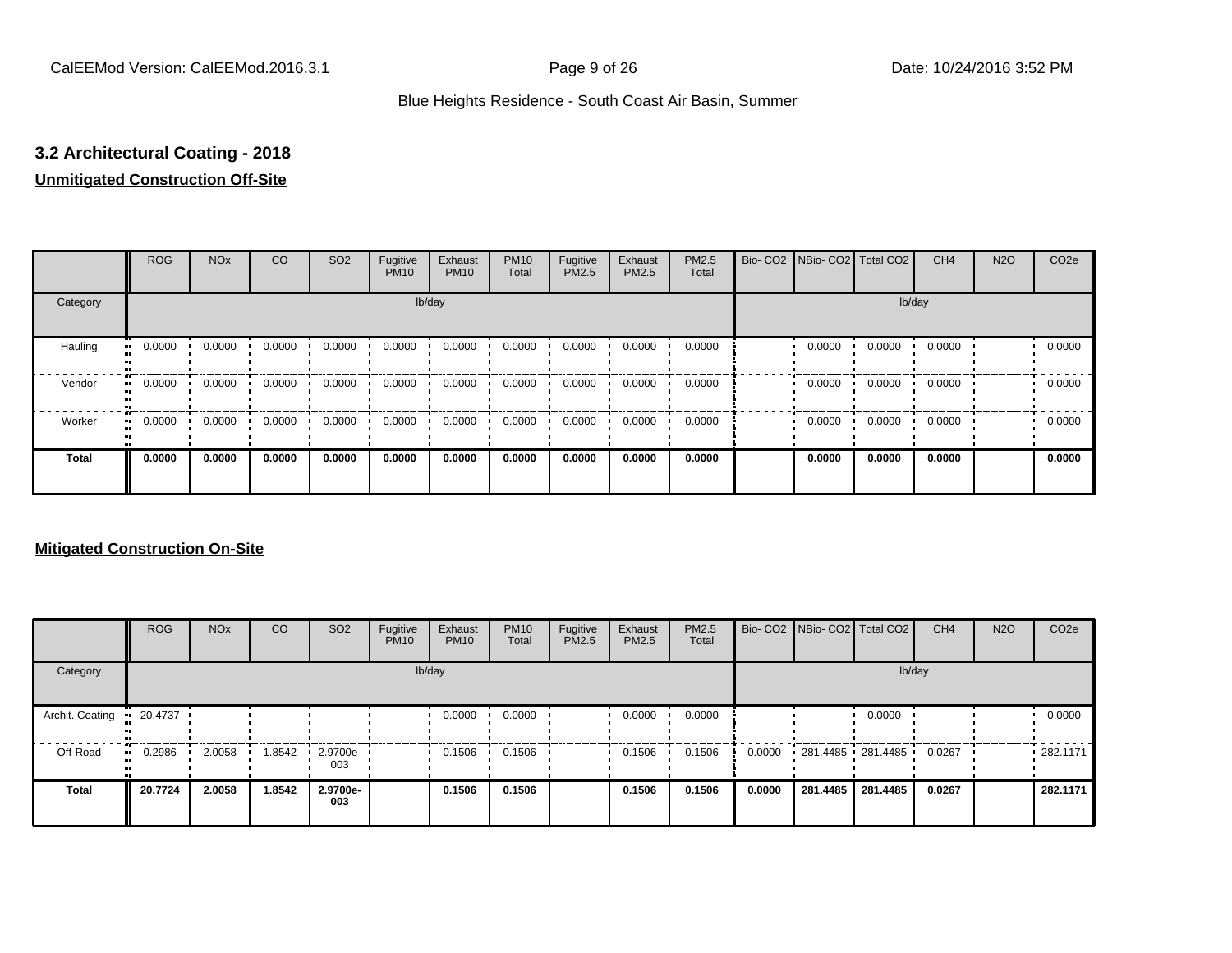## 3.2 Architectural Coating - 2018

**Unmitigated Construction Off-Site**

| | ROG | NOx | CO | SO2 | Fugitive PM10 | Exhaust PM10 | PM10 Total | Fugitive PM2.5 | Exhaust PM2.5 | PM2.5 Total | Bio- CO2 | NBio- CO2 | Total CO2 | CH4 | N2O | CO2e |
|---|---|---|---|---|---|---|---|---|---|---|---|---|---|---|---|---|
| Category | lb/day | | | | | | | | | | lb/day | | | | | |
| Hauling | 0.0000 | 0.0000 | 0.0000 | 0.0000 | 0.0000 | 0.0000 | 0.0000 | 0.0000 | 0.0000 | 0.0000 | | 0.0000 | 0.0000 | 0.0000 | | 0.0000 |
| Vendor | 0.0000 | 0.0000 | 0.0000 | 0.0000 | 0.0000 | 0.0000 | 0.0000 | 0.0000 | 0.0000 | 0.0000 | | 0.0000 | 0.0000 | 0.0000 | | 0.0000 |
| Worker | 0.0000 | 0.0000 | 0.0000 | 0.0000 | 0.0000 | 0.0000 | 0.0000 | 0.0000 | 0.0000 | 0.0000 | | 0.0000 | 0.0000 | 0.0000 | | 0.0000 |
| **Total** | **0.0000** | **0.0000** | **0.0000** | **0.0000** | **0.0000** | **0.0000** | **0.0000** | **0.0000** | **0.0000** | **0.0000** | | **0.0000** | **0.0000** | **0.0000** | | **0.0000** |

**Mitigated Construction On-Site**

| | ROG | NOx | CO | SO2 | Fugitive PM10 | Exhaust PM10 | PM10 Total | Fugitive PM2.5 | Exhaust PM2.5 | PM2.5 Total | Bio- CO2 | NBio- CO2 | Total CO2 | CH4 | N2O | CO2e |
|---|---|---|---|---|---|---|---|---|---|---|---|---|---|---|---|---|
| Category | lb/day | | | | | | | | | | lb/day | | | | | |
| Archit. Coating | 20.4737 | | | | | 0.0000 | 0.0000 | | 0.0000 | 0.0000 | | | 0.0000 | | | 0.0000 |
| Off-Road | 0.2986 | 2.0058 | 1.8542 | 2.9700e-003 | | 0.1506 | 0.1506 | | 0.1506 | 0.1506 | 0.0000 | 281.4485 | 281.4485 | 0.0267 | | 282.1171 |
| **Total** | **20.7724** | **2.0058** | **1.8542** | **2.9700e-003** | | **0.1506** | **0.1506** | | **0.1506** | **0.1506** | **0.0000** | **281.4485** | **281.4485** | **0.0267** | | **282.1171** |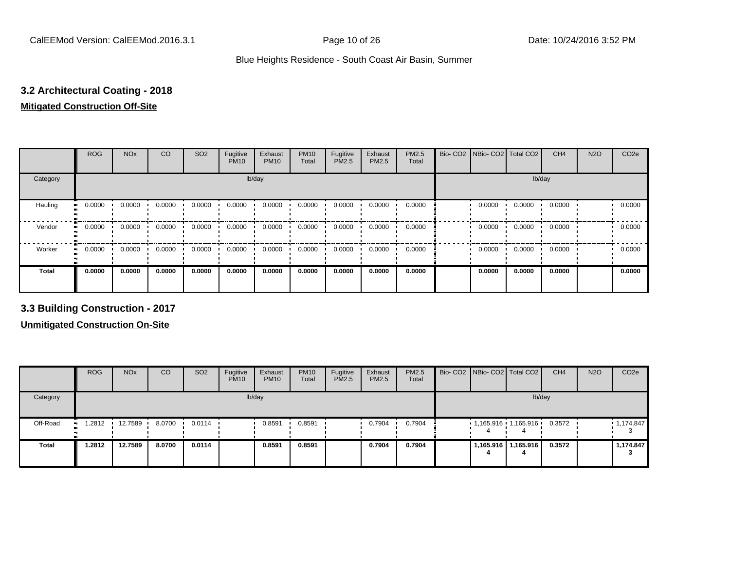### 3.2 Architectural Coating - 2018

**Mitigated Construction Off-Site**

| | ROG | NOx | CO | SO2 | Fugitive PM10 | Exhaust PM10 | PM10 Total | Fugitive PM2.5 | Exhaust PM2.5 | PM2.5 Total | Bio- CO2 | NBio- CO2 | Total CO2 | CH4 | N2O | CO2e |
|---|---|---|---|---|---|---|---|---|---|---|---|---|---|---|---|---|
| Category | lb/day | | | | | | | | | | lb/day | | | | | |
| Hauling | 0.0000 | 0.0000 | 0.0000 | 0.0000 | 0.0000 | 0.0000 | 0.0000 | 0.0000 | 0.0000 | 0.0000 | | 0.0000 | 0.0000 | 0.0000 | | 0.0000 |
| Vendor | 0.0000 | 0.0000 | 0.0000 | 0.0000 | 0.0000 | 0.0000 | 0.0000 | 0.0000 | 0.0000 | 0.0000 | | 0.0000 | 0.0000 | 0.0000 | | 0.0000 |
| Worker | 0.0000 | 0.0000 | 0.0000 | 0.0000 | 0.0000 | 0.0000 | 0.0000 | 0.0000 | 0.0000 | 0.0000 | | 0.0000 | 0.0000 | 0.0000 | | 0.0000 |
| **Total** | **0.0000** | **0.0000** | **0.0000** | **0.0000** | **0.0000** | **0.0000** | **0.0000** | **0.0000** | **0.0000** | **0.0000** | | **0.0000** | **0.0000** | **0.0000** | | **0.0000** |

### 3.3 Building Construction - 2017

**Unmitigated Construction On-Site**

| | ROG | NOx | CO | SO2 | Fugitive PM10 | Exhaust PM10 | PM10 Total | Fugitive PM2.5 | Exhaust PM2.5 | PM2.5 Total | Bio- CO2 | NBio- CO2 | Total CO2 | CH4 | N2O | CO2e |
|---|---|---|---|---|---|---|---|---|---|---|---|---|---|---|---|---|
| Category | lb/day | | | | | | | | | | lb/day | | | | | |
| Off-Road | 1.2812 | 12.7589 | 8.0700 | 0.0114 | | 0.8591 | 0.8591 | | 0.7904 | 0.7904 | | 1,165.916 4 | 1,165.916 4 | 0.3572 | | 1,174.847 3 |
| **Total** | **1.2812** | **12.7589** | **8.0700** | **0.0114** | | **0.8591** | **0.8591** | | **0.7904** | **0.7904** | | **1,165.916 4** | **1,165.916 4** | **0.3572** | | **1,174.847 3** |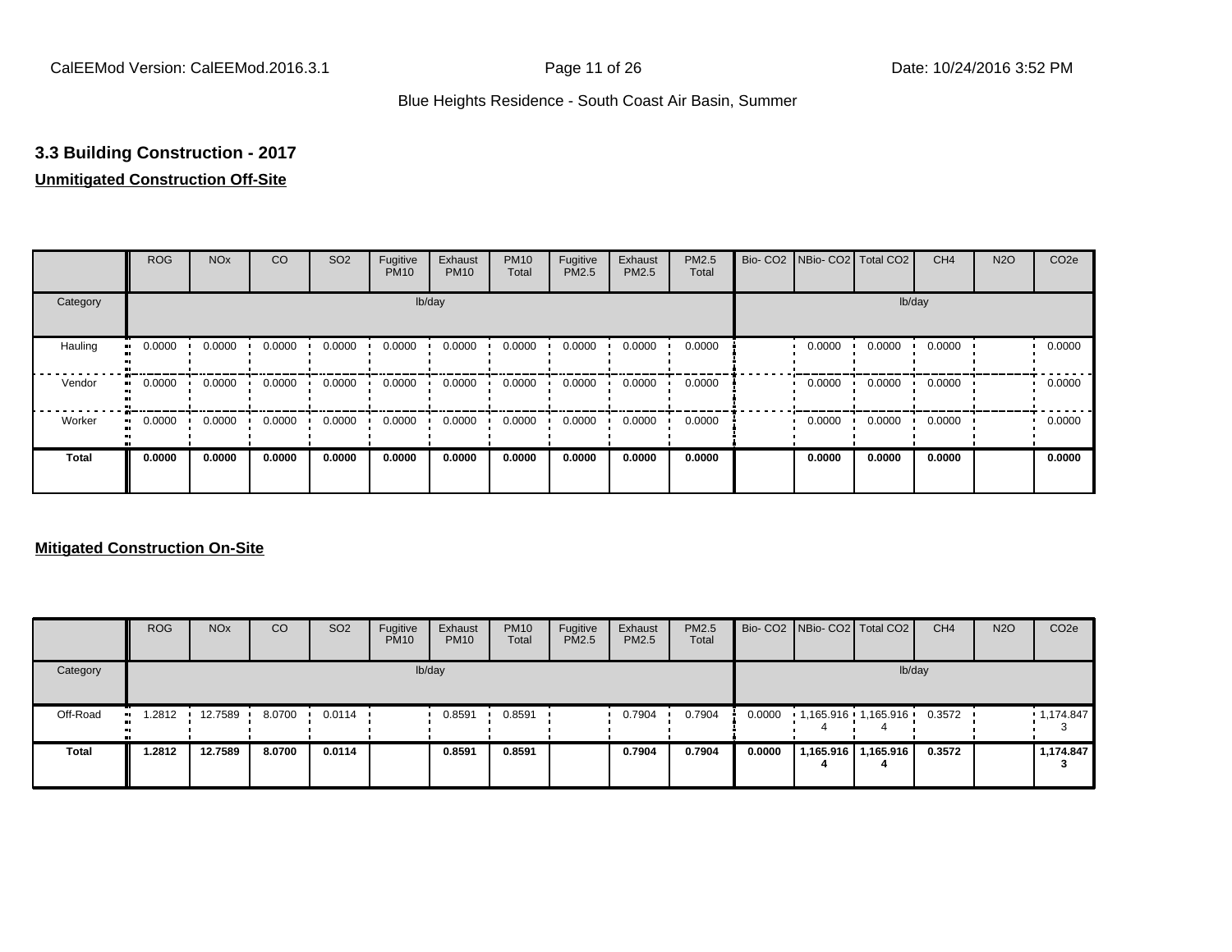## 3.3 Building Construction - 2017

**Unmitigated Construction Off-Site**

| | ROG | NOx | CO | SO2 | Fugitive PM10 | Exhaust PM10 | PM10 Total | Fugitive PM2.5 | Exhaust PM2.5 | PM2.5 Total | Bio- CO2 | NBio- CO2 | Total CO2 | CH4 | N2O | CO2e |
|---|---|---|---|---|---|---|---|---|---|---|---|---|---|---|---|---|
| Category | lb/day | | | | | | | | | | lb/day | | | | | |
| Hauling | 0.0000 | 0.0000 | 0.0000 | 0.0000 | 0.0000 | 0.0000 | 0.0000 | 0.0000 | 0.0000 | 0.0000 | | 0.0000 | 0.0000 | 0.0000 | | 0.0000 |
| Vendor | 0.0000 | 0.0000 | 0.0000 | 0.0000 | 0.0000 | 0.0000 | 0.0000 | 0.0000 | 0.0000 | 0.0000 | | 0.0000 | 0.0000 | 0.0000 | | 0.0000 |
| Worker | 0.0000 | 0.0000 | 0.0000 | 0.0000 | 0.0000 | 0.0000 | 0.0000 | 0.0000 | 0.0000 | 0.0000 | | 0.0000 | 0.0000 | 0.0000 | | 0.0000 |
| **Total** | **0.0000** | **0.0000** | **0.0000** | **0.0000** | **0.0000** | **0.0000** | **0.0000** | **0.0000** | **0.0000** | **0.0000** | | **0.0000** | **0.0000** | **0.0000** | | **0.0000** |

**Mitigated Construction On-Site**

| | ROG | NOx | CO | SO2 | Fugitive PM10 | Exhaust PM10 | PM10 Total | Fugitive PM2.5 | Exhaust PM2.5 | PM2.5 Total | Bio- CO2 | NBio- CO2 | Total CO2 | CH4 | N2O | CO2e |
|---|---|---|---|---|---|---|---|---|---|---|---|---|---|---|---|---|
| Category | lb/day | | | | | | | | | | lb/day | | | | | |
| Off-Road | 1.2812 | 12.7589 | 8.0700 | 0.0114 | | 0.8591 | 0.8591 | | 0.7904 | 0.7904 | 0.0000 | 1,165.9164 | 1,165.9164 | 0.3572 | | 1,174.8473 |
| **Total** | **1.2812** | **12.7589** | **8.0700** | **0.0114** | | **0.8591** | **0.8591** | | **0.7904** | **0.7904** | **0.0000** | **1,165.9164** | **1,165.9164** | **0.3572** | | **1,174.8473** |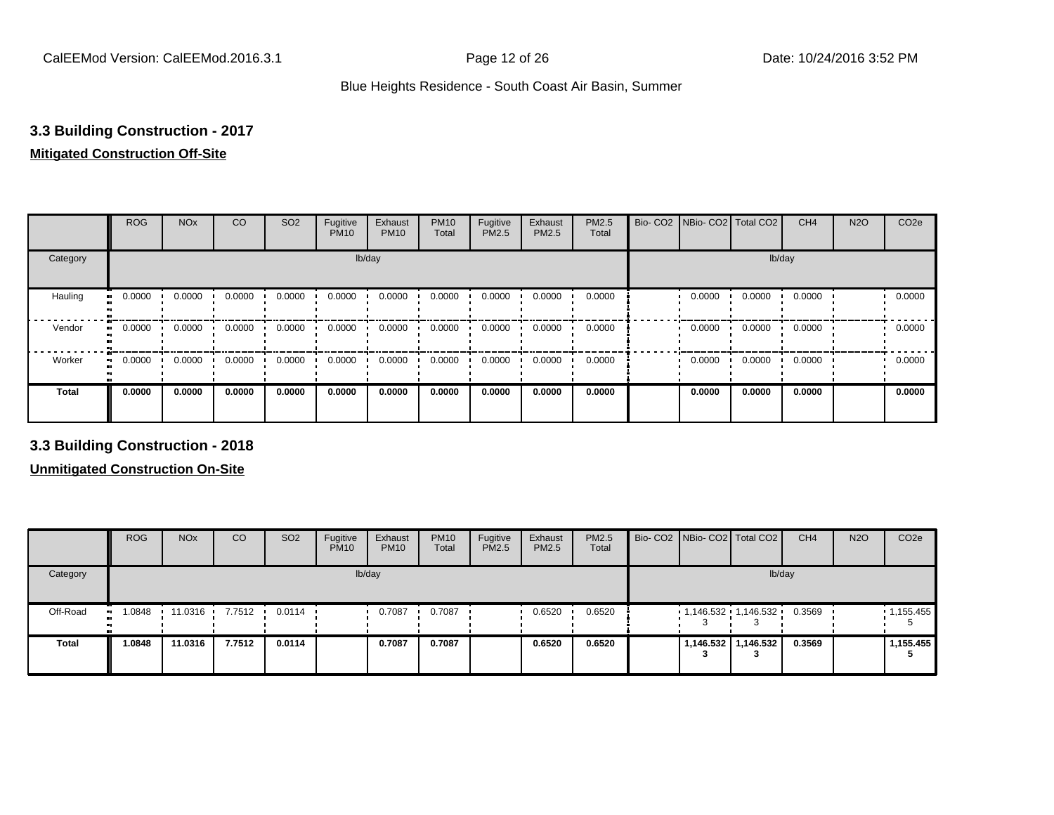## 3.3 Building Construction - 2017

**Mitigated Construction Off-Site**

| | ROG | NOx | CO | SO2 | Fugitive PM10 | Exhaust PM10 | PM10 Total | Fugitive PM2.5 | Exhaust PM2.5 | PM2.5 Total | Bio- CO2 | NBio- CO2 | Total CO2 | CH4 | N2O | CO2e |
|---|---|---|---|---|---|---|---|---|---|---|---|---|---|---|---|---|
| Category | lb/day | | | | | | | | | | lb/day | | | | | |
| Hauling | 0.0000 | 0.0000 | 0.0000 | 0.0000 | 0.0000 | 0.0000 | 0.0000 | 0.0000 | 0.0000 | 0.0000 | | 0.0000 | 0.0000 | 0.0000 | | 0.0000 |
| Vendor | 0.0000 | 0.0000 | 0.0000 | 0.0000 | 0.0000 | 0.0000 | 0.0000 | 0.0000 | 0.0000 | 0.0000 | | 0.0000 | 0.0000 | 0.0000 | | 0.0000 |
| Worker | 0.0000 | 0.0000 | 0.0000 | 0.0000 | 0.0000 | 0.0000 | 0.0000 | 0.0000 | 0.0000 | 0.0000 | | 0.0000 | 0.0000 | 0.0000 | | 0.0000 |
| **Total** | **0.0000** | **0.0000** | **0.0000** | **0.0000** | **0.0000** | **0.0000** | **0.0000** | **0.0000** | **0.0000** | **0.0000** | | **0.0000** | **0.0000** | **0.0000** | | **0.0000** |

## 3.3 Building Construction - 2018

**Unmitigated Construction On-Site**

| | ROG | NOx | CO | SO2 | Fugitive PM10 | Exhaust PM10 | PM10 Total | Fugitive PM2.5 | Exhaust PM2.5 | PM2.5 Total | Bio- CO2 | NBio- CO2 | Total CO2 | CH4 | N2O | CO2e |
|---|---|---|---|---|---|---|---|---|---|---|---|---|---|---|---|---|
| Category | lb/day | | | | | | | | | | lb/day | | | | | |
| Off-Road | 1.0848 | 11.0316 | 7.7512 | 0.0114 | | 0.7087 | 0.7087 | | 0.6520 | 0.6520 | | 1,146.5323 | 1,146.5323 | 0.3569 | | 1,155.4555 |
| **Total** | **1.0848** | **11.0316** | **7.7512** | **0.0114** | | **0.7087** | **0.7087** | | **0.6520** | **0.6520** | | **1,146.5323** | **1,146.5323** | **0.3569** | | **1,155.4555** |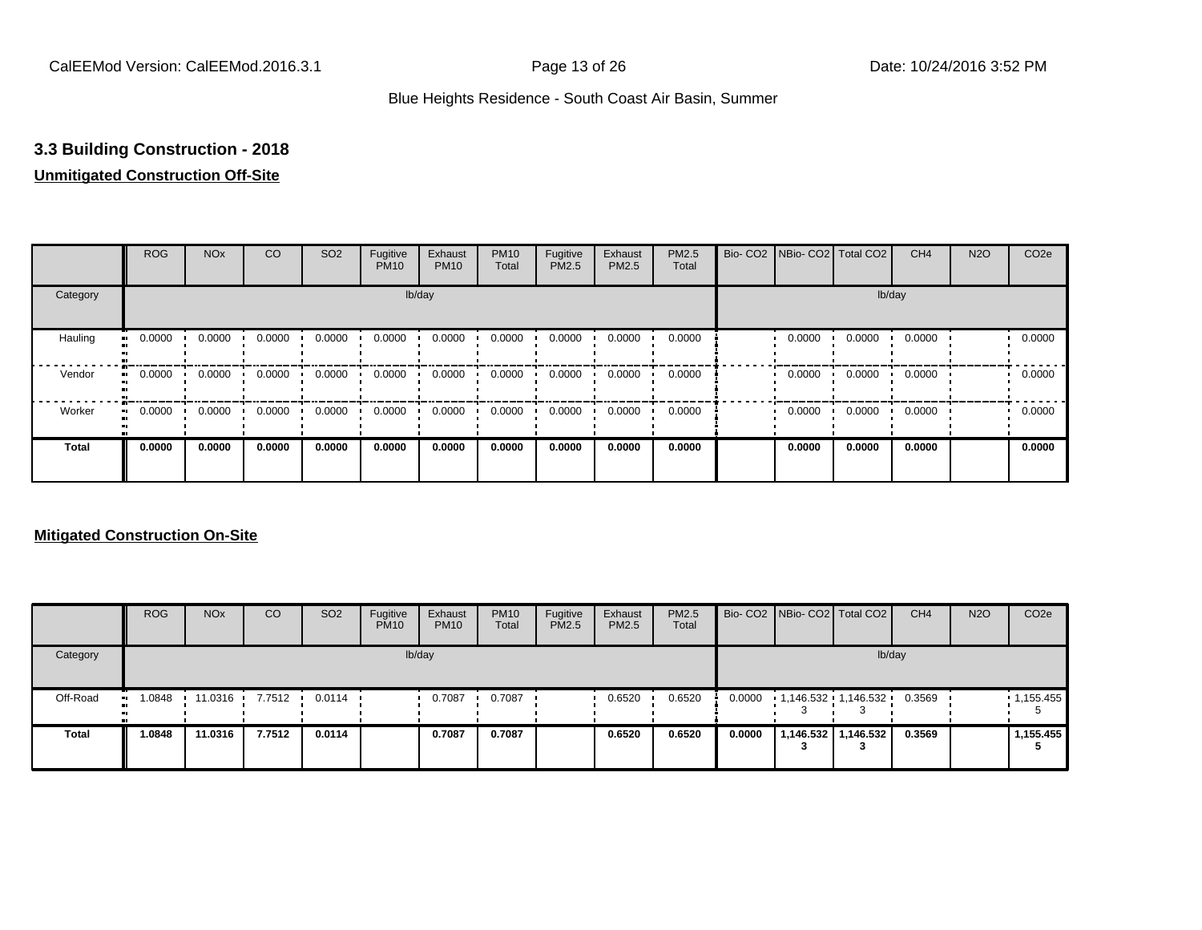### 3.3 Building Construction - 2018

**Unmitigated Construction Off-Site**

| | ROG | NOx | CO | SO2 | Fugitive PM10 | Exhaust PM10 | PM10 Total | Fugitive PM2.5 | Exhaust PM2.5 | PM2.5 Total | Bio- CO2 | NBio- CO2 | Total CO2 | CH4 | N2O | CO2e |
|---|---|---|---|---|---|---|---|---|---|---|---|---|---|---|---|---|
| Category | lb/day | | | | | | | | | | lb/day | | | | | |
| Hauling | 0.0000 | 0.0000 | 0.0000 | 0.0000 | 0.0000 | 0.0000 | 0.0000 | 0.0000 | 0.0000 | 0.0000 | | 0.0000 | 0.0000 | 0.0000 | | 0.0000 |
| Vendor | 0.0000 | 0.0000 | 0.0000 | 0.0000 | 0.0000 | 0.0000 | 0.0000 | 0.0000 | 0.0000 | 0.0000 | | 0.0000 | 0.0000 | 0.0000 | | 0.0000 |
| Worker | 0.0000 | 0.0000 | 0.0000 | 0.0000 | 0.0000 | 0.0000 | 0.0000 | 0.0000 | 0.0000 | 0.0000 | | 0.0000 | 0.0000 | 0.0000 | | 0.0000 |
| **Total** | **0.0000** | **0.0000** | **0.0000** | **0.0000** | **0.0000** | **0.0000** | **0.0000** | **0.0000** | **0.0000** | **0.0000** | | **0.0000** | **0.0000** | **0.0000** | | **0.0000** |

**Mitigated Construction On-Site**

| | ROG | NOx | CO | SO2 | Fugitive PM10 | Exhaust PM10 | PM10 Total | Fugitive PM2.5 | Exhaust PM2.5 | PM2.5 Total | Bio- CO2 | NBio- CO2 | Total CO2 | CH4 | N2O | CO2e |
|---|---|---|---|---|---|---|---|---|---|---|---|---|---|---|---|---|
| Category | lb/day | | | | | | | | | | lb/day | | | | | |
| Off-Road | 1.0848 | 11.0316 | 7.7512 | 0.0114 | | 0.7087 | 0.7087 | | 0.6520 | 0.6520 | 0.0000 | 1,146.532 3 | 1,146.532 3 | 0.3569 | | 1,155.455 5 |
| **Total** | **1.0848** | **11.0316** | **7.7512** | **0.0114** | | **0.7087** | **0.7087** | | **0.6520** | **0.6520** | **0.0000** | **1,146.532 3** | **1,146.532 3** | **0.3569** | | **1,155.455 5** |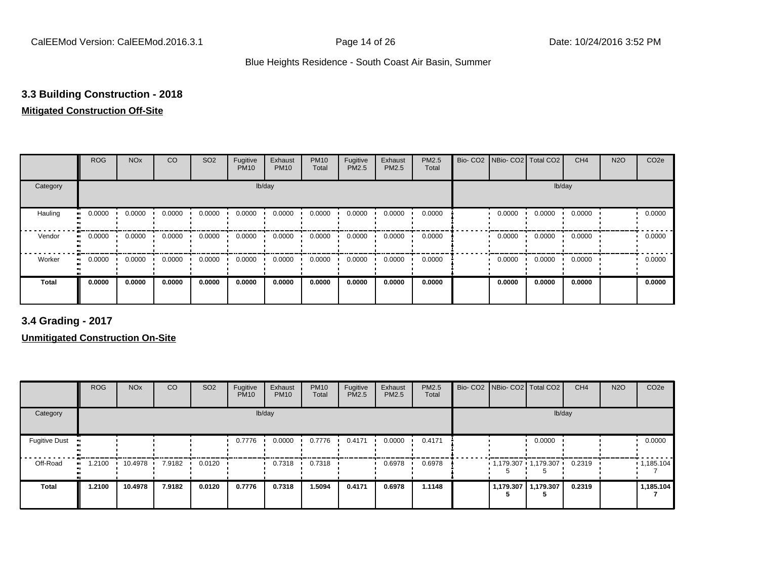## 3.3 Building Construction - 2018

**Mitigated Construction Off-Site**

| | ROG | NOx | CO | SO2 | Fugitive PM10 | Exhaust PM10 | PM10 Total | Fugitive PM2.5 | Exhaust PM2.5 | PM2.5 Total | Bio- CO2 | NBio- CO2 | Total CO2 | CH4 | N2O | CO2e |
|---|---|---|---|---|---|---|---|---|---|---|---|---|---|---|---|---|
| Category | | | | | | lb/day | | | | | | | | lb/day | | |
| Hauling | 0.0000 | 0.0000 | 0.0000 | 0.0000 | 0.0000 | 0.0000 | 0.0000 | 0.0000 | 0.0000 | 0.0000 | | 0.0000 | 0.0000 | 0.0000 | | 0.0000 |
| Vendor | 0.0000 | 0.0000 | 0.0000 | 0.0000 | 0.0000 | 0.0000 | 0.0000 | 0.0000 | 0.0000 | 0.0000 | | 0.0000 | 0.0000 | 0.0000 | | 0.0000 |
| Worker | 0.0000 | 0.0000 | 0.0000 | 0.0000 | 0.0000 | 0.0000 | 0.0000 | 0.0000 | 0.0000 | 0.0000 | | 0.0000 | 0.0000 | 0.0000 | | 0.0000 |
| **Total** | **0.0000** | **0.0000** | **0.0000** | **0.0000** | **0.0000** | **0.0000** | **0.0000** | **0.0000** | **0.0000** | **0.0000** | | **0.0000** | **0.0000** | **0.0000** | | **0.0000** |

## 3.4 Grading - 2017

**Unmitigated Construction On-Site**

| | ROG | NOx | CO | SO2 | Fugitive PM10 | Exhaust PM10 | PM10 Total | Fugitive PM2.5 | Exhaust PM2.5 | PM2.5 Total | Bio- CO2 | NBio- CO2 | Total CO2 | CH4 | N2O | CO2e |
|---|---|---|---|---|---|---|---|---|---|---|---|---|---|---|---|---|
| Category | | | | | | lb/day | | | | | | | | lb/day | | |
| Fugitive Dust | | | | | 0.7776 | 0.0000 | 0.7776 | 0.4171 | 0.0000 | 0.4171 | | | 0.0000 | | | 0.0000 |
| Off-Road | 1.2100 | 10.4978 | 7.9182 | 0.0120 | | 0.7318 | 0.7318 | | 0.6978 | 0.6978 | | 1,179.3075 | 1,179.3075 | 0.2319 | | 1,185.1047 |
| **Total** | **1.2100** | **10.4978** | **7.9182** | **0.0120** | **0.7776** | **0.7318** | **1.5094** | **0.4171** | **0.6978** | **1.1148** | | **1,179.3075** | **1,179.3075** | **0.2319** | | **1,185.1047** |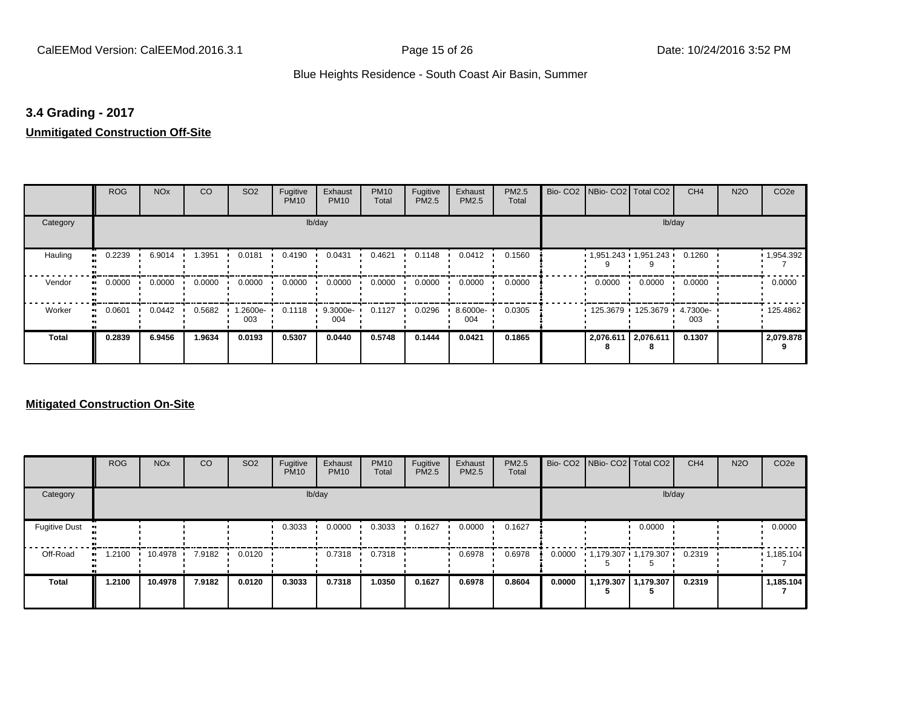## 3.4 Grading - 2017

**Unmitigated Construction Off-Site**

| | ROG | NOx | CO | SO2 | Fugitive PM10 | Exhaust PM10 | PM10 Total | Fugitive PM2.5 | Exhaust PM2.5 | PM2.5 Total | Bio- CO2 | NBio- CO2 | Total CO2 | CH4 | N2O | CO2e |
|---|---|---|---|---|---|---|---|---|---|---|---|---|---|---|---|---|
| Category | | | | | lb/day | | | | | | | | | lb/day | | |
| Hauling | 0.2239 | 6.9014 | 1.3951 | 0.0181 | 0.4190 | 0.0431 | 0.4621 | 0.1148 | 0.0412 | 0.1560 | | 1,951.2439 | 1,951.2439 | 0.1260 | | 1,954.3927 |
| Vendor | 0.0000 | 0.0000 | 0.0000 | 0.0000 | 0.0000 | 0.0000 | 0.0000 | 0.0000 | 0.0000 | 0.0000 | | 0.0000 | 0.0000 | 0.0000 | | 0.0000 |
| Worker | 0.0601 | 0.0442 | 0.5682 | 1.2600e-003 | 0.1118 | 9.3000e-004 | 0.1127 | 0.0296 | 8.6000e-004 | 0.0305 | | 125.3679 | 125.3679 | 4.7300e-003 | | 125.4862 |
| **Total** | **0.2839** | **6.9456** | **1.9634** | **0.0193** | **0.5307** | **0.0440** | **0.5748** | **0.1444** | **0.0421** | **0.1865** | | **2,076.6118** | **2,076.6118** | **0.1307** | | **2,079.8789** |

**Mitigated Construction On-Site**

| | ROG | NOx | CO | SO2 | Fugitive PM10 | Exhaust PM10 | PM10 Total | Fugitive PM2.5 | Exhaust PM2.5 | PM2.5 Total | Bio- CO2 | NBio- CO2 | Total CO2 | CH4 | N2O | CO2e |
|---|---|---|---|---|---|---|---|---|---|---|---|---|---|---|---|---|
| Category | | | | | lb/day | | | | | | | | | lb/day | | |
| Fugitive Dust | | | | | 0.3033 | 0.0000 | 0.3033 | 0.1627 | 0.0000 | 0.1627 | | | 0.0000 | | | 0.0000 |
| Off-Road | 1.2100 | 10.4978 | 7.9182 | 0.0120 | | 0.7318 | 0.7318 | | 0.6978 | 0.6978 | 0.0000 | 1,179.3075 | 1,179.3075 | 0.2319 | | 1,185.1047 |
| **Total** | **1.2100** | **10.4978** | **7.9182** | **0.0120** | **0.3033** | **0.7318** | **1.0350** | **0.1627** | **0.6978** | **0.8604** | **0.0000** | **1,179.3075** | **1,179.3075** | **0.2319** | | **1,185.1047** |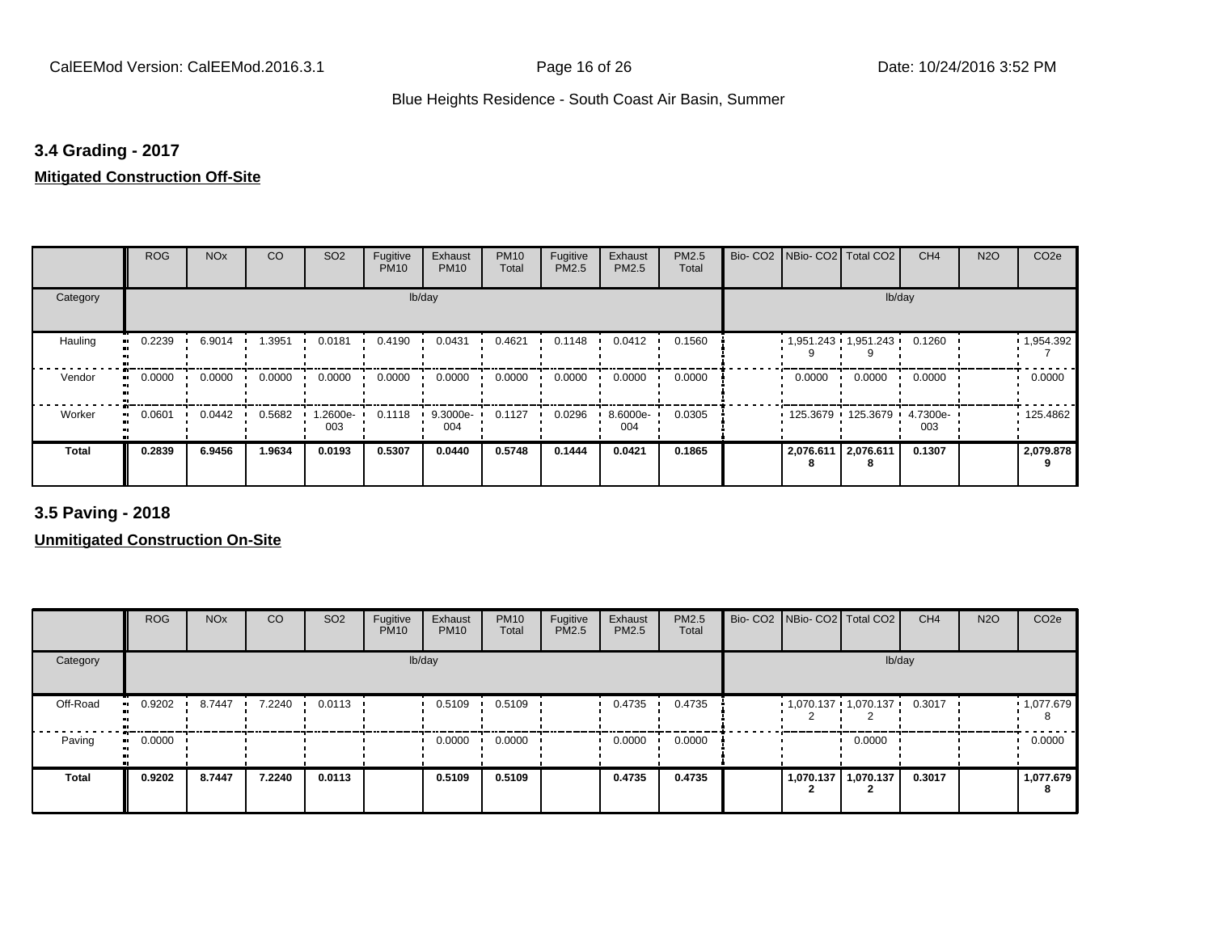### 3.4 Grading - 2017

**Mitigated Construction Off-Site**

| | ROG | NOx | CO | SO2 | Fugitive PM10 | Exhaust PM10 | PM10 Total | Fugitive PM2.5 | Exhaust PM2.5 | PM2.5 Total | Bio- CO2 | NBio- CO2 | Total CO2 | CH4 | N2O | CO2e |
|---|---|---|---|---|---|---|---|---|---|---|---|---|---|---|---|---|
| Category | lb/day | | | | | | | | | | lb/day | | | | | |
| Hauling | 0.2239 | 6.9014 | 1.3951 | 0.0181 | 0.4190 | 0.0431 | 0.4621 | 0.1148 | 0.0412 | 0.1560 | | 1,951.2439 | 1,951.2439 | 0.1260 | | 1,954.3927 |
| Vendor | 0.0000 | 0.0000 | 0.0000 | 0.0000 | 0.0000 | 0.0000 | 0.0000 | 0.0000 | 0.0000 | 0.0000 | | 0.0000 | 0.0000 | 0.0000 | | 0.0000 |
| Worker | 0.0601 | 0.0442 | 0.5682 | 1.2600e-003 | 0.1118 | 9.3000e-004 | 0.1127 | 0.0296 | 8.6000e-004 | 0.0305 | | 125.3679 | 125.3679 | 4.7300e-003 | | 125.4862 |
| **Total** | **0.2839** | **6.9456** | **1.9634** | **0.0193** | **0.5307** | **0.0440** | **0.5748** | **0.1444** | **0.0421** | **0.1865** | | **2,076.6118** | **2,076.6118** | **0.1307** | | **2,079.8789** |

### 3.5 Paving - 2018

**Unmitigated Construction On-Site**

| | ROG | NOx | CO | SO2 | Fugitive PM10 | Exhaust PM10 | PM10 Total | Fugitive PM2.5 | Exhaust PM2.5 | PM2.5 Total | Bio- CO2 | NBio- CO2 | Total CO2 | CH4 | N2O | CO2e |
|---|---|---|---|---|---|---|---|---|---|---|---|---|---|---|---|---|
| Category | lb/day | | | | | | | | | | lb/day | | | | | |
| Off-Road | 0.9202 | 8.7447 | 7.2240 | 0.0113 | | 0.5109 | 0.5109 | | 0.4735 | 0.4735 | | 1,070.1372 | 1,070.1372 | 0.3017 | | 1,077.6798 |
| Paving | 0.0000 | | | | | 0.0000 | 0.0000 | | 0.0000 | 0.0000 | | | 0.0000 | | | 0.0000 |
| **Total** | **0.9202** | **8.7447** | **7.2240** | **0.0113** | | **0.5109** | **0.5109** | | **0.4735** | **0.4735** | | **1,070.1372** | **1,070.1372** | **0.3017** | | **1,077.6798** |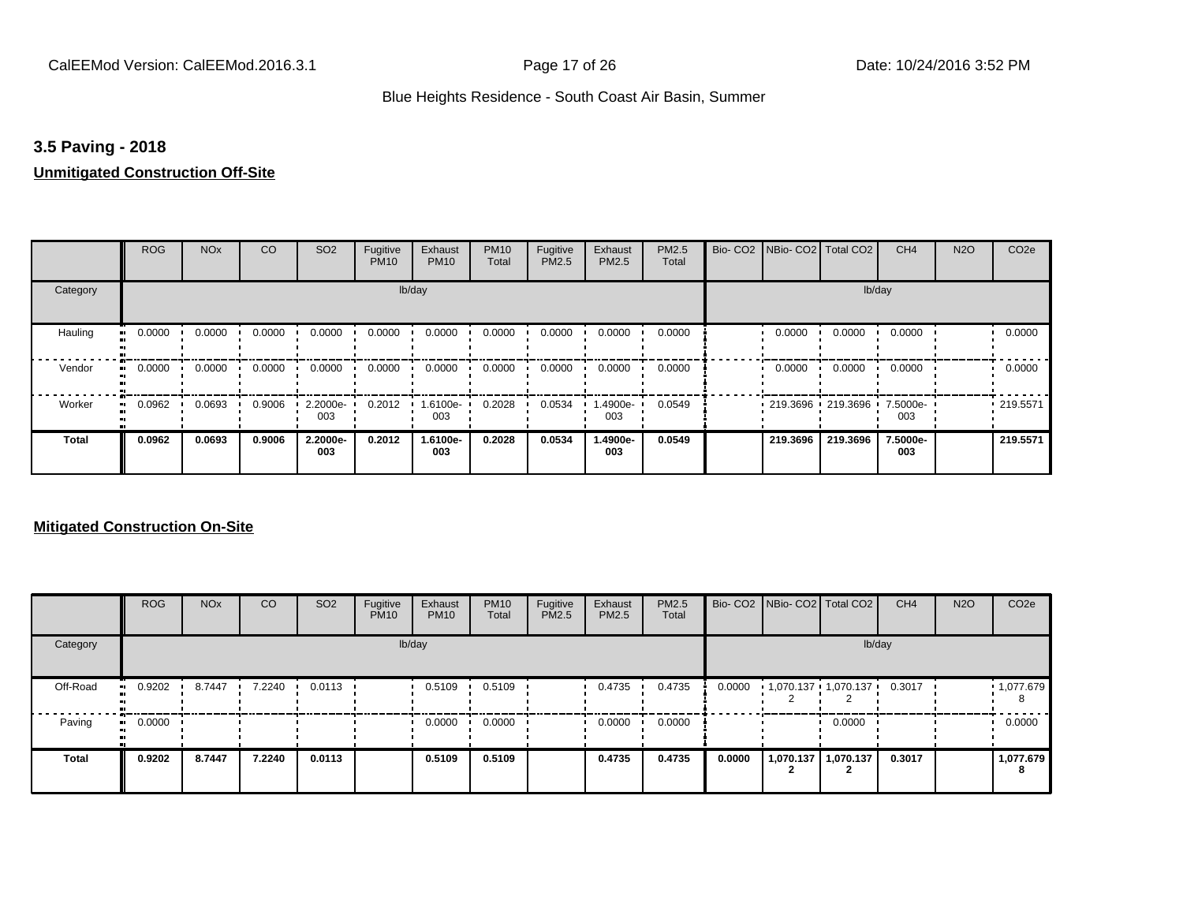## 3.5 Paving - 2018

### Unmitigated Construction Off-Site

| | ROG | NOx | CO | SO2 | Fugitive PM10 | Exhaust PM10 | PM10 Total | Fugitive PM2.5 | Exhaust PM2.5 | PM2.5 Total | Bio- CO2 | NBio- CO2 | Total CO2 | CH4 | N2O | CO2e |
|---|---|---|---|---|---|---|---|---|---|---|---|---|---|---|---|---|
| Category | lb/day | | | | | | | | | | lb/day | | | | | |
| Hauling | 0.0000 | 0.0000 | 0.0000 | 0.0000 | 0.0000 | 0.0000 | 0.0000 | 0.0000 | 0.0000 | 0.0000 | | 0.0000 | 0.0000 | 0.0000 | | 0.0000 |
| Vendor | 0.0000 | 0.0000 | 0.0000 | 0.0000 | 0.0000 | 0.0000 | 0.0000 | 0.0000 | 0.0000 | 0.0000 | | 0.0000 | 0.0000 | 0.0000 | | 0.0000 |
| Worker | 0.0962 | 0.0693 | 0.9006 | 2.2000e-003 | 0.2012 | 1.6100e-003 | 0.2028 | 0.0534 | 1.4900e-003 | 0.0549 | | 219.3696 | 219.3696 | 7.5000e-003 | | 219.5571 |
| **Total** | **0.0962** | **0.0693** | **0.9006** | **2.2000e-003** | **0.2012** | **1.6100e-003** | **0.2028** | **0.0534** | **1.4900e-003** | **0.0549** | | **219.3696** | **219.3696** | **7.5000e-003** | | **219.5571** |

### Mitigated Construction On-Site

| | ROG | NOx | CO | SO2 | Fugitive PM10 | Exhaust PM10 | PM10 Total | Fugitive PM2.5 | Exhaust PM2.5 | PM2.5 Total | Bio- CO2 | NBio- CO2 | Total CO2 | CH4 | N2O | CO2e |
|---|---|---|---|---|---|---|---|---|---|---|---|---|---|---|---|---|
| Category | lb/day | | | | | | | | | | lb/day | | | | | |
| Off-Road | 0.9202 | 8.7447 | 7.2240 | 0.0113 | | 0.5109 | 0.5109 | | 0.4735 | 0.4735 | 0.0000 | 1,070.1372 | 1,070.1372 | 0.3017 | | 1,077.6798 |
| Paving | 0.0000 | | | | | 0.0000 | 0.0000 | | 0.0000 | 0.0000 | | | 0.0000 | | | 0.0000 |
| **Total** | **0.9202** | **8.7447** | **7.2240** | **0.0113** | | **0.5109** | **0.5109** | | **0.4735** | **0.4735** | **0.0000** | **1,070.1372** | **1,070.1372** | **0.3017** | | **1,077.6798** |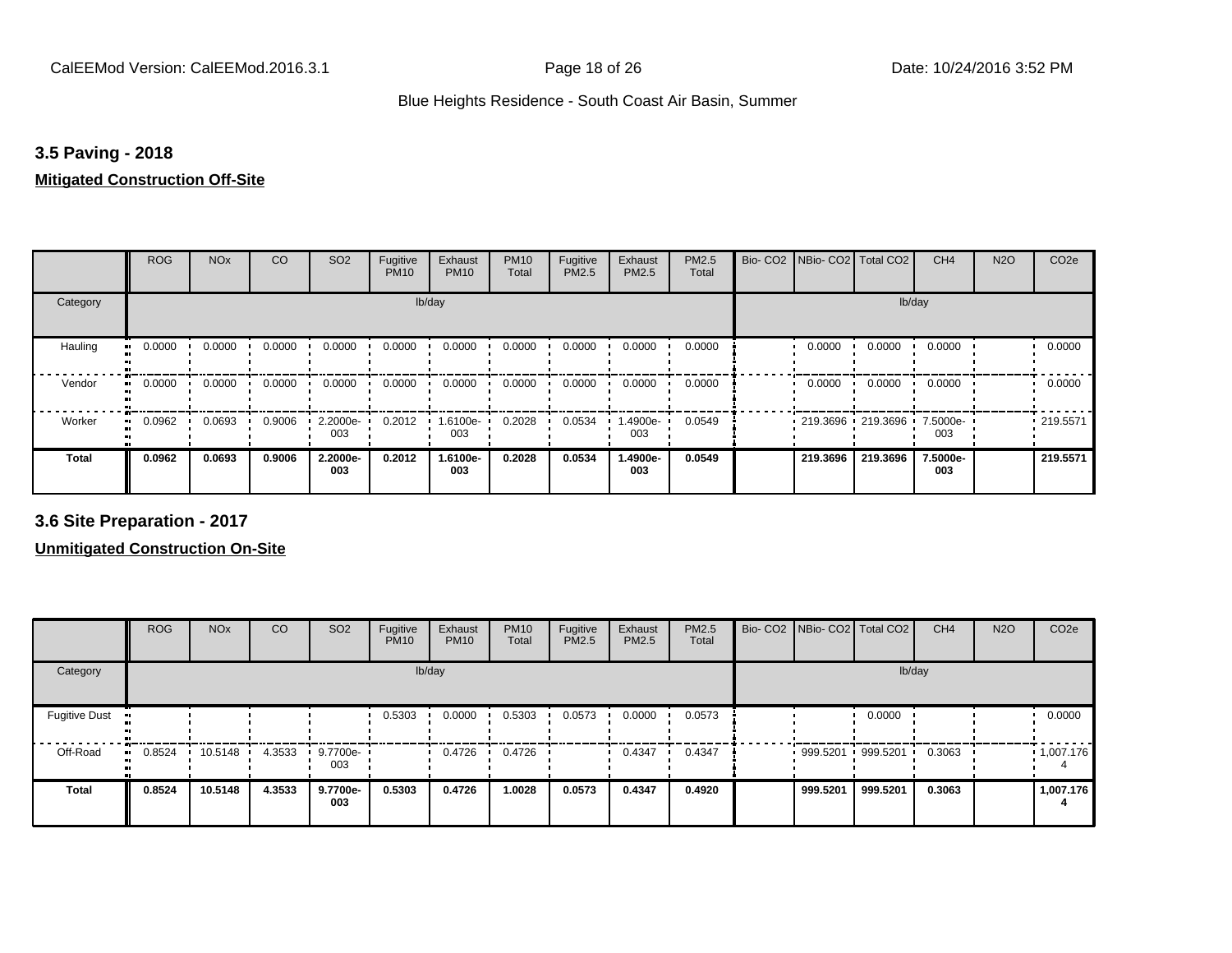### 3.5 Paving - 2018

**Mitigated Construction Off-Site**

| | ROG | NOx | CO | SO2 | Fugitive PM10 | Exhaust PM10 | PM10 Total | Fugitive PM2.5 | Exhaust PM2.5 | PM2.5 Total | Bio- CO2 | NBio- CO2 | Total CO2 | CH4 | N2O | CO2e |
|---|---|---|---|---|---|---|---|---|---|---|---|---|---|---|---|---|
| Category | lb/day | | | | | | | | | | lb/day | | | | | |
| Hauling | 0.0000 | 0.0000 | 0.0000 | 0.0000 | 0.0000 | 0.0000 | 0.0000 | 0.0000 | 0.0000 | 0.0000 | | 0.0000 | 0.0000 | 0.0000 | | 0.0000 |
| Vendor | 0.0000 | 0.0000 | 0.0000 | 0.0000 | 0.0000 | 0.0000 | 0.0000 | 0.0000 | 0.0000 | 0.0000 | | 0.0000 | 0.0000 | 0.0000 | | 0.0000 |
| Worker | 0.0962 | 0.0693 | 0.9006 | 2.2000e-003 | 0.2012 | 1.6100e-003 | 0.2028 | 0.0534 | 1.4900e-003 | 0.0549 | | 219.3696 | 219.3696 | 7.5000e-003 | | 219.5571 |
| **Total** | **0.0962** | **0.0693** | **0.9006** | **2.2000e-003** | **0.2012** | **1.6100e-003** | **0.2028** | **0.0534** | **1.4900e-003** | **0.0549** | | **219.3696** | **219.3696** | **7.5000e-003** | | **219.5571** |

### 3.6 Site Preparation - 2017

**Unmitigated Construction On-Site**

| | ROG | NOx | CO | SO2 | Fugitive PM10 | Exhaust PM10 | PM10 Total | Fugitive PM2.5 | Exhaust PM2.5 | PM2.5 Total | Bio- CO2 | NBio- CO2 | Total CO2 | CH4 | N2O | CO2e |
|---|---|---|---|---|---|---|---|---|---|---|---|---|---|---|---|---|
| Category | lb/day | | | | | | | | | | lb/day | | | | | |
| Fugitive Dust | | | | | 0.5303 | 0.0000 | 0.5303 | 0.0573 | 0.0000 | 0.0573 | | | 0.0000 | | | 0.0000 |
| Off-Road | 0.8524 | 10.5148 | 4.3533 | 9.7700e-003 | | 0.4726 | 0.4726 | | 0.4347 | 0.4347 | | 999.5201 | 999.5201 | 0.3063 | | 1,007.1764 |
| **Total** | **0.8524** | **10.5148** | **4.3533** | **9.7700e-003** | **0.5303** | **0.4726** | **1.0028** | **0.0573** | **0.4347** | **0.4920** | | **999.5201** | **999.5201** | **0.3063** | | **1,007.1764** |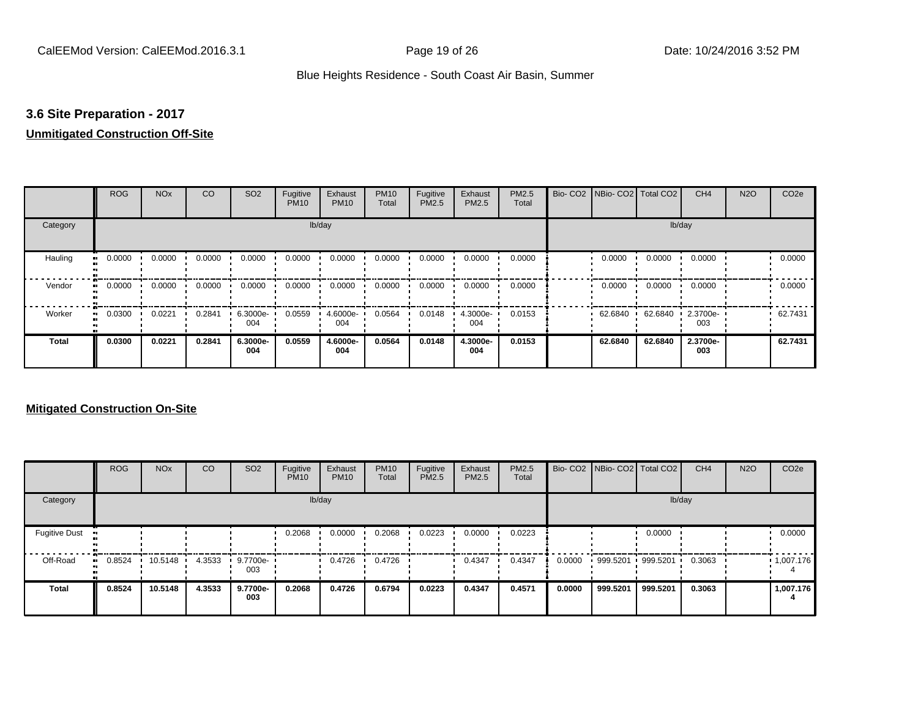## 3.6 Site Preparation - 2017

**Unmitigated Construction Off-Site**

| | ROG | NOx | CO | SO2 | Fugitive PM10 | Exhaust PM10 | PM10 Total | Fugitive PM2.5 | Exhaust PM2.5 | PM2.5 Total | Bio- CO2 | NBio- CO2 | Total CO2 | CH4 | N2O | CO2e |
|---|---|---|---|---|---|---|---|---|---|---|---|---|---|---|---|---|
| Category | lb/day | | | | | | | | | | lb/day | | | | | |
| Hauling | 0.0000 | 0.0000 | 0.0000 | 0.0000 | 0.0000 | 0.0000 | 0.0000 | 0.0000 | 0.0000 | 0.0000 | | 0.0000 | 0.0000 | 0.0000 | | 0.0000 |
| Vendor | 0.0000 | 0.0000 | 0.0000 | 0.0000 | 0.0000 | 0.0000 | 0.0000 | 0.0000 | 0.0000 | 0.0000 | | 0.0000 | 0.0000 | 0.0000 | | 0.0000 |
| Worker | 0.0300 | 0.0221 | 0.2841 | 6.3000e-004 | 0.0559 | 4.6000e-004 | 0.0564 | 0.0148 | 4.3000e-004 | 0.0153 | | 62.6840 | 62.6840 | 2.3700e-003 | | 62.7431 |
| **Total** | **0.0300** | **0.0221** | **0.2841** | **6.3000e-004** | **0.0559** | **4.6000e-004** | **0.0564** | **0.0148** | **4.3000e-004** | **0.0153** | | **62.6840** | **62.6840** | **2.3700e-003** | | **62.7431** |

**Mitigated Construction On-Site**

| | ROG | NOx | CO | SO2 | Fugitive PM10 | Exhaust PM10 | PM10 Total | Fugitive PM2.5 | Exhaust PM2.5 | PM2.5 Total | Bio- CO2 | NBio- CO2 | Total CO2 | CH4 | N2O | CO2e |
|---|---|---|---|---|---|---|---|---|---|---|---|---|---|---|---|---|
| Category | lb/day | | | | | | | | | | lb/day | | | | | |
| Fugitive Dust | | | | | 0.2068 | 0.0000 | 0.2068 | 0.0223 | 0.0000 | 0.0223 | | | 0.0000 | | | 0.0000 |
| Off-Road | 0.8524 | 10.5148 | 4.3533 | 9.7700e-003 | | 0.4726 | 0.4726 | | 0.4347 | 0.4347 | 0.0000 | 999.5201 | 999.5201 | 0.3063 | | 1,007.1764 |
| **Total** | **0.8524** | **10.5148** | **4.3533** | **9.7700e-003** | **0.2068** | **0.4726** | **0.6794** | **0.0223** | **0.4347** | **0.4571** | **0.0000** | **999.5201** | **999.5201** | **0.3063** | | **1,007.1764** |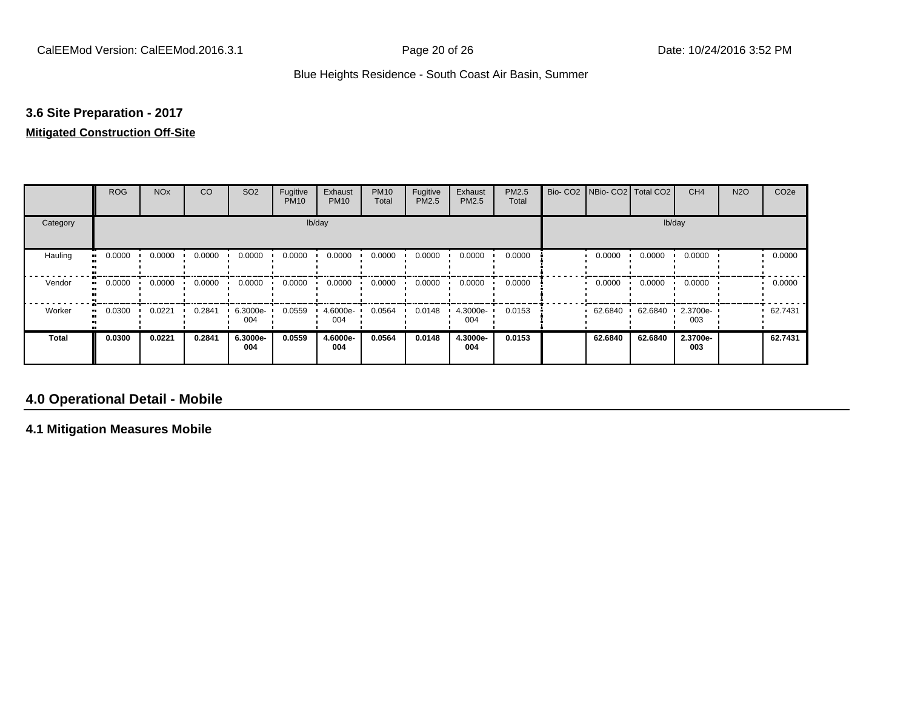### 3.6 Site Preparation - 2017

**Mitigated Construction Off-Site**

| | ROG | NOx | CO | SO2 | Fugitive PM10 | Exhaust PM10 | PM10 Total | Fugitive PM2.5 | Exhaust PM2.5 | PM2.5 Total | Bio- CO2 | NBio- CO2 | Total CO2 | CH4 | N2O | CO2e |
|---|---|---|---|---|---|---|---|---|---|---|---|---|---|---|---|---|
| Category | lb/day | | | | | | | | | | lb/day | | | | | |
| Hauling | 0.0000 | 0.0000 | 0.0000 | 0.0000 | 0.0000 | 0.0000 | 0.0000 | 0.0000 | 0.0000 | 0.0000 | | 0.0000 | 0.0000 | 0.0000 | | 0.0000 |
| Vendor | 0.0000 | 0.0000 | 0.0000 | 0.0000 | 0.0000 | 0.0000 | 0.0000 | 0.0000 | 0.0000 | 0.0000 | | 0.0000 | 0.0000 | 0.0000 | | 0.0000 |
| Worker | 0.0300 | 0.0221 | 0.2841 | 6.3000e-004 | 0.0559 | 4.6000e-004 | 0.0564 | 0.0148 | 4.3000e-004 | 0.0153 | | 62.6840 | 62.6840 | 2.3700e-003 | | 62.7431 |
| **Total** | **0.0300** | **0.0221** | **0.2841** | **6.3000e-004** | **0.0559** | **4.6000e-004** | **0.0564** | **0.0148** | **4.3000e-004** | **0.0153** | | **62.6840** | **62.6840** | **2.3700e-003** | | **62.7431** |

## 4.0 Operational Detail - Mobile

### 4.1 Mitigation Measures Mobile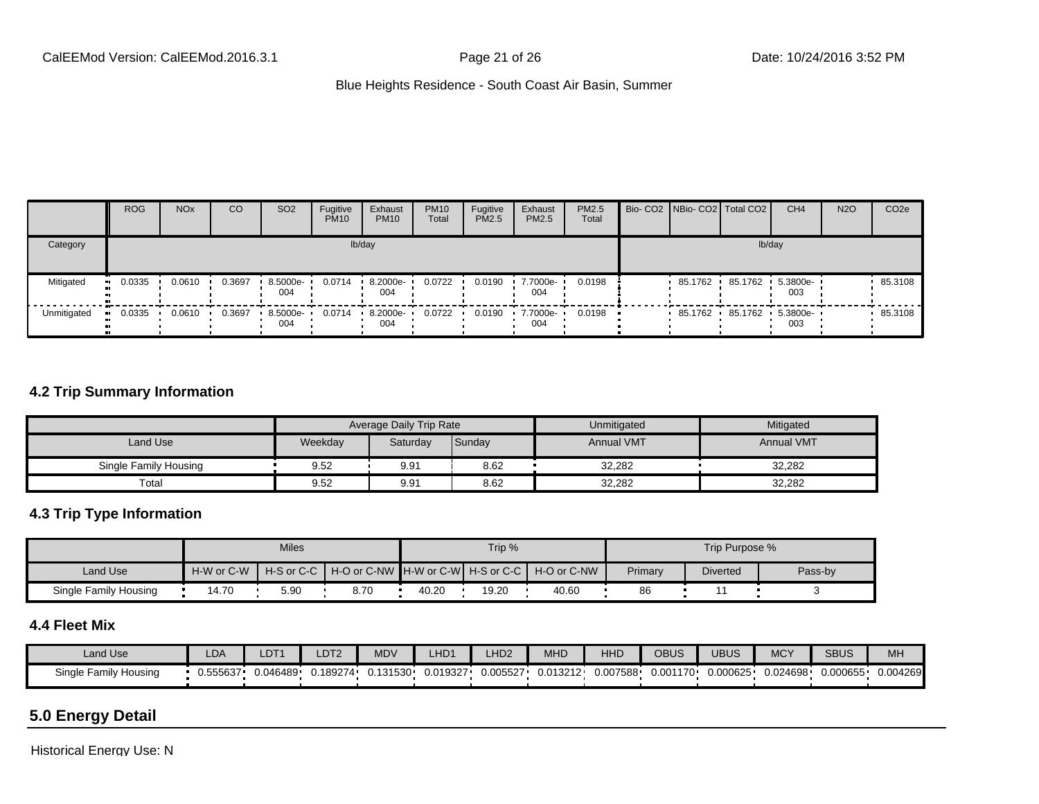| | ROG | NOx | CO | SO2 | Fugitive PM10 | Exhaust PM10 | PM10 Total | Fugitive PM2.5 | Exhaust PM2.5 | PM2.5 Total | Bio- CO2 | NBio- CO2 | Total CO2 | CH4 | N2O | CO2e |
|---|---|---|---|---|---|---|---|---|---|---|---|---|---|---|---|---|
| Category | lb/day | | | | | | | | | | lb/day | | | | | |
| Mitigated | 0.0335 | 0.0610 | 0.3697 | 8.5000e-004 | 0.0714 | 8.2000e-004 | 0.0722 | 0.0190 | 7.7000e-004 | 0.0198 | | 85.1762 | 85.1762 | 5.3800e-003 | | 85.3108 |
| Unmitigated | 0.0335 | 0.0610 | 0.3697 | 8.5000e-004 | 0.0714 | 8.2000e-004 | 0.0722 | 0.0190 | 7.7000e-004 | 0.0198 | | 85.1762 | 85.1762 | 5.3800e-003 | | 85.3108 |

### 4.2 Trip Summary Information

| | Average Daily Trip Rate | | | Unmitigated | Mitigated |
|---|---|---|---|---|---|
| Land Use | Weekday | Saturday | Sunday | Annual VMT | Annual VMT |
| Single Family Housing | 9.52 | 9.91 | 8.62 | 32,282 | 32,282 |
| Total | 9.52 | 9.91 | 8.62 | 32,282 | 32,282 |

### 4.3 Trip Type Information

| | Miles | | | Trip % | | | Trip Purpose % | | |
|---|---|---|---|---|---|---|---|---|---|
| Land Use | H-W or C-W | H-S or C-C | H-O or C-NW | H-W or C-W | H-S or C-C | H-O or C-NW | Primary | Diverted | Pass-by |
| Single Family Housing | 14.70 | 5.90 | 8.70 | 40.20 | 19.20 | 40.60 | 86 | 11 | 3 |

### 4.4 Fleet Mix

| Land Use | LDA | LDT1 | LDT2 | MDV | LHD1 | LHD2 | MHD | HHD | OBUS | UBUS | MCY | SBUS | MH |
|---|---|---|---|---|---|---|---|---|---|---|---|---|---|
| Single Family Housing | 0.555637 | 0.046489 | 0.189274 | 0.131530 | 0.019327 | 0.005527 | 0.013212 | 0.007588 | 0.001170 | 0.000625 | 0.024698 | 0.000655 | 0.004269 |

## 5.0 Energy Detail

Historical Energy Use: N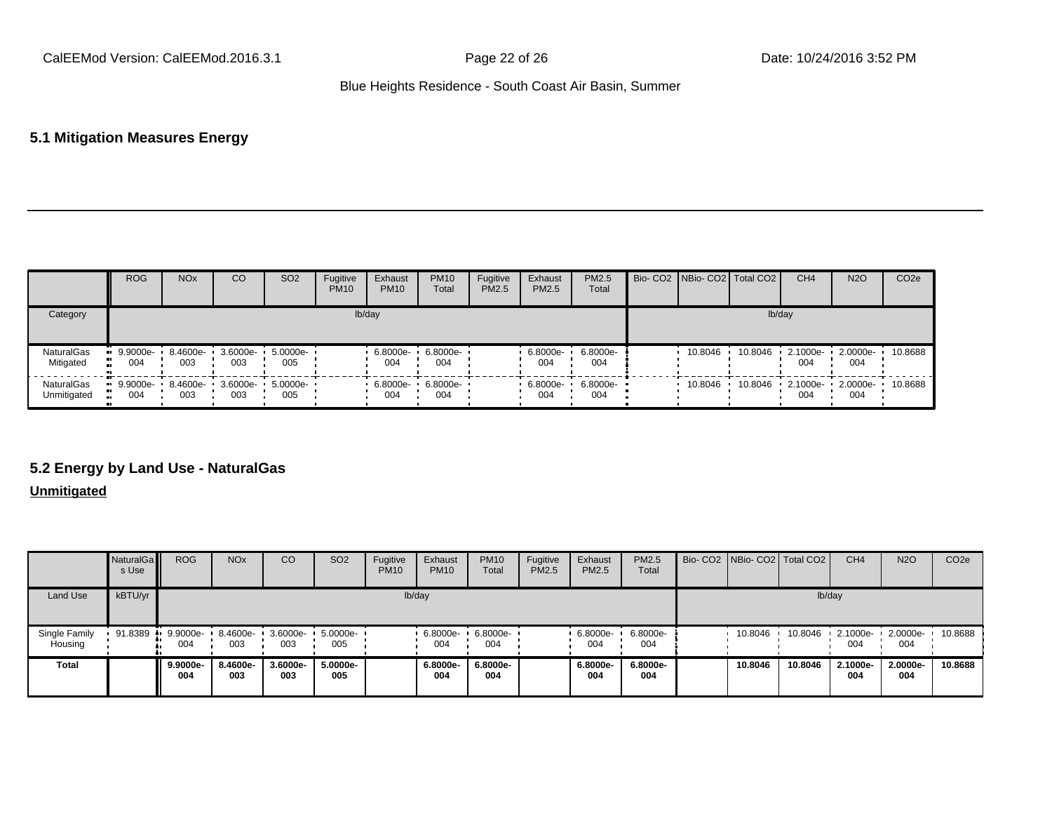## 5.1 Mitigation Measures Energy

| | ROG | NOx | CO | SO2 | Fugitive PM10 | Exhaust PM10 | PM10 Total | Fugitive PM2.5 | Exhaust PM2.5 | PM2.5 Total | Bio- CO2 | NBio- CO2 | Total CO2 | CH4 | N2O | CO2e |
|---|---|---|---|---|---|---|---|---|---|---|---|---|---|---|---|---|
| Category | lb/day | | | | | | | | | | lb/day | | | | | |
| NaturalGas Mitigated | 9.9000e-004 | 8.4600e-003 | 3.6000e-003 | 5.0000e-005 | | 6.8000e-004 | 6.8000e-004 | | 6.8000e-004 | 6.8000e-004 | | 10.8046 | 10.8046 | 2.1000e-004 | 2.0000e-004 | 10.8688 |
| NaturalGas Unmitigated | 9.9000e-004 | 8.4600e-003 | 3.6000e-003 | 5.0000e-005 | | 6.8000e-004 | 6.8000e-004 | | 6.8000e-004 | 6.8000e-004 | | 10.8046 | 10.8046 | 2.1000e-004 | 2.0000e-004 | 10.8688 |

## 5.2 Energy by Land Use - NaturalGas

**Unmitigated**

| | NaturalGas Use | ROG | NOx | CO | SO2 | Fugitive PM10 | Exhaust PM10 | PM10 Total | Fugitive PM2.5 | Exhaust PM2.5 | PM2.5 Total | Bio- CO2 | NBio- CO2 | Total CO2 | CH4 | N2O | CO2e |
|---|---|---|---|---|---|---|---|---|---|---|---|---|---|---|---|---|---|
| Land Use | kBTU/yr | lb/day | | | | | | | | | | lb/day | | | | | |
| Single Family Housing | 91.8389 | 9.9000e-004 | 8.4600e-003 | 3.6000e-003 | 5.0000e-005 | | 6.8000e-004 | 6.8000e-004 | | 6.8000e-004 | 6.8000e-004 | | 10.8046 | 10.8046 | 2.1000e-004 | 2.0000e-004 | 10.8688 |
| **Total** | | **9.9000e-004** | **8.4600e-003** | **3.6000e-003** | **5.0000e-005** | | **6.8000e-004** | **6.8000e-004** | | **6.8000e-004** | **6.8000e-004** | | **10.8046** | **10.8046** | **2.1000e-004** | **2.0000e-004** | **10.8688** |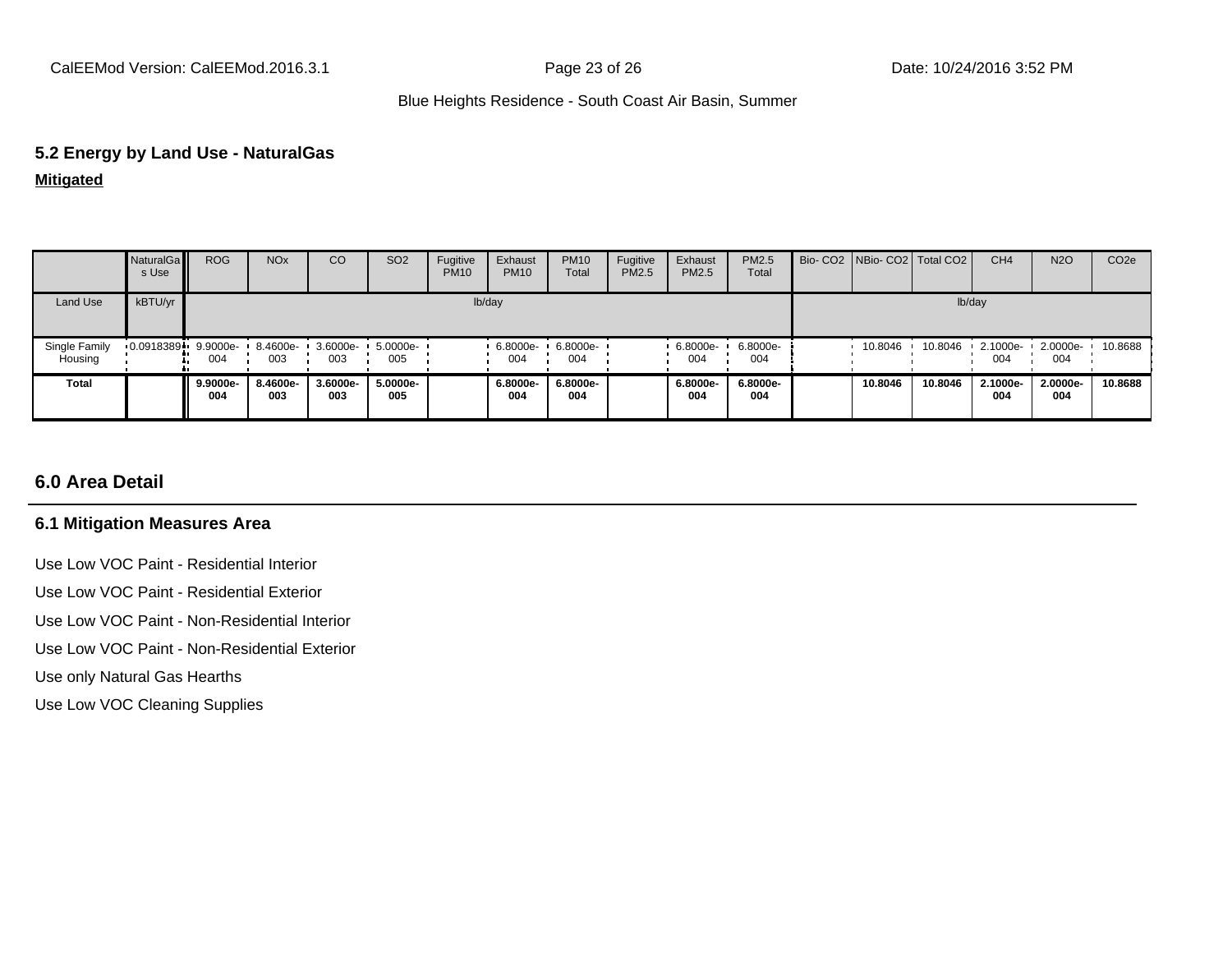## 5.2 Energy by Land Use - NaturalGas

**Mitigated**

| | NaturalGas Use | ROG | NOx | CO | SO2 | Fugitive PM10 | Exhaust PM10 | PM10 Total | Fugitive PM2.5 | Exhaust PM2.5 | PM2.5 Total | Bio- CO2 | NBio- CO2 | Total CO2 | CH4 | N2O | CO2e |
|---|---|---|---|---|---|---|---|---|---|---|---|---|---|---|---|---|---|
| Land Use | kBTU/yr | lb/day | | | | | | | | | | lb/day | | | | | |
| Single Family Housing | 0.0918389 | 9.9000e-004 | 8.4600e-003 | 3.6000e-003 | 5.0000e-005 | | 6.8000e-004 | 6.8000e-004 | | 6.8000e-004 | 6.8000e-004 | | 10.8046 | 10.8046 | 2.1000e-004 | 2.0000e-004 | 10.8688 |
| **Total** | | **9.9000e-004** | **8.4600e-003** | **3.6000e-003** | **5.0000e-005** | | **6.8000e-004** | **6.8000e-004** | | **6.8000e-004** | **6.8000e-004** | | **10.8046** | **10.8046** | **2.1000e-004** | **2.0000e-004** | **10.8688** |

# 6.0 Area Detail

## 6.1 Mitigation Measures Area

Use Low VOC Paint - Residential Interior

Use Low VOC Paint - Residential Exterior

Use Low VOC Paint - Non-Residential Interior

Use Low VOC Paint - Non-Residential Exterior

Use only Natural Gas Hearths

Use Low VOC Cleaning Supplies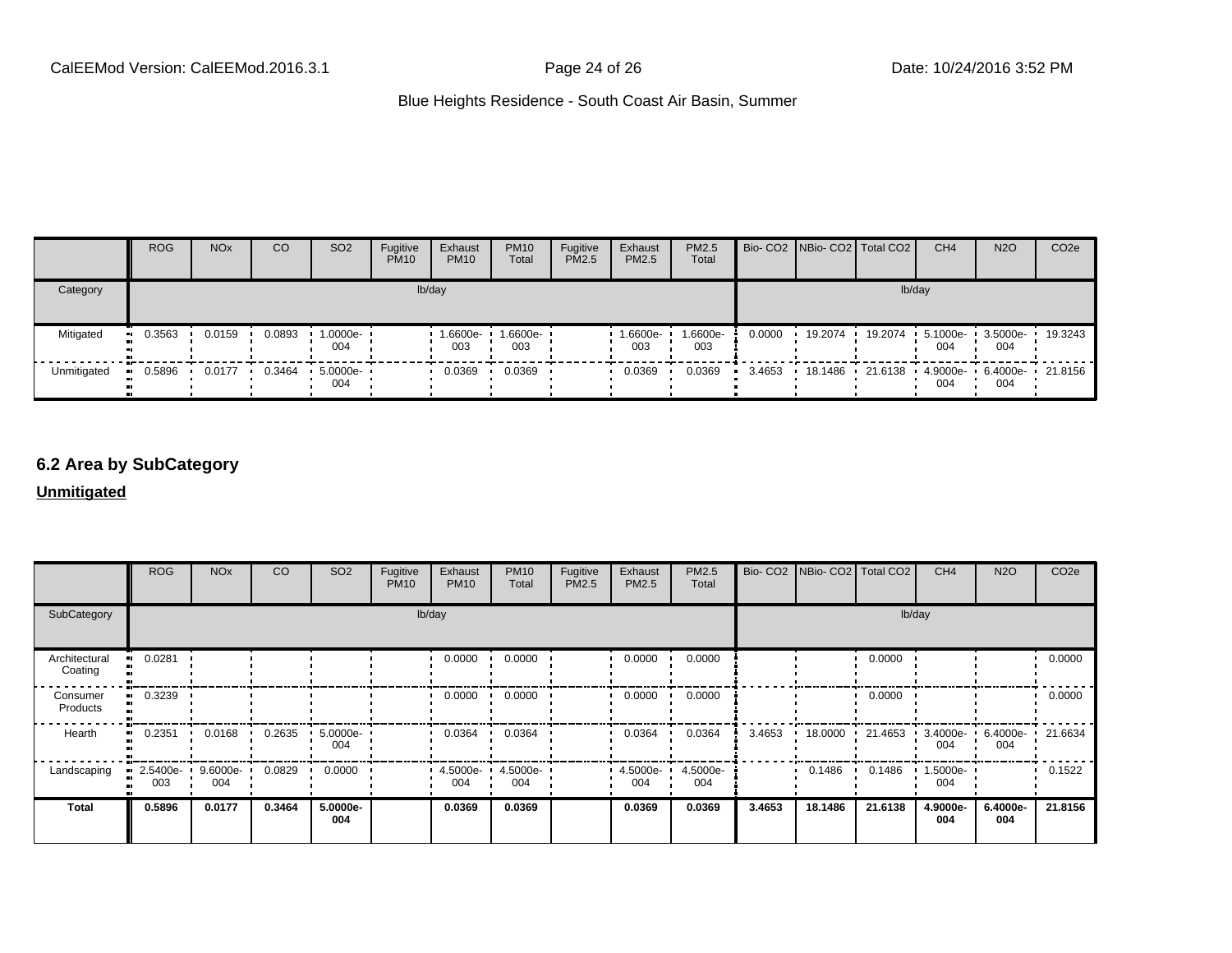| | ROG | NOx | CO | SO2 | Fugitive PM10 | Exhaust PM10 | PM10 Total | Fugitive PM2.5 | Exhaust PM2.5 | PM2.5 Total | Bio- CO2 | NBio- CO2 | Total CO2 | CH4 | N2O | CO2e |
|---|---|---|---|---|---|---|---|---|---|---|---|---|---|---|---|---|
| Category | lb/day | | | | | | | | | | lb/day | | | | | |
| Mitigated | 0.3563 | 0.0159 | 0.0893 | 1.0000e-004 | | 1.6600e-003 | 1.6600e-003 | | 1.6600e-003 | 1.6600e-003 | 0.0000 | 19.2074 | 19.2074 | 5.1000e-004 | 3.5000e-004 | 19.3243 |
| Unmitigated | 0.5896 | 0.0177 | 0.3464 | 5.0000e-004 | | 0.0369 | 0.0369 | | 0.0369 | 0.0369 | 3.4653 | 18.1486 | 21.6138 | 4.9000e-004 | 6.4000e-004 | 21.8156 |

## 6.2 Area by SubCategory

**Unmitigated**

| | ROG | NOx | CO | SO2 | Fugitive PM10 | Exhaust PM10 | PM10 Total | Fugitive PM2.5 | Exhaust PM2.5 | PM2.5 Total | Bio- CO2 | NBio- CO2 | Total CO2 | CH4 | N2O | CO2e |
|---|---|---|---|---|---|---|---|---|---|---|---|---|---|---|---|---|
| SubCategory | lb/day | | | | | | | | | | lb/day | | | | | |
| Architectural Coating | 0.0281 | | | | | 0.0000 | 0.0000 | | 0.0000 | 0.0000 | | | 0.0000 | | | 0.0000 |
| Consumer Products | 0.3239 | | | | | 0.0000 | 0.0000 | | 0.0000 | 0.0000 | | | 0.0000 | | | 0.0000 |
| Hearth | 0.2351 | 0.0168 | 0.2635 | 5.0000e-004 | | 0.0364 | 0.0364 | | 0.0364 | 0.0364 | 3.4653 | 18.0000 | 21.4653 | 3.4000e-004 | 6.4000e-004 | 21.6634 |
| Landscaping | 2.5400e-003 | 9.6000e-004 | 0.0829 | 0.0000 | | 4.5000e-004 | 4.5000e-004 | | 4.5000e-004 | 4.5000e-004 | | 0.1486 | 0.1486 | 1.5000e-004 | | 0.1522 |
| **Total** | **0.5896** | **0.0177** | **0.3464** | **5.0000e-004** | | **0.0369** | **0.0369** | | **0.0369** | **0.0369** | **3.4653** | **18.1486** | **21.6138** | **4.9000e-004** | **6.4000e-004** | **21.8156** |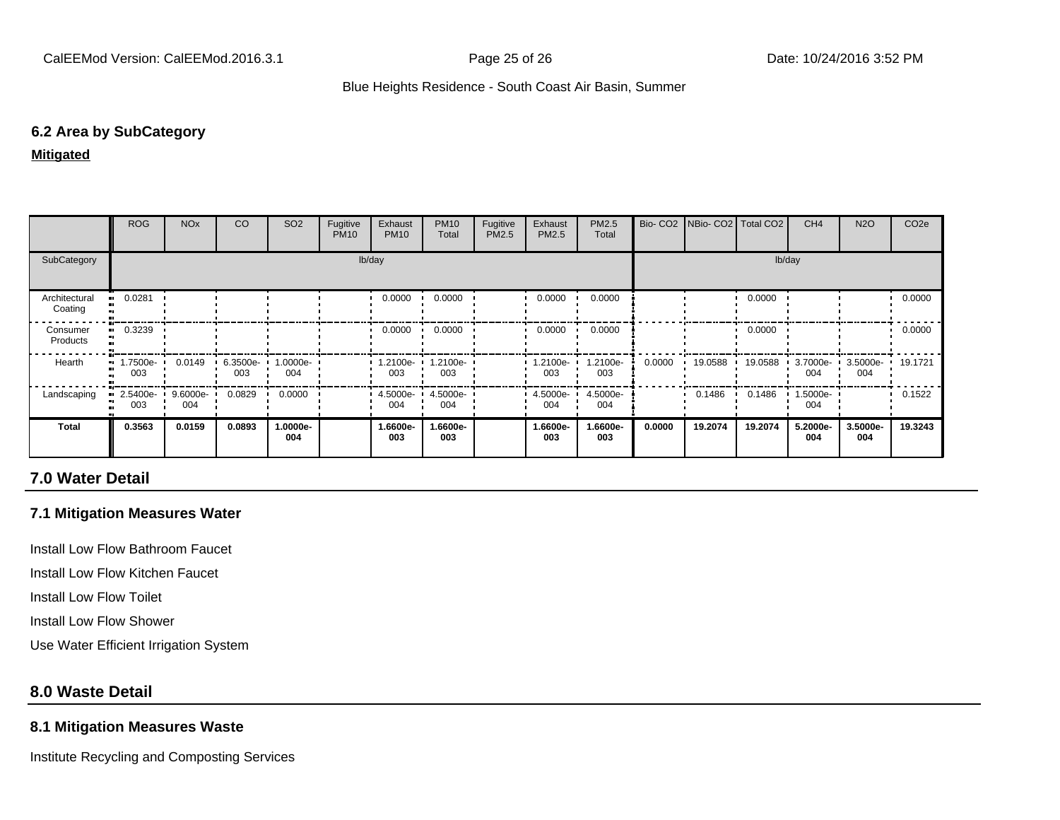### 6.2 Area by SubCategory

**Mitigated**

| | ROG | NOx | CO | SO2 | Fugitive PM10 | Exhaust PM10 | PM10 Total | Fugitive PM2.5 | Exhaust PM2.5 | PM2.5 Total | Bio- CO2 | NBio- CO2 | Total CO2 | CH4 | N2O | CO2e |
|---|---|---|---|---|---|---|---|---|---|---|---|---|---|---|---|---|
| SubCategory | lb/day | | | | | | | | | | lb/day | | | | | |
| Architectural Coating | 0.0281 | | | | | 0.0000 | 0.0000 | | 0.0000 | 0.0000 | | | 0.0000 | | | 0.0000 |
| Consumer Products | 0.3239 | | | | | 0.0000 | 0.0000 | | 0.0000 | 0.0000 | | | 0.0000 | | | 0.0000 |
| Hearth | 1.7500e-003 | 0.0149 | 6.3500e-003 | 1.0000e-004 | | 1.2100e-003 | 1.2100e-003 | | 1.2100e-003 | 1.2100e-003 | 0.0000 | 19.0588 | 19.0588 | 3.7000e-004 | 3.5000e-004 | 19.1721 |
| Landscaping | 2.5400e-003 | 9.6000e-004 | 0.0829 | 0.0000 | | 4.5000e-004 | 4.5000e-004 | | 4.5000e-004 | 4.5000e-004 | | 0.1486 | 0.1486 | 1.5000e-004 | | 0.1522 |
| **Total** | **0.3563** | **0.0159** | **0.0893** | **1.0000e-004** | | **1.6600e-003** | **1.6600e-003** | | **1.6600e-003** | **1.6600e-003** | **0.0000** | **19.2074** | **19.2074** | **5.2000e-004** | **3.5000e-004** | **19.3243** |

## 7.0 Water Detail

### 7.1 Mitigation Measures Water

Install Low Flow Bathroom Faucet

Install Low Flow Kitchen Faucet

Install Low Flow Toilet

Install Low Flow Shower

Use Water Efficient Irrigation System

## 8.0 Waste Detail

### 8.1 Mitigation Measures Waste

Institute Recycling and Composting Services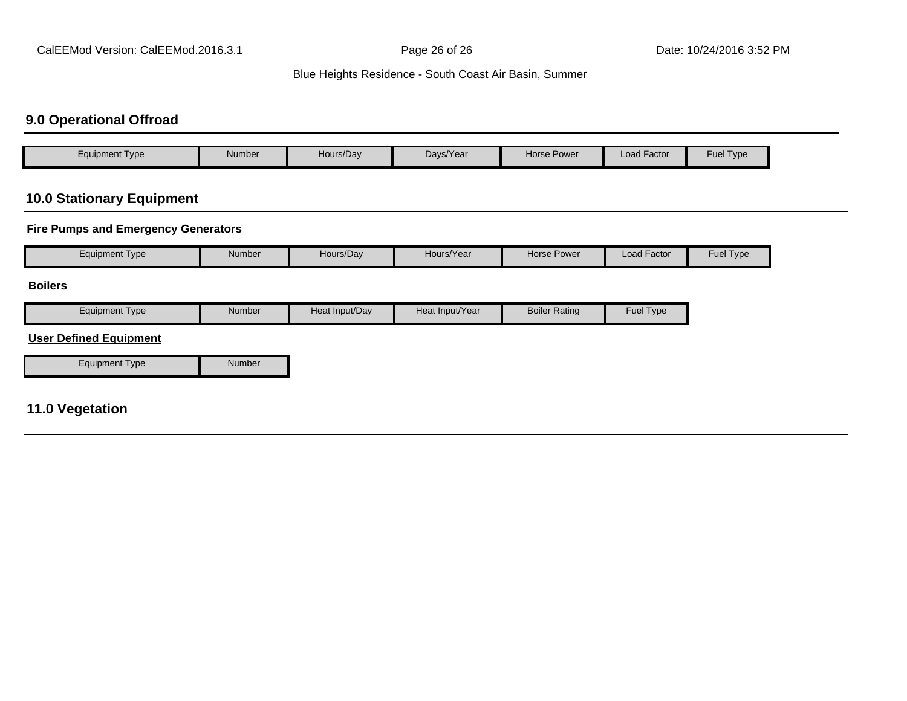## 9.0 Operational Offroad

| Equipment Type | Number | Hours/Day | Days/Year | Horse Power | Load Factor | Fuel Type |
|---|---|---|---|---|---|---|

## 10.0 Stationary Equipment

**Fire Pumps and Emergency Generators**

| Equipment Type | Number | Hours/Day | Hours/Year | Horse Power | Load Factor | Fuel Type |
|---|---|---|---|---|---|---|

**Boilers**

| Equipment Type | Number | Heat Input/Day | Heat Input/Year | Boiler Rating | Fuel Type |
|---|---|---|---|---|---|

**User Defined Equipment**

| Equipment Type | Number |
|---|---|

## 11.0 Vegetation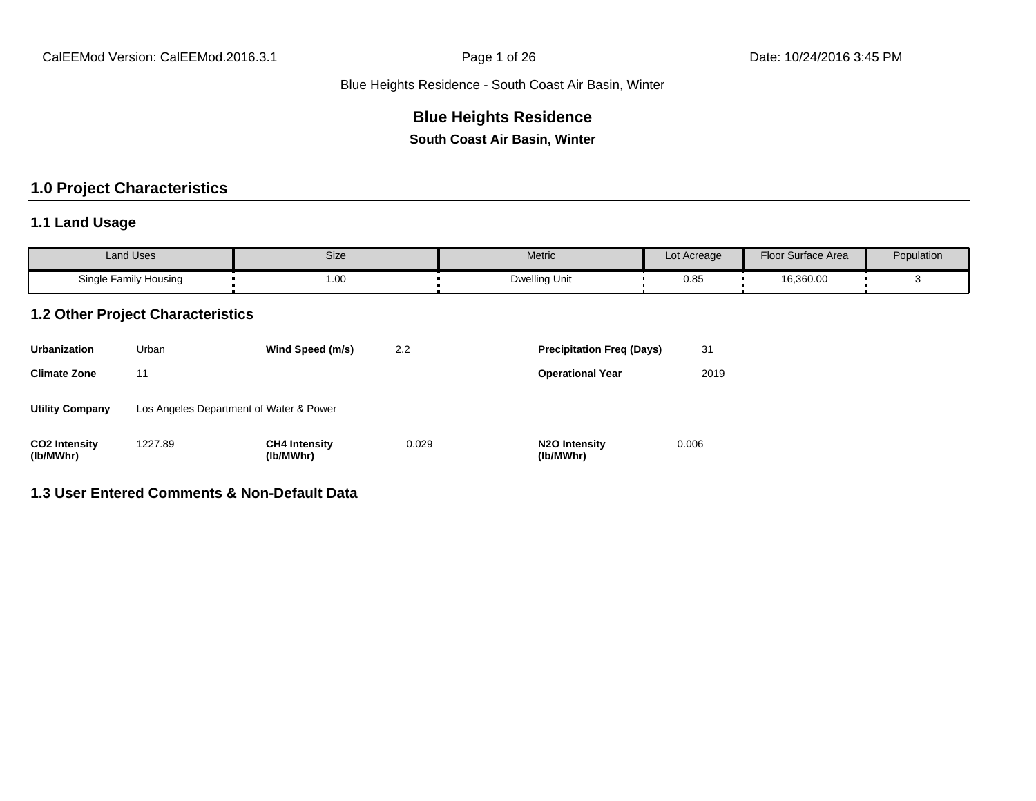**Blue Heights Residence**

**South Coast Air Basin, Winter**

## 1.0 Project Characteristics

### 1.1 Land Usage

| Land Uses | Size | Metric | Lot Acreage | Floor Surface Area | Population |
|---|---|---|---|---|---|
| Single Family Housing | 1.00 | Dwelling Unit | 0.85 | 16,360.00 | 3 |

### 1.2 Other Project Characteristics

| | | | | | |
|---|---|---|---|---|---|
| **Urbanization** | Urban | **Wind Speed (m/s)** | 2.2 | **Precipitation Freq (Days)** | 31 |
| **Climate Zone** | 11 | | | **Operational Year** | 2019 |
| **Utility Company** | Los Angeles Department of Water & Power | | | | |
| **CO2 Intensity (lb/MWhr)** | 1227.89 | **CH4 Intensity (lb/MWhr)** | 0.029 | **N2O Intensity (lb/MWhr)** | 0.006 |

### 1.3 User Entered Comments & Non-Default Data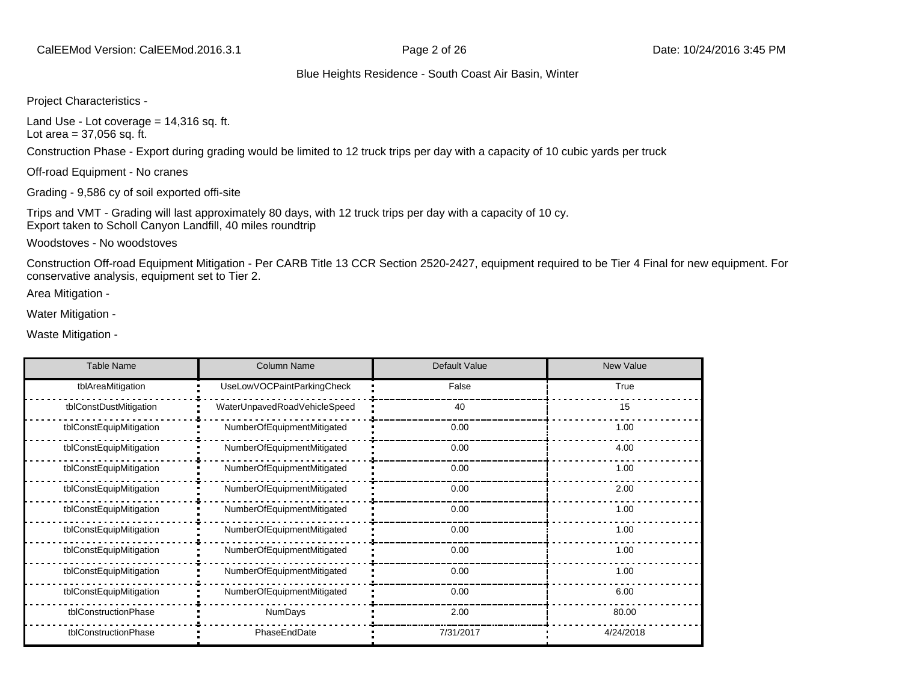Blue Heights Residence - South Coast Air Basin, Winter

Project Characteristics -

Land Use - Lot coverage = 14,316 sq. ft.
Lot area = 37,056 sq. ft.

Construction Phase - Export during grading would be limited to 12 truck trips per day with a capacity of 10 cubic yards per truck

Off-road Equipment - No cranes

Grading - 9,586 cy of soil exported offi-site

Trips and VMT - Grading will last approximately 80 days, with 12 truck trips per day with a capacity of 10 cy.
Export taken to Scholl Canyon Landfill, 40 miles roundtrip

Woodstoves - No woodstoves

Construction Off-road Equipment Mitigation - Per CARB Title 13 CCR Section 2520-2427, equipment required to be Tier 4 Final for new equipment. For conservative analysis, equipment set to Tier 2.

Area Mitigation -

Water Mitigation -

Waste Mitigation -

| Table Name | Column Name | Default Value | New Value |
|---|---|---|---|
| tblAreaMitigation | UseLowVOCPaintParkingCheck | False | True |
| tblConstDustMitigation | WaterUnpavedRoadVehicleSpeed | 40 | 15 |
| tblConstEquipMitigation | NumberOfEquipmentMitigated | 0.00 | 1.00 |
| tblConstEquipMitigation | NumberOfEquipmentMitigated | 0.00 | 4.00 |
| tblConstEquipMitigation | NumberOfEquipmentMitigated | 0.00 | 1.00 |
| tblConstEquipMitigation | NumberOfEquipmentMitigated | 0.00 | 2.00 |
| tblConstEquipMitigation | NumberOfEquipmentMitigated | 0.00 | 1.00 |
| tblConstEquipMitigation | NumberOfEquipmentMitigated | 0.00 | 1.00 |
| tblConstEquipMitigation | NumberOfEquipmentMitigated | 0.00 | 1.00 |
| tblConstEquipMitigation | NumberOfEquipmentMitigated | 0.00 | 1.00 |
| tblConstEquipMitigation | NumberOfEquipmentMitigated | 0.00 | 6.00 |
| tblConstructionPhase | NumDays | 2.00 | 80.00 |
| tblConstructionPhase | PhaseEndDate | 7/31/2017 | 4/24/2018 |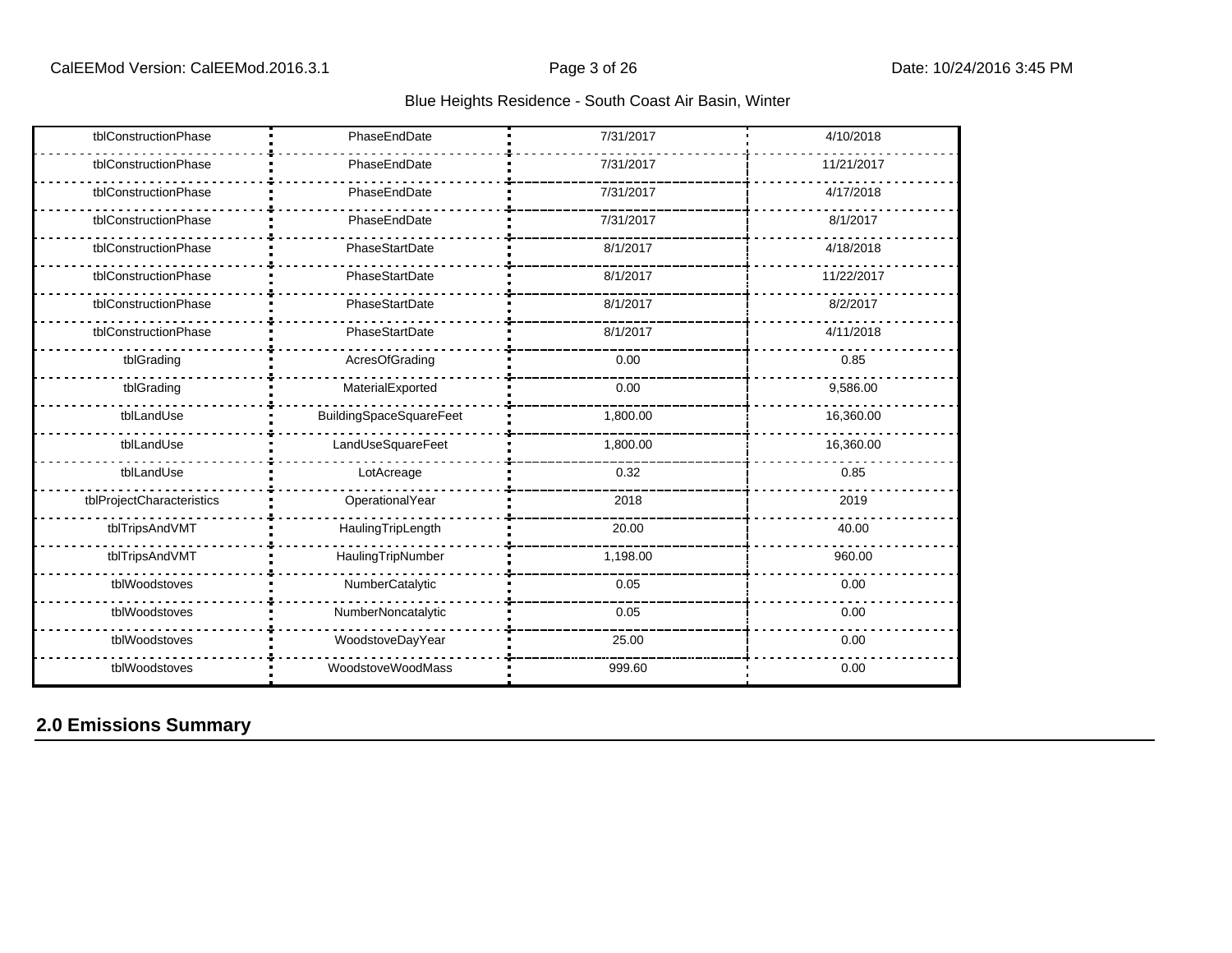Blue Heights Residence - South Coast Air Basin, Winter

| | | | |
|---|---|---|---|
| tblConstructionPhase | PhaseEndDate | 7/31/2017 | 4/10/2018 |
| tblConstructionPhase | PhaseEndDate | 7/31/2017 | 11/21/2017 |
| tblConstructionPhase | PhaseEndDate | 7/31/2017 | 4/17/2018 |
| tblConstructionPhase | PhaseEndDate | 7/31/2017 | 8/1/2017 |
| tblConstructionPhase | PhaseStartDate | 8/1/2017 | 4/18/2018 |
| tblConstructionPhase | PhaseStartDate | 8/1/2017 | 11/22/2017 |
| tblConstructionPhase | PhaseStartDate | 8/1/2017 | 8/2/2017 |
| tblConstructionPhase | PhaseStartDate | 8/1/2017 | 4/11/2018 |
| tblGrading | AcresOfGrading | 0.00 | 0.85 |
| tblGrading | MaterialExported | 0.00 | 9,586.00 |
| tblLandUse | BuildingSpaceSquareFeet | 1,800.00 | 16,360.00 |
| tblLandUse | LandUseSquareFeet | 1,800.00 | 16,360.00 |
| tblLandUse | LotAcreage | 0.32 | 0.85 |
| tblProjectCharacteristics | OperationalYear | 2018 | 2019 |
| tblTripsAndVMT | HaulingTripLength | 20.00 | 40.00 |
| tblTripsAndVMT | HaulingTripNumber | 1,198.00 | 960.00 |
| tblWoodstoves | NumberCatalytic | 0.05 | 0.00 |
| tblWoodstoves | NumberNoncatalytic | 0.05 | 0.00 |
| tblWoodstoves | WoodstoveDayYear | 25.00 | 0.00 |
| tblWoodstoves | WoodstoveWoodMass | 999.60 | 0.00 |

## 2.0 Emissions Summary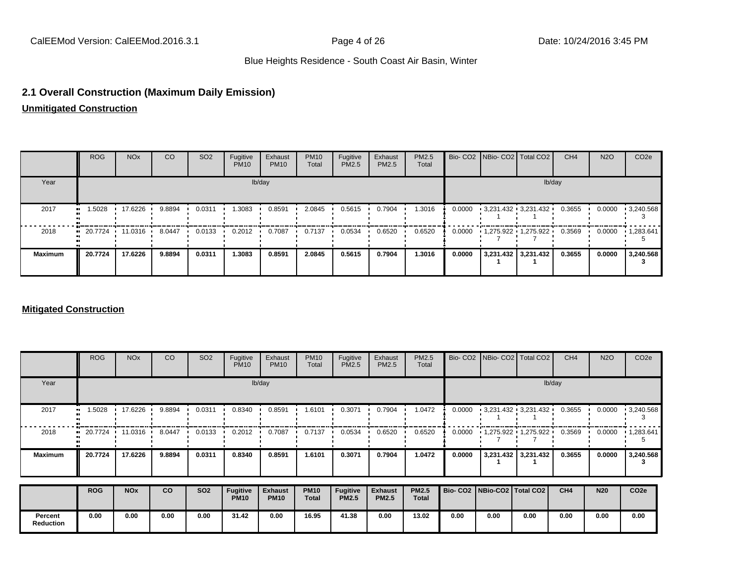## 2.1 Overall Construction (Maximum Daily Emission)

**Unmitigated Construction**

| | ROG | NOx | CO | SO2 | Fugitive PM10 | Exhaust PM10 | PM10 Total | Fugitive PM2.5 | Exhaust PM2.5 | PM2.5 Total | Bio- CO2 | NBio- CO2 | Total CO2 | CH4 | N2O | CO2e |
|---|---|---|---|---|---|---|---|---|---|---|---|---|---|---|---|---|
| Year | lb/day | | | | | | | | | | lb/day | | | | | |
| 2017 | 1.5028 | 17.6226 | 9.8894 | 0.0311 | 1.3083 | 0.8591 | 2.0845 | 0.5615 | 0.7904 | 1.3016 | 0.0000 | 3,231.4321 | 3,231.4321 | 0.3655 | 0.0000 | 3,240.5683 |
| 2018 | 20.7724 | 11.0316 | 8.0447 | 0.0133 | 0.2012 | 0.7087 | 0.7137 | 0.0534 | 0.6520 | 0.6520 | 0.0000 | 1,275.9227 | 1,275.9227 | 0.3569 | 0.0000 | 1,283.6415 |
| **Maximum** | **20.7724** | **17.6226** | **9.8894** | **0.0311** | **1.3083** | **0.8591** | **2.0845** | **0.5615** | **0.7904** | **1.3016** | **0.0000** | **3,231.4321** | **3,231.4321** | **0.3655** | **0.0000** | **3,240.5683** |

**Mitigated Construction**

| | ROG | NOx | CO | SO2 | Fugitive PM10 | Exhaust PM10 | PM10 Total | Fugitive PM2.5 | Exhaust PM2.5 | PM2.5 Total | Bio- CO2 | NBio- CO2 | Total CO2 | CH4 | N2O | CO2e |
|---|---|---|---|---|---|---|---|---|---|---|---|---|---|---|---|---|
| Year | lb/day | | | | | | | | | | lb/day | | | | | |
| 2017 | 1.5028 | 17.6226 | 9.8894 | 0.0311 | 0.8340 | 0.8591 | 1.6101 | 0.3071 | 0.7904 | 1.0472 | 0.0000 | 3,231.4321 | 3,231.4321 | 0.3655 | 0.0000 | 3,240.5683 |
| 2018 | 20.7724 | 11.0316 | 8.0447 | 0.0133 | 0.2012 | 0.7087 | 0.7137 | 0.0534 | 0.6520 | 0.6520 | 0.0000 | 1,275.9227 | 1,275.9227 | 0.3569 | 0.0000 | 1,283.6415 |
| **Maximum** | **20.7724** | **17.6226** | **9.8894** | **0.0311** | **0.8340** | **0.8591** | **1.6101** | **0.3071** | **0.7904** | **1.0472** | **0.0000** | **3,231.4321** | **3,231.4321** | **0.3655** | **0.0000** | **3,240.5683** |

| | **ROG** | **NOx** | **CO** | **SO2** | **Fugitive PM10** | **Exhaust PM10** | **PM10 Total** | **Fugitive PM2.5** | **Exhaust PM2.5** | **PM2.5 Total** | **Bio- CO2** | **NBio-CO2** | **Total CO2** | **CH4** | **N20** | **CO2e** |
|---|---|---|---|---|---|---|---|---|---|---|---|---|---|---|---|---|
| **Percent Reduction** | **0.00** | **0.00** | **0.00** | **0.00** | **31.42** | **0.00** | **16.95** | **41.38** | **0.00** | **13.02** | **0.00** | **0.00** | **0.00** | **0.00** | **0.00** | **0.00** |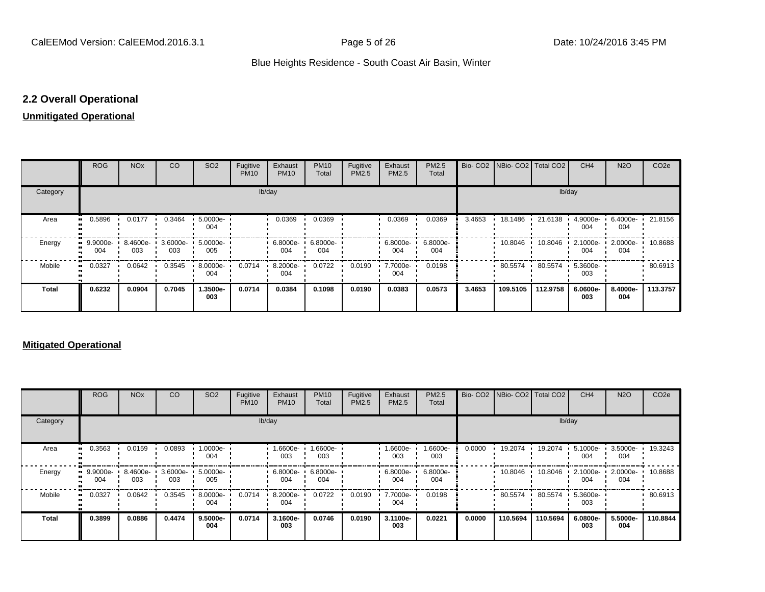## 2.2 Overall Operational

**Unmitigated Operational**

| | ROG | NOx | CO | SO2 | Fugitive PM10 | Exhaust PM10 | PM10 Total | Fugitive PM2.5 | Exhaust PM2.5 | PM2.5 Total | Bio- CO2 | NBio- CO2 | Total CO2 | CH4 | N2O | CO2e |
|---|---|---|---|---|---|---|---|---|---|---|---|---|---|---|---|---|
| Category | lb/day | | | | | | | | | | lb/day | | | | | |
| Area | 0.5896 | 0.0177 | 0.3464 | 5.0000e-004 | | 0.0369 | 0.0369 | | 0.0369 | 0.0369 | 3.4653 | 18.1486 | 21.6138 | 4.9000e-004 | 6.4000e-004 | 21.8156 |
| Energy | 9.9000e-004 | 8.4600e-003 | 3.6000e-003 | 5.0000e-005 | | 6.8000e-004 | 6.8000e-004 | | 6.8000e-004 | 6.8000e-004 | | 10.8046 | 10.8046 | 2.1000e-004 | 2.0000e-004 | 10.8688 |
| Mobile | 0.0327 | 0.0642 | 0.3545 | 8.0000e-004 | 0.0714 | 8.2000e-004 | 0.0722 | 0.0190 | 7.7000e-004 | 0.0198 | | 80.5574 | 80.5574 | 5.3600e-003 | | 80.6913 |
| **Total** | **0.6232** | **0.0904** | **0.7045** | **1.3500e-003** | **0.0714** | **0.0384** | **0.1098** | **0.0190** | **0.0383** | **0.0573** | **3.4653** | **109.5105** | **112.9758** | **6.0600e-003** | **8.4000e-004** | **113.3757** |

**Mitigated Operational**

| | ROG | NOx | CO | SO2 | Fugitive PM10 | Exhaust PM10 | PM10 Total | Fugitive PM2.5 | Exhaust PM2.5 | PM2.5 Total | Bio- CO2 | NBio- CO2 | Total CO2 | CH4 | N2O | CO2e |
|---|---|---|---|---|---|---|---|---|---|---|---|---|---|---|---|---|
| Category | lb/day | | | | | | | | | | lb/day | | | | | |
| Area | 0.3563 | 0.0159 | 0.0893 | 1.0000e-004 | | 1.6600e-003 | 1.6600e-003 | | 1.6600e-003 | 1.6600e-003 | 0.0000 | 19.2074 | 19.2074 | 5.1000e-004 | 3.5000e-004 | 19.3243 |
| Energy | 9.9000e-004 | 8.4600e-003 | 3.6000e-003 | 5.0000e-005 | | 6.8000e-004 | 6.8000e-004 | | 6.8000e-004 | 6.8000e-004 | | 10.8046 | 10.8046 | 2.1000e-004 | 2.0000e-004 | 10.8688 |
| Mobile | 0.0327 | 0.0642 | 0.3545 | 8.0000e-004 | 0.0714 | 8.2000e-004 | 0.0722 | 0.0190 | 7.7000e-004 | 0.0198 | | 80.5574 | 80.5574 | 5.3600e-003 | | 80.6913 |
| **Total** | **0.3899** | **0.0886** | **0.4474** | **9.5000e-004** | **0.0714** | **3.1600e-003** | **0.0746** | **0.0190** | **3.1100e-003** | **0.0221** | **0.0000** | **110.5694** | **110.5694** | **6.0800e-003** | **5.5000e-004** | **110.8844** |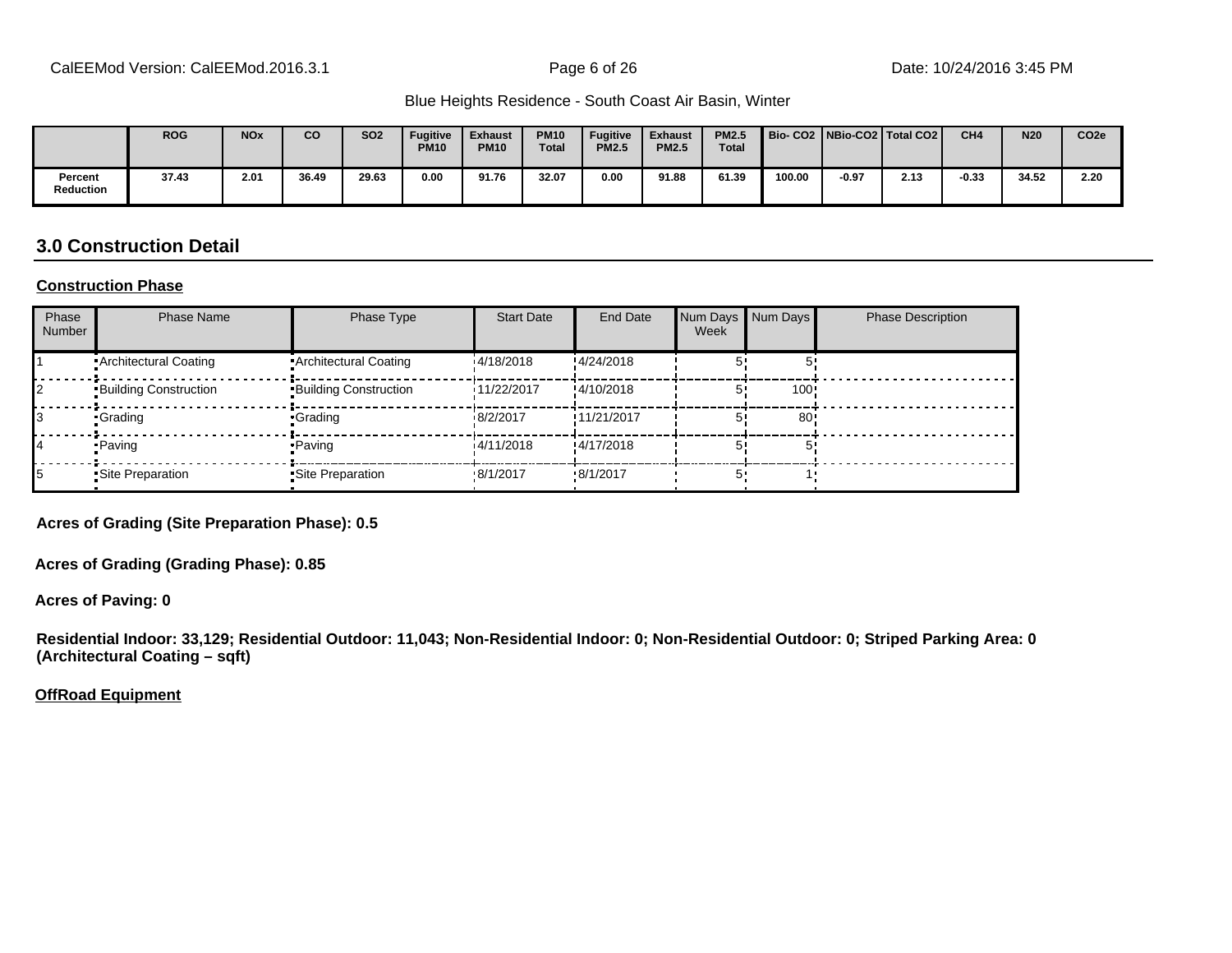Blue Heights Residence - South Coast Air Basin, Winter

| | ROG | NOx | CO | SO2 | Fugitive PM10 | Exhaust PM10 | PM10 Total | Fugitive PM2.5 | Exhaust PM2.5 | PM2.5 Total | Bio- CO2 | NBio-CO2 | Total CO2 | CH4 | N20 | CO2e |
|---|---|---|---|---|---|---|---|---|---|---|---|---|---|---|---|---|
| Percent Reduction | 37.43 | 2.01 | 36.49 | 29.63 | 0.00 | 91.76 | 32.07 | 0.00 | 91.88 | 61.39 | 100.00 | -0.97 | 2.13 | -0.33 | 34.52 | 2.20 |

## 3.0 Construction Detail

**Construction Phase**

| Phase Number | Phase Name | Phase Type | Start Date | End Date | Num Days Week | Num Days | Phase Description |
|---|---|---|---|---|---|---|---|
| 1 | Architectural Coating | Architectural Coating | 4/18/2018 | 4/24/2018 | 5 | 5 | |
| 2 | Building Construction | Building Construction | 11/22/2017 | 4/10/2018 | 5 | 100 | |
| 3 | Grading | Grading | 8/2/2017 | 11/21/2017 | 5 | 80 | |
| 4 | Paving | Paving | 4/11/2018 | 4/17/2018 | 5 | 5 | |
| 5 | Site Preparation | Site Preparation | 8/1/2017 | 8/1/2017 | 5 | 1 | |

**Acres of Grading (Site Preparation Phase): 0.5**

**Acres of Grading (Grading Phase): 0.85**

**Acres of Paving: 0**

**Residential Indoor: 33,129; Residential Outdoor: 11,043; Non-Residential Indoor: 0; Non-Residential Outdoor: 0; Striped Parking Area: 0 (Architectural Coating – sqft)**

**OffRoad Equipment**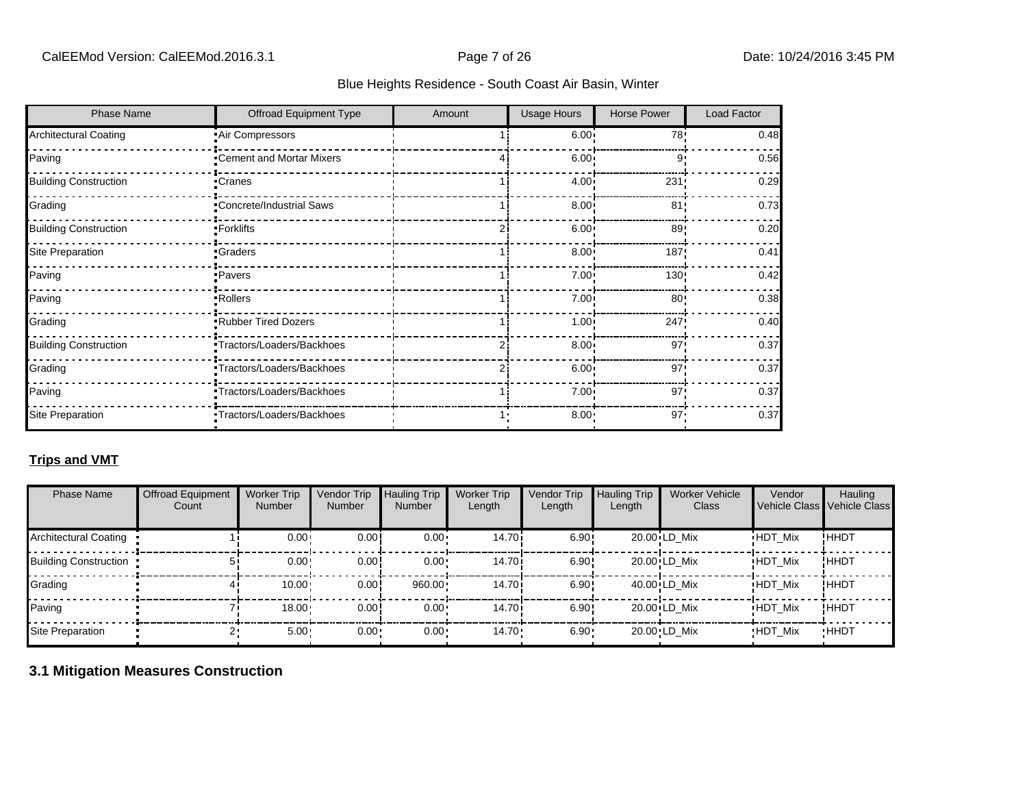| Phase Name | Offroad Equipment Type | Amount | Usage Hours | Horse Power | Load Factor |
|---|---|---|---|---|---|
| Architectural Coating | Air Compressors | 1 | 6.00 | 78 | 0.48 |
| Paving | Cement and Mortar Mixers | 4 | 6.00 | 9 | 0.56 |
| Building Construction | Cranes | 1 | 4.00 | 231 | 0.29 |
| Grading | Concrete/Industrial Saws | 1 | 8.00 | 81 | 0.73 |
| Building Construction | Forklifts | 2 | 6.00 | 89 | 0.20 |
| Site Preparation | Graders | 1 | 8.00 | 187 | 0.41 |
| Paving | Pavers | 1 | 7.00 | 130 | 0.42 |
| Paving | Rollers | 1 | 7.00 | 80 | 0.38 |
| Grading | Rubber Tired Dozers | 1 | 1.00 | 247 | 0.40 |
| Building Construction | Tractors/Loaders/Backhoes | 2 | 8.00 | 97 | 0.37 |
| Grading | Tractors/Loaders/Backhoes | 2 | 6.00 | 97 | 0.37 |
| Paving | Tractors/Loaders/Backhoes | 1 | 7.00 | 97 | 0.37 |
| Site Preparation | Tractors/Loaders/Backhoes | 1 | 8.00 | 97 | 0.37 |

**Trips and VMT**

| Phase Name | Offroad Equipment Count | Worker Trip Number | Vendor Trip Number | Hauling Trip Number | Worker Trip Length | Vendor Trip Length | Hauling Trip Length | Worker Vehicle Class | Vendor Vehicle Class | Hauling Vehicle Class |
|---|---|---|---|---|---|---|---|---|---|---|
| Architectural Coating | 1 | 0.00 | 0.00 | 0.00 | 14.70 | 6.90 | 20.00 | LD_Mix | HDT_Mix | HHDT |
| Building Construction | 5 | 0.00 | 0.00 | 0.00 | 14.70 | 6.90 | 20.00 | LD_Mix | HDT_Mix | HHDT |
| Grading | 4 | 10.00 | 0.00 | 960.00 | 14.70 | 6.90 | 40.00 | LD_Mix | HDT_Mix | HHDT |
| Paving | 7 | 18.00 | 0.00 | 0.00 | 14.70 | 6.90 | 20.00 | LD_Mix | HDT_Mix | HHDT |
| Site Preparation | 2 | 5.00 | 0.00 | 0.00 | 14.70 | 6.90 | 20.00 | LD_Mix | HDT_Mix | HHDT |

## 3.1 Mitigation Measures Construction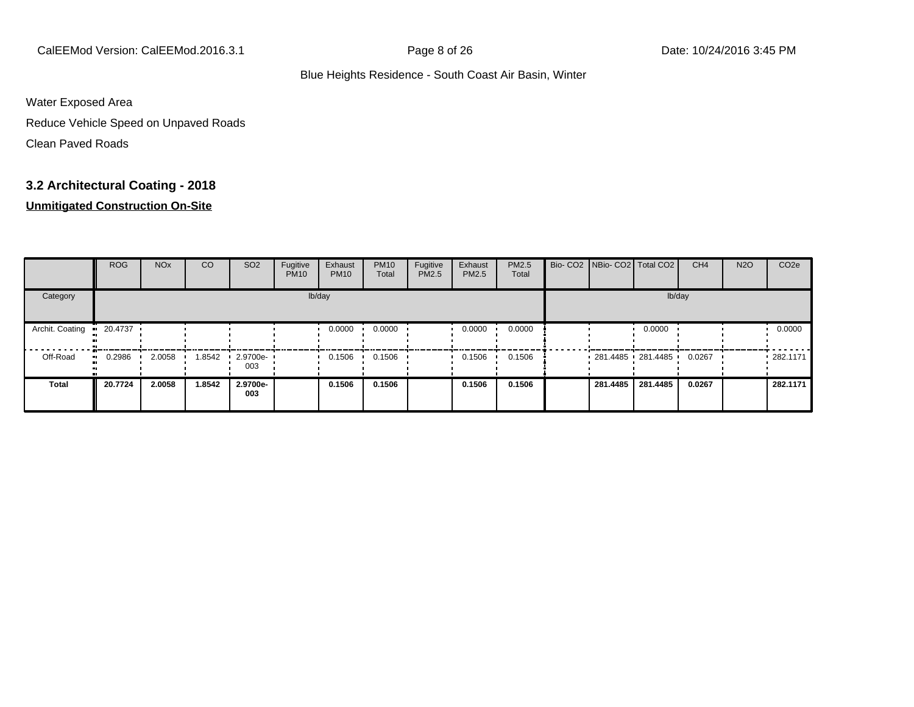Water Exposed Area

Reduce Vehicle Speed on Unpaved Roads

Clean Paved Roads

### 3.2 Architectural Coating - 2018

**Unmitigated Construction On-Site**

| | ROG | NOx | CO | SO2 | Fugitive PM10 | Exhaust PM10 | PM10 Total | Fugitive PM2.5 | Exhaust PM2.5 | PM2.5 Total | Bio- CO2 | NBio- CO2 | Total CO2 | CH4 | N2O | CO2e |
|---|---|---|---|---|---|---|---|---|---|---|---|---|---|---|---|---|
| Category | lb/day | | | | | | | | | | lb/day | | | | | |
| Archit. Coating | 20.4737 | | | | | 0.0000 | 0.0000 | | 0.0000 | 0.0000 | | | 0.0000 | | | 0.0000 |
| Off-Road | 0.2986 | 2.0058 | 1.8542 | 2.9700e-003 | | 0.1506 | 0.1506 | | 0.1506 | 0.1506 | | 281.4485 | 281.4485 | 0.0267 | | 282.1171 |
| **Total** | **20.7724** | **2.0058** | **1.8542** | **2.9700e-003** | | **0.1506** | **0.1506** | | **0.1506** | **0.1506** | | **281.4485** | **281.4485** | **0.0267** | | **282.1171** |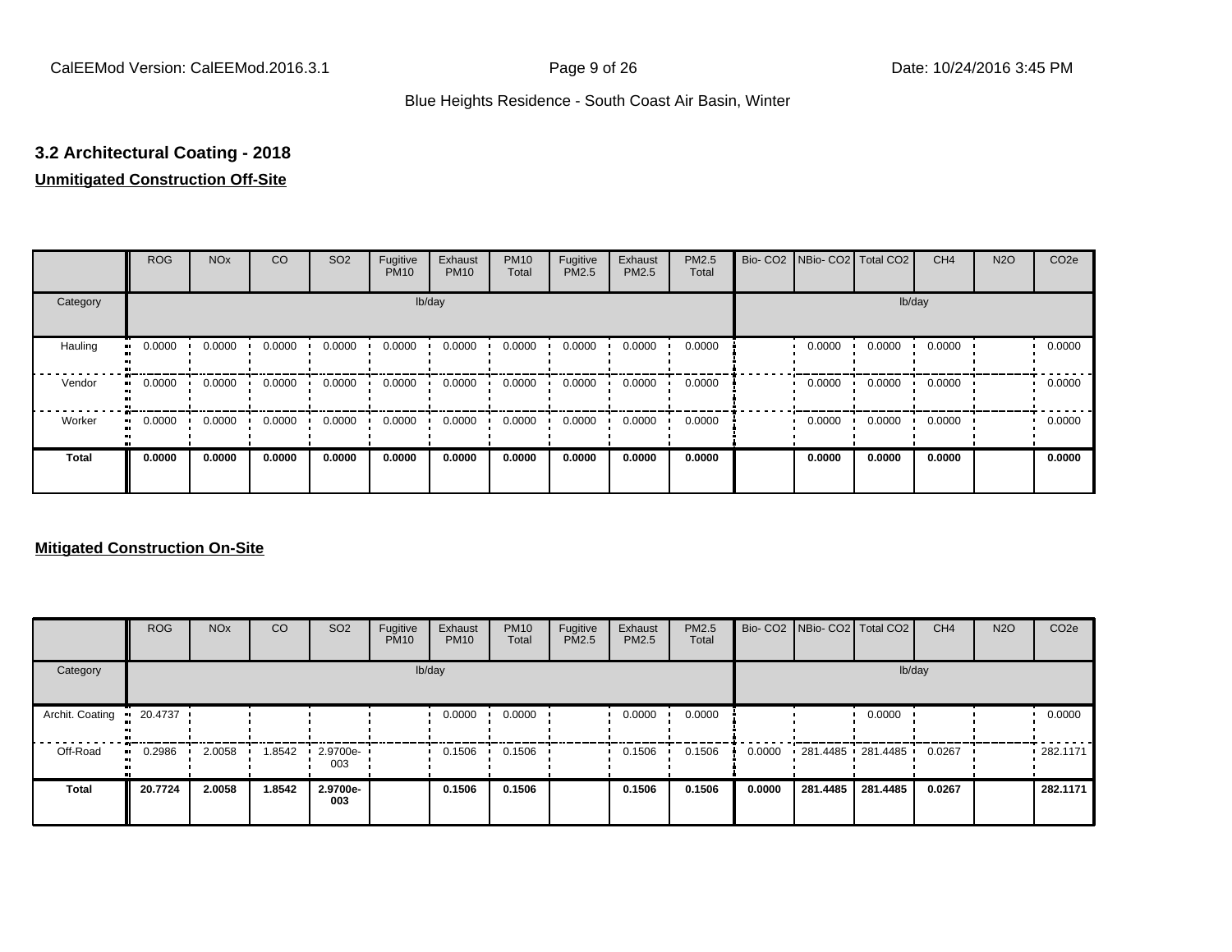### 3.2 Architectural Coating - 2018

**Unmitigated Construction Off-Site**

| | ROG | NOx | CO | SO2 | Fugitive PM10 | Exhaust PM10 | PM10 Total | Fugitive PM2.5 | Exhaust PM2.5 | PM2.5 Total | Bio- CO2 | NBio- CO2 | Total CO2 | CH4 | N2O | CO2e |
|---|---|---|---|---|---|---|---|---|---|---|---|---|---|---|---|---|
| Category | lb/day | | | | | | | | | | lb/day | | | | | |
| Hauling | 0.0000 | 0.0000 | 0.0000 | 0.0000 | 0.0000 | 0.0000 | 0.0000 | 0.0000 | 0.0000 | 0.0000 | | 0.0000 | 0.0000 | 0.0000 | | 0.0000 |
| Vendor | 0.0000 | 0.0000 | 0.0000 | 0.0000 | 0.0000 | 0.0000 | 0.0000 | 0.0000 | 0.0000 | 0.0000 | | 0.0000 | 0.0000 | 0.0000 | | 0.0000 |
| Worker | 0.0000 | 0.0000 | 0.0000 | 0.0000 | 0.0000 | 0.0000 | 0.0000 | 0.0000 | 0.0000 | 0.0000 | | 0.0000 | 0.0000 | 0.0000 | | 0.0000 |
| **Total** | **0.0000** | **0.0000** | **0.0000** | **0.0000** | **0.0000** | **0.0000** | **0.0000** | **0.0000** | **0.0000** | **0.0000** | | **0.0000** | **0.0000** | **0.0000** | | **0.0000** |

**Mitigated Construction On-Site**

| | ROG | NOx | CO | SO2 | Fugitive PM10 | Exhaust PM10 | PM10 Total | Fugitive PM2.5 | Exhaust PM2.5 | PM2.5 Total | Bio- CO2 | NBio- CO2 | Total CO2 | CH4 | N2O | CO2e |
|---|---|---|---|---|---|---|---|---|---|---|---|---|---|---|---|---|
| Category | lb/day | | | | | | | | | | lb/day | | | | | |
| Archit. Coating | 20.4737 | | | | | 0.0000 | 0.0000 | | 0.0000 | 0.0000 | | | 0.0000 | | | 0.0000 |
| Off-Road | 0.2986 | 2.0058 | 1.8542 | 2.9700e-003 | | 0.1506 | 0.1506 | | 0.1506 | 0.1506 | 0.0000 | 281.4485 | 281.4485 | 0.0267 | | 282.1171 |
| **Total** | **20.7724** | **2.0058** | **1.8542** | **2.9700e-003** | | **0.1506** | **0.1506** | | **0.1506** | **0.1506** | **0.0000** | **281.4485** | **281.4485** | **0.0267** | | **282.1171** |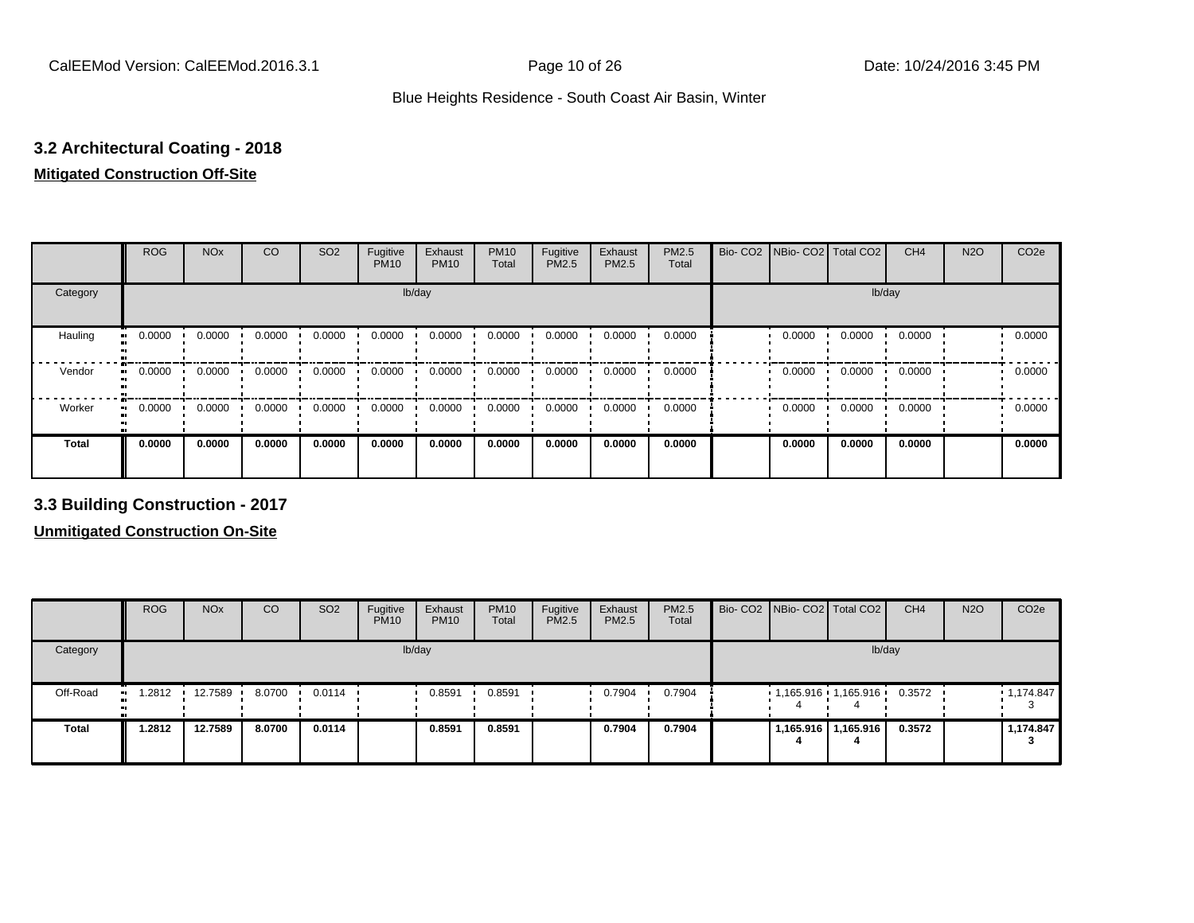## 3.2 Architectural Coating - 2018

**Mitigated Construction Off-Site**

| | ROG | NOx | CO | SO2 | Fugitive PM10 | Exhaust PM10 | PM10 Total | Fugitive PM2.5 | Exhaust PM2.5 | PM2.5 Total | Bio- CO2 | NBio- CO2 | Total CO2 | CH4 | N2O | CO2e |
|---|---|---|---|---|---|---|---|---|---|---|---|---|---|---|---|---|
| Category | lb/day | | | | | | | | | | lb/day | | | | | |
| Hauling | 0.0000 | 0.0000 | 0.0000 | 0.0000 | 0.0000 | 0.0000 | 0.0000 | 0.0000 | 0.0000 | 0.0000 | | 0.0000 | 0.0000 | 0.0000 | | 0.0000 |
| Vendor | 0.0000 | 0.0000 | 0.0000 | 0.0000 | 0.0000 | 0.0000 | 0.0000 | 0.0000 | 0.0000 | 0.0000 | | 0.0000 | 0.0000 | 0.0000 | | 0.0000 |
| Worker | 0.0000 | 0.0000 | 0.0000 | 0.0000 | 0.0000 | 0.0000 | 0.0000 | 0.0000 | 0.0000 | 0.0000 | | 0.0000 | 0.0000 | 0.0000 | | 0.0000 |
| **Total** | **0.0000** | **0.0000** | **0.0000** | **0.0000** | **0.0000** | **0.0000** | **0.0000** | **0.0000** | **0.0000** | **0.0000** | | **0.0000** | **0.0000** | **0.0000** | | **0.0000** |

## 3.3 Building Construction - 2017

**Unmitigated Construction On-Site**

| | ROG | NOx | CO | SO2 | Fugitive PM10 | Exhaust PM10 | PM10 Total | Fugitive PM2.5 | Exhaust PM2.5 | PM2.5 Total | Bio- CO2 | NBio- CO2 | Total CO2 | CH4 | N2O | CO2e |
|---|---|---|---|---|---|---|---|---|---|---|---|---|---|---|---|---|
| Category | lb/day | | | | | | | | | | lb/day | | | | | |
| Off-Road | 1.2812 | 12.7589 | 8.0700 | 0.0114 | | 0.8591 | 0.8591 | | 0.7904 | 0.7904 | | 1,165.9164 | 1,165.9164 | 0.3572 | | 1,174.8473 |
| **Total** | **1.2812** | **12.7589** | **8.0700** | **0.0114** | | **0.8591** | **0.8591** | | **0.7904** | **0.7904** | | **1,165.9164** | **1,165.9164** | **0.3572** | | **1,174.8473** |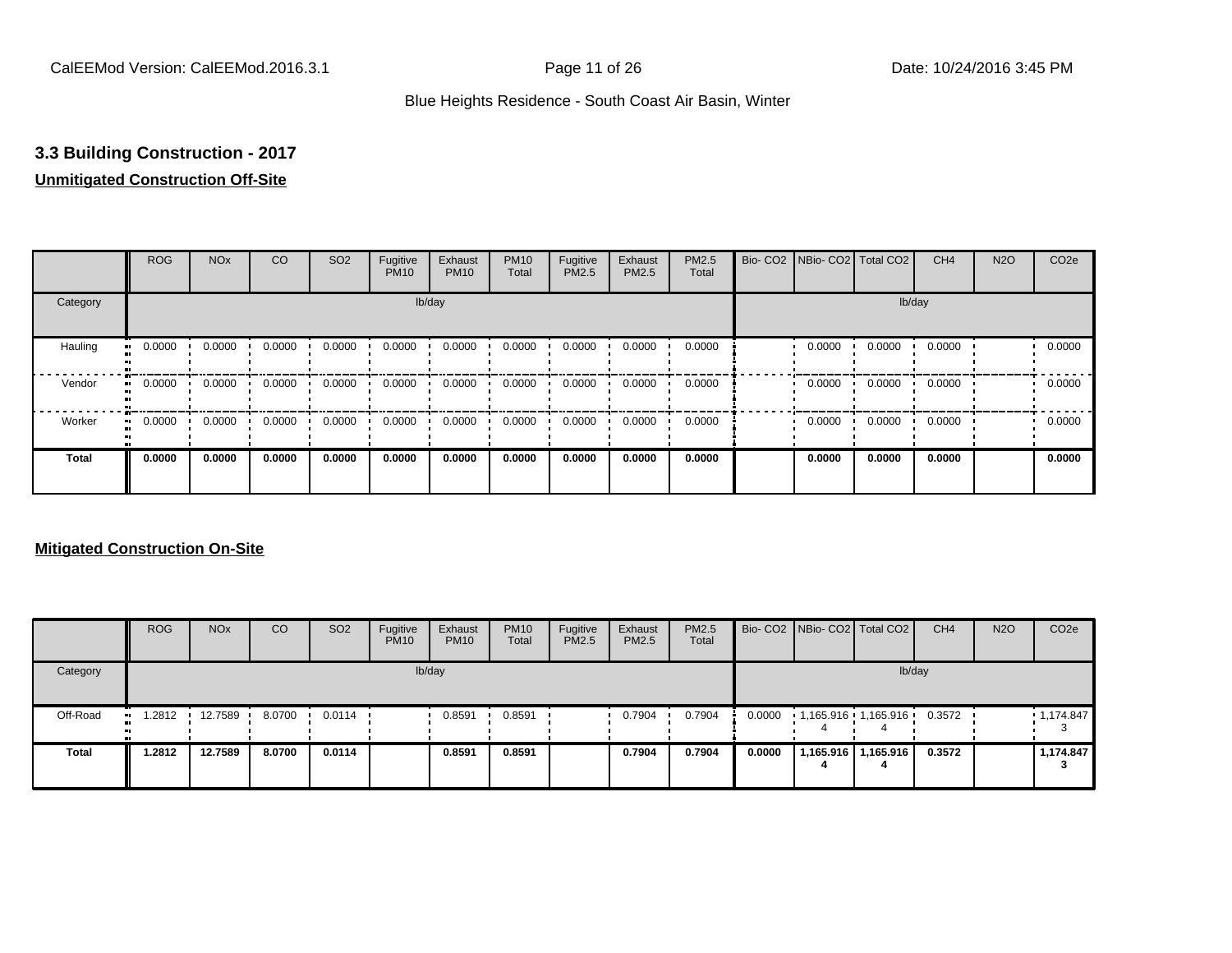## 3.3 Building Construction - 2017

**Unmitigated Construction Off-Site**

| | ROG | NOx | CO | SO2 | Fugitive PM10 | Exhaust PM10 | PM10 Total | Fugitive PM2.5 | Exhaust PM2.5 | PM2.5 Total | Bio- CO2 | NBio- CO2 | Total CO2 | CH4 | N2O | CO2e |
|---|---|---|---|---|---|---|---|---|---|---|---|---|---|---|---|---|
| Category | | | | | lb/day | | | | | | | | | lb/day | | |
| Hauling | 0.0000 | 0.0000 | 0.0000 | 0.0000 | 0.0000 | 0.0000 | 0.0000 | 0.0000 | 0.0000 | 0.0000 | | 0.0000 | 0.0000 | 0.0000 | | 0.0000 |
| Vendor | 0.0000 | 0.0000 | 0.0000 | 0.0000 | 0.0000 | 0.0000 | 0.0000 | 0.0000 | 0.0000 | 0.0000 | | 0.0000 | 0.0000 | 0.0000 | | 0.0000 |
| Worker | 0.0000 | 0.0000 | 0.0000 | 0.0000 | 0.0000 | 0.0000 | 0.0000 | 0.0000 | 0.0000 | 0.0000 | | 0.0000 | 0.0000 | 0.0000 | | 0.0000 |
| **Total** | **0.0000** | **0.0000** | **0.0000** | **0.0000** | **0.0000** | **0.0000** | **0.0000** | **0.0000** | **0.0000** | **0.0000** | | **0.0000** | **0.0000** | **0.0000** | | **0.0000** |

**Mitigated Construction On-Site**

| | ROG | NOx | CO | SO2 | Fugitive PM10 | Exhaust PM10 | PM10 Total | Fugitive PM2.5 | Exhaust PM2.5 | PM2.5 Total | Bio- CO2 | NBio- CO2 | Total CO2 | CH4 | N2O | CO2e |
|---|---|---|---|---|---|---|---|---|---|---|---|---|---|---|---|---|
| Category | | | | | lb/day | | | | | | | | | lb/day | | |
| Off-Road | 1.2812 | 12.7589 | 8.0700 | 0.0114 | | 0.8591 | 0.8591 | | 0.7904 | 0.7904 | 0.0000 | 1,165.916 4 | 1,165.916 4 | 0.3572 | | 1,174.847 3 |
| **Total** | **1.2812** | **12.7589** | **8.0700** | **0.0114** | | **0.8591** | **0.8591** | | **0.7904** | **0.7904** | **0.0000** | **1,165.916 4** | **1,165.916 4** | **0.3572** | | **1,174.847 3** |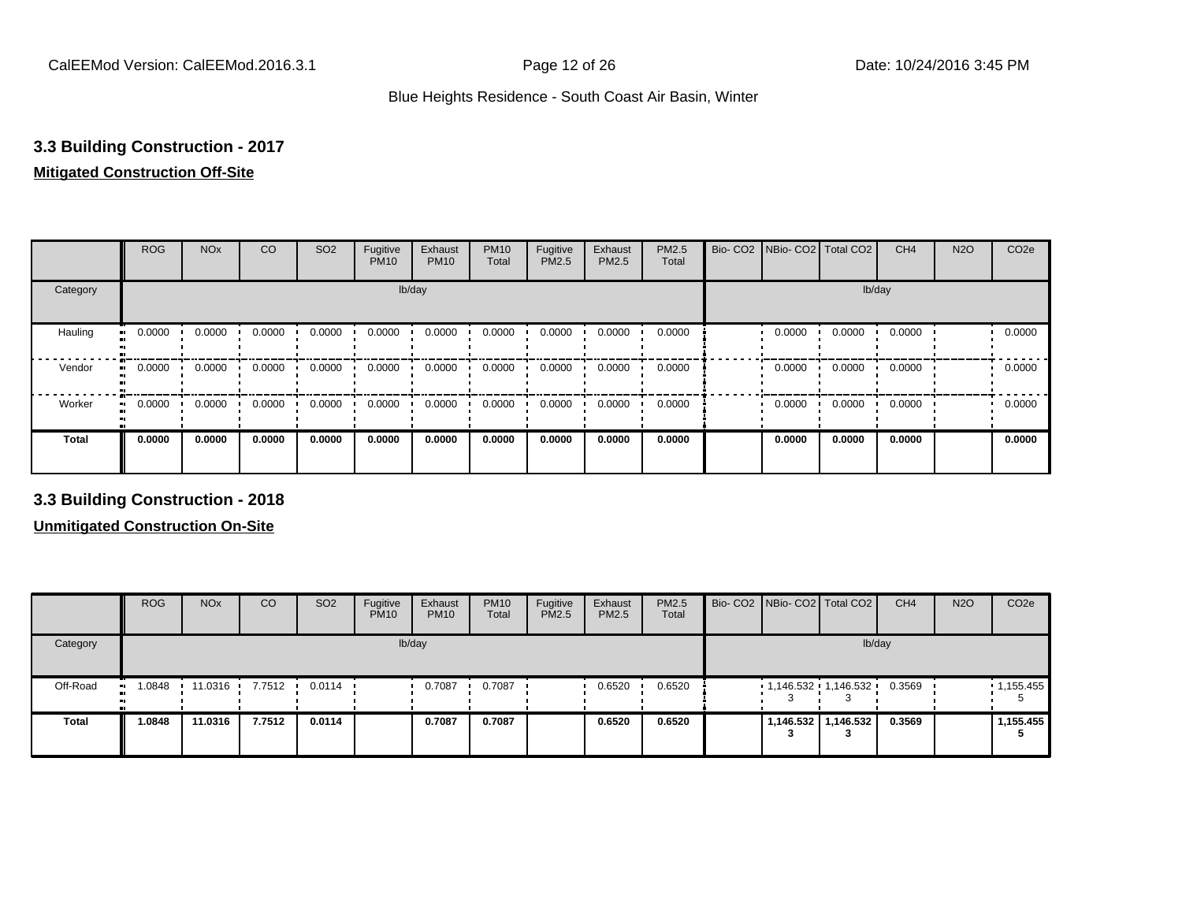### 3.3 Building Construction - 2017

**Mitigated Construction Off-Site**

| | ROG | NOx | CO | SO2 | Fugitive PM10 | Exhaust PM10 | PM10 Total | Fugitive PM2.5 | Exhaust PM2.5 | PM2.5 Total | Bio- CO2 | NBio- CO2 | Total CO2 | CH4 | N2O | CO2e |
|---|---|---|---|---|---|---|---|---|---|---|---|---|---|---|---|---|
| Category | | | | | | lb/day | | | | | | | | lb/day | | |
| Hauling | 0.0000 | 0.0000 | 0.0000 | 0.0000 | 0.0000 | 0.0000 | 0.0000 | 0.0000 | 0.0000 | 0.0000 | | 0.0000 | 0.0000 | 0.0000 | | 0.0000 |
| Vendor | 0.0000 | 0.0000 | 0.0000 | 0.0000 | 0.0000 | 0.0000 | 0.0000 | 0.0000 | 0.0000 | 0.0000 | | 0.0000 | 0.0000 | 0.0000 | | 0.0000 |
| Worker | 0.0000 | 0.0000 | 0.0000 | 0.0000 | 0.0000 | 0.0000 | 0.0000 | 0.0000 | 0.0000 | 0.0000 | | 0.0000 | 0.0000 | 0.0000 | | 0.0000 |
| **Total** | **0.0000** | **0.0000** | **0.0000** | **0.0000** | **0.0000** | **0.0000** | **0.0000** | **0.0000** | **0.0000** | **0.0000** | | **0.0000** | **0.0000** | **0.0000** | | **0.0000** |

### 3.3 Building Construction - 2018

**Unmitigated Construction On-Site**

| | ROG | NOx | CO | SO2 | Fugitive PM10 | Exhaust PM10 | PM10 Total | Fugitive PM2.5 | Exhaust PM2.5 | PM2.5 Total | Bio- CO2 | NBio- CO2 | Total CO2 | CH4 | N2O | CO2e |
|---|---|---|---|---|---|---|---|---|---|---|---|---|---|---|---|---|
| Category | | | | | | lb/day | | | | | | | | lb/day | | |
| Off-Road | 1.0848 | 11.0316 | 7.7512 | 0.0114 | | 0.7087 | 0.7087 | | 0.6520 | 0.6520 | | 1,146.5323 | 1,146.5323 | 0.3569 | | 1,155.4555 |
| **Total** | **1.0848** | **11.0316** | **7.7512** | **0.0114** | | **0.7087** | **0.7087** | | **0.6520** | **0.6520** | | **1,146.5323** | **1,146.5323** | **0.3569** | | **1,155.4555** |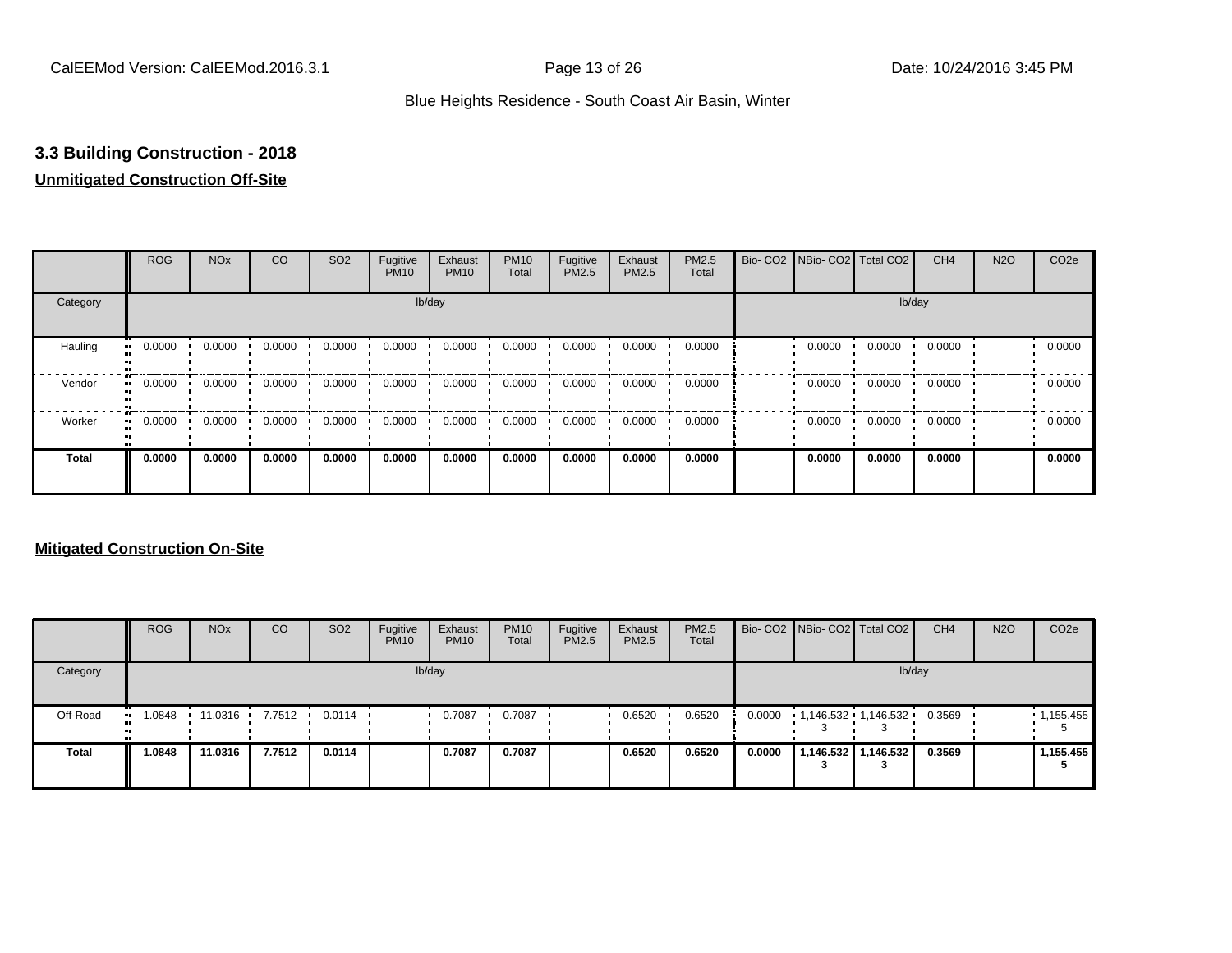### 3.3 Building Construction - 2018

**Unmitigated Construction Off-Site**

| | ROG | NOx | CO | SO2 | Fugitive PM10 | Exhaust PM10 | PM10 Total | Fugitive PM2.5 | Exhaust PM2.5 | PM2.5 Total | Bio- CO2 | NBio- CO2 | Total CO2 | CH4 | N2O | CO2e |
|---|---|---|---|---|---|---|---|---|---|---|---|---|---|---|---|---|
| Category | | | | | | lb/day | | | | | | | | lb/day | | |
| Hauling | 0.0000 | 0.0000 | 0.0000 | 0.0000 | 0.0000 | 0.0000 | 0.0000 | 0.0000 | 0.0000 | 0.0000 | | 0.0000 | 0.0000 | 0.0000 | | 0.0000 |
| Vendor | 0.0000 | 0.0000 | 0.0000 | 0.0000 | 0.0000 | 0.0000 | 0.0000 | 0.0000 | 0.0000 | 0.0000 | | 0.0000 | 0.0000 | 0.0000 | | 0.0000 |
| Worker | 0.0000 | 0.0000 | 0.0000 | 0.0000 | 0.0000 | 0.0000 | 0.0000 | 0.0000 | 0.0000 | 0.0000 | | 0.0000 | 0.0000 | 0.0000 | | 0.0000 |
| **Total** | **0.0000** | **0.0000** | **0.0000** | **0.0000** | **0.0000** | **0.0000** | **0.0000** | **0.0000** | **0.0000** | **0.0000** | | **0.0000** | **0.0000** | **0.0000** | | **0.0000** |

**Mitigated Construction On-Site**

| | ROG | NOx | CO | SO2 | Fugitive PM10 | Exhaust PM10 | PM10 Total | Fugitive PM2.5 | Exhaust PM2.5 | PM2.5 Total | Bio- CO2 | NBio- CO2 | Total CO2 | CH4 | N2O | CO2e |
|---|---|---|---|---|---|---|---|---|---|---|---|---|---|---|---|---|
| Category | | | | | | lb/day | | | | | | | | lb/day | | |
| Off-Road | 1.0848 | 11.0316 | 7.7512 | 0.0114 | | 0.7087 | 0.7087 | | 0.6520 | 0.6520 | 0.0000 | 1,146.532 3 | 1,146.532 3 | 0.3569 | | 1,155.455 5 |
| **Total** | **1.0848** | **11.0316** | **7.7512** | **0.0114** | | **0.7087** | **0.7087** | | **0.6520** | **0.6520** | **0.0000** | **1,146.532 3** | **1,146.532 3** | **0.3569** | | **1,155.455 5** |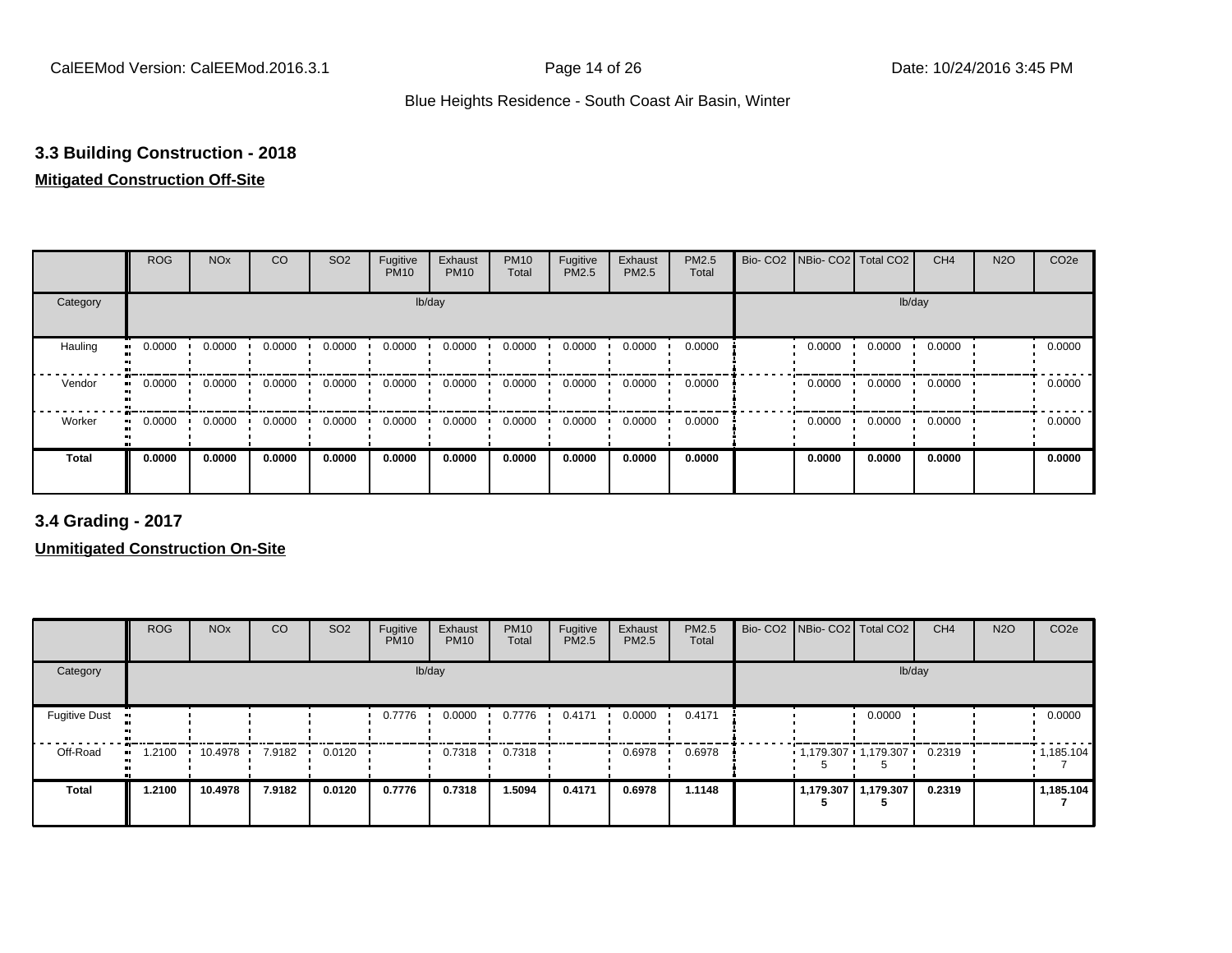## 3.3 Building Construction - 2018

**Mitigated Construction Off-Site**

| | ROG | NOx | CO | SO2 | Fugitive PM10 | Exhaust PM10 | PM10 Total | Fugitive PM2.5 | Exhaust PM2.5 | PM2.5 Total | Bio- CO2 | NBio- CO2 | Total CO2 | CH4 | N2O | CO2e |
|---|---|---|---|---|---|---|---|---|---|---|---|---|---|---|---|---|
| Category | | | | | lb/day | | | | | | | | | lb/day | | |
| Hauling | 0.0000 | 0.0000 | 0.0000 | 0.0000 | 0.0000 | 0.0000 | 0.0000 | 0.0000 | 0.0000 | 0.0000 | | 0.0000 | 0.0000 | 0.0000 | | 0.0000 |
| Vendor | 0.0000 | 0.0000 | 0.0000 | 0.0000 | 0.0000 | 0.0000 | 0.0000 | 0.0000 | 0.0000 | 0.0000 | | 0.0000 | 0.0000 | 0.0000 | | 0.0000 |
| Worker | 0.0000 | 0.0000 | 0.0000 | 0.0000 | 0.0000 | 0.0000 | 0.0000 | 0.0000 | 0.0000 | 0.0000 | | 0.0000 | 0.0000 | 0.0000 | | 0.0000 |
| **Total** | **0.0000** | **0.0000** | **0.0000** | **0.0000** | **0.0000** | **0.0000** | **0.0000** | **0.0000** | **0.0000** | **0.0000** | | **0.0000** | **0.0000** | **0.0000** | | **0.0000** |

## 3.4 Grading - 2017

**Unmitigated Construction On-Site**

| | ROG | NOx | CO | SO2 | Fugitive PM10 | Exhaust PM10 | PM10 Total | Fugitive PM2.5 | Exhaust PM2.5 | PM2.5 Total | Bio- CO2 | NBio- CO2 | Total CO2 | CH4 | N2O | CO2e |
|---|---|---|---|---|---|---|---|---|---|---|---|---|---|---|---|---|
| Category | | | | | lb/day | | | | | | | | | lb/day | | |
| Fugitive Dust | | | | | 0.7776 | 0.0000 | 0.7776 | 0.4171 | 0.0000 | 0.4171 | | | 0.0000 | | | 0.0000 |
| Off-Road | 1.2100 | 10.4978 | 7.9182 | 0.0120 | | 0.7318 | 0.7318 | | 0.6978 | 0.6978 | | 1,179.3075 | 1,179.3075 | 0.2319 | | 1,185.1047 |
| **Total** | **1.2100** | **10.4978** | **7.9182** | **0.0120** | **0.7776** | **0.7318** | **1.5094** | **0.4171** | **0.6978** | **1.1148** | | **1,179.3075** | **1,179.3075** | **0.2319** | | **1,185.1047** |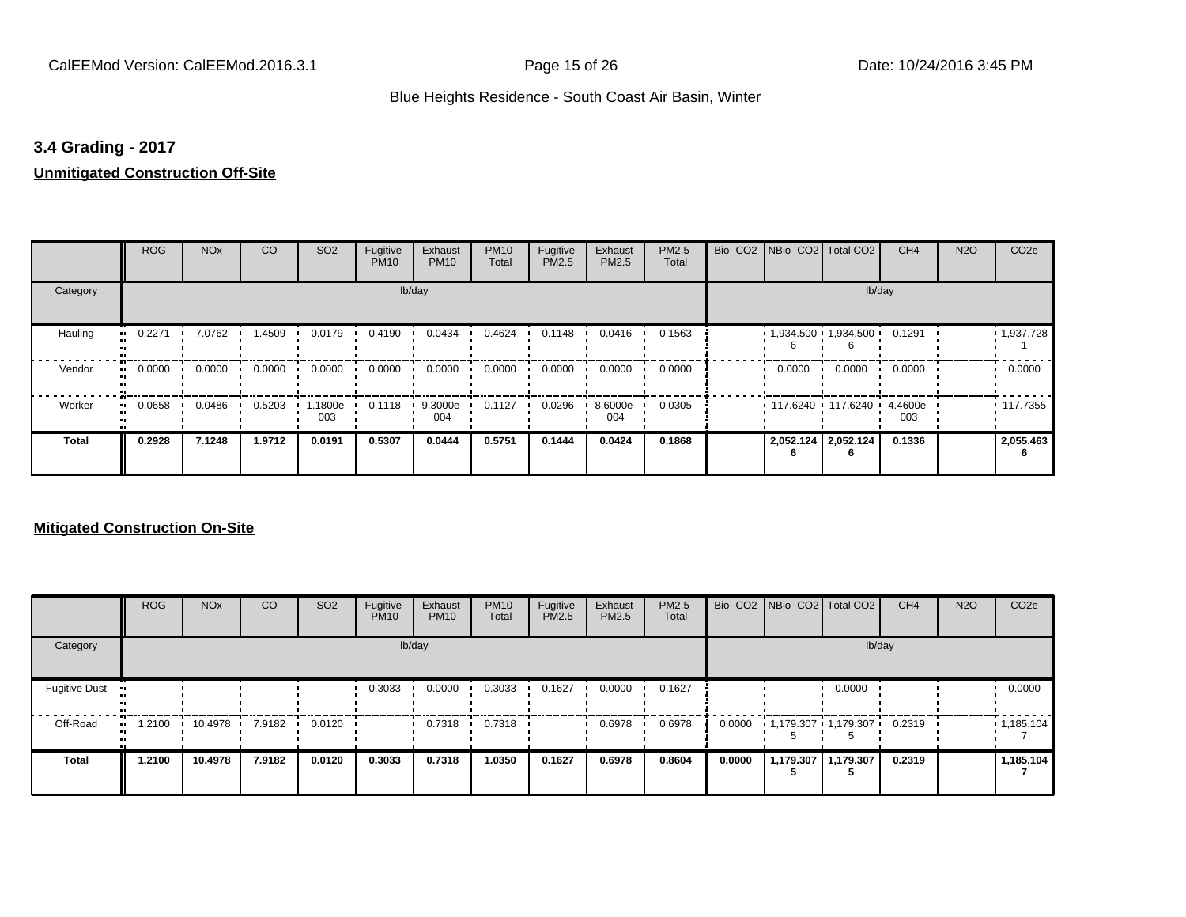## 3.4 Grading - 2017

**Unmitigated Construction Off-Site**

| | ROG | NOx | CO | SO2 | Fugitive PM10 | Exhaust PM10 | PM10 Total | Fugitive PM2.5 | Exhaust PM2.5 | PM2.5 Total | Bio- CO2 | NBio- CO2 | Total CO2 | CH4 | N2O | CO2e |
|---|---|---|---|---|---|---|---|---|---|---|---|---|---|---|---|---|
| Category | lb/day | | | | | | | | | | lb/day | | | | | |
| Hauling | 0.2271 | 7.0762 | 1.4509 | 0.0179 | 0.4190 | 0.0434 | 0.4624 | 0.1148 | 0.0416 | 0.1563 | | 1,934.5006 | 1,934.5006 | 0.1291 | | 1,937.7281 |
| Vendor | 0.0000 | 0.0000 | 0.0000 | 0.0000 | 0.0000 | 0.0000 | 0.0000 | 0.0000 | 0.0000 | 0.0000 | | 0.0000 | 0.0000 | 0.0000 | | 0.0000 |
| Worker | 0.0658 | 0.0486 | 0.5203 | 1.1800e-003 | 0.1118 | 9.3000e-004 | 0.1127 | 0.0296 | 8.6000e-004 | 0.0305 | | 117.6240 | 117.6240 | 4.4600e-003 | | 117.7355 |
| **Total** | **0.2928** | **7.1248** | **1.9712** | **0.0191** | **0.5307** | **0.0444** | **0.5751** | **0.1444** | **0.0424** | **0.1868** | | **2,052.1246** | **2,052.1246** | **0.1336** | | **2,055.4636** |

**Mitigated Construction On-Site**

| | ROG | NOx | CO | SO2 | Fugitive PM10 | Exhaust PM10 | PM10 Total | Fugitive PM2.5 | Exhaust PM2.5 | PM2.5 Total | Bio- CO2 | NBio- CO2 | Total CO2 | CH4 | N2O | CO2e |
|---|---|---|---|---|---|---|---|---|---|---|---|---|---|---|---|---|
| Category | lb/day | | | | | | | | | | lb/day | | | | | |
| Fugitive Dust | | | | | 0.3033 | 0.0000 | 0.3033 | 0.1627 | 0.0000 | 0.1627 | | | 0.0000 | | | 0.0000 |
| Off-Road | 1.2100 | 10.4978 | 7.9182 | 0.0120 | | 0.7318 | 0.7318 | | 0.6978 | 0.6978 | 0.0000 | 1,179.3075 | 1,179.3075 | 0.2319 | | 1,185.1047 |
| **Total** | **1.2100** | **10.4978** | **7.9182** | **0.0120** | **0.3033** | **0.7318** | **1.0350** | **0.1627** | **0.6978** | **0.8604** | **0.0000** | **1,179.3075** | **1,179.3075** | **0.2319** | | **1,185.1047** |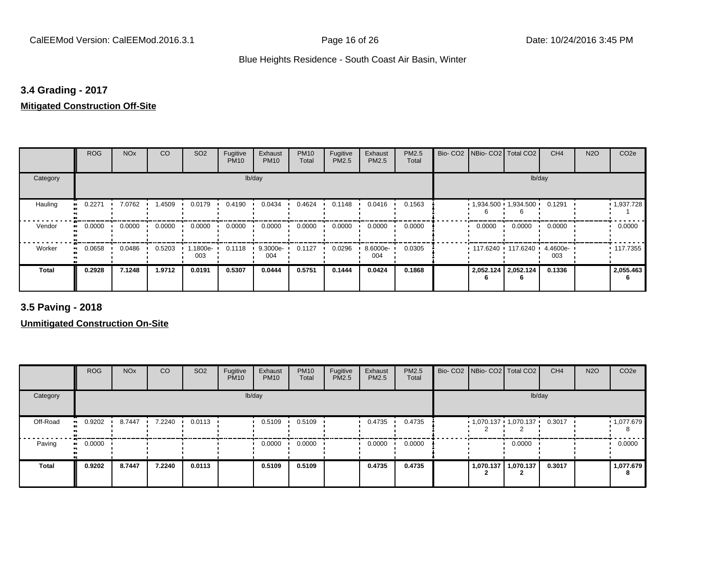### 3.4 Grading - 2017

**Mitigated Construction Off-Site**

| | ROG | NOx | CO | SO2 | Fugitive PM10 | Exhaust PM10 | PM10 Total | Fugitive PM2.5 | Exhaust PM2.5 | PM2.5 Total | Bio- CO2 | NBio- CO2 | Total CO2 | CH4 | N2O | CO2e |
|---|---|---|---|---|---|---|---|---|---|---|---|---|---|---|---|---|
| Category | lb/day | | | | | | | | | | lb/day | | | | | |
| Hauling | 0.2271 | 7.0762 | 1.4509 | 0.0179 | 0.4190 | 0.0434 | 0.4624 | 0.1148 | 0.0416 | 0.1563 | | 1,934.5006 | 1,934.5006 | 0.1291 | | 1,937.7281 |
| Vendor | 0.0000 | 0.0000 | 0.0000 | 0.0000 | 0.0000 | 0.0000 | 0.0000 | 0.0000 | 0.0000 | 0.0000 | | 0.0000 | 0.0000 | 0.0000 | | 0.0000 |
| Worker | 0.0658 | 0.0486 | 0.5203 | 1.1800e-003 | 0.1118 | 9.3000e-004 | 0.1127 | 0.0296 | 8.6000e-004 | 0.0305 | | 117.6240 | 117.6240 | 4.4600e-003 | | 117.7355 |
| **Total** | **0.2928** | **7.1248** | **1.9712** | **0.0191** | **0.5307** | **0.0444** | **0.5751** | **0.1444** | **0.0424** | **0.1868** | | **2,052.1246** | **2,052.1246** | **0.1336** | | **2,055.4636** |

### 3.5 Paving - 2018

**Unmitigated Construction On-Site**

| | ROG | NOx | CO | SO2 | Fugitive PM10 | Exhaust PM10 | PM10 Total | Fugitive PM2.5 | Exhaust PM2.5 | PM2.5 Total | Bio- CO2 | NBio- CO2 | Total CO2 | CH4 | N2O | CO2e |
|---|---|---|---|---|---|---|---|---|---|---|---|---|---|---|---|---|
| Category | lb/day | | | | | | | | | | lb/day | | | | | |
| Off-Road | 0.9202 | 8.7447 | 7.2240 | 0.0113 | | 0.5109 | 0.5109 | | 0.4735 | 0.4735 | | 1,070.1372 | 1,070.1372 | 0.3017 | | 1,077.6798 |
| Paving | 0.0000 | | | | | 0.0000 | 0.0000 | | 0.0000 | 0.0000 | | | 0.0000 | | | 0.0000 |
| **Total** | **0.9202** | **8.7447** | **7.2240** | **0.0113** | | **0.5109** | **0.5109** | | **0.4735** | **0.4735** | | **1,070.1372** | **1,070.1372** | **0.3017** | | **1,077.6798** |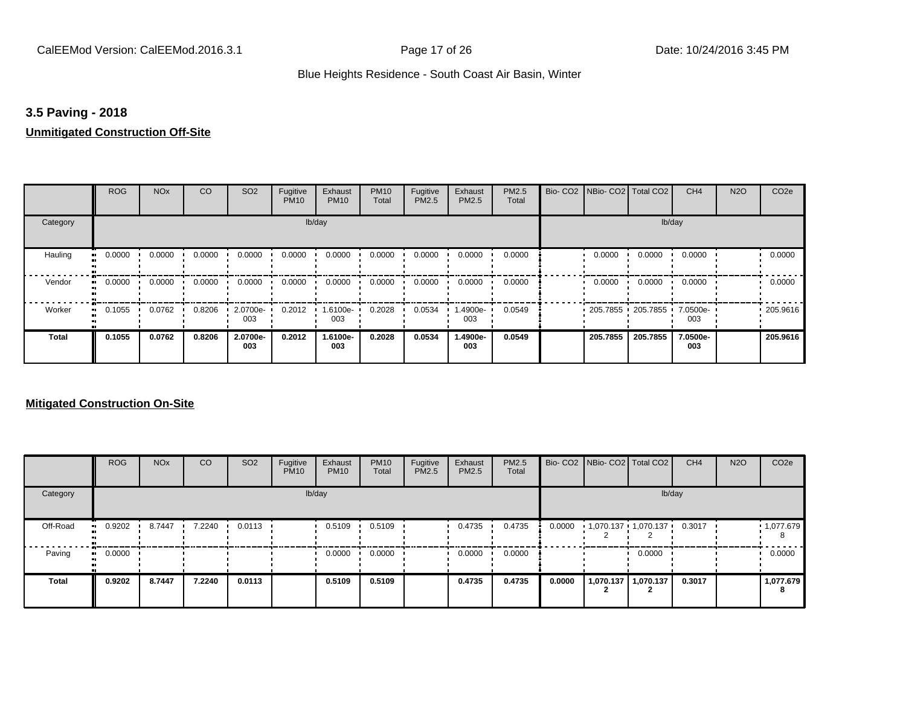### 3.5 Paving - 2018

**Unmitigated Construction Off-Site**

| | ROG | NOx | CO | SO2 | Fugitive PM10 | Exhaust PM10 | PM10 Total | Fugitive PM2.5 | Exhaust PM2.5 | PM2.5 Total | Bio- CO2 | NBio- CO2 | Total CO2 | CH4 | N2O | CO2e |
|---|---|---|---|---|---|---|---|---|---|---|---|---|---|---|---|---|
| Category | lb/day | | | | | | | | | | lb/day | | | | | |
| Hauling | 0.0000 | 0.0000 | 0.0000 | 0.0000 | 0.0000 | 0.0000 | 0.0000 | 0.0000 | 0.0000 | 0.0000 | | 0.0000 | 0.0000 | 0.0000 | | 0.0000 |
| Vendor | 0.0000 | 0.0000 | 0.0000 | 0.0000 | 0.0000 | 0.0000 | 0.0000 | 0.0000 | 0.0000 | 0.0000 | | 0.0000 | 0.0000 | 0.0000 | | 0.0000 |
| Worker | 0.1055 | 0.0762 | 0.8206 | 2.0700e-003 | 0.2012 | 1.6100e-003 | 0.2028 | 0.0534 | 1.4900e-003 | 0.0549 | | 205.7855 | 205.7855 | 7.0500e-003 | | 205.9616 |
| **Total** | **0.1055** | **0.0762** | **0.8206** | **2.0700e-003** | **0.2012** | **1.6100e-003** | **0.2028** | **0.0534** | **1.4900e-003** | **0.0549** | | **205.7855** | **205.7855** | **7.0500e-003** | | **205.9616** |

**Mitigated Construction On-Site**

| | ROG | NOx | CO | SO2 | Fugitive PM10 | Exhaust PM10 | PM10 Total | Fugitive PM2.5 | Exhaust PM2.5 | PM2.5 Total | Bio- CO2 | NBio- CO2 | Total CO2 | CH4 | N2O | CO2e |
|---|---|---|---|---|---|---|---|---|---|---|---|---|---|---|---|---|
| Category | lb/day | | | | | | | | | | lb/day | | | | | |
| Off-Road | 0.9202 | 8.7447 | 7.2240 | 0.0113 | | 0.5109 | 0.5109 | | 0.4735 | 0.4735 | 0.0000 | 1,070.1372 | 1,070.1372 | 0.3017 | | 1,077.6798 |
| Paving | 0.0000 | | | | | 0.0000 | 0.0000 | | 0.0000 | 0.0000 | | | 0.0000 | | | 0.0000 |
| **Total** | **0.9202** | **8.7447** | **7.2240** | **0.0113** | | **0.5109** | **0.5109** | | **0.4735** | **0.4735** | **0.0000** | **1,070.1372** | **1,070.1372** | **0.3017** | | **1,077.6798** |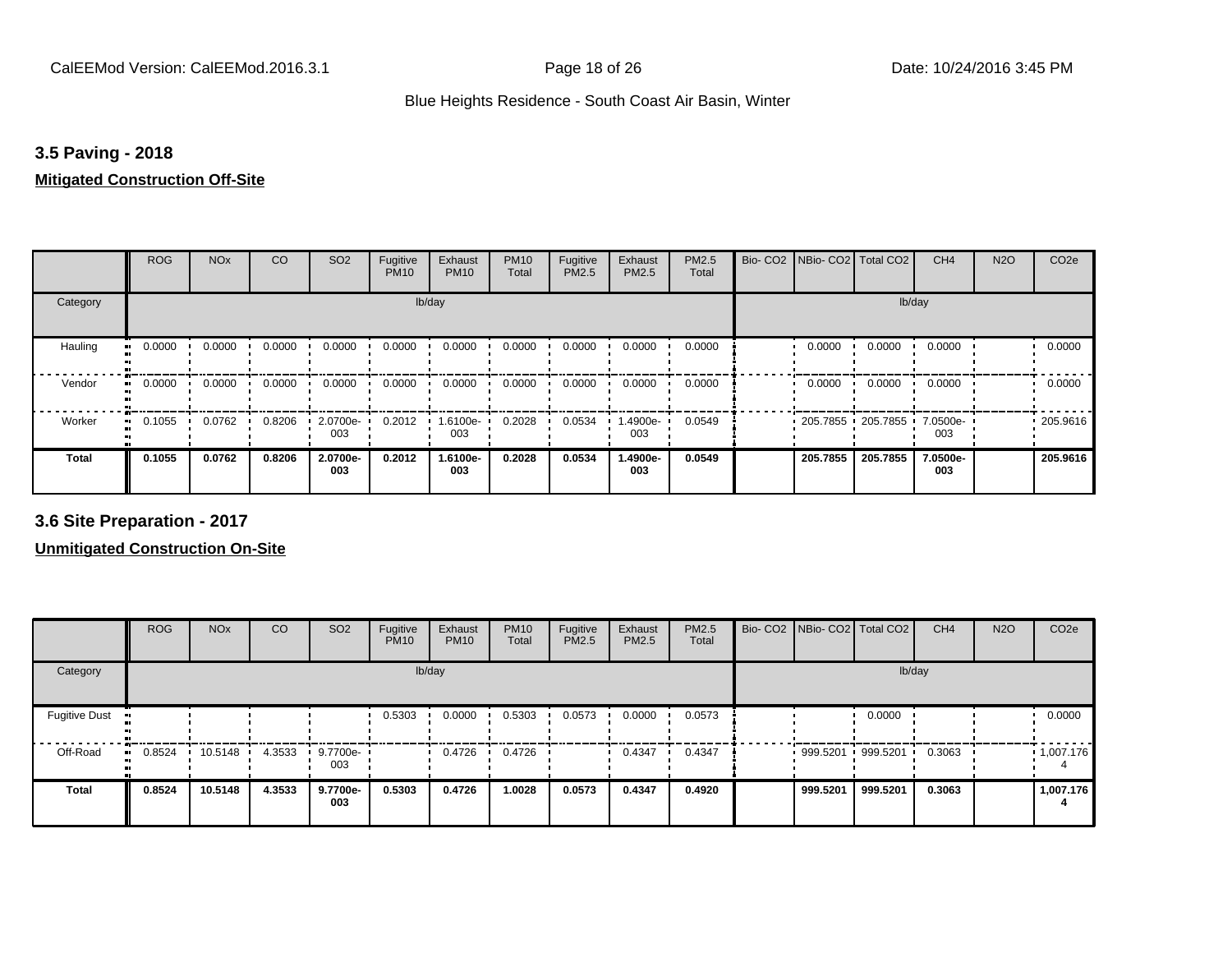### 3.5 Paving - 2018

**Mitigated Construction Off-Site**

| | ROG | NOx | CO | SO2 | Fugitive PM10 | Exhaust PM10 | PM10 Total | Fugitive PM2.5 | Exhaust PM2.5 | PM2.5 Total | Bio- CO2 | NBio- CO2 | Total CO2 | CH4 | N2O | CO2e |
|---|---|---|---|---|---|---|---|---|---|---|---|---|---|---|---|---|
| Category | lb/day | | | | | | | | | | lb/day | | | | | |
| Hauling | 0.0000 | 0.0000 | 0.0000 | 0.0000 | 0.0000 | 0.0000 | 0.0000 | 0.0000 | 0.0000 | 0.0000 | | 0.0000 | 0.0000 | 0.0000 | | 0.0000 |
| Vendor | 0.0000 | 0.0000 | 0.0000 | 0.0000 | 0.0000 | 0.0000 | 0.0000 | 0.0000 | 0.0000 | 0.0000 | | 0.0000 | 0.0000 | 0.0000 | | 0.0000 |
| Worker | 0.1055 | 0.0762 | 0.8206 | 2.0700e-003 | 0.2012 | 1.6100e-003 | 0.2028 | 0.0534 | 1.4900e-003 | 0.0549 | | 205.7855 | 205.7855 | 7.0500e-003 | | 205.9616 |
| **Total** | **0.1055** | **0.0762** | **0.8206** | **2.0700e-003** | **0.2012** | **1.6100e-003** | **0.2028** | **0.0534** | **1.4900e-003** | **0.0549** | | **205.7855** | **205.7855** | **7.0500e-003** | | **205.9616** |

### 3.6 Site Preparation - 2017

**Unmitigated Construction On-Site**

| | ROG | NOx | CO | SO2 | Fugitive PM10 | Exhaust PM10 | PM10 Total | Fugitive PM2.5 | Exhaust PM2.5 | PM2.5 Total | Bio- CO2 | NBio- CO2 | Total CO2 | CH4 | N2O | CO2e |
|---|---|---|---|---|---|---|---|---|---|---|---|---|---|---|---|---|
| Category | lb/day | | | | | | | | | | lb/day | | | | | |
| Fugitive Dust | | | | | 0.5303 | 0.0000 | 0.5303 | 0.0573 | 0.0000 | 0.0573 | | | 0.0000 | | | 0.0000 |
| Off-Road | 0.8524 | 10.5148 | 4.3533 | 9.7700e-003 | | 0.4726 | 0.4726 | | 0.4347 | 0.4347 | | 999.5201 | 999.5201 | 0.3063 | | 1,007.1764 |
| **Total** | **0.8524** | **10.5148** | **4.3533** | **9.7700e-003** | **0.5303** | **0.4726** | **1.0028** | **0.0573** | **0.4347** | **0.4920** | | **999.5201** | **999.5201** | **0.3063** | | **1,007.1764** |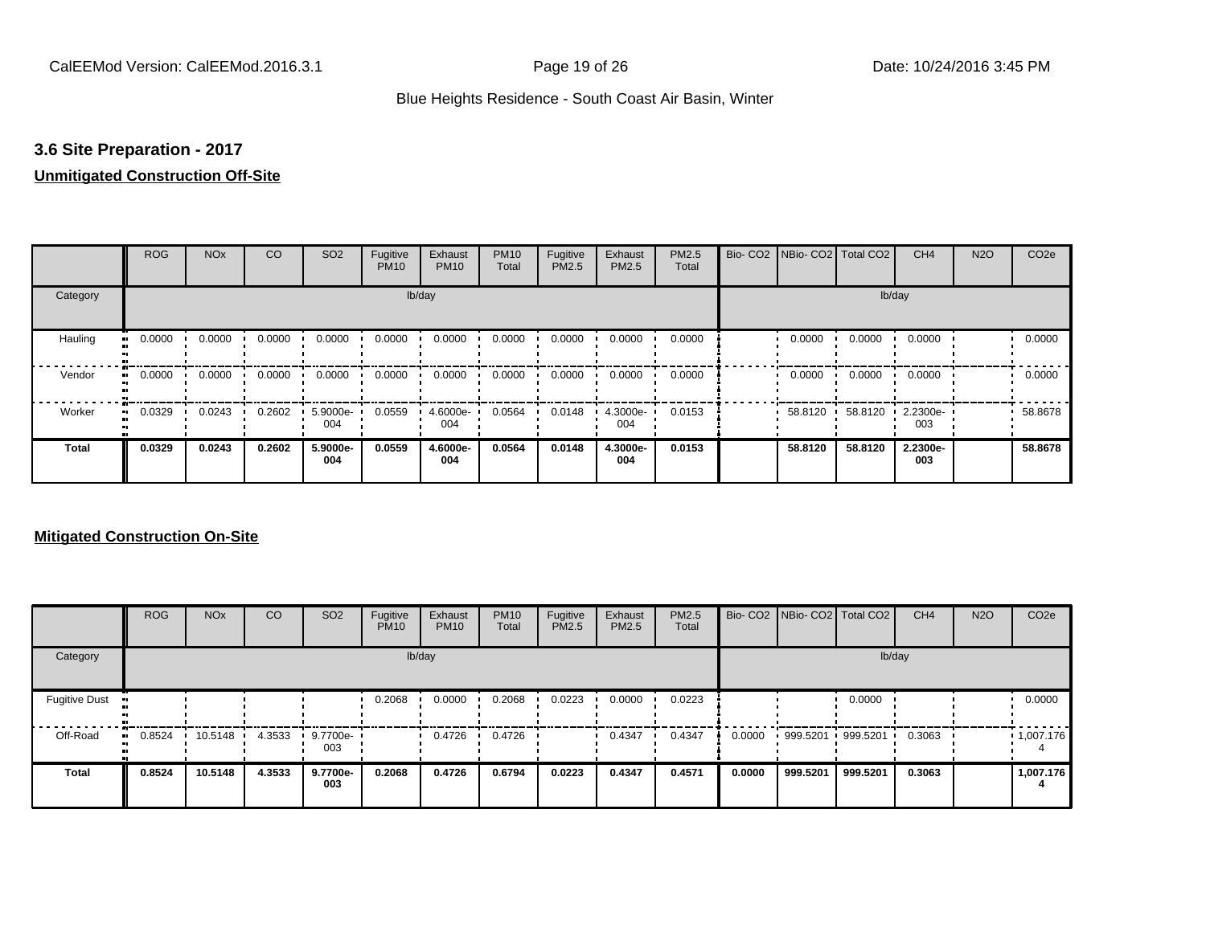### 3.6 Site Preparation - 2017

**Unmitigated Construction Off-Site**

| | ROG | NOx | CO | SO2 | Fugitive PM10 | Exhaust PM10 | PM10 Total | Fugitive PM2.5 | Exhaust PM2.5 | PM2.5 Total | Bio- CO2 | NBio- CO2 | Total CO2 | CH4 | N2O | CO2e |
|---|---|---|---|---|---|---|---|---|---|---|---|---|---|---|---|---|
| Category | lb/day | | | | | | | | | | lb/day | | | | | |
| Hauling | 0.0000 | 0.0000 | 0.0000 | 0.0000 | 0.0000 | 0.0000 | 0.0000 | 0.0000 | 0.0000 | 0.0000 | | 0.0000 | 0.0000 | 0.0000 | | 0.0000 |
| Vendor | 0.0000 | 0.0000 | 0.0000 | 0.0000 | 0.0000 | 0.0000 | 0.0000 | 0.0000 | 0.0000 | 0.0000 | | 0.0000 | 0.0000 | 0.0000 | | 0.0000 |
| Worker | 0.0329 | 0.0243 | 0.2602 | 5.9000e-004 | 0.0559 | 4.6000e-004 | 0.0564 | 0.0148 | 4.3000e-004 | 0.0153 | | 58.8120 | 58.8120 | 2.2300e-003 | | 58.8678 |
| **Total** | **0.0329** | **0.0243** | **0.2602** | **5.9000e-004** | **0.0559** | **4.6000e-004** | **0.0564** | **0.0148** | **4.3000e-004** | **0.0153** | | **58.8120** | **58.8120** | **2.2300e-003** | | **58.8678** |

**Mitigated Construction On-Site**

| | ROG | NOx | CO | SO2 | Fugitive PM10 | Exhaust PM10 | PM10 Total | Fugitive PM2.5 | Exhaust PM2.5 | PM2.5 Total | Bio- CO2 | NBio- CO2 | Total CO2 | CH4 | N2O | CO2e |
|---|---|---|---|---|---|---|---|---|---|---|---|---|---|---|---|---|
| Category | lb/day | | | | | | | | | | lb/day | | | | | |
| Fugitive Dust | | | | | 0.2068 | 0.0000 | 0.2068 | 0.0223 | 0.0000 | 0.0223 | | | 0.0000 | | | 0.0000 |
| Off-Road | 0.8524 | 10.5148 | 4.3533 | 9.7700e-003 | | 0.4726 | 0.4726 | | 0.4347 | 0.4347 | 0.0000 | 999.5201 | 999.5201 | 0.3063 | | 1,007.1764 |
| **Total** | **0.8524** | **10.5148** | **4.3533** | **9.7700e-003** | **0.2068** | **0.4726** | **0.6794** | **0.0223** | **0.4347** | **0.4571** | **0.0000** | **999.5201** | **999.5201** | **0.3063** | | **1,007.1764** |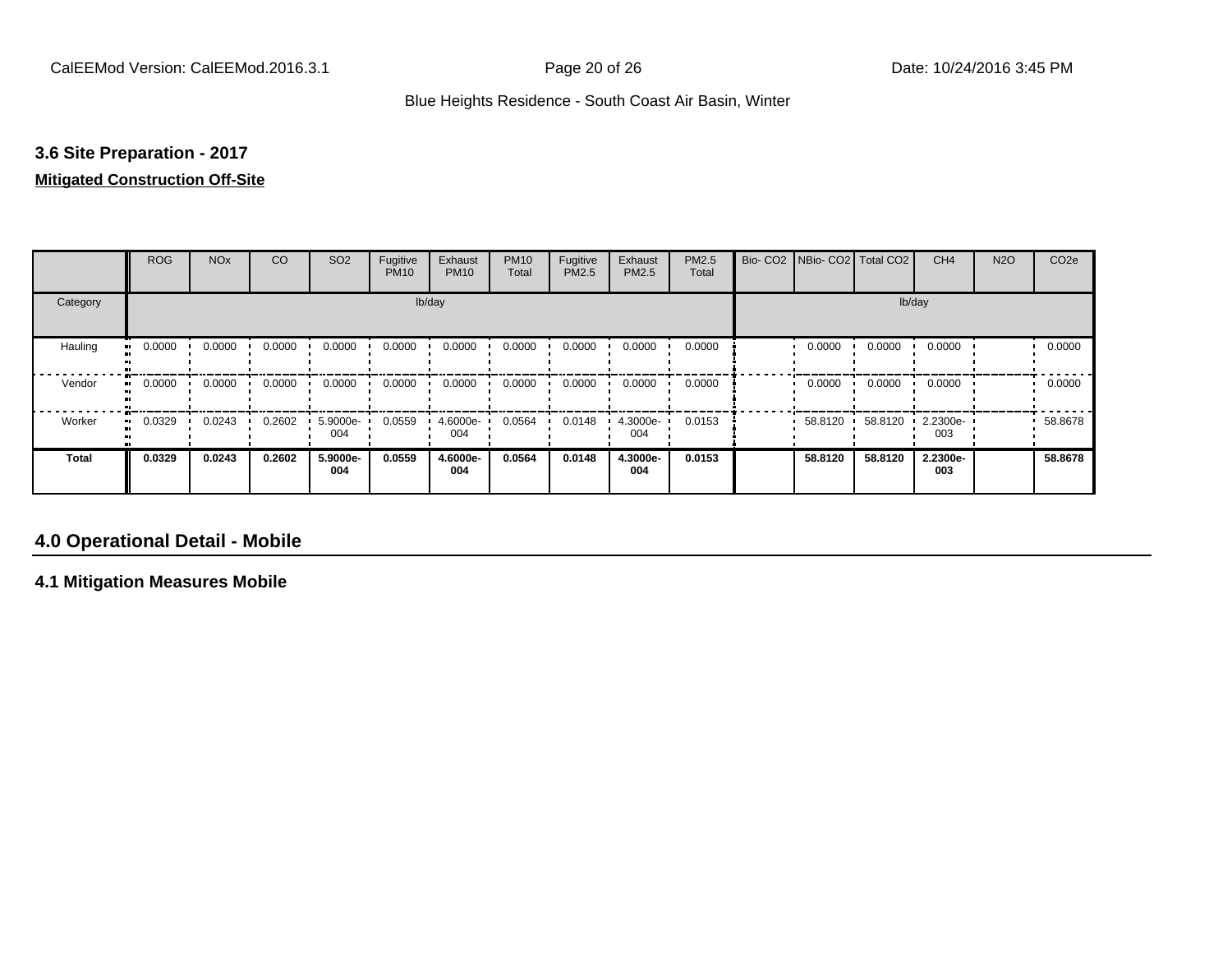### 3.6 Site Preparation - 2017

**Mitigated Construction Off-Site**

| | ROG | NOx | CO | SO2 | Fugitive PM10 | Exhaust PM10 | PM10 Total | Fugitive PM2.5 | Exhaust PM2.5 | PM2.5 Total | Bio- CO2 | NBio- CO2 | Total CO2 | CH4 | N2O | CO2e |
|---|---|---|---|---|---|---|---|---|---|---|---|---|---|---|---|---|
| Category | lb/day | | | | | | | | | | lb/day | | | | | |
| Hauling | 0.0000 | 0.0000 | 0.0000 | 0.0000 | 0.0000 | 0.0000 | 0.0000 | 0.0000 | 0.0000 | 0.0000 | | 0.0000 | 0.0000 | 0.0000 | | 0.0000 |
| Vendor | 0.0000 | 0.0000 | 0.0000 | 0.0000 | 0.0000 | 0.0000 | 0.0000 | 0.0000 | 0.0000 | 0.0000 | | 0.0000 | 0.0000 | 0.0000 | | 0.0000 |
| Worker | 0.0329 | 0.0243 | 0.2602 | 5.9000e-004 | 0.0559 | 4.6000e-004 | 0.0564 | 0.0148 | 4.3000e-004 | 0.0153 | | 58.8120 | 58.8120 | 2.2300e-003 | | 58.8678 |
| **Total** | **0.0329** | **0.0243** | **0.2602** | **5.9000e-004** | **0.0559** | **4.6000e-004** | **0.0564** | **0.0148** | **4.3000e-004** | **0.0153** | | **58.8120** | **58.8120** | **2.2300e-003** | | **58.8678** |

## 4.0 Operational Detail - Mobile

### 4.1 Mitigation Measures Mobile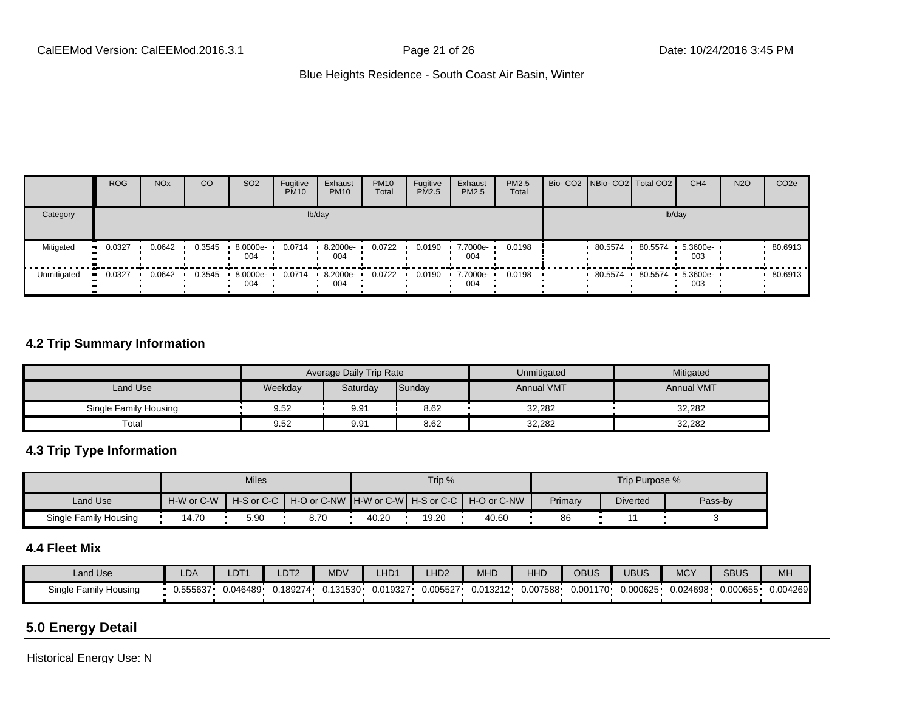| | ROG | NOx | CO | SO2 | Fugitive PM10 | Exhaust PM10 | PM10 Total | Fugitive PM2.5 | Exhaust PM2.5 | PM2.5 Total | Bio- CO2 | NBio- CO2 | Total CO2 | CH4 | N2O | CO2e |
|---|---|---|---|---|---|---|---|---|---|---|---|---|---|---|---|---|
| Category | lb/day | | | | | | | | | | lb/day | | | | | |
| Mitigated | 0.0327 | 0.0642 | 0.3545 | 8.0000e-004 | 0.0714 | 8.2000e-004 | 0.0722 | 0.0190 | 7.7000e-004 | 0.0198 | | 80.5574 | 80.5574 | 5.3600e-003 | | 80.6913 |
| Unmitigated | 0.0327 | 0.0642 | 0.3545 | 8.0000e-004 | 0.0714 | 8.2000e-004 | 0.0722 | 0.0190 | 7.7000e-004 | 0.0198 | | 80.5574 | 80.5574 | 5.3600e-003 | | 80.6913 |

## 4.2 Trip Summary Information

| | Average Daily Trip Rate | | | Unmitigated | Mitigated |
|---|---|---|---|---|---|
| Land Use | Weekday | Saturday | Sunday | Annual VMT | Annual VMT |
| Single Family Housing | 9.52 | 9.91 | 8.62 | 32,282 | 32,282 |
| Total | 9.52 | 9.91 | 8.62 | 32,282 | 32,282 |

## 4.3 Trip Type Information

| | Miles | | | Trip % | | | Trip Purpose % | | |
|---|---|---|---|---|---|---|---|---|---|
| Land Use | H-W or C-W | H-S or C-C | H-O or C-NW | H-W or C-W | H-S or C-C | H-O or C-NW | Primary | Diverted | Pass-by |
| Single Family Housing | 14.70 | 5.90 | 8.70 | 40.20 | 19.20 | 40.60 | 86 | 11 | 3 |

## 4.4 Fleet Mix

| Land Use | LDA | LDT1 | LDT2 | MDV | LHD1 | LHD2 | MHD | HHD | OBUS | UBUS | MCY | SBUS | MH |
|---|---|---|---|---|---|---|---|---|---|---|---|---|---|
| Single Family Housing | 0.555637 | 0.046489 | 0.189274 | 0.131530 | 0.019327 | 0.005527 | 0.013212 | 0.007588 | 0.001170 | 0.000625 | 0.024698 | 0.000655 | 0.004269 |

# 5.0 Energy Detail

Historical Energy Use: N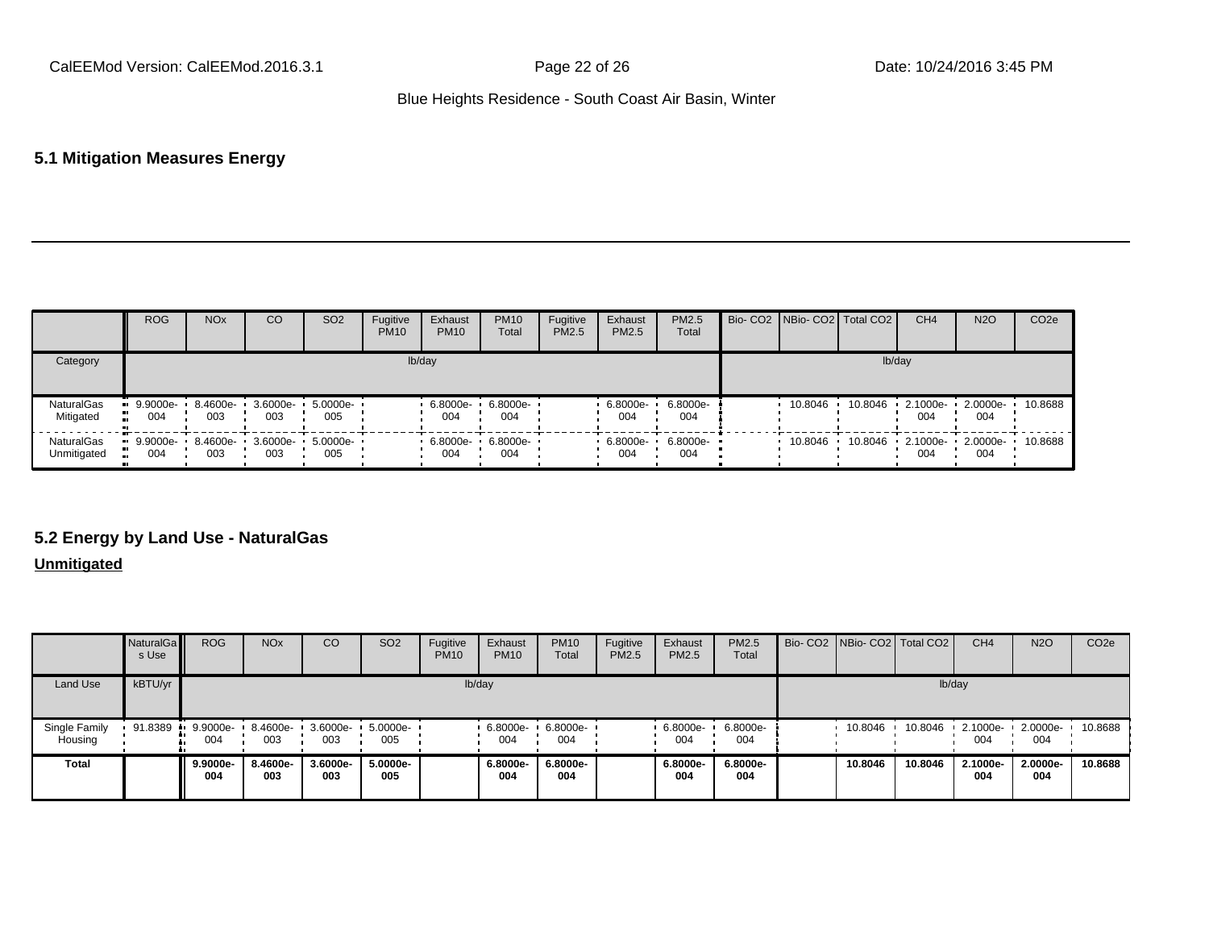Blue Heights Residence - South Coast Air Basin, Winter

## 5.1 Mitigation Measures Energy

| | ROG | NOx | CO | SO2 | Fugitive PM10 | Exhaust PM10 | PM10 Total | Fugitive PM2.5 | Exhaust PM2.5 | PM2.5 Total | Bio- CO2 | NBio- CO2 | Total CO2 | CH4 | N2O | CO2e |
|---|---|---|---|---|---|---|---|---|---|---|---|---|---|---|---|---|
| Category | lb/day | | | | | | | | | | lb/day | | | | | |
| NaturalGas Mitigated | 9.9000e-004 | 8.4600e-003 | 3.6000e-003 | 5.0000e-005 | | 6.8000e-004 | 6.8000e-004 | | 6.8000e-004 | 6.8000e-004 | | 10.8046 | 10.8046 | 2.1000e-004 | 2.0000e-004 | 10.8688 |
| NaturalGas Unmitigated | 9.9000e-004 | 8.4600e-003 | 3.6000e-003 | 5.0000e-005 | | 6.8000e-004 | 6.8000e-004 | | 6.8000e-004 | 6.8000e-004 | | 10.8046 | 10.8046 | 2.1000e-004 | 2.0000e-004 | 10.8688 |

## 5.2 Energy by Land Use - NaturalGas

**Unmitigated**

| | NaturalGas Use | ROG | NOx | CO | SO2 | Fugitive PM10 | Exhaust PM10 | PM10 Total | Fugitive PM2.5 | Exhaust PM2.5 | PM2.5 Total | Bio- CO2 | NBio- CO2 | Total CO2 | CH4 | N2O | CO2e |
|---|---|---|---|---|---|---|---|---|---|---|---|---|---|---|---|---|---|
| Land Use | kBTU/yr | lb/day | | | | | | | | | | lb/day | | | | | |
| Single Family Housing | 91.8389 | 9.9000e-004 | 8.4600e-003 | 3.6000e-003 | 5.0000e-005 | | 6.8000e-004 | 6.8000e-004 | | 6.8000e-004 | 6.8000e-004 | | 10.8046 | 10.8046 | 2.1000e-004 | 2.0000e-004 | 10.8688 |
| **Total** | | **9.9000e-004** | **8.4600e-003** | **3.6000e-003** | **5.0000e-005** | | **6.8000e-004** | **6.8000e-004** | | **6.8000e-004** | **6.8000e-004** | | **10.8046** | **10.8046** | **2.1000e-004** | **2.0000e-004** | **10.8688** |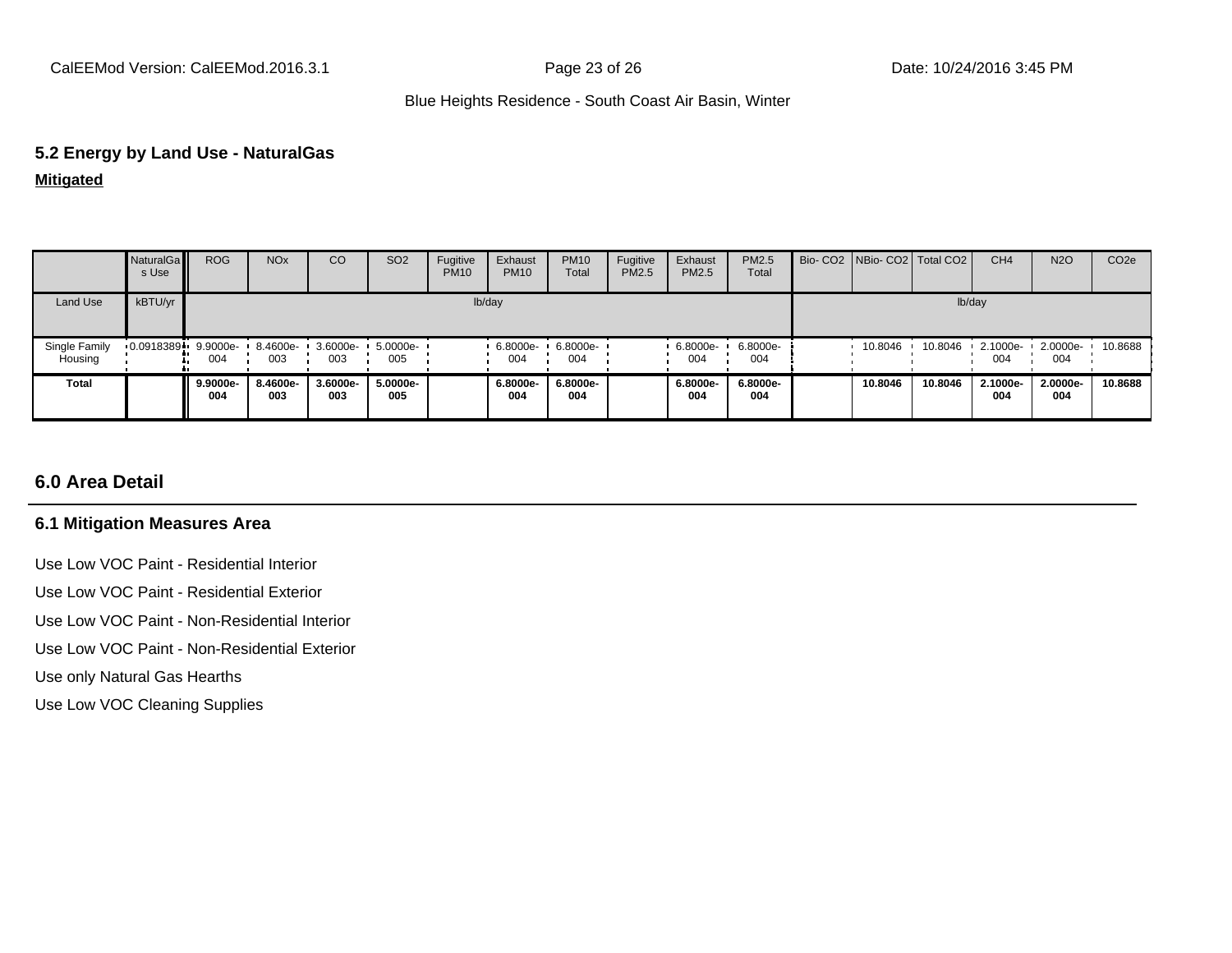## 5.2 Energy by Land Use - NaturalGas

**Mitigated**

| | NaturalGas Use | ROG | NOx | CO | SO2 | Fugitive PM10 | Exhaust PM10 | PM10 Total | Fugitive PM2.5 | Exhaust PM2.5 | PM2.5 Total | Bio- CO2 | NBio- CO2 | Total CO2 | CH4 | N2O | CO2e |
|---|---|---|---|---|---|---|---|---|---|---|---|---|---|---|---|---|---|
| Land Use | kBTU/yr | lb/day | | | | | | | | | | lb/day | | | | | |
| Single Family Housing | 0.0918389 | 9.9000e-004 | 8.4600e-003 | 3.6000e-003 | 5.0000e-005 | | 6.8000e-004 | 6.8000e-004 | | 6.8000e-004 | 6.8000e-004 | | 10.8046 | 10.8046 | 2.1000e-004 | 2.0000e-004 | 10.8688 |
| **Total** | | **9.9000e-004** | **8.4600e-003** | **3.6000e-003** | **5.0000e-005** | | **6.8000e-004** | **6.8000e-004** | | **6.8000e-004** | **6.8000e-004** | | **10.8046** | **10.8046** | **2.1000e-004** | **2.0000e-004** | **10.8688** |

## 6.0 Area Detail

### 6.1 Mitigation Measures Area

Use Low VOC Paint - Residential Interior

Use Low VOC Paint - Residential Exterior

Use Low VOC Paint - Non-Residential Interior

Use Low VOC Paint - Non-Residential Exterior

Use only Natural Gas Hearths

Use Low VOC Cleaning Supplies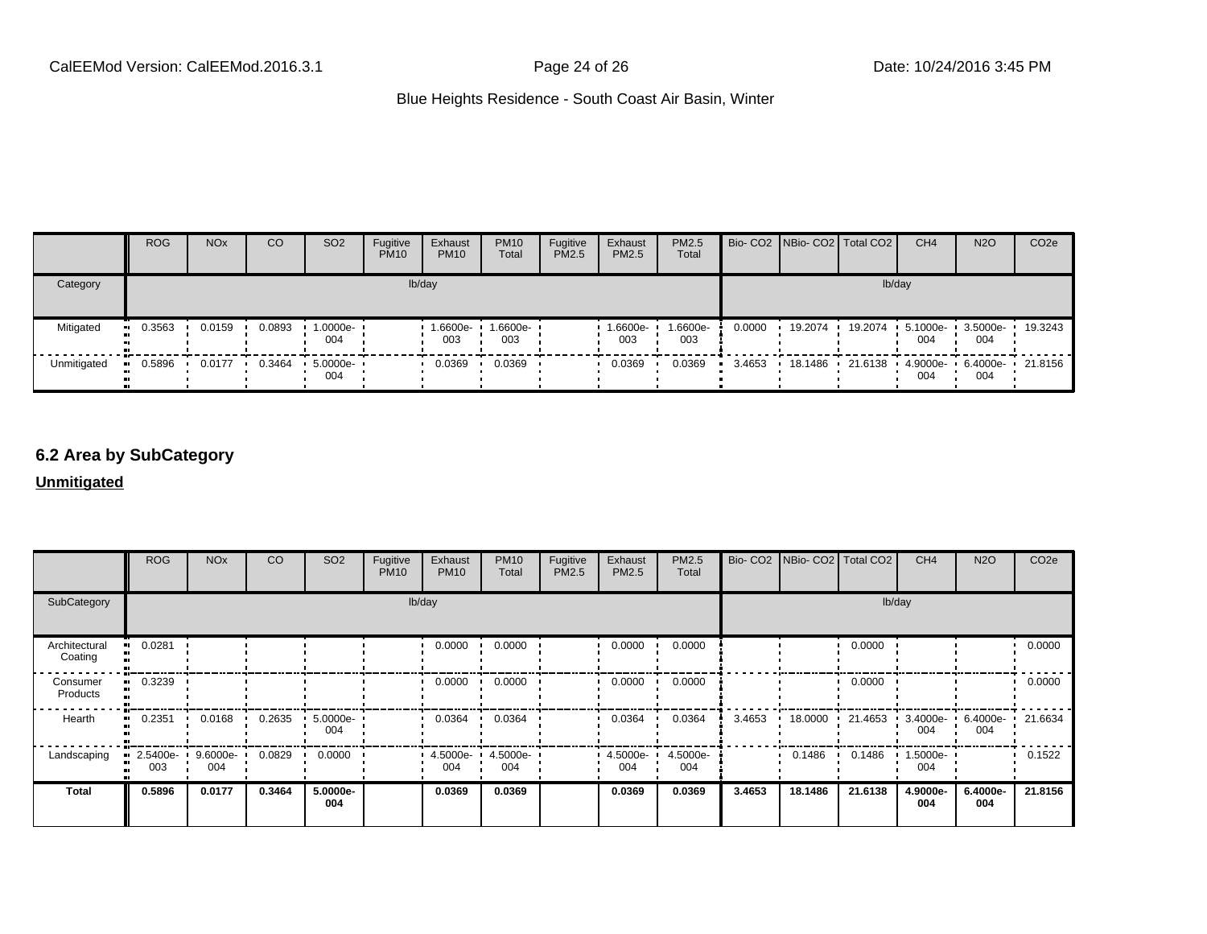| | ROG | NOx | CO | SO2 | Fugitive PM10 | Exhaust PM10 | PM10 Total | Fugitive PM2.5 | Exhaust PM2.5 | PM2.5 Total | Bio- CO2 | NBio- CO2 | Total CO2 | CH4 | N2O | CO2e |
|---|---|---|---|---|---|---|---|---|---|---|---|---|---|---|---|---|
| Category | lb/day | | | | | | | | | | lb/day | | | | | |
| Mitigated | 0.3563 | 0.0159 | 0.0893 | 1.0000e-004 | | 1.6600e-003 | 1.6600e-003 | | 1.6600e-003 | 1.6600e-003 | 0.0000 | 19.2074 | 19.2074 | 5.1000e-004 | 3.5000e-004 | 19.3243 |
| Unmitigated | 0.5896 | 0.0177 | 0.3464 | 5.0000e-004 | | 0.0369 | 0.0369 | | 0.0369 | 0.0369 | 3.4653 | 18.1486 | 21.6138 | 4.9000e-004 | 6.4000e-004 | 21.8156 |

## 6.2 Area by SubCategory

**Unmitigated**

| | ROG | NOx | CO | SO2 | Fugitive PM10 | Exhaust PM10 | PM10 Total | Fugitive PM2.5 | Exhaust PM2.5 | PM2.5 Total | Bio- CO2 | NBio- CO2 | Total CO2 | CH4 | N2O | CO2e |
|---|---|---|---|---|---|---|---|---|---|---|---|---|---|---|---|---|
| SubCategory | lb/day | | | | | | | | | | lb/day | | | | | |
| Architectural Coating | 0.0281 | | | | | 0.0000 | 0.0000 | | 0.0000 | 0.0000 | | | 0.0000 | | | 0.0000 |
| Consumer Products | 0.3239 | | | | | 0.0000 | 0.0000 | | 0.0000 | 0.0000 | | | 0.0000 | | | 0.0000 |
| Hearth | 0.2351 | 0.0168 | 0.2635 | 5.0000e-004 | | 0.0364 | 0.0364 | | 0.0364 | 0.0364 | 3.4653 | 18.0000 | 21.4653 | 3.4000e-004 | 6.4000e-004 | 21.6634 |
| Landscaping | 2.5400e-003 | 9.6000e-004 | 0.0829 | 0.0000 | | 4.5000e-004 | 4.5000e-004 | | 4.5000e-004 | 4.5000e-004 | | 0.1486 | 0.1486 | 1.5000e-004 | | 0.1522 |
| **Total** | **0.5896** | **0.0177** | **0.3464** | **5.0000e-004** | | **0.0369** | **0.0369** | | **0.0369** | **0.0369** | **3.4653** | **18.1486** | **21.6138** | **4.9000e-004** | **6.4000e-004** | **21.8156** |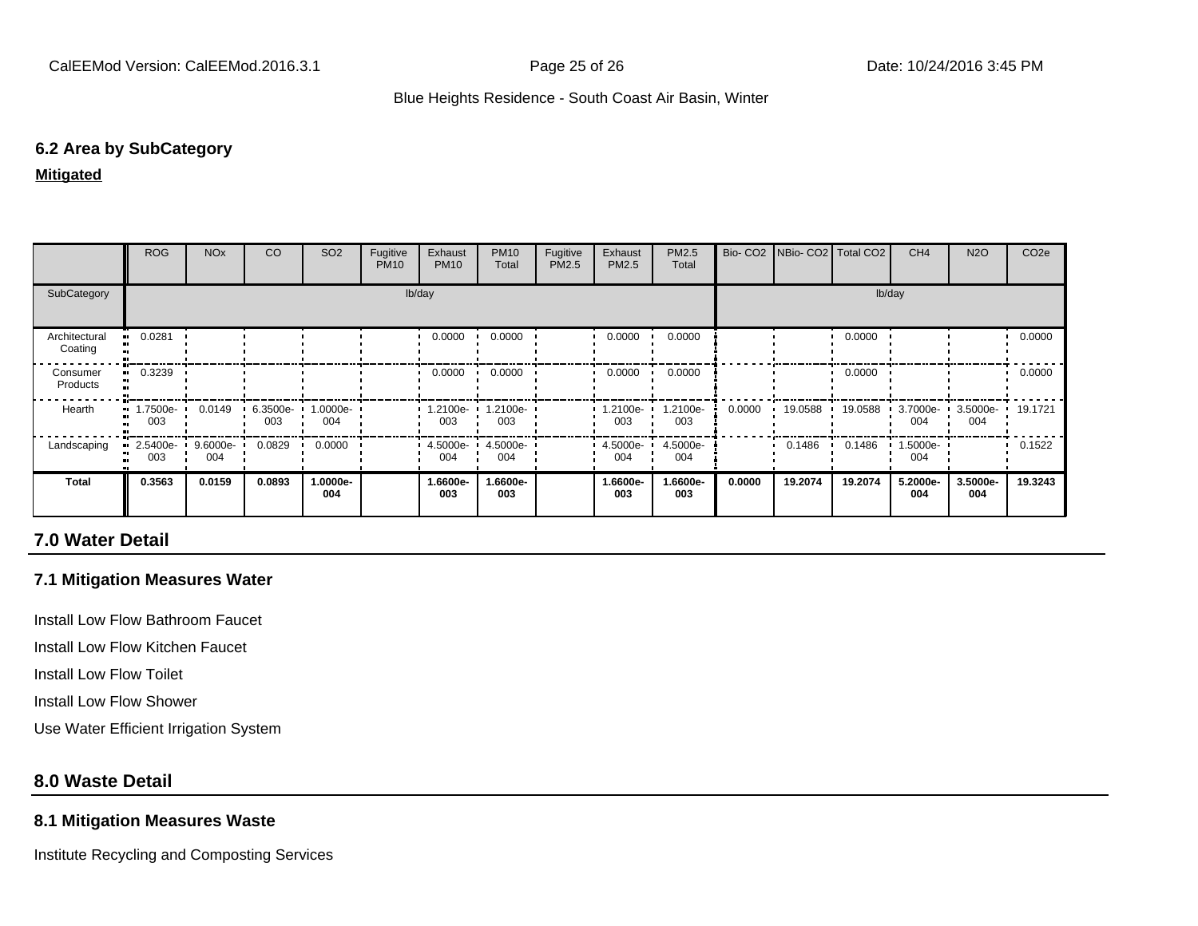### 6.2 Area by SubCategory

**Mitigated**

| | ROG | NOx | CO | SO2 | Fugitive PM10 | Exhaust PM10 | PM10 Total | Fugitive PM2.5 | Exhaust PM2.5 | PM2.5 Total | Bio- CO2 | NBio- CO2 | Total CO2 | CH4 | N2O | CO2e |
|---|---|---|---|---|---|---|---|---|---|---|---|---|---|---|---|---|
| SubCategory | lb/day | | | | | | | | | | lb/day | | | | | |
| Architectural Coating | 0.0281 | | | | | 0.0000 | 0.0000 | | 0.0000 | 0.0000 | | | 0.0000 | | | 0.0000 |
| Consumer Products | 0.3239 | | | | | 0.0000 | 0.0000 | | 0.0000 | 0.0000 | | | 0.0000 | | | 0.0000 |
| Hearth | 1.7500e-003 | 0.0149 | 6.3500e-003 | 1.0000e-004 | | 1.2100e-003 | 1.2100e-003 | | 1.2100e-003 | 1.2100e-003 | 0.0000 | 19.0588 | 19.0588 | 3.7000e-004 | 3.5000e-004 | 19.1721 |
| Landscaping | 2.5400e-003 | 9.6000e-004 | 0.0829 | 0.0000 | | 4.5000e-004 | 4.5000e-004 | | 4.5000e-004 | 4.5000e-004 | | 0.1486 | 0.1486 | 1.5000e-004 | | 0.1522 |
| **Total** | **0.3563** | **0.0159** | **0.0893** | **1.0000e-004** | | **1.6600e-003** | **1.6600e-003** | | **1.6600e-003** | **1.6600e-003** | **0.0000** | **19.2074** | **19.2074** | **5.2000e-004** | **3.5000e-004** | **19.3243** |

## 7.0 Water Detail

### 7.1 Mitigation Measures Water

Install Low Flow Bathroom Faucet

Install Low Flow Kitchen Faucet

Install Low Flow Toilet

Install Low Flow Shower

Use Water Efficient Irrigation System

## 8.0 Waste Detail

### 8.1 Mitigation Measures Waste

Institute Recycling and Composting Services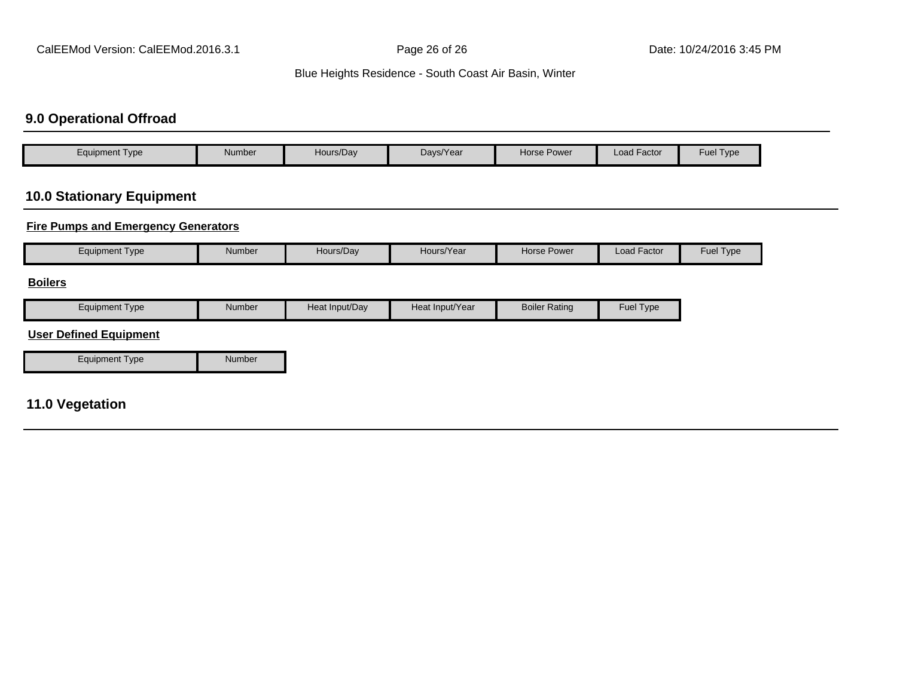## 9.0 Operational Offroad

| Equipment Type | Number | Hours/Day | Days/Year | Horse Power | Load Factor | Fuel Type |
| --- | --- | --- | --- | --- | --- | --- |

## 10.0 Stationary Equipment

**Fire Pumps and Emergency Generators**

| Equipment Type | Number | Hours/Day | Hours/Year | Horse Power | Load Factor | Fuel Type |
| --- | --- | --- | --- | --- | --- | --- |

**Boilers**

| Equipment Type | Number | Heat Input/Day | Heat Input/Year | Boiler Rating | Fuel Type |
| --- | --- | --- | --- | --- | --- |

**User Defined Equipment**

| Equipment Type | Number |
| --- | --- |

## 11.0 Vegetation